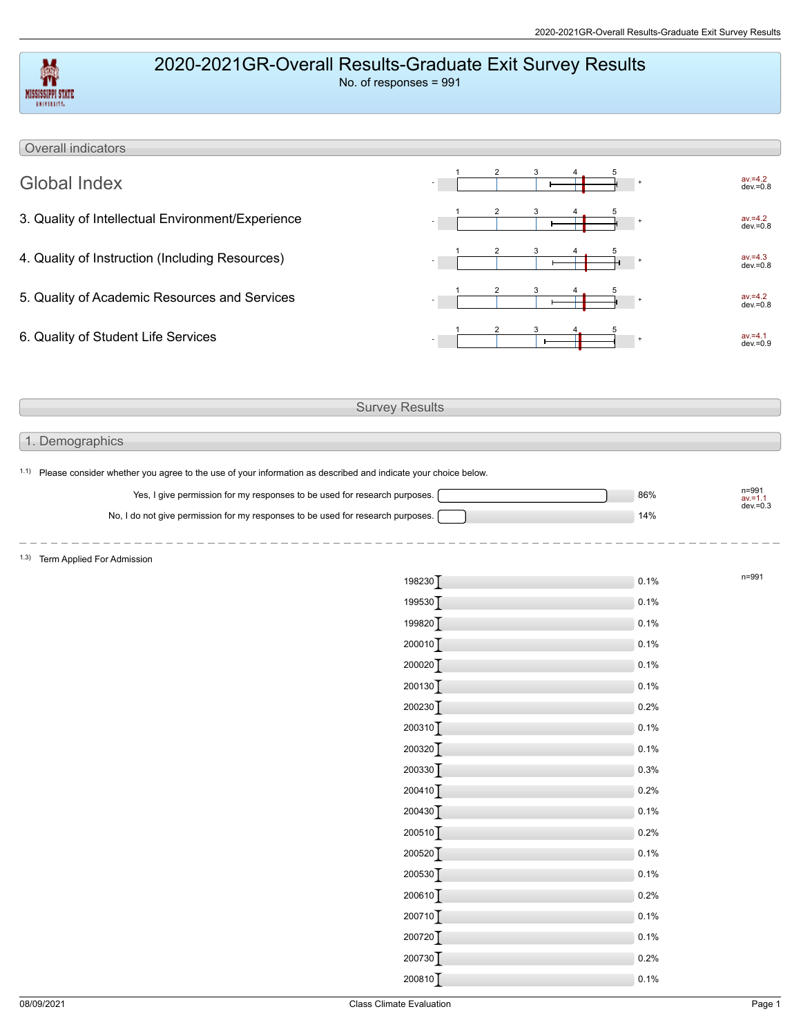# 2020-2021GR-Overall Results-Graduate Exit Survey Results

No. of responses = 991

## Overall indicators

| Indicator | Average | Deviation |
|---|---|---|
| Global Index | av.=4.2 | dev.=0.8 |
| 3. Quality of Intellectual Environment/Experience | av.=4.2 | dev.=0.8 |
| 4. Quality of Instruction (Including Resources) | av.=4.3 | dev.=0.8 |
| 5. Quality of Academic Resources and Services | av.=4.2 | dev.=0.8 |
| 6. Quality of Student Life Services | av.=4.1 | dev.=0.9 |

## Survey Results

### 1. Demographics

1.1) Please consider whether you agree to the use of your information as described and indicate your choice below.

| Response | % |
|---|---|
| Yes, I give permission for my responses to be used for research purposes. | 86% |
| No, I do not give permission for my responses to be used for research purposes. | 14% |

n=991
av.=1.1
dev.=0.3

1.3) Term Applied For Admission

n=991

| Term | % |
|---|---|
| 198230 | 0.1% |
| 199530 | 0.1% |
| 199820 | 0.1% |
| 200010 | 0.1% |
| 200020 | 0.1% |
| 200130 | 0.1% |
| 200230 | 0.2% |
| 200310 | 0.1% |
| 200320 | 0.1% |
| 200330 | 0.3% |
| 200410 | 0.2% |
| 200430 | 0.1% |
| 200510 | 0.2% |
| 200520 | 0.1% |
| 200530 | 0.1% |
| 200610 | 0.2% |
| 200710 | 0.1% |
| 200720 | 0.1% |
| 200730 | 0.2% |
| 200810 | 0.1% |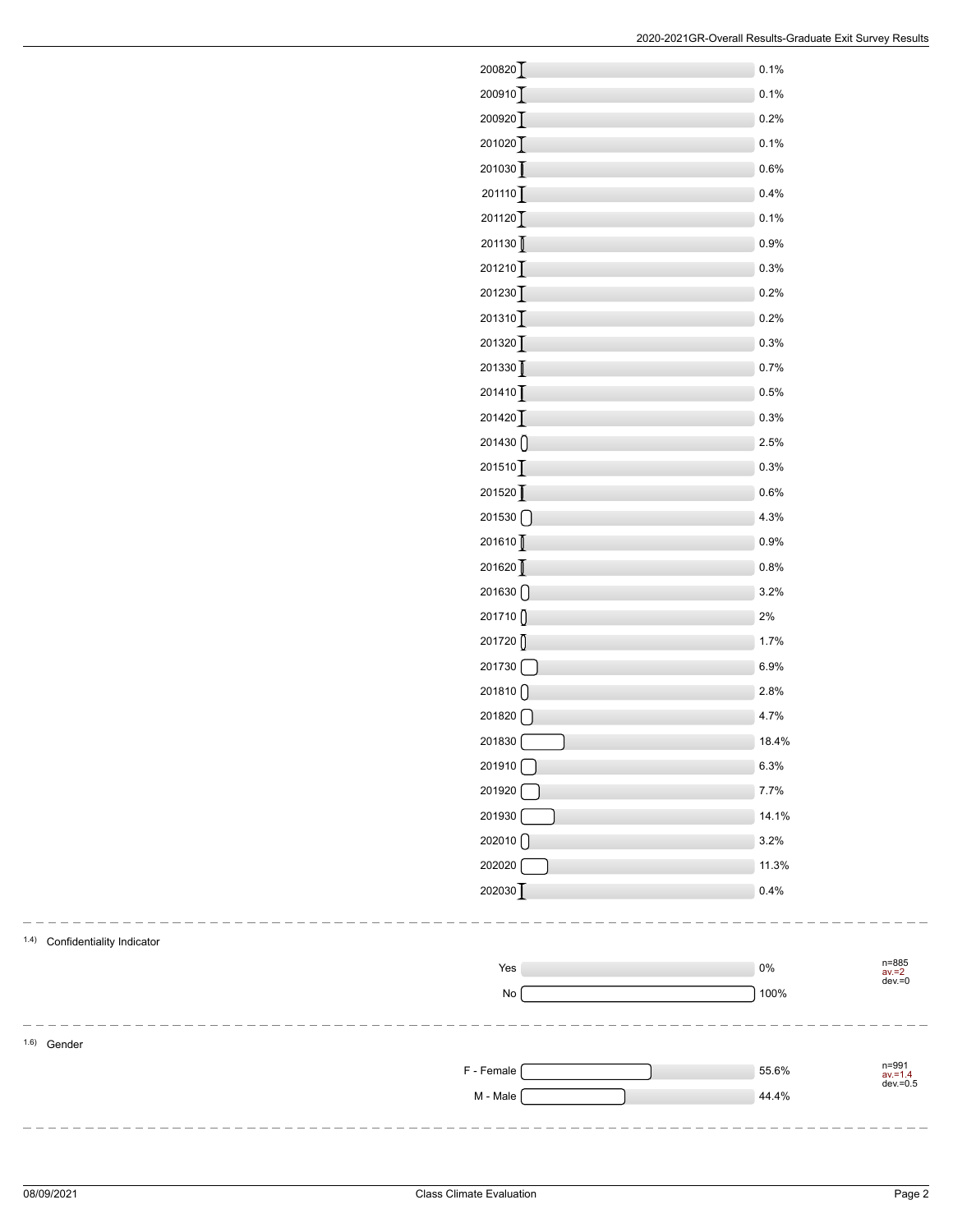| Term | Percentage |
| --- | --- |
| 200820 | 0.1% |
| 200910 | 0.1% |
| 200920 | 0.2% |
| 201020 | 0.1% |
| 201030 | 0.6% |
| 201110 | 0.4% |
| 201120 | 0.1% |
| 201130 | 0.9% |
| 201210 | 0.3% |
| 201230 | 0.2% |
| 201310 | 0.2% |
| 201320 | 0.3% |
| 201330 | 0.7% |
| 201410 | 0.5% |
| 201420 | 0.3% |
| 201430 | 2.5% |
| 201510 | 0.3% |
| 201520 | 0.6% |
| 201530 | 4.3% |
| 201610 | 0.9% |
| 201620 | 0.8% |
| 201630 | 3.2% |
| 201710 | 2% |
| 201720 | 1.7% |
| 201730 | 6.9% |
| 201810 | 2.8% |
| 201820 | 4.7% |
| 201830 | 18.4% |
| 201910 | 6.3% |
| 201920 | 7.7% |
| 201930 | 14.1% |
| 202010 | 3.2% |
| 202020 | 11.3% |
| 202030 | 0.4% |

### 1.4) Confidentiality Indicator

| Response | Percentage |
| --- | --- |
| Yes | 0% |
| No | 100% |

n=885, av.=2, dev.=0

### 1.6) Gender

| Response | Percentage |
| --- | --- |
| F - Female | 55.6% |
| M - Male | 44.4% |

n=991, av.=1.4, dev.=0.5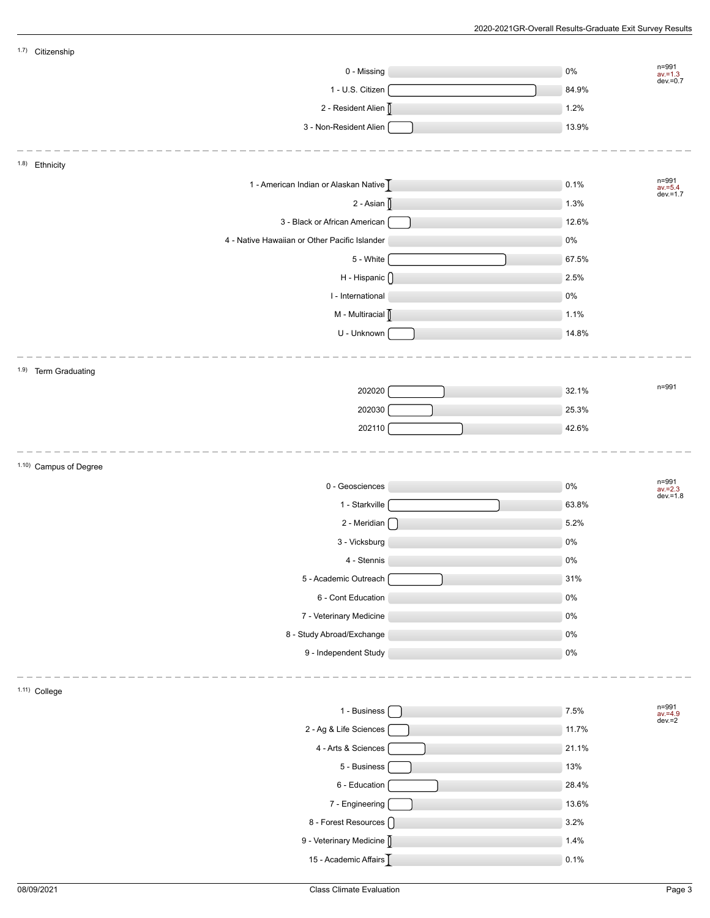### 1.7) Citizenship

n=991, av.=1.3, dev.=0.7

| Response | Percent |
|---|---|
| 0 - Missing | 0% |
| 1 - U.S. Citizen | 84.9% |
| 2 - Resident Alien | 1.2% |
| 3 - Non-Resident Alien | 13.9% |

### 1.8) Ethnicity

n=991, av.=5.4, dev.=1.7

| Response | Percent |
|---|---|
| 1 - American Indian or Alaskan Native | 0.1% |
| 2 - Asian | 1.3% |
| 3 - Black or African American | 12.6% |
| 4 - Native Hawaiian or Other Pacific Islander | 0% |
| 5 - White | 67.5% |
| H - Hispanic | 2.5% |
| I - International | 0% |
| M - Multiracial | 1.1% |
| U - Unknown | 14.8% |

### 1.9) Term Graduating

n=991

| Response | Percent |
|---|---|
| 202020 | 32.1% |
| 202030 | 25.3% |
| 202110 | 42.6% |

### 1.10) Campus of Degree

n=991, av.=2.3, dev.=1.8

| Response | Percent |
|---|---|
| 0 - Geosciences | 0% |
| 1 - Starkville | 63.8% |
| 2 - Meridian | 5.2% |
| 3 - Vicksburg | 0% |
| 4 - Stennis | 0% |
| 5 - Academic Outreach | 31% |
| 6 - Cont Education | 0% |
| 7 - Veterinary Medicine | 0% |
| 8 - Study Abroad/Exchange | 0% |
| 9 - Independent Study | 0% |

### 1.11) College

n=991, av.=4.9, dev.=2

| Response | Percent |
|---|---|
| 1 - Business | 7.5% |
| 2 - Ag & Life Sciences | 11.7% |
| 4 - Arts & Sciences | 21.1% |
| 5 - Business | 13% |
| 6 - Education | 28.4% |
| 7 - Engineering | 13.6% |
| 8 - Forest Resources | 3.2% |
| 9 - Veterinary Medicine | 1.4% |
| 15 - Academic Affairs | 0.1% |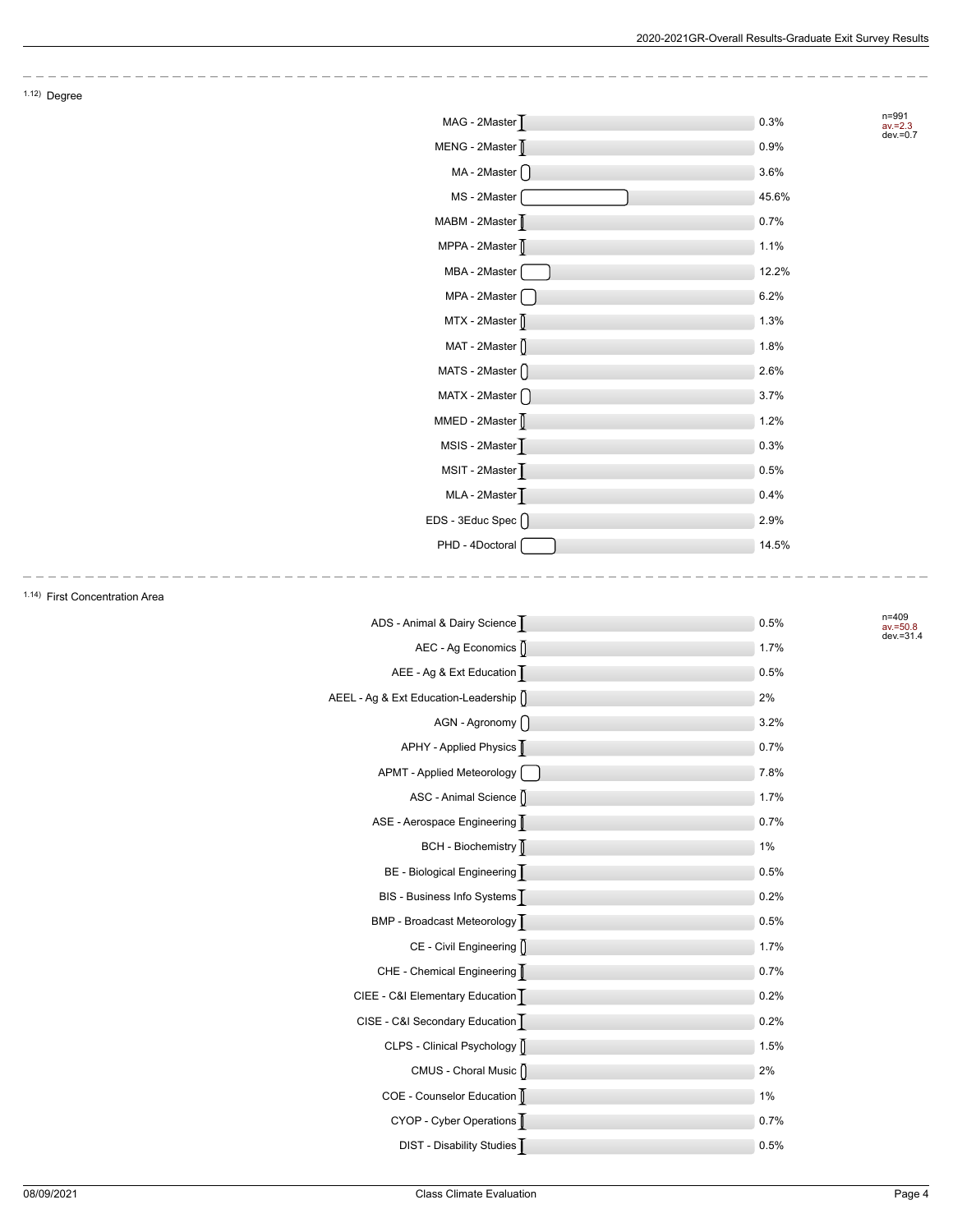## 1.12) Degree

n=991
av.=2.3
dev.=0.7

| Degree | Percentage |
|---|---|
| MAG - 2Master | 0.3% |
| MENG - 2Master | 0.9% |
| MA - 2Master | 3.6% |
| MS - 2Master | 45.6% |
| MABM - 2Master | 0.7% |
| MPPA - 2Master | 1.1% |
| MBA - 2Master | 12.2% |
| MPA - 2Master | 6.2% |
| MTX - 2Master | 1.3% |
| MAT - 2Master | 1.8% |
| MATS - 2Master | 2.6% |
| MATX - 2Master | 3.7% |
| MMED - 2Master | 1.2% |
| MSIS - 2Master | 0.3% |
| MSIT - 2Master | 0.5% |
| MLA - 2Master | 0.4% |
| EDS - 3Educ Spec | 2.9% |
| PHD - 4Doctoral | 14.5% |

## 1.14) First Concentration Area

n=409
av.=50.8
dev.=31.4

| First Concentration Area | Percentage |
|---|---|
| ADS - Animal & Dairy Science | 0.5% |
| AEC - Ag Economics | 1.7% |
| AEE - Ag & Ext Education | 0.5% |
| AEEL - Ag & Ext Education-Leadership | 2% |
| AGN - Agronomy | 3.2% |
| APHY - Applied Physics | 0.7% |
| APMT - Applied Meteorology | 7.8% |
| ASC - Animal Science | 1.7% |
| ASE - Aerospace Engineering | 0.7% |
| BCH - Biochemistry | 1% |
| BE - Biological Engineering | 0.5% |
| BIS - Business Info Systems | 0.2% |
| BMP - Broadcast Meteorology | 0.5% |
| CE - Civil Engineering | 1.7% |
| CHE - Chemical Engineering | 0.7% |
| CIEE - C&I Elementary Education | 0.2% |
| CISE - C&I Secondary Education | 0.2% |
| CLPS - Clinical Psychology | 1.5% |
| CMUS - Choral Music | 2% |
| COE - Counselor Education | 1% |
| CYOP - Cyber Operations | 0.7% |
| DIST - Disability Studies | 0.5% |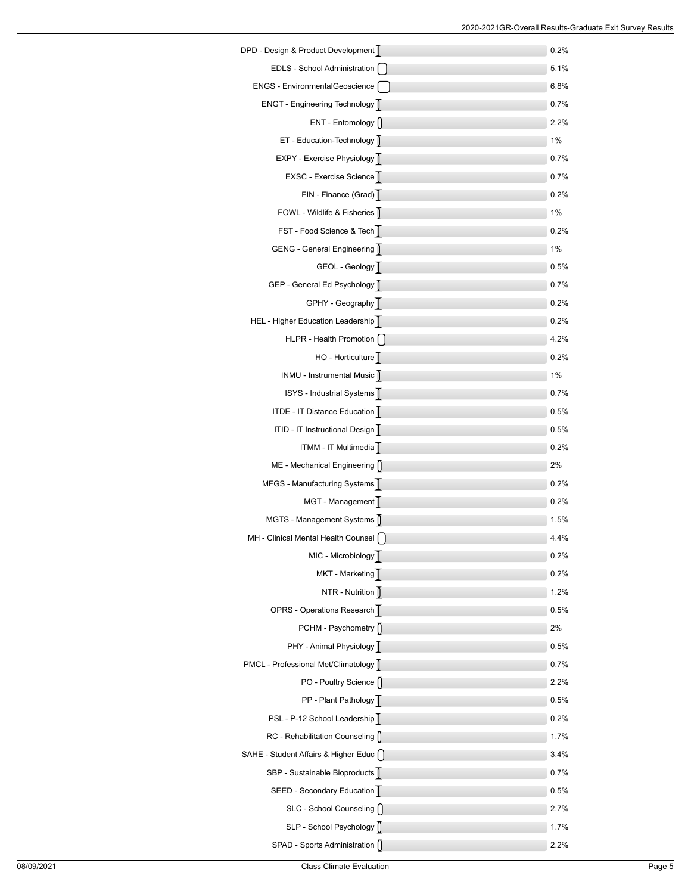| Program | Percent |
|---|---|
| DPD - Design & Product Development | 0.2% |
| EDLS - School Administration | 5.1% |
| ENGS - EnvironmentalGeoscience | 6.8% |
| ENGT - Engineering Technology | 0.7% |
| ENT - Entomology | 2.2% |
| ET - Education-Technology | 1% |
| EXPY - Exercise Physiology | 0.7% |
| EXSC - Exercise Science | 0.7% |
| FIN - Finance (Grad) | 0.2% |
| FOWL - Wildlife & Fisheries | 1% |
| FST - Food Science & Tech | 0.2% |
| GENG - General Engineering | 1% |
| GEOL - Geology | 0.5% |
| GEP - General Ed Psychology | 0.7% |
| GPHY - Geography | 0.2% |
| HEL - Higher Education Leadership | 0.2% |
| HLPR - Health Promotion | 4.2% |
| HO - Horticulture | 0.2% |
| INMU - Instrumental Music | 1% |
| ISYS - Industrial Systems | 0.7% |
| ITDE - IT Distance Education | 0.5% |
| ITID - IT Instructional Design | 0.5% |
| ITMM - IT Multimedia | 0.2% |
| ME - Mechanical Engineering | 2% |
| MFGS - Manufacturing Systems | 0.2% |
| MGT - Management | 0.2% |
| MGTS - Management Systems | 1.5% |
| MH - Clinical Mental Health Counsel | 4.4% |
| MIC - Microbiology | 0.2% |
| MKT - Marketing | 0.2% |
| NTR - Nutrition | 1.2% |
| OPRS - Operations Research | 0.5% |
| PCHM - Psychometry | 2% |
| PHY - Animal Physiology | 0.5% |
| PMCL - Professional Met/Climatology | 0.7% |
| PO - Poultry Science | 2.2% |
| PP - Plant Pathology | 0.5% |
| PSL - P-12 School Leadership | 0.2% |
| RC - Rehabilitation Counseling | 1.7% |
| SAHE - Student Affairs & Higher Educ | 3.4% |
| SBP - Sustainable Bioproducts | 0.7% |
| SEED - Secondary Education | 0.5% |
| SLC - School Counseling | 2.7% |
| SLP - School Psychology | 1.7% |
| SPAD - Sports Administration | 2.2% |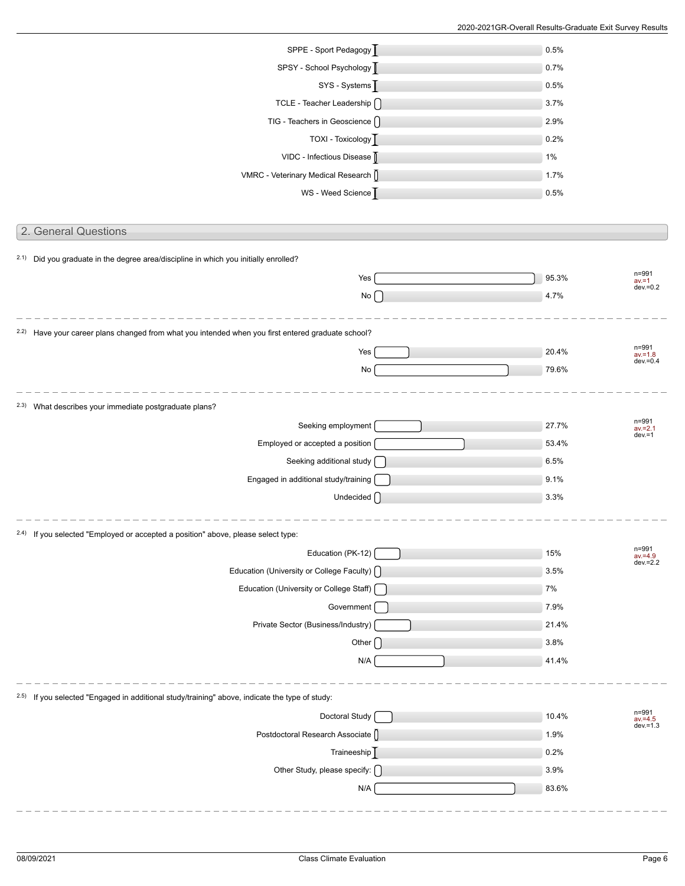| Program | Percent |
| --- | --- |
| SPPE - Sport Pedagogy | 0.5% |
| SPSY - School Psychology | 0.7% |
| SYS - Systems | 0.5% |
| TCLE - Teacher Leadership | 3.7% |
| TIG - Teachers in Geoscience | 2.9% |
| TOXI - Toxicology | 0.2% |
| VIDC - Infectious Disease | 1% |
| VMRC - Veterinary Medical Research | 1.7% |
| WS - Weed Science | 0.5% |

## 2. General Questions

2.1) Did you graduate in the degree area/discipline in which you initially enrolled?

| Response | Percent |
| --- | --- |
| Yes | 95.3% |
| No | 4.7% |

n=991, av.=1, dev.=0.2

2.2) Have your career plans changed from what you intended when you first entered graduate school?

| Response | Percent |
| --- | --- |
| Yes | 20.4% |
| No | 79.6% |

n=991, av.=1.8, dev.=0.4

2.3) What describes your immediate postgraduate plans?

| Response | Percent |
| --- | --- |
| Seeking employment | 27.7% |
| Employed or accepted a position | 53.4% |
| Seeking additional study | 6.5% |
| Engaged in additional study/training | 9.1% |
| Undecided | 3.3% |

n=991, av.=2.1, dev.=1

2.4) If you selected "Employed or accepted a position" above, please select type:

| Response | Percent |
| --- | --- |
| Education (PK-12) | 15% |
| Education (University or College Faculty) | 3.5% |
| Education (University or College Staff) | 7% |
| Government | 7.9% |
| Private Sector (Business/Industry) | 21.4% |
| Other | 3.8% |
| N/A | 41.4% |

n=991, av.=4.9, dev.=2.2

2.5) If you selected "Engaged in additional study/training" above, indicate the type of study:

| Response | Percent |
| --- | --- |
| Doctoral Study | 10.4% |
| Postdoctoral Research Associate | 1.9% |
| Traineeship | 0.2% |
| Other Study, please specify: | 3.9% |
| N/A | 83.6% |

n=991, av.=4.5, dev.=1.3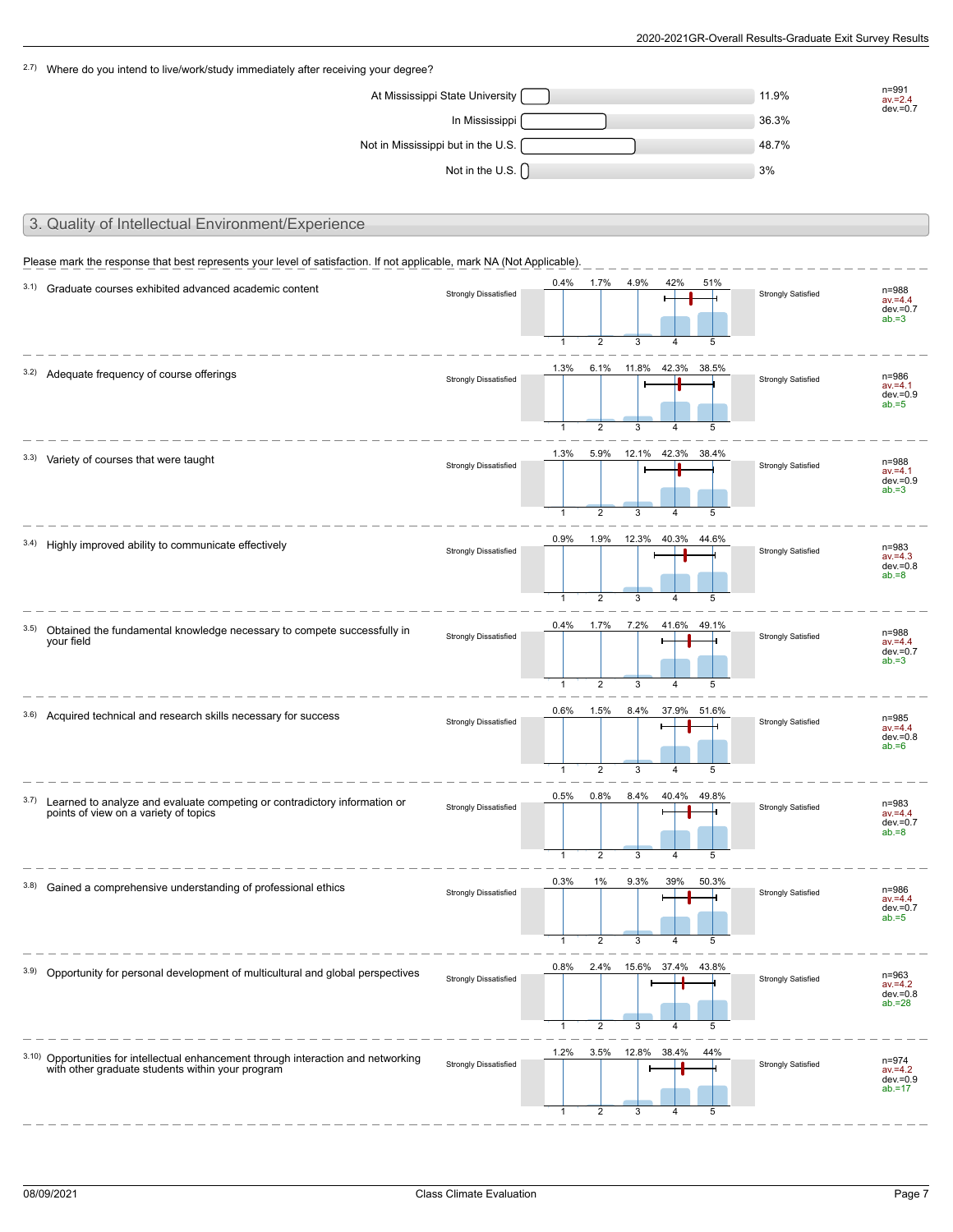2.7) Where do you intend to live/work/study immediately after receiving your degree?

| Response | Percentage |
|---|---|
| At Mississippi State University | 11.9% |
| In Mississippi | 36.3% |
| Not in Mississippi but in the U.S. | 48.7% |
| Not in the U.S. | 3% |

n=991 av.=2.4 dev.=0.7

## 3. Quality of Intellectual Environment/Experience

Please mark the response that best represents your level of satisfaction. If not applicable, mark NA (Not Applicable).

Scale: 1 = Strongly Dissatisfied, 5 = Strongly Satisfied

| Item | 1 | 2 | 3 | 4 | 5 | n | av. | dev. | ab. |
|---|---|---|---|---|---|---|---|---|---|
| 3.1) Graduate courses exhibited advanced academic content | 0.4% | 1.7% | 4.9% | 42% | 51% | 988 | 4.4 | 0.7 | 3 |
| 3.2) Adequate frequency of course offerings | 1.3% | 6.1% | 11.8% | 42.3% | 38.5% | 986 | 4.1 | 0.9 | 5 |
| 3.3) Variety of courses that were taught | 1.3% | 5.9% | 12.1% | 42.3% | 38.4% | 988 | 4.1 | 0.9 | 3 |
| 3.4) Highly improved ability to communicate effectively | 0.9% | 1.9% | 12.3% | 40.3% | 44.6% | 983 | 4.3 | 0.8 | 8 |
| 3.5) Obtained the fundamental knowledge necessary to compete successfully in your field | 0.4% | 1.7% | 7.2% | 41.6% | 49.1% | 988 | 4.4 | 0.7 | 3 |
| 3.6) Acquired technical and research skills necessary for success | 0.6% | 1.5% | 8.4% | 37.9% | 51.6% | 985 | 4.4 | 0.8 | 6 |
| 3.7) Learned to analyze and evaluate competing or contradictory information or points of view on a variety of topics | 0.5% | 0.8% | 8.4% | 40.4% | 49.8% | 983 | 4.4 | 0.7 | 8 |
| 3.8) Gained a comprehensive understanding of professional ethics | 0.3% | 1% | 9.3% | 39% | 50.3% | 986 | 4.4 | 0.7 | 5 |
| 3.9) Opportunity for personal development of multicultural and global perspectives | 0.8% | 2.4% | 15.6% | 37.4% | 43.8% | 963 | 4.2 | 0.8 | 28 |
| 3.10) Opportunities for intellectual enhancement through interaction and networking with other graduate students within your program | 1.2% | 3.5% | 12.8% | 38.4% | 44% | 974 | 4.2 | 0.9 | 17 |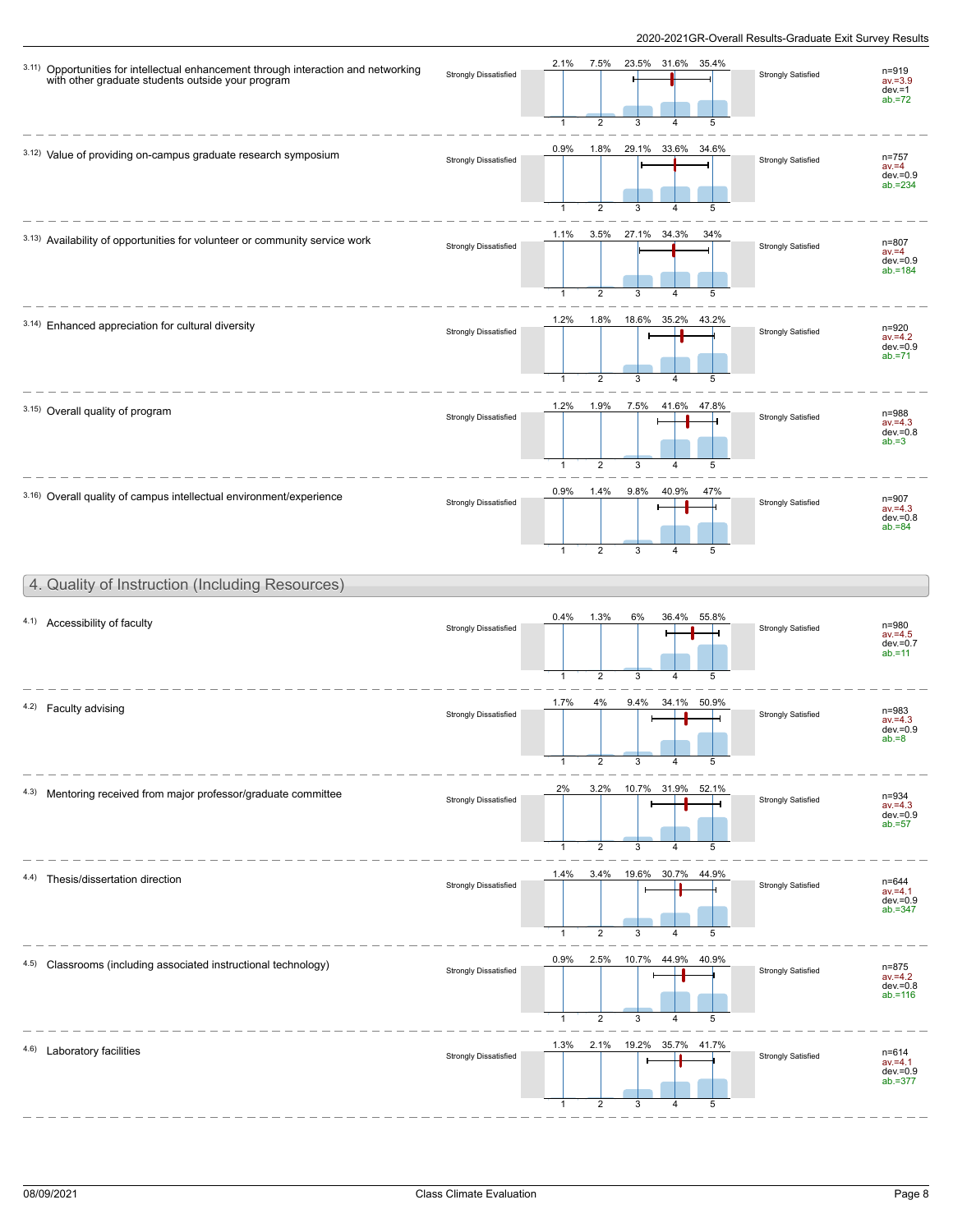3.11) Opportunities for intellectual enhancement through interaction and networking with other graduate students outside your program

| Strongly Dissatisfied | 1 | 2 | 3 | 4 | 5 | Strongly Satisfied | |
|---|---|---|---|---|---|---|---|
| | 2.1% | 7.5% | 23.5% | 31.6% | 35.4% | | n=919 av.=3.9 dev.=1 ab.=72 |

3.12) Value of providing on-campus graduate research symposium

| Strongly Dissatisfied | 1 | 2 | 3 | 4 | 5 | Strongly Satisfied | |
|---|---|---|---|---|---|---|---|
| | 0.9% | 1.8% | 29.1% | 33.6% | 34.6% | | n=757 av.=4 dev.=0.9 ab.=234 |

3.13) Availability of opportunities for volunteer or community service work

| Strongly Dissatisfied | 1 | 2 | 3 | 4 | 5 | Strongly Satisfied | |
|---|---|---|---|---|---|---|---|
| | 1.1% | 3.5% | 27.1% | 34.3% | 34% | | n=807 av.=4 dev.=0.9 ab.=184 |

3.14) Enhanced appreciation for cultural diversity

| Strongly Dissatisfied | 1 | 2 | 3 | 4 | 5 | Strongly Satisfied | |
|---|---|---|---|---|---|---|---|
| | 1.2% | 1.8% | 18.6% | 35.2% | 43.2% | | n=920 av.=4.2 dev.=0.9 ab.=71 |

3.15) Overall quality of program

| Strongly Dissatisfied | 1 | 2 | 3 | 4 | 5 | Strongly Satisfied | |
|---|---|---|---|---|---|---|---|
| | 1.2% | 1.9% | 7.5% | 41.6% | 47.8% | | n=988 av.=4.3 dev.=0.8 ab.=3 |

3.16) Overall quality of campus intellectual environment/experience

| Strongly Dissatisfied | 1 | 2 | 3 | 4 | 5 | Strongly Satisfied | |
|---|---|---|---|---|---|---|---|
| | 0.9% | 1.4% | 9.8% | 40.9% | 47% | | n=907 av.=4.3 dev.=0.8 ab.=84 |

## 4. Quality of Instruction (Including Resources)

4.1) Accessibility of faculty

| Strongly Dissatisfied | 1 | 2 | 3 | 4 | 5 | Strongly Satisfied | |
|---|---|---|---|---|---|---|---|
| | 0.4% | 1.3% | 6% | 36.4% | 55.8% | | n=980 av.=4.5 dev.=0.7 ab.=11 |

4.2) Faculty advising

| Strongly Dissatisfied | 1 | 2 | 3 | 4 | 5 | Strongly Satisfied | |
|---|---|---|---|---|---|---|---|
| | 1.7% | 4% | 9.4% | 34.1% | 50.9% | | n=983 av.=4.3 dev.=0.9 ab.=8 |

4.3) Mentoring received from major professor/graduate committee

| Strongly Dissatisfied | 1 | 2 | 3 | 4 | 5 | Strongly Satisfied | |
|---|---|---|---|---|---|---|---|
| | 2% | 3.2% | 10.7% | 31.9% | 52.1% | | n=934 av.=4.3 dev.=0.9 ab.=57 |

4.4) Thesis/dissertation direction

| Strongly Dissatisfied | 1 | 2 | 3 | 4 | 5 | Strongly Satisfied | |
|---|---|---|---|---|---|---|---|
| | 1.4% | 3.4% | 19.6% | 30.7% | 44.9% | | n=644 av.=4.1 dev.=0.9 ab.=347 |

4.5) Classrooms (including associated instructional technology)

| Strongly Dissatisfied | 1 | 2 | 3 | 4 | 5 | Strongly Satisfied | |
|---|---|---|---|---|---|---|---|
| | 0.9% | 2.5% | 10.7% | 44.9% | 40.9% | | n=875 av.=4.2 dev.=0.8 ab.=116 |

4.6) Laboratory facilities

| Strongly Dissatisfied | 1 | 2 | 3 | 4 | 5 | Strongly Satisfied | |
|---|---|---|---|---|---|---|---|
| | 1.3% | 2.1% | 19.2% | 35.7% | 41.7% | | n=614 av.=4.1 dev.=0.9 ab.=377 |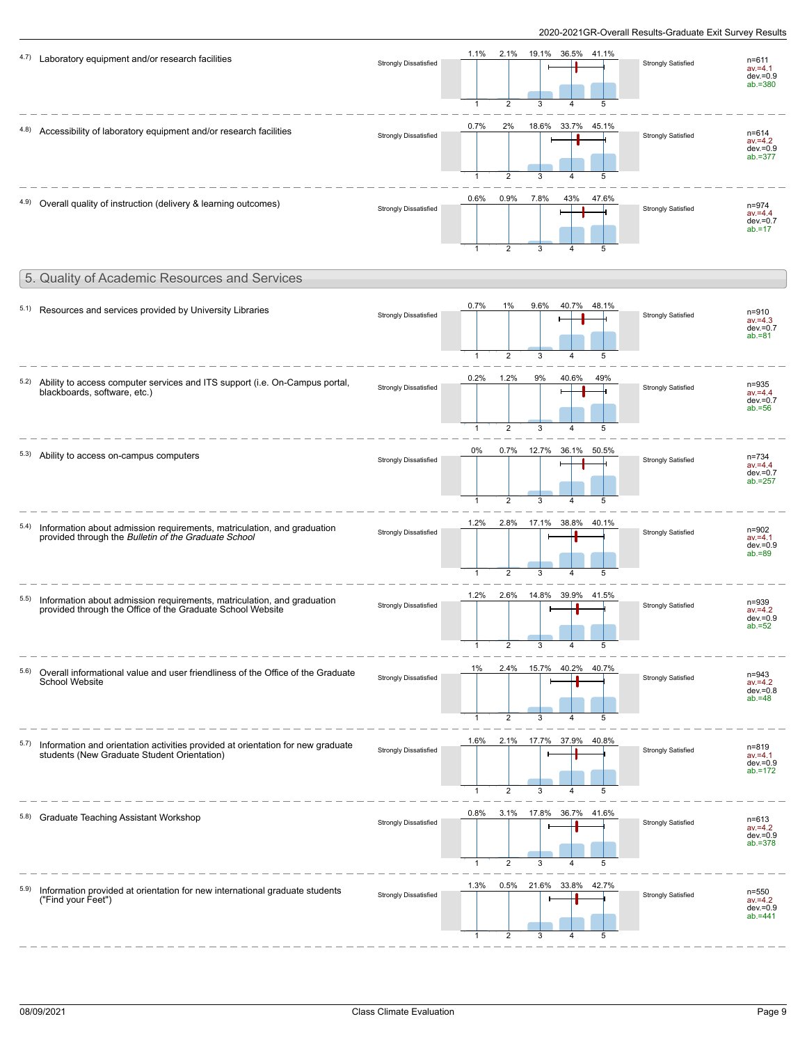4.7) Laboratory equipment and/or research facilities

| Strongly Dissatisfied | 1 | 2 | 3 | 4 | 5 | Strongly Satisfied | |
|---|---|---|---|---|---|---|---|
| | 1.1% | 2.1% | 19.1% | 36.5% | 41.1% | | n=611 av.=4.1 dev.=0.9 ab.=380 |

4.8) Accessibility of laboratory equipment and/or research facilities

| Strongly Dissatisfied | 1 | 2 | 3 | 4 | 5 | Strongly Satisfied | |
|---|---|---|---|---|---|---|---|
| | 0.7% | 2% | 18.6% | 33.7% | 45.1% | | n=614 av.=4.2 dev.=0.9 ab.=377 |

4.9) Overall quality of instruction (delivery & learning outcomes)

| Strongly Dissatisfied | 1 | 2 | 3 | 4 | 5 | Strongly Satisfied | |
|---|---|---|---|---|---|---|---|
| | 0.6% | 0.9% | 7.8% | 43% | 47.6% | | n=974 av.=4.4 dev.=0.7 ab.=17 |

## 5. Quality of Academic Resources and Services

5.1) Resources and services provided by University Libraries

| Strongly Dissatisfied | 1 | 2 | 3 | 4 | 5 | Strongly Satisfied | |
|---|---|---|---|---|---|---|---|
| | 0.7% | 1% | 9.6% | 40.7% | 48.1% | | n=910 av.=4.3 dev.=0.7 ab.=81 |

5.2) Ability to access computer services and ITS support (i.e. On-Campus portal, blackboards, software, etc.)

| Strongly Dissatisfied | 1 | 2 | 3 | 4 | 5 | Strongly Satisfied | |
|---|---|---|---|---|---|---|---|
| | 0.2% | 1.2% | 9% | 40.6% | 49% | | n=935 av.=4.4 dev.=0.7 ab.=56 |

5.3) Ability to access on-campus computers

| Strongly Dissatisfied | 1 | 2 | 3 | 4 | 5 | Strongly Satisfied | |
|---|---|---|---|---|---|---|---|
| | 0% | 0.7% | 12.7% | 36.1% | 50.5% | | n=734 av.=4.4 dev.=0.7 ab.=257 |

5.4) Information about admission requirements, matriculation, and graduation provided through the *Bulletin of the Graduate School*

| Strongly Dissatisfied | 1 | 2 | 3 | 4 | 5 | Strongly Satisfied | |
|---|---|---|---|---|---|---|---|
| | 1.2% | 2.8% | 17.1% | 38.8% | 40.1% | | n=902 av.=4.1 dev.=0.9 ab.=89 |

5.5) Information about admission requirements, matriculation, and graduation provided through the Office of the Graduate School Website

| Strongly Dissatisfied | 1 | 2 | 3 | 4 | 5 | Strongly Satisfied | |
|---|---|---|---|---|---|---|---|
| | 1.2% | 2.6% | 14.8% | 39.9% | 41.5% | | n=939 av.=4.2 dev.=0.9 ab.=52 |

5.6) Overall informational value and user friendliness of the Office of the Graduate School Website

| Strongly Dissatisfied | 1 | 2 | 3 | 4 | 5 | Strongly Satisfied | |
|---|---|---|---|---|---|---|---|
| | 1% | 2.4% | 15.7% | 40.2% | 40.7% | | n=943 av.=4.2 dev.=0.8 ab.=48 |

5.7) Information and orientation activities provided at orientation for new graduate students (New Graduate Student Orientation)

| Strongly Dissatisfied | 1 | 2 | 3 | 4 | 5 | Strongly Satisfied | |
|---|---|---|---|---|---|---|---|
| | 1.6% | 2.1% | 17.7% | 37.9% | 40.8% | | n=819 av.=4.1 dev.=0.9 ab.=172 |

5.8) Graduate Teaching Assistant Workshop

| Strongly Dissatisfied | 1 | 2 | 3 | 4 | 5 | Strongly Satisfied | |
|---|---|---|---|---|---|---|---|
| | 0.8% | 3.1% | 17.8% | 36.7% | 41.6% | | n=613 av.=4.2 dev.=0.9 ab.=378 |

5.9) Information provided at orientation for new international graduate students ("Find your Feet")

| Strongly Dissatisfied | 1 | 2 | 3 | 4 | 5 | Strongly Satisfied | |
|---|---|---|---|---|---|---|---|
| | 1.3% | 0.5% | 21.6% | 33.8% | 42.7% | | n=550 av.=4.2 dev.=0.9 ab.=441 |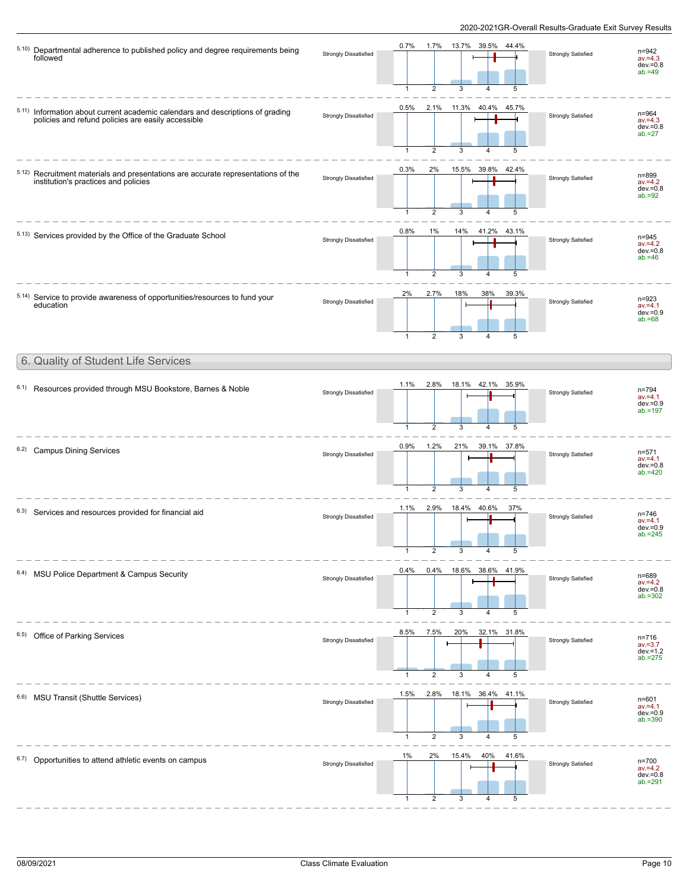5.10) Departmental adherence to published policy and degree requirements being followed

| Strongly Dissatisfied | 1 | 2 | 3 | 4 | 5 | Strongly Satisfied | |
|---|---|---|---|---|---|---|---|
| | 0.7% | 1.7% | 13.7% | 39.5% | 44.4% | | n=942 av.=4.3 dev.=0.8 ab.=49 |

5.11) Information about current academic calendars and descriptions of grading policies and refund policies are easily accessible

| Strongly Dissatisfied | 1 | 2 | 3 | 4 | 5 | Strongly Satisfied | |
|---|---|---|---|---|---|---|---|
| | 0.5% | 2.1% | 11.3% | 40.4% | 45.7% | | n=964 av.=4.3 dev.=0.8 ab.=27 |

5.12) Recruitment materials and presentations are accurate representations of the institution's practices and policies

| Strongly Dissatisfied | 1 | 2 | 3 | 4 | 5 | Strongly Satisfied | |
|---|---|---|---|---|---|---|---|
| | 0.3% | 2% | 15.5% | 39.8% | 42.4% | | n=899 av.=4.2 dev.=0.8 ab.=92 |

5.13) Services provided by the Office of the Graduate School

| Strongly Dissatisfied | 1 | 2 | 3 | 4 | 5 | Strongly Satisfied | |
|---|---|---|---|---|---|---|---|
| | 0.8% | 1% | 14% | 41.2% | 43.1% | | n=945 av.=4.2 dev.=0.8 ab.=46 |

5.14) Service to provide awareness of opportunities/resources to fund your education

| Strongly Dissatisfied | 1 | 2 | 3 | 4 | 5 | Strongly Satisfied | |
|---|---|---|---|---|---|---|---|
| | 2% | 2.7% | 18% | 38% | 39.3% | | n=923 av.=4.1 dev.=0.9 ab.=68 |

## 6. Quality of Student Life Services

6.1) Resources provided through MSU Bookstore, Barnes & Noble

| Strongly Dissatisfied | 1 | 2 | 3 | 4 | 5 | Strongly Satisfied | |
|---|---|---|---|---|---|---|---|
| | 1.1% | 2.8% | 18.1% | 42.1% | 35.9% | | n=794 av.=4.1 dev.=0.9 ab.=197 |

6.2) Campus Dining Services

| Strongly Dissatisfied | 1 | 2 | 3 | 4 | 5 | Strongly Satisfied | |
|---|---|---|---|---|---|---|---|
| | 0.9% | 1.2% | 21% | 39.1% | 37.8% | | n=571 av.=4.1 dev.=0.8 ab.=420 |

6.3) Services and resources provided for financial aid

| Strongly Dissatisfied | 1 | 2 | 3 | 4 | 5 | Strongly Satisfied | |
|---|---|---|---|---|---|---|---|
| | 1.1% | 2.9% | 18.4% | 40.6% | 37% | | n=746 av.=4.1 dev.=0.9 ab.=245 |

6.4) MSU Police Department & Campus Security

| Strongly Dissatisfied | 1 | 2 | 3 | 4 | 5 | Strongly Satisfied | |
|---|---|---|---|---|---|---|---|
| | 0.4% | 0.4% | 18.6% | 38.6% | 41.9% | | n=689 av.=4.2 dev.=0.8 ab.=302 |

6.5) Office of Parking Services

| Strongly Dissatisfied | 1 | 2 | 3 | 4 | 5 | Strongly Satisfied | |
|---|---|---|---|---|---|---|---|
| | 8.5% | 7.5% | 20% | 32.1% | 31.8% | | n=716 av.=3.7 dev.=1.2 ab.=275 |

6.6) MSU Transit (Shuttle Services)

| Strongly Dissatisfied | 1 | 2 | 3 | 4 | 5 | Strongly Satisfied | |
|---|---|---|---|---|---|---|---|
| | 1.5% | 2.8% | 18.1% | 36.4% | 41.1% | | n=601 av.=4.1 dev.=0.9 ab.=390 |

6.7) Opportunities to attend athletic events on campus

| Strongly Dissatisfied | 1 | 2 | 3 | 4 | 5 | Strongly Satisfied | |
|---|---|---|---|---|---|---|---|
| | 1% | 2% | 15.4% | 40% | 41.6% | | n=700 av.=4.2 dev.=0.8 ab.=291 |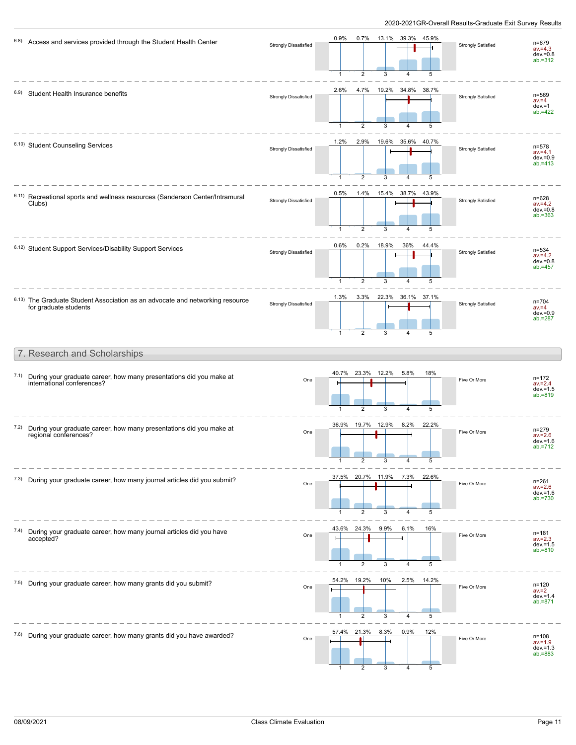6.8) Access and services provided through the Student Health Center

| Strongly Dissatisfied | 1 | 2 | 3 | 4 | 5 | Strongly Satisfied | Statistics |
|---|---|---|---|---|---|---|---|
| | 0.9% | 0.7% | 13.1% | 39.3% | 45.9% | | n=679, av.=4.3, dev.=0.8, ab.=312 |

6.9) Student Health Insurance benefits

| Strongly Dissatisfied | 1 | 2 | 3 | 4 | 5 | Strongly Satisfied | Statistics |
|---|---|---|---|---|---|---|---|
| | 2.6% | 4.7% | 19.2% | 34.8% | 38.7% | | n=569, av.=4, dev.=1, ab.=422 |

6.10) Student Counseling Services

| Strongly Dissatisfied | 1 | 2 | 3 | 4 | 5 | Strongly Satisfied | Statistics |
|---|---|---|---|---|---|---|---|
| | 1.2% | 2.9% | 19.6% | 35.6% | 40.7% | | n=578, av.=4.1, dev.=0.9, ab.=413 |

6.11) Recreational sports and wellness resources (Sanderson Center/Intramural Clubs)

| Strongly Dissatisfied | 1 | 2 | 3 | 4 | 5 | Strongly Satisfied | Statistics |
|---|---|---|---|---|---|---|---|
| | 0.5% | 1.4% | 15.4% | 38.7% | 43.9% | | n=628, av.=4.2, dev.=0.8, ab.=363 |

6.12) Student Support Services/Disability Support Services

| Strongly Dissatisfied | 1 | 2 | 3 | 4 | 5 | Strongly Satisfied | Statistics |
|---|---|---|---|---|---|---|---|
| | 0.6% | 0.2% | 18.9% | 36% | 44.4% | | n=534, av.=4.2, dev.=0.8, ab.=457 |

6.13) The Graduate Student Association as an advocate and networking resource for graduate students

| Strongly Dissatisfied | 1 | 2 | 3 | 4 | 5 | Strongly Satisfied | Statistics |
|---|---|---|---|---|---|---|---|
| | 1.3% | 3.3% | 22.3% | 36.1% | 37.1% | | n=704, av.=4, dev.=0.9, ab.=287 |

## 7. Research and Scholarships

7.1) During your graduate career, how many presentations did you make at international conferences?

| One | 1 | 2 | 3 | 4 | 5 | Five Or More | Statistics |
|---|---|---|---|---|---|---|---|
| | 40.7% | 23.3% | 12.2% | 5.8% | 18% | | n=172, av.=2.4, dev.=1.5, ab.=819 |

7.2) During your graduate career, how many presentations did you make at regional conferences?

| One | 1 | 2 | 3 | 4 | 5 | Five Or More | Statistics |
|---|---|---|---|---|---|---|---|
| | 36.9% | 19.7% | 12.9% | 8.2% | 22.2% | | n=279, av.=2.6, dev.=1.6, ab.=712 |

7.3) During your graduate career, how many journal articles did you submit?

| One | 1 | 2 | 3 | 4 | 5 | Five Or More | Statistics |
|---|---|---|---|---|---|---|---|
| | 37.5% | 20.7% | 11.9% | 7.3% | 22.6% | | n=261, av.=2.6, dev.=1.6, ab.=730 |

7.4) During your graduate career, how many journal articles did you have accepted?

| One | 1 | 2 | 3 | 4 | 5 | Five Or More | Statistics |
|---|---|---|---|---|---|---|---|
| | 43.6% | 24.3% | 9.9% | 6.1% | 16% | | n=181, av.=2.3, dev.=1.5, ab.=810 |

7.5) During your graduate career, how many grants did you submit?

| One | 1 | 2 | 3 | 4 | 5 | Five Or More | Statistics |
|---|---|---|---|---|---|---|---|
| | 54.2% | 19.2% | 10% | 2.5% | 14.2% | | n=120, av.=2, dev.=1.4, ab.=871 |

7.6) During your graduate career, how many grants did you have awarded?

| One | 1 | 2 | 3 | 4 | 5 | Five Or More | Statistics |
|---|---|---|---|---|---|---|---|
| | 57.4% | 21.3% | 8.3% | 0.9% | 12% | | n=108, av.=1.9, dev.=1.3, ab.=883 |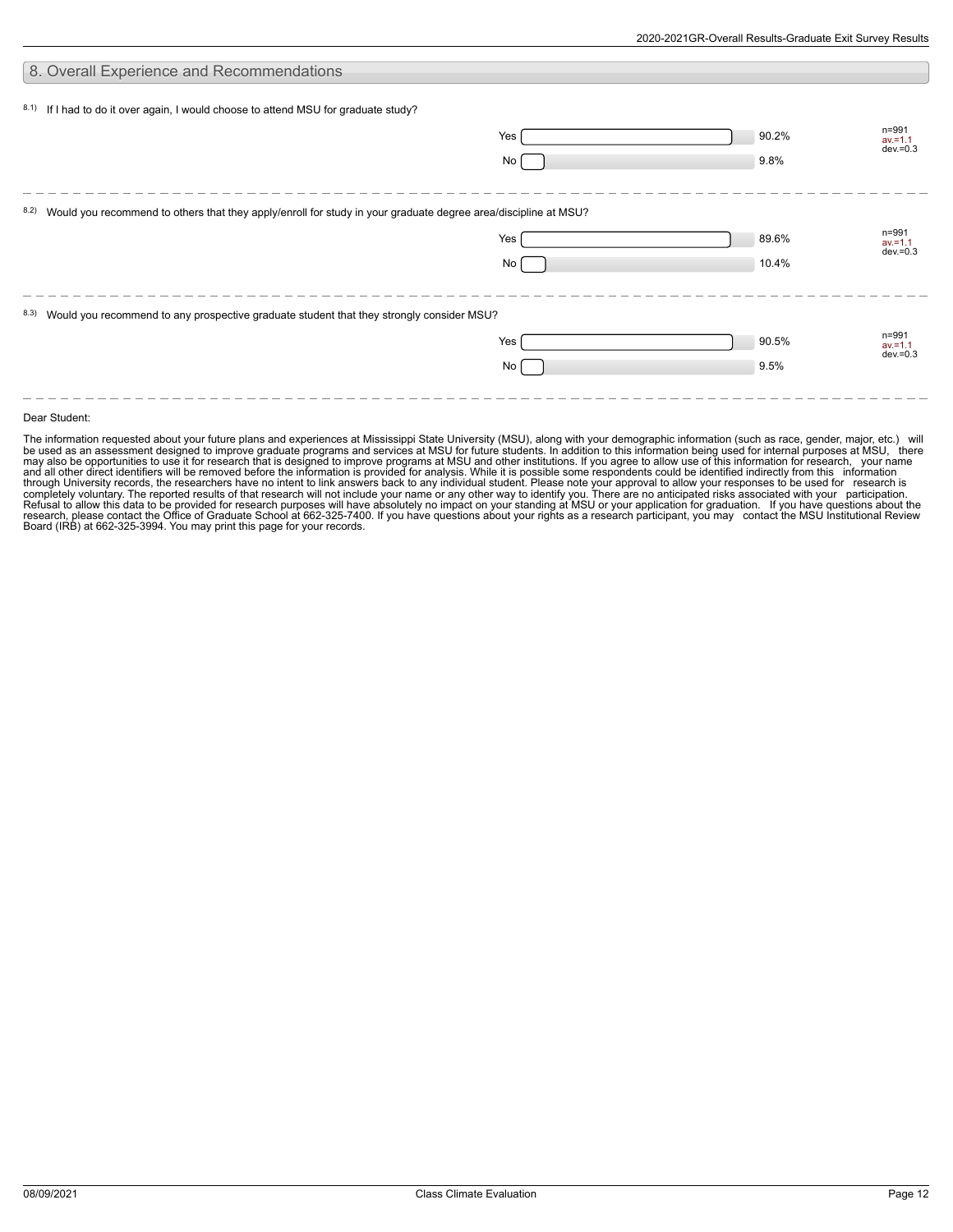## 8. Overall Experience and Recommendations

8.1) If I had to do it over again, I would choose to attend MSU for graduate study?

| Response | Percent | Statistics |
|---|---|---|
| Yes | 90.2% | n=991 |
| No | 9.8% | av.=1.1 dev.=0.3 |

8.2) Would you recommend to others that they apply/enroll for study in your graduate degree area/discipline at MSU?

| Response | Percent | Statistics |
|---|---|---|
| Yes | 89.6% | n=991 |
| No | 10.4% | av.=1.1 dev.=0.3 |

8.3) Would you recommend to any prospective graduate student that they strongly consider MSU?

| Response | Percent | Statistics |
|---|---|---|
| Yes | 90.5% | n=991 |
| No | 9.5% | av.=1.1 dev.=0.3 |

Dear Student:

The information requested about your future plans and experiences at Mississippi State University (MSU), along with your demographic information (such as race, gender, major, etc.) will be used as an assessment designed to improve graduate programs and services at MSU for future students. In addition to this information being used for internal purposes at MSU, there may also be opportunities to use it for research that is designed to improve programs at MSU and other institutions. If you agree to allow use of this information for research, your name and all other direct identifiers will be removed before the information is provided for analysis. While it is possible some respondents could be identified indirectly from this information through University records, the researchers have no intent to link answers back to any individual student. Please note your approval to allow your responses to be used for research is completely voluntary. The reported results of that research will not include your name or any other way to identify you. There are no anticipated risks associated with your participation. Refusal to allow this data to be provided for research purposes will have absolutely no impact on your standing at MSU or your application for graduation. If you have questions about the research, please contact the Office of Graduate School at 662-325-7400. If you have questions about your rights as a research participant, you may contact the MSU Institutional Review Board (IRB) at 662-325-3994. You may print this page for your records.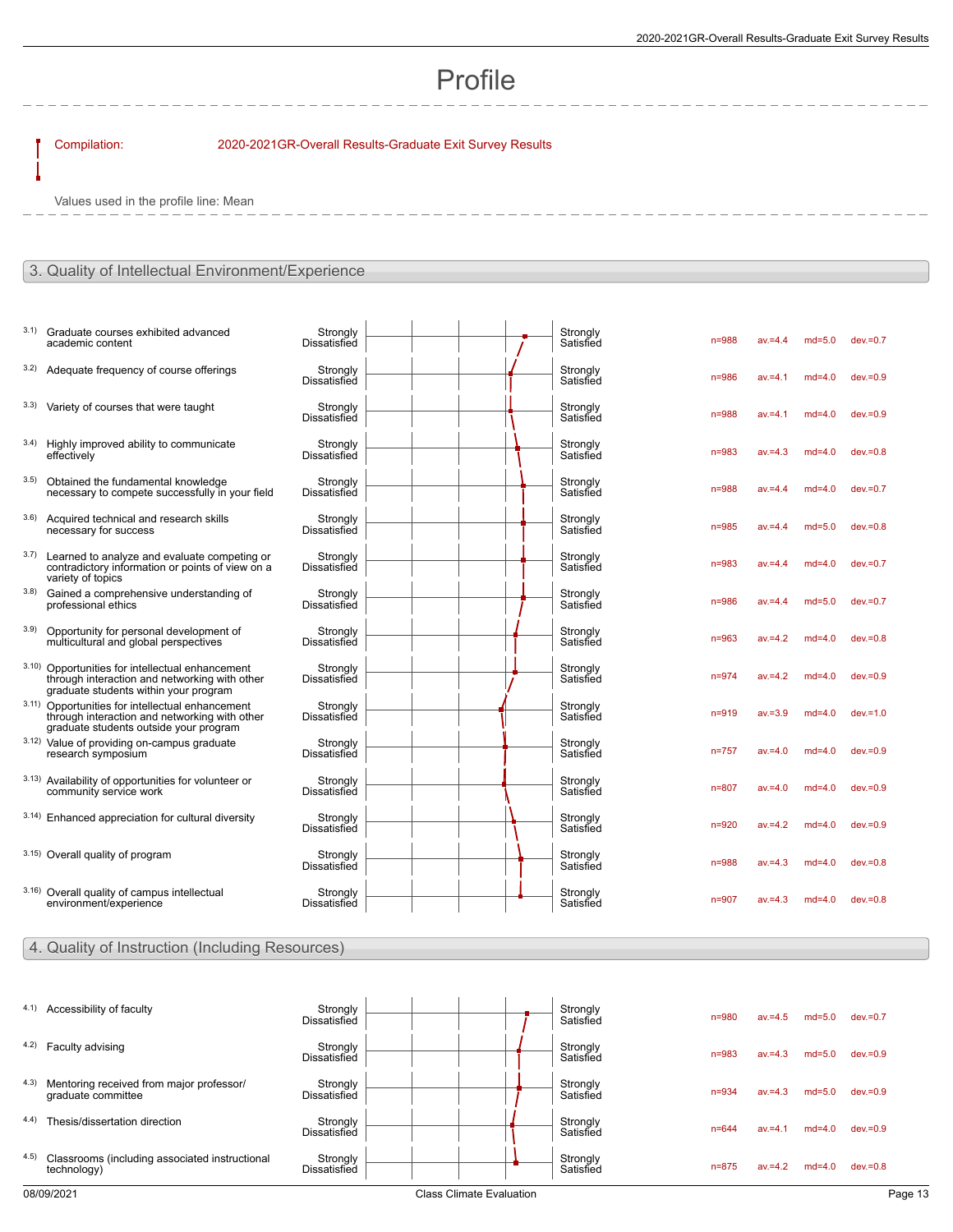# Profile

Compilation: 2020-2021GR-Overall Results-Graduate Exit Survey Results

Values used in the profile line: Mean

## 3. Quality of Intellectual Environment/Experience

| | Item | Left pole | Right pole | n | av. | md | dev. |
|---|---|---|---|---|---|---|---|
| 3.1) | Graduate courses exhibited advanced academic content | Strongly Dissatisfied | Strongly Satisfied | n=988 | av.=4.4 | md=5.0 | dev.=0.7 |
| 3.2) | Adequate frequency of course offerings | Strongly Dissatisfied | Strongly Satisfied | n=986 | av.=4.1 | md=4.0 | dev.=0.9 |
| 3.3) | Variety of courses that were taught | Strongly Dissatisfied | Strongly Satisfied | n=988 | av.=4.1 | md=4.0 | dev.=0.9 |
| 3.4) | Highly improved ability to communicate effectively | Strongly Dissatisfied | Strongly Satisfied | n=983 | av.=4.3 | md=4.0 | dev.=0.8 |
| 3.5) | Obtained the fundamental knowledge necessary to compete successfully in your field | Strongly Dissatisfied | Strongly Satisfied | n=988 | av.=4.4 | md=4.0 | dev.=0.7 |
| 3.6) | Acquired technical and research skills necessary for success | Strongly Dissatisfied | Strongly Satisfied | n=985 | av.=4.4 | md=5.0 | dev.=0.8 |
| 3.7) | Learned to analyze and evaluate competing or contradictory information or points of view on a variety of topics | Strongly Dissatisfied | Strongly Satisfied | n=983 | av.=4.4 | md=4.0 | dev.=0.7 |
| 3.8) | Gained a comprehensive understanding of professional ethics | Strongly Dissatisfied | Strongly Satisfied | n=986 | av.=4.4 | md=5.0 | dev.=0.7 |
| 3.9) | Opportunity for personal development of multicultural and global perspectives | Strongly Dissatisfied | Strongly Satisfied | n=963 | av.=4.2 | md=4.0 | dev.=0.8 |
| 3.10) | Opportunities for intellectual enhancement through interaction and networking with other graduate students within your program | Strongly Dissatisfied | Strongly Satisfied | n=974 | av.=4.2 | md=4.0 | dev.=0.9 |
| 3.11) | Opportunities for intellectual enhancement through interaction and networking with other graduate students outside your program | Strongly Dissatisfied | Strongly Satisfied | n=919 | av.=3.9 | md=4.0 | dev.=1.0 |
| 3.12) | Value of providing on-campus graduate research symposium | Strongly Dissatisfied | Strongly Satisfied | n=757 | av.=4.0 | md=4.0 | dev.=0.9 |
| 3.13) | Availability of opportunities for volunteer or community service work | Strongly Dissatisfied | Strongly Satisfied | n=807 | av.=4.0 | md=4.0 | dev.=0.9 |
| 3.14) | Enhanced appreciation for cultural diversity | Strongly Dissatisfied | Strongly Satisfied | n=920 | av.=4.2 | md=4.0 | dev.=0.9 |
| 3.15) | Overall quality of program | Strongly Dissatisfied | Strongly Satisfied | n=988 | av.=4.3 | md=4.0 | dev.=0.8 |
| 3.16) | Overall quality of campus intellectual environment/experience | Strongly Dissatisfied | Strongly Satisfied | n=907 | av.=4.3 | md=4.0 | dev.=0.8 |

## 4. Quality of Instruction (Including Resources)

| | Item | Left pole | Right pole | n | av. | md | dev. |
|---|---|---|---|---|---|---|---|
| 4.1) | Accessibility of faculty | Strongly Dissatisfied | Strongly Satisfied | n=980 | av.=4.5 | md=5.0 | dev.=0.7 |
| 4.2) | Faculty advising | Strongly Dissatisfied | Strongly Satisfied | n=983 | av.=4.3 | md=5.0 | dev.=0.9 |
| 4.3) | Mentoring received from major professor/ graduate committee | Strongly Dissatisfied | Strongly Satisfied | n=934 | av.=4.3 | md=5.0 | dev.=0.9 |
| 4.4) | Thesis/dissertation direction | Strongly Dissatisfied | Strongly Satisfied | n=644 | av.=4.1 | md=4.0 | dev.=0.9 |
| 4.5) | Classrooms (including associated instructional technology) | Strongly Dissatisfied | Strongly Satisfied | n=875 | av.=4.2 | md=4.0 | dev.=0.8 |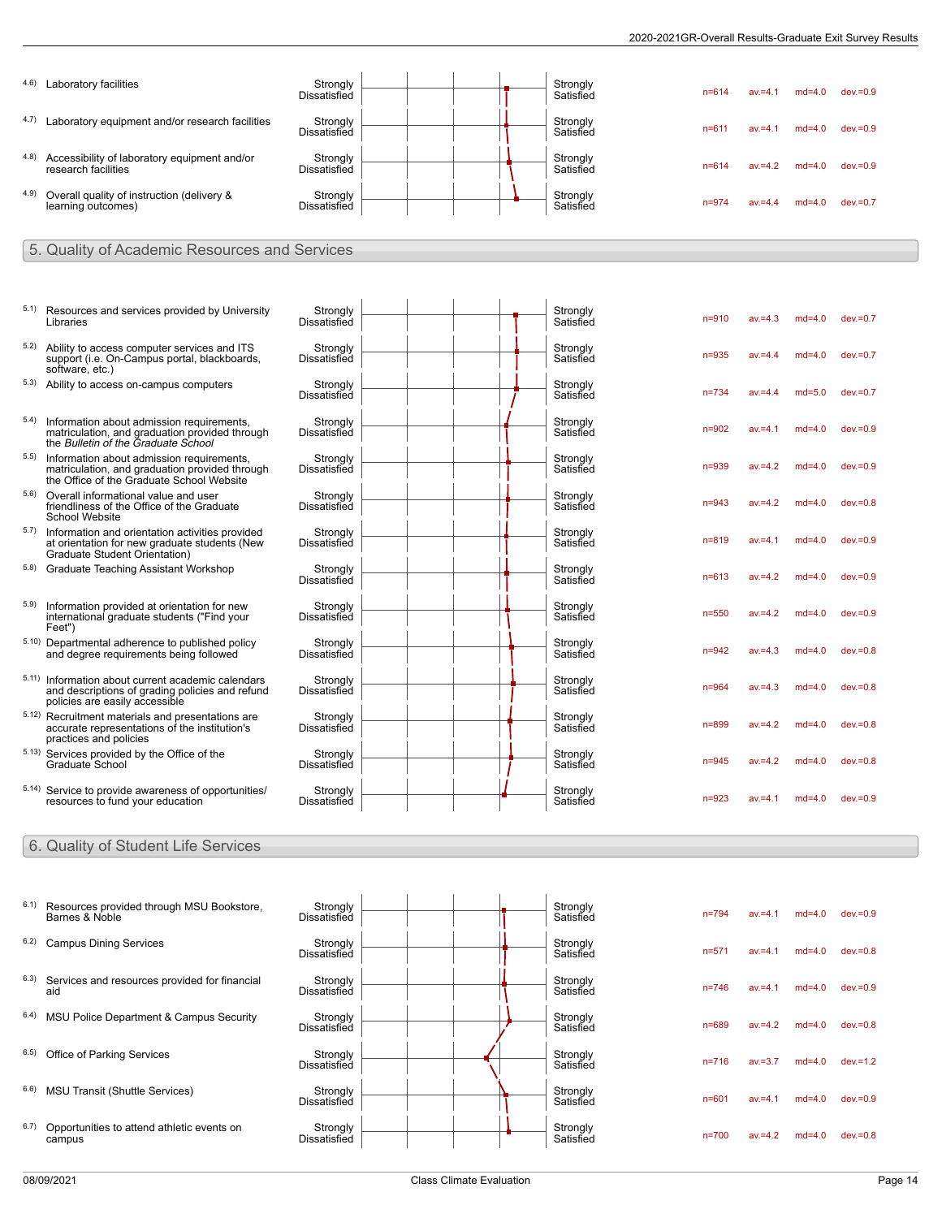| Item | | | n | av. | md | dev. |
|---|---|---|---|---|---|---|
| 4.6) Laboratory facilities | Strongly Dissatisfied | Strongly Satisfied | n=614 | av.=4.1 | md=4.0 | dev.=0.9 |
| 4.7) Laboratory equipment and/or research facilities | Strongly Dissatisfied | Strongly Satisfied | n=611 | av.=4.1 | md=4.0 | dev.=0.9 |
| 4.8) Accessibility of laboratory equipment and/or research facilities | Strongly Dissatisfied | Strongly Satisfied | n=614 | av.=4.2 | md=4.0 | dev.=0.9 |
| 4.9) Overall quality of instruction (delivery & learning outcomes) | Strongly Dissatisfied | Strongly Satisfied | n=974 | av.=4.4 | md=4.0 | dev.=0.7 |

## 5. Quality of Academic Resources and Services

| Item | | | n | av. | md | dev. |
|---|---|---|---|---|---|---|
| 5.1) Resources and services provided by University Libraries | Strongly Dissatisfied | Strongly Satisfied | n=910 | av.=4.3 | md=4.0 | dev.=0.7 |
| 5.2) Ability to access computer services and ITS support (i.e. On-Campus portal, blackboards, software, etc.) | Strongly Dissatisfied | Strongly Satisfied | n=935 | av.=4.4 | md=4.0 | dev.=0.7 |
| 5.3) Ability to access on-campus computers | Strongly Dissatisfied | Strongly Satisfied | n=734 | av.=4.4 | md=5.0 | dev.=0.7 |
| 5.4) Information about admission requirements, matriculation, and graduation provided through the *Bulletin of the Graduate School* | Strongly Dissatisfied | Strongly Satisfied | n=902 | av.=4.1 | md=4.0 | dev.=0.9 |
| 5.5) Information about admission requirements, matriculation, and graduation provided through the Office of the Graduate School Website | Strongly Dissatisfied | Strongly Satisfied | n=939 | av.=4.2 | md=4.0 | dev.=0.9 |
| 5.6) Overall informational value and user friendliness of the Office of the Graduate School Website | Strongly Dissatisfied | Strongly Satisfied | n=943 | av.=4.2 | md=4.0 | dev.=0.8 |
| 5.7) Information and orientation activities provided at orientation for new graduate students (New Graduate Student Orientation) | Strongly Dissatisfied | Strongly Satisfied | n=819 | av.=4.1 | md=4.0 | dev.=0.9 |
| 5.8) Graduate Teaching Assistant Workshop | Strongly Dissatisfied | Strongly Satisfied | n=613 | av.=4.2 | md=4.0 | dev.=0.9 |
| 5.9) Information provided at orientation for new international graduate students ("Find your Feet") | Strongly Dissatisfied | Strongly Satisfied | n=550 | av.=4.2 | md=4.0 | dev.=0.9 |
| 5.10) Departmental adherence to published policy and degree requirements being followed | Strongly Dissatisfied | Strongly Satisfied | n=942 | av.=4.3 | md=4.0 | dev.=0.8 |
| 5.11) Information about current academic calendars and descriptions of grading policies and refund policies are easily accessible | Strongly Dissatisfied | Strongly Satisfied | n=964 | av.=4.3 | md=4.0 | dev.=0.8 |
| 5.12) Recruitment materials and presentations are accurate representations of the institution's practices and policies | Strongly Dissatisfied | Strongly Satisfied | n=899 | av.=4.2 | md=4.0 | dev.=0.8 |
| 5.13) Services provided by the Office of the Graduate School | Strongly Dissatisfied | Strongly Satisfied | n=945 | av.=4.2 | md=4.0 | dev.=0.8 |
| 5.14) Service to provide awareness of opportunities/ resources to fund your education | Strongly Dissatisfied | Strongly Satisfied | n=923 | av.=4.1 | md=4.0 | dev.=0.9 |

## 6. Quality of Student Life Services

| Item | | | n | av. | md | dev. |
|---|---|---|---|---|---|---|
| 6.1) Resources provided through MSU Bookstore, Barnes & Noble | Strongly Dissatisfied | Strongly Satisfied | n=794 | av.=4.1 | md=4.0 | dev.=0.9 |
| 6.2) Campus Dining Services | Strongly Dissatisfied | Strongly Satisfied | n=571 | av.=4.1 | md=4.0 | dev.=0.8 |
| 6.3) Services and resources provided for financial aid | Strongly Dissatisfied | Strongly Satisfied | n=746 | av.=4.1 | md=4.0 | dev.=0.9 |
| 6.4) MSU Police Department & Campus Security | Strongly Dissatisfied | Strongly Satisfied | n=689 | av.=4.2 | md=4.0 | dev.=0.8 |
| 6.5) Office of Parking Services | Strongly Dissatisfied | Strongly Satisfied | n=716 | av.=3.7 | md=4.0 | dev.=1.2 |
| 6.6) MSU Transit (Shuttle Services) | Strongly Dissatisfied | Strongly Satisfied | n=601 | av.=4.1 | md=4.0 | dev.=0.9 |
| 6.7) Opportunities to attend athletic events on campus | Strongly Dissatisfied | Strongly Satisfied | n=700 | av.=4.2 | md=4.0 | dev.=0.8 |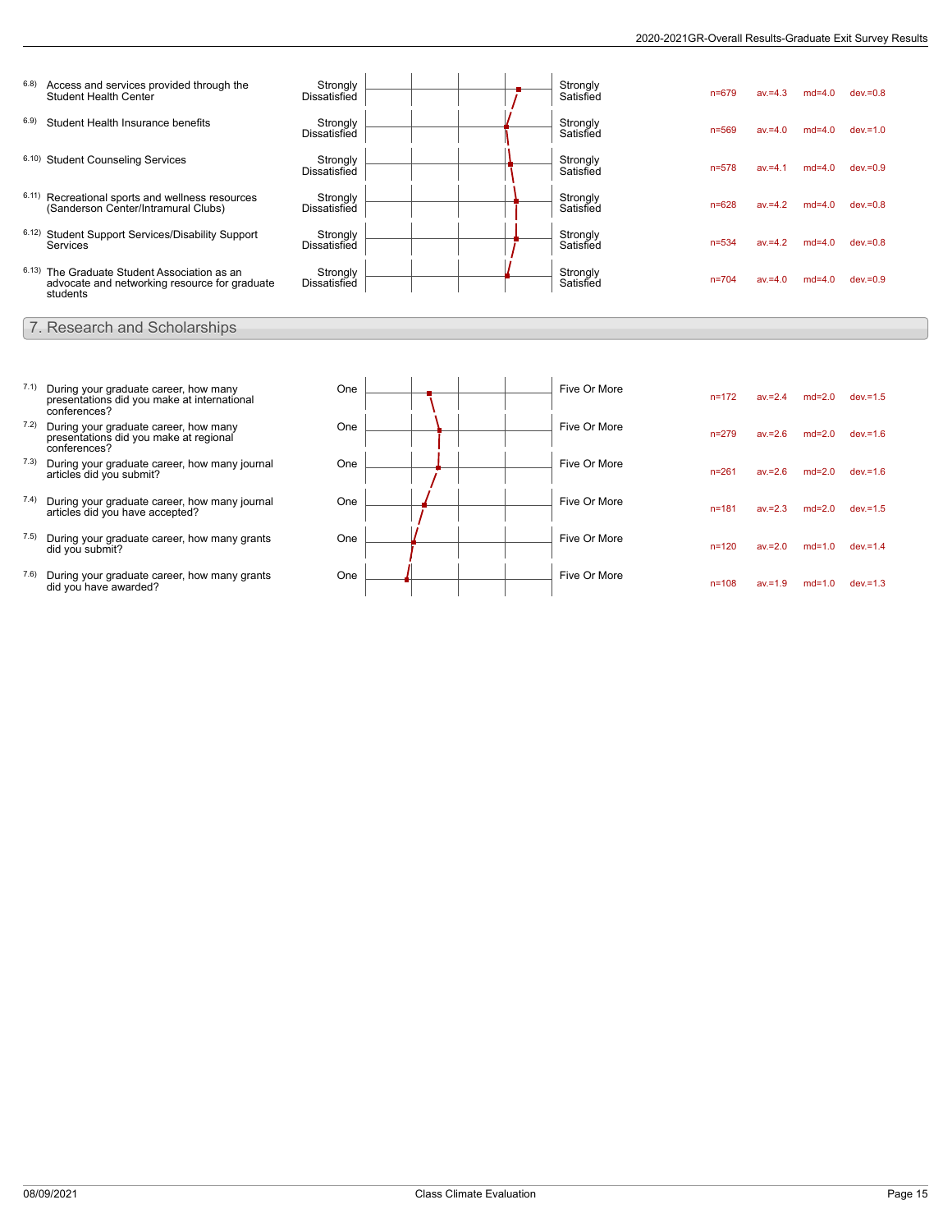| Item | Question | Left pole | Right pole | n | av. | md | dev. |
|---|---|---|---|---|---|---|---|
| 6.8) | Access and services provided through the Student Health Center | Strongly Dissatisfied | Strongly Satisfied | n=679 | av.=4.3 | md=4.0 | dev.=0.8 |
| 6.9) | Student Health Insurance benefits | Strongly Dissatisfied | Strongly Satisfied | n=569 | av.=4.0 | md=4.0 | dev.=1.0 |
| 6.10) | Student Counseling Services | Strongly Dissatisfied | Strongly Satisfied | n=578 | av.=4.1 | md=4.0 | dev.=0.9 |
| 6.11) | Recreational sports and wellness resources (Sanderson Center/Intramural Clubs) | Strongly Dissatisfied | Strongly Satisfied | n=628 | av.=4.2 | md=4.0 | dev.=0.8 |
| 6.12) | Student Support Services/Disability Support Services | Strongly Dissatisfied | Strongly Satisfied | n=534 | av.=4.2 | md=4.0 | dev.=0.8 |
| 6.13) | The Graduate Student Association as an advocate and networking resource for graduate students | Strongly Dissatisfied | Strongly Satisfied | n=704 | av.=4.0 | md=4.0 | dev.=0.9 |

## 7. Research and Scholarships

| Item | Question | Left pole | Right pole | n | av. | md | dev. |
|---|---|---|---|---|---|---|---|
| 7.1) | During your graduate career, how many presentations did you make at international conferences? | One | Five Or More | n=172 | av.=2.4 | md=2.0 | dev.=1.5 |
| 7.2) | During your graduate career, how many presentations did you make at regional conferences? | One | Five Or More | n=279 | av.=2.6 | md=2.0 | dev.=1.6 |
| 7.3) | During your graduate career, how many journal articles did you submit? | One | Five Or More | n=261 | av.=2.6 | md=2.0 | dev.=1.6 |
| 7.4) | During your graduate career, how many journal articles did you have accepted? | One | Five Or More | n=181 | av.=2.3 | md=2.0 | dev.=1.5 |
| 7.5) | During your graduate career, how many grants did you submit? | One | Five Or More | n=120 | av.=2.0 | md=1.0 | dev.=1.4 |
| 7.6) | During your graduate career, how many grants did you have awarded? | One | Five Or More | n=108 | av.=1.9 | md=1.0 | dev.=1.3 |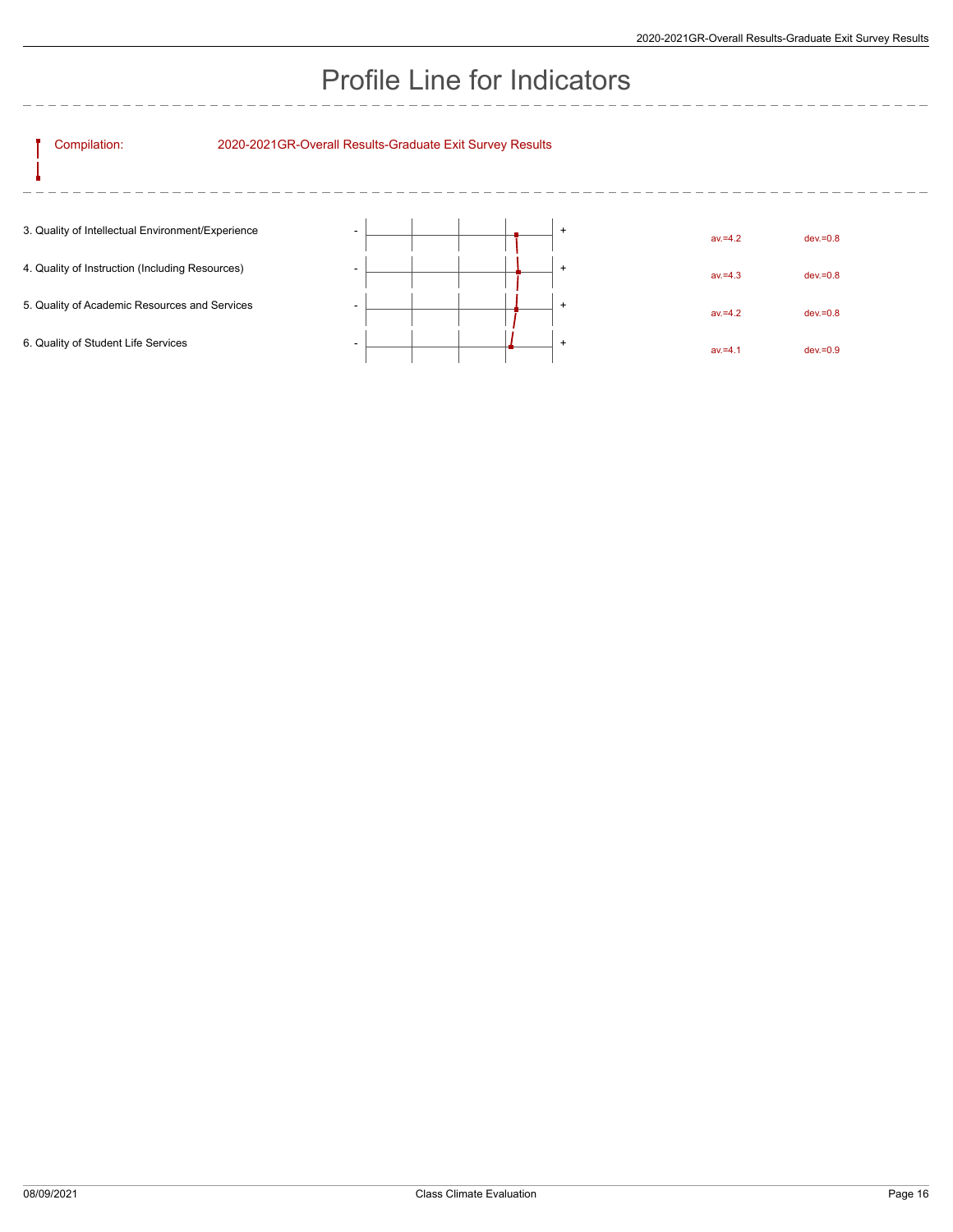# Profile Line for Indicators

Compilation: 2020-2021GR-Overall Results-Graduate Exit Survey Results

| Indicator | Average | Deviation |
| --- | --- | --- |
| 3. Quality of Intellectual Environment/Experience | av.=4.2 | dev.=0.8 |
| 4. Quality of Instruction (Including Resources) | av.=4.3 | dev.=0.8 |
| 5. Quality of Academic Resources and Services | av.=4.2 | dev.=0.8 |
| 6. Quality of Student Life Services | av.=4.1 | dev.=0.9 |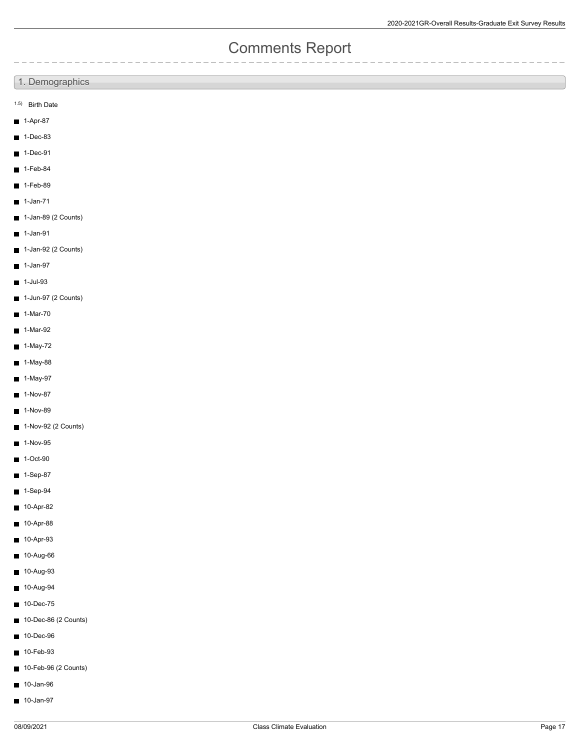# Comments Report

## 1. Demographics

1.5) Birth Date

- 1-Apr-87
- 1-Dec-83
- 1-Dec-91
- 1-Feb-84
- 1-Feb-89
- 1-Jan-71
- 1-Jan-89 (2 Counts)
- 1-Jan-91
- 1-Jan-92 (2 Counts)
- 1-Jan-97
- 1-Jul-93
- 1-Jun-97 (2 Counts)
- 1-Mar-70
- 1-Mar-92
- 1-May-72
- 1-May-88
- 1-May-97
- 1-Nov-87
- 1-Nov-89
- 1-Nov-92 (2 Counts)
- 1-Nov-95
- 1-Oct-90
- 1-Sep-87
- 1-Sep-94
- 10-Apr-82
- 10-Apr-88
- 10-Apr-93
- 10-Aug-66
- 10-Aug-93
- 10-Aug-94
- 10-Dec-75
- 10-Dec-86 (2 Counts)
- 10-Dec-96
- 10-Feb-93
- 10-Feb-96 (2 Counts)
- 10-Jan-96
- 10-Jan-97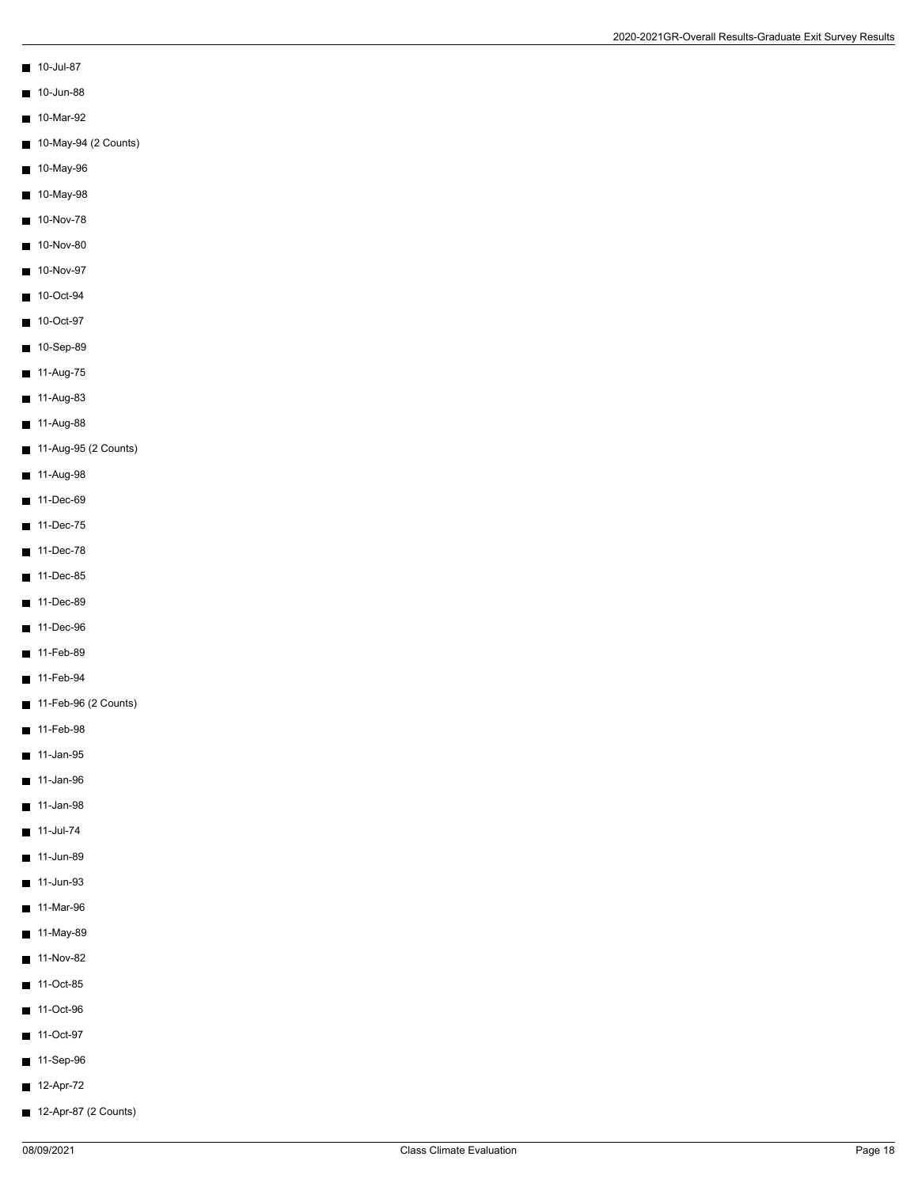- 10-Jul-87
- 10-Jun-88
- 10-Mar-92
- 10-May-94 (2 Counts)
- 10-May-96
- 10-May-98
- 10-Nov-78
- 10-Nov-80
- 10-Nov-97
- 10-Oct-94
- 10-Oct-97
- 10-Sep-89
- 11-Aug-75
- 11-Aug-83
- 11-Aug-88
- 11-Aug-95 (2 Counts)
- 11-Aug-98
- 11-Dec-69
- 11-Dec-75
- 11-Dec-78
- 11-Dec-85
- 11-Dec-89
- 11-Dec-96
- 11-Feb-89
- 11-Feb-94
- 11-Feb-96 (2 Counts)
- 11-Feb-98
- 11-Jan-95
- 11-Jan-96
- 11-Jan-98
- 11-Jul-74
- 11-Jun-89
- 11-Jun-93
- 11-Mar-96
- 11-May-89
- 11-Nov-82
- 11-Oct-85
- 11-Oct-96
- 11-Oct-97
- 11-Sep-96
- 12-Apr-72
- 12-Apr-87 (2 Counts)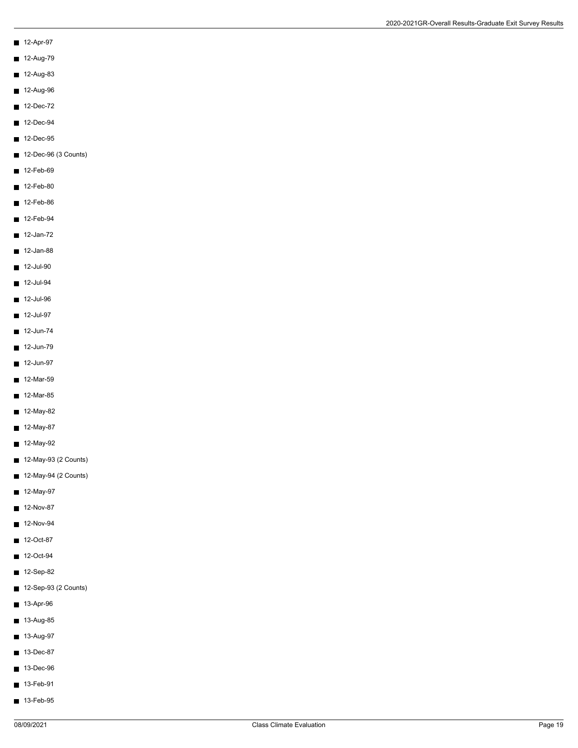- 12-Apr-97
- 12-Aug-79
- 12-Aug-83
- 12-Aug-96
- 12-Dec-72
- 12-Dec-94
- 12-Dec-95
- 12-Dec-96 (3 Counts)
- 12-Feb-69
- 12-Feb-80
- 12-Feb-86
- 12-Feb-94
- 12-Jan-72
- 12-Jan-88
- 12-Jul-90
- 12-Jul-94
- 12-Jul-96
- 12-Jul-97
- 12-Jun-74
- 12-Jun-79
- 12-Jun-97
- 12-Mar-59
- 12-Mar-85
- 12-May-82
- 12-May-87
- 12-May-92
- 12-May-93 (2 Counts)
- 12-May-94 (2 Counts)
- 12-May-97
- 12-Nov-87
- 12-Nov-94
- 12-Oct-87
- 12-Oct-94
- 12-Sep-82
- 12-Sep-93 (2 Counts)
- 13-Apr-96
- 13-Aug-85
- 13-Aug-97
- 13-Dec-87
- 13-Dec-96
- 13-Feb-91
- 13-Feb-95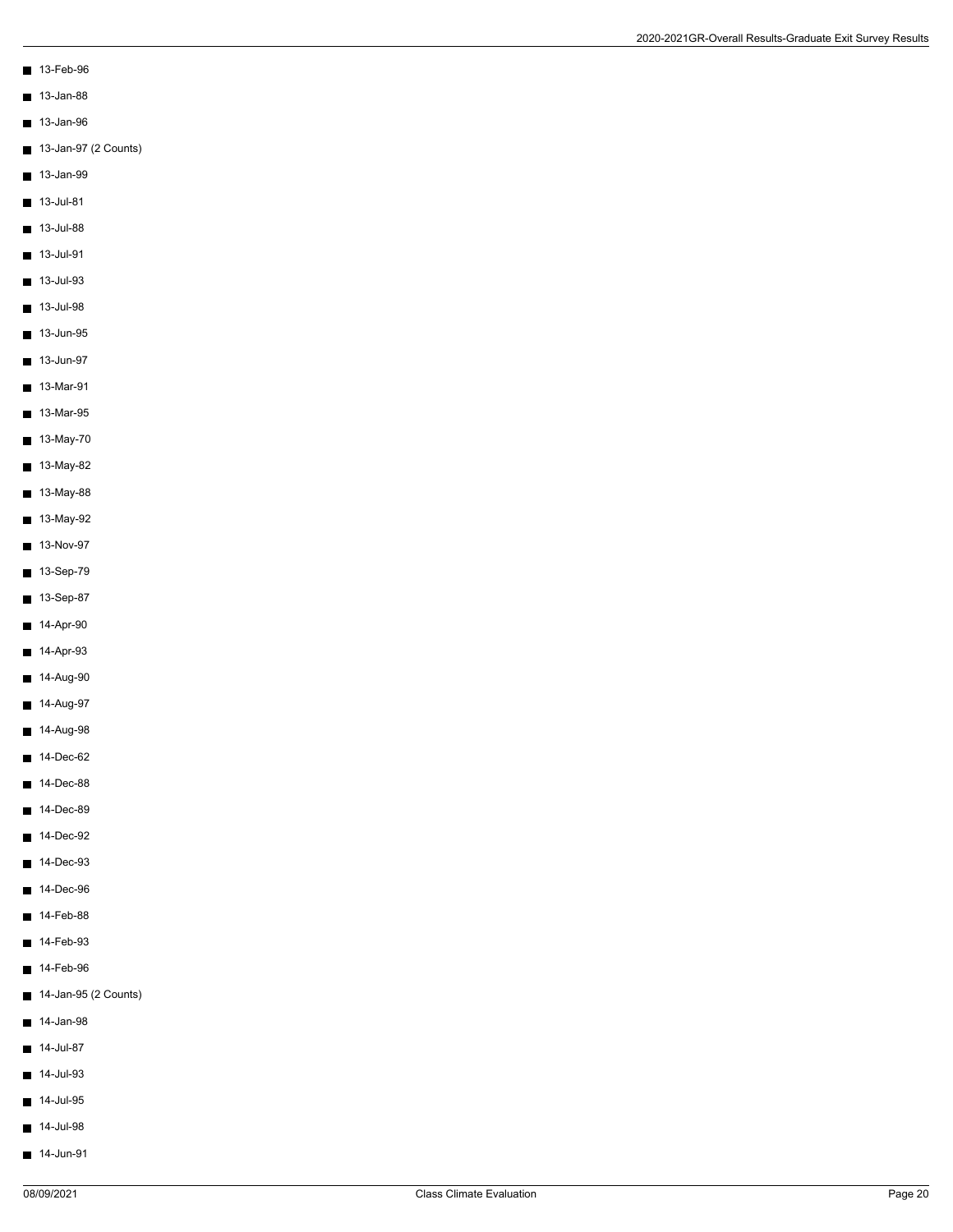- 13-Feb-96
- 13-Jan-88
- 13-Jan-96
- 13-Jan-97 (2 Counts)
- 13-Jan-99
- 13-Jul-81
- 13-Jul-88
- 13-Jul-91
- 13-Jul-93
- 13-Jul-98
- 13-Jun-95
- 13-Jun-97
- 13-Mar-91
- 13-Mar-95
- 13-May-70
- 13-May-82
- 13-May-88
- 13-May-92
- 13-Nov-97
- 13-Sep-79
- 13-Sep-87
- 14-Apr-90
- 14-Apr-93
- 14-Aug-90
- 14-Aug-97
- 14-Aug-98
- 14-Dec-62
- 14-Dec-88
- 14-Dec-89
- 14-Dec-92
- 14-Dec-93
- 14-Dec-96
- 14-Feb-88
- 14-Feb-93
- 14-Feb-96
- 14-Jan-95 (2 Counts)
- 14-Jan-98
- 14-Jul-87
- 14-Jul-93
- 14-Jul-95
- 14-Jul-98
- 14-Jun-91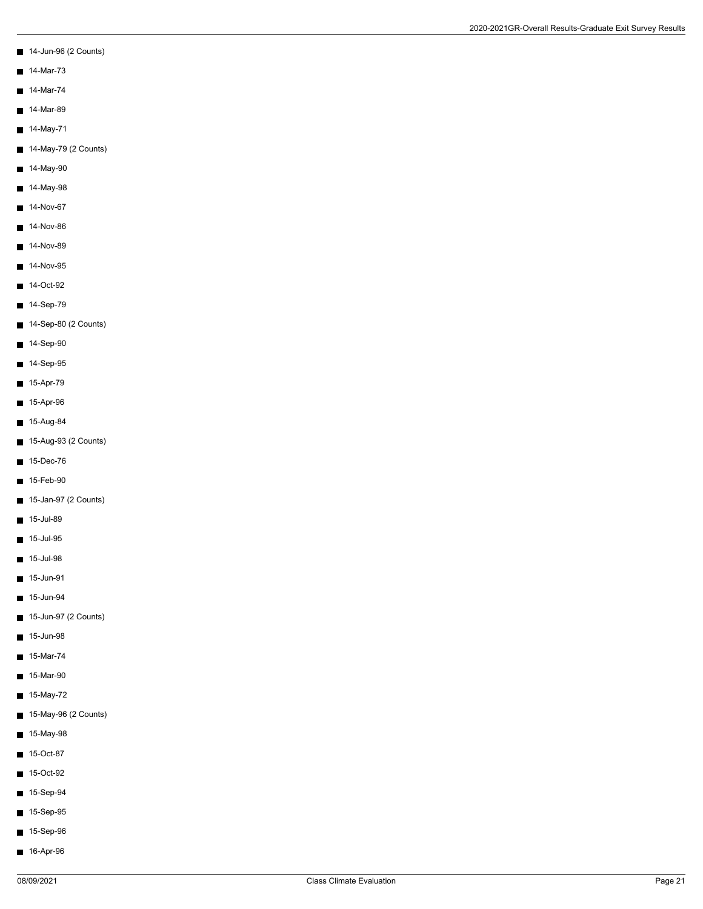- 14-Jun-96 (2 Counts)
- 14-Mar-73
- 14-Mar-74
- 14-Mar-89
- 14-May-71
- 14-May-79 (2 Counts)
- 14-May-90
- 14-May-98
- 14-Nov-67
- 14-Nov-86
- 14-Nov-89
- 14-Nov-95
- 14-Oct-92
- 14-Sep-79
- 14-Sep-80 (2 Counts)
- 14-Sep-90
- 14-Sep-95
- 15-Apr-79
- 15-Apr-96
- 15-Aug-84
- 15-Aug-93 (2 Counts)
- 15-Dec-76
- 15-Feb-90
- 15-Jan-97 (2 Counts)
- 15-Jul-89
- 15-Jul-95
- 15-Jul-98
- 15-Jun-91
- 15-Jun-94
- 15-Jun-97 (2 Counts)
- 15-Jun-98
- 15-Mar-74
- 15-Mar-90
- 15-May-72
- 15-May-96 (2 Counts)
- 15-May-98
- 15-Oct-87
- 15-Oct-92
- 15-Sep-94
- 15-Sep-95
- 15-Sep-96
- 16-Apr-96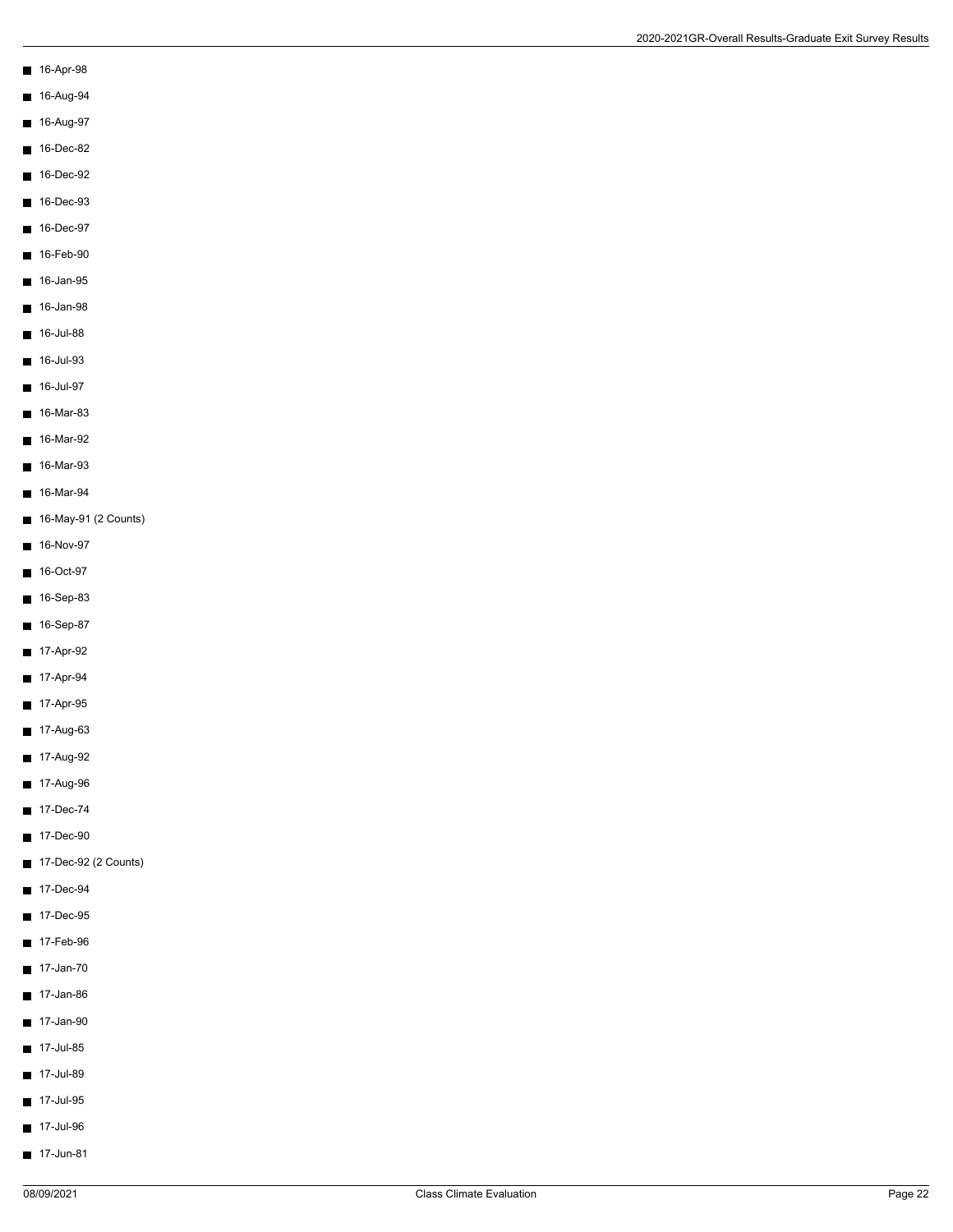- 16-Apr-98
- 16-Aug-94
- 16-Aug-97
- 16-Dec-82
- 16-Dec-92
- 16-Dec-93
- 16-Dec-97
- 16-Feb-90
- 16-Jan-95
- 16-Jan-98
- 16-Jul-88
- 16-Jul-93
- 16-Jul-97
- 16-Mar-83
- 16-Mar-92
- 16-Mar-93
- 16-Mar-94
- 16-May-91 (2 Counts)
- 16-Nov-97
- 16-Oct-97
- 16-Sep-83
- 16-Sep-87
- 17-Apr-92
- 17-Apr-94
- 17-Apr-95
- 17-Aug-63
- 17-Aug-92
- 17-Aug-96
- 17-Dec-74
- 17-Dec-90
- 17-Dec-92 (2 Counts)
- 17-Dec-94
- 17-Dec-95
- 17-Feb-96
- 17-Jan-70
- 17-Jan-86
- 17-Jan-90
- 17-Jul-85
- 17-Jul-89
- 17-Jul-95
- 17-Jul-96
- 17-Jun-81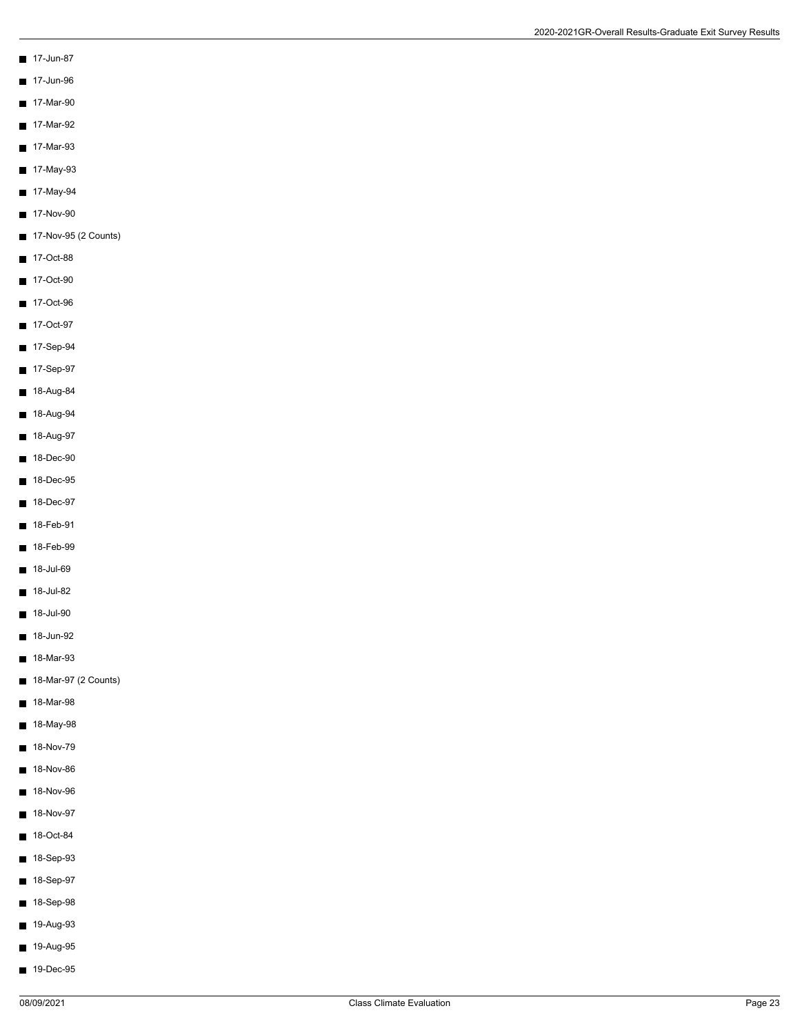- 17-Jun-87
- 17-Jun-96
- 17-Mar-90
- 17-Mar-92
- 17-Mar-93
- 17-May-93
- 17-May-94
- 17-Nov-90
- 17-Nov-95 (2 Counts)
- 17-Oct-88
- 17-Oct-90
- 17-Oct-96
- 17-Oct-97
- 17-Sep-94
- 17-Sep-97
- 18-Aug-84
- 18-Aug-94
- 18-Aug-97
- 18-Dec-90
- 18-Dec-95
- 18-Dec-97
- 18-Feb-91
- 18-Feb-99
- 18-Jul-69
- 18-Jul-82
- 18-Jul-90
- 18-Jun-92
- 18-Mar-93
- 18-Mar-97 (2 Counts)
- 18-Mar-98
- 18-May-98
- 18-Nov-79
- 18-Nov-86
- 18-Nov-96
- 18-Nov-97
- 18-Oct-84
- 18-Sep-93
- 18-Sep-97
- 18-Sep-98
- 19-Aug-93
- 19-Aug-95
- 19-Dec-95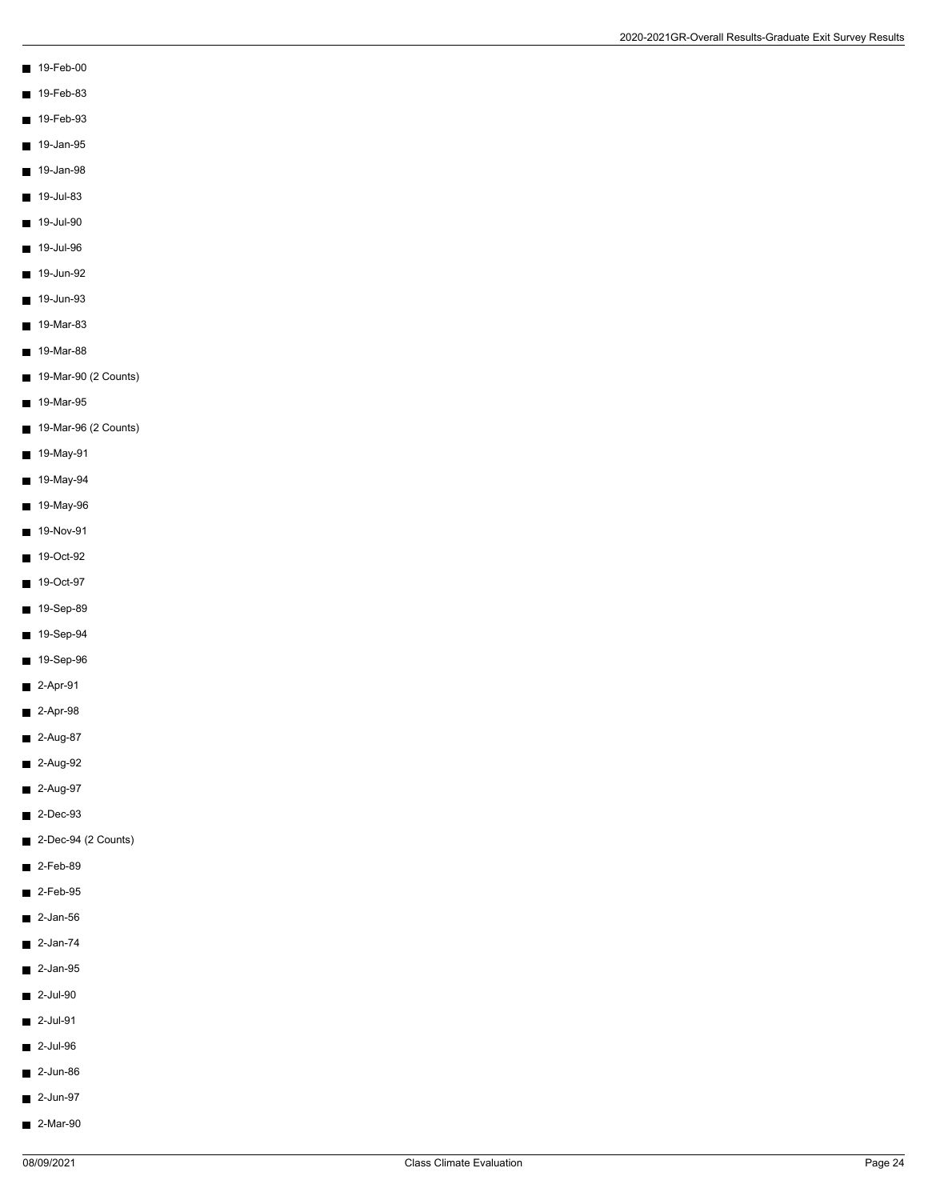- 19-Feb-00
- 19-Feb-83
- 19-Feb-93
- 19-Jan-95
- 19-Jan-98
- 19-Jul-83
- 19-Jul-90
- 19-Jul-96
- 19-Jun-92
- 19-Jun-93
- 19-Mar-83
- 19-Mar-88
- 19-Mar-90 (2 Counts)
- 19-Mar-95
- 19-Mar-96 (2 Counts)
- 19-May-91
- 19-May-94
- 19-May-96
- 19-Nov-91
- 19-Oct-92
- 19-Oct-97
- 19-Sep-89
- 19-Sep-94
- 19-Sep-96
- 2-Apr-91
- 2-Apr-98
- 2-Aug-87
- 2-Aug-92
- 2-Aug-97
- 2-Dec-93
- 2-Dec-94 (2 Counts)
- 2-Feb-89
- 2-Feb-95
- 2-Jan-56
- 2-Jan-74
- 2-Jan-95
- 2-Jul-90
- 2-Jul-91
- 2-Jul-96
- 2-Jun-86
- 2-Jun-97
- 2-Mar-90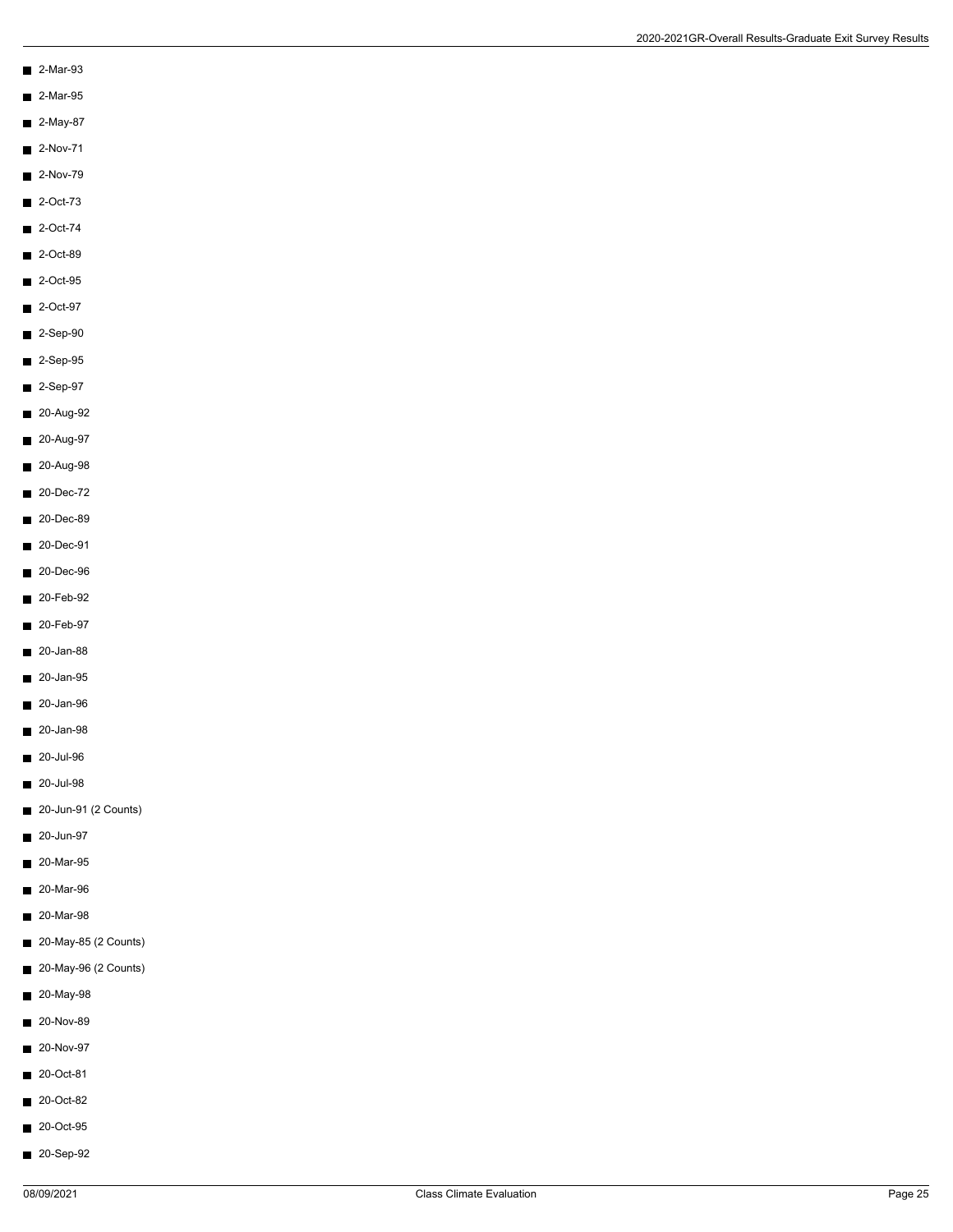- 2-Mar-93
- 2-Mar-95
- 2-May-87
- 2-Nov-71
- 2-Nov-79
- 2-Oct-73
- 2-Oct-74
- 2-Oct-89
- 2-Oct-95
- 2-Oct-97
- 2-Sep-90
- 2-Sep-95
- 2-Sep-97
- 20-Aug-92
- 20-Aug-97
- 20-Aug-98
- 20-Dec-72
- 20-Dec-89
- 20-Dec-91
- 20-Dec-96
- 20-Feb-92
- 20-Feb-97
- 20-Jan-88
- 20-Jan-95
- 20-Jan-96
- 20-Jan-98
- 20-Jul-96
- 20-Jul-98
- 20-Jun-91 (2 Counts)
- 20-Jun-97
- 20-Mar-95
- 20-Mar-96
- 20-Mar-98
- 20-May-85 (2 Counts)
- 20-May-96 (2 Counts)
- 20-May-98
- 20-Nov-89
- 20-Nov-97
- 20-Oct-81
- 20-Oct-82
- 20-Oct-95
- 20-Sep-92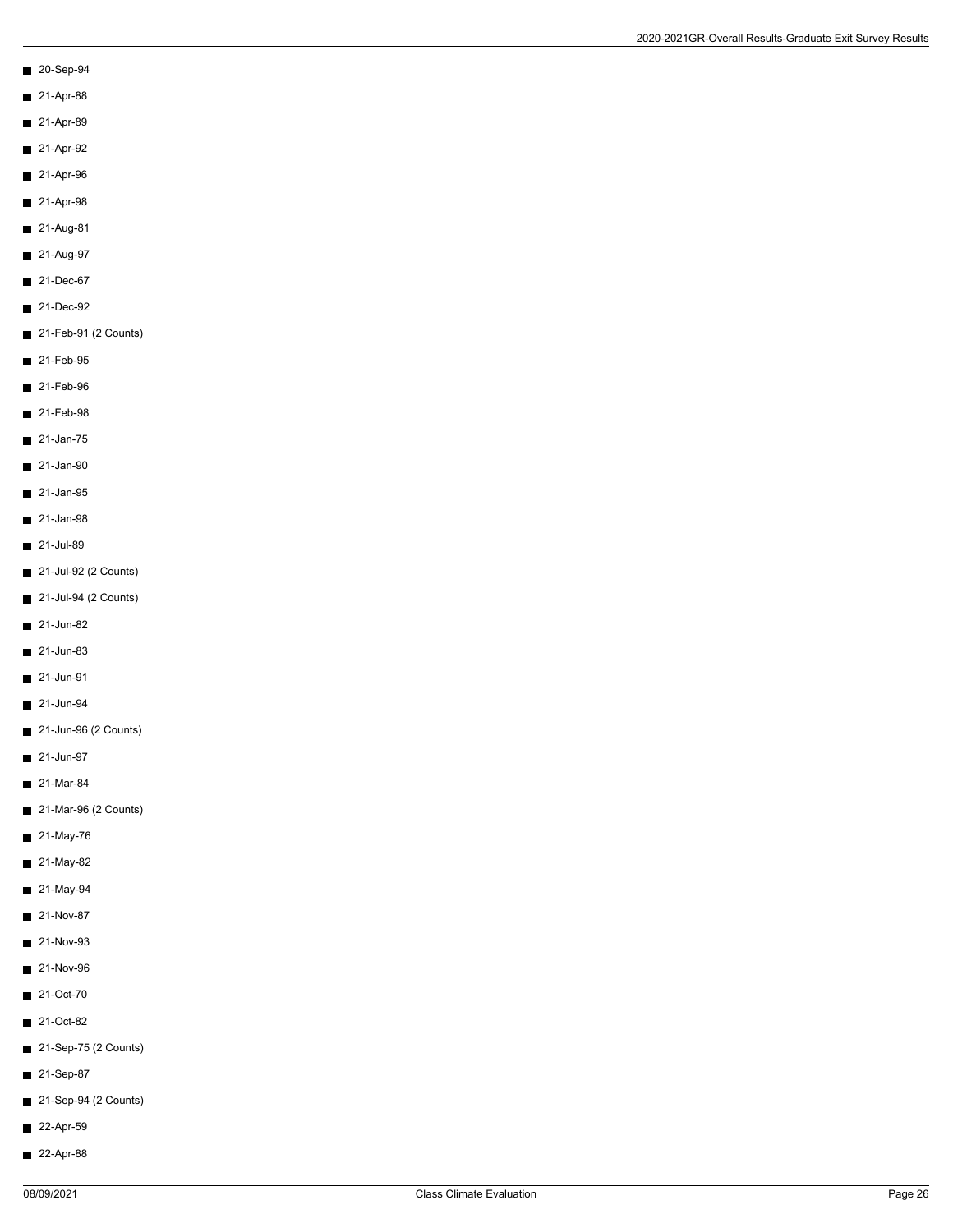- 20-Sep-94
- 21-Apr-88
- 21-Apr-89
- 21-Apr-92
- 21-Apr-96
- 21-Apr-98
- 21-Aug-81
- 21-Aug-97
- 21-Dec-67
- 21-Dec-92
- 21-Feb-91 (2 Counts)
- 21-Feb-95
- 21-Feb-96
- 21-Feb-98
- 21-Jan-75
- 21-Jan-90
- 21-Jan-95
- 21-Jan-98
- 21-Jul-89
- 21-Jul-92 (2 Counts)
- 21-Jul-94 (2 Counts)
- 21-Jun-82
- 21-Jun-83
- 21-Jun-91
- 21-Jun-94
- 21-Jun-96 (2 Counts)
- 21-Jun-97
- 21-Mar-84
- 21-Mar-96 (2 Counts)
- 21-May-76
- 21-May-82
- 21-May-94
- 21-Nov-87
- 21-Nov-93
- 21-Nov-96
- 21-Oct-70
- 21-Oct-82
- 21-Sep-75 (2 Counts)
- 21-Sep-87
- 21-Sep-94 (2 Counts)
- 22-Apr-59
- 22-Apr-88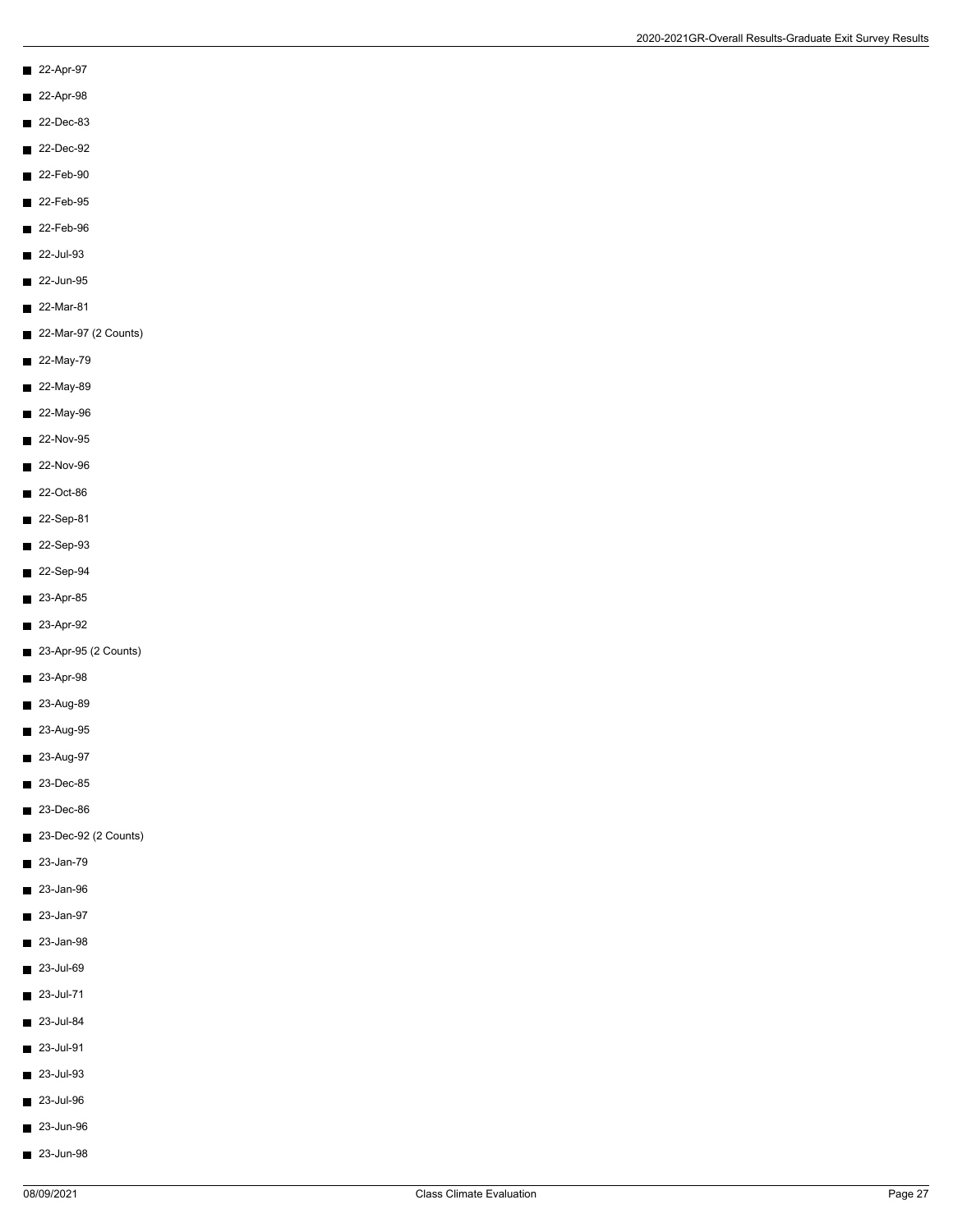- 22-Apr-97
- 22-Apr-98
- 22-Dec-83
- 22-Dec-92
- 22-Feb-90
- 22-Feb-95
- 22-Feb-96
- 22-Jul-93
- 22-Jun-95
- 22-Mar-81
- 22-Mar-97 (2 Counts)
- 22-May-79
- 22-May-89
- 22-May-96
- 22-Nov-95
- 22-Nov-96
- 22-Oct-86
- 22-Sep-81
- 22-Sep-93
- 22-Sep-94
- 23-Apr-85
- 23-Apr-92
- 23-Apr-95 (2 Counts)
- 23-Apr-98
- 23-Aug-89
- 23-Aug-95
- 23-Aug-97
- 23-Dec-85
- 23-Dec-86
- 23-Dec-92 (2 Counts)
- 23-Jan-79
- 23-Jan-96
- 23-Jan-97
- 23-Jan-98
- 23-Jul-69
- 23-Jul-71
- 23-Jul-84
- 23-Jul-91
- 23-Jul-93
- 23-Jul-96
- 23-Jun-96
- 23-Jun-98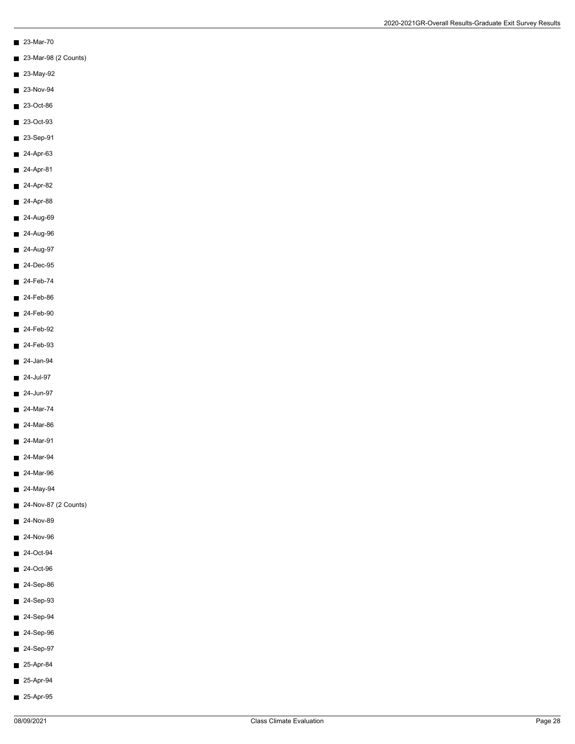- 23-Mar-70
- 23-Mar-98 (2 Counts)
- 23-May-92
- 23-Nov-94
- 23-Oct-86
- 23-Oct-93
- 23-Sep-91
- 24-Apr-63
- 24-Apr-81
- 24-Apr-82
- 24-Apr-88
- 24-Aug-69
- 24-Aug-96
- 24-Aug-97
- 24-Dec-95
- 24-Feb-74
- 24-Feb-86
- 24-Feb-90
- 24-Feb-92
- 24-Feb-93
- 24-Jan-94
- 24-Jul-97
- 24-Jun-97
- 24-Mar-74
- 24-Mar-86
- 24-Mar-91
- 24-Mar-94
- 24-Mar-96
- 24-May-94
- 24-Nov-87 (2 Counts)
- 24-Nov-89
- 24-Nov-96
- 24-Oct-94
- 24-Oct-96
- 24-Sep-86
- 24-Sep-93
- 24-Sep-94
- 24-Sep-96
- 24-Sep-97
- 25-Apr-84
- 25-Apr-94
- 25-Apr-95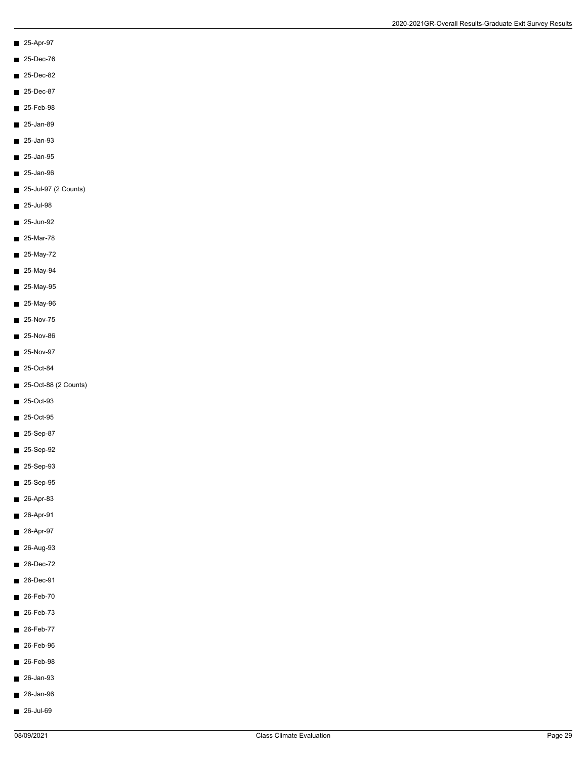- 25-Apr-97
- 25-Dec-76
- 25-Dec-82
- 25-Dec-87
- 25-Feb-98
- 25-Jan-89
- 25-Jan-93
- 25-Jan-95
- 25-Jan-96
- 25-Jul-97 (2 Counts)
- 25-Jul-98
- 25-Jun-92
- 25-Mar-78
- 25-May-72
- 25-May-94
- 25-May-95
- 25-May-96
- 25-Nov-75
- 25-Nov-86
- 25-Nov-97
- 25-Oct-84
- 25-Oct-88 (2 Counts)
- 25-Oct-93
- 25-Oct-95
- 25-Sep-87
- 25-Sep-92
- 25-Sep-93
- 25-Sep-95
- 26-Apr-83
- 26-Apr-91
- 26-Apr-97
- 26-Aug-93
- 26-Dec-72
- 26-Dec-91
- 26-Feb-70
- 26-Feb-73
- 26-Feb-77
- 26-Feb-96
- 26-Feb-98
- 26-Jan-93
- 26-Jan-96
- 26-Jul-69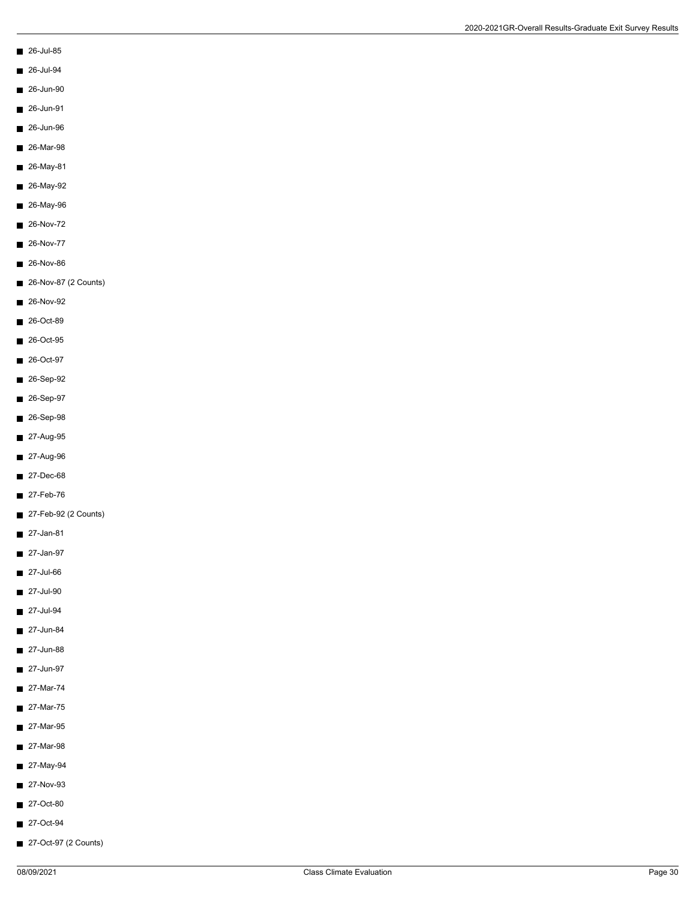- 26-Jul-85
- 26-Jul-94
- 26-Jun-90
- 26-Jun-91
- 26-Jun-96
- 26-Mar-98
- 26-May-81
- 26-May-92
- 26-May-96
- 26-Nov-72
- 26-Nov-77
- 26-Nov-86
- 26-Nov-87 (2 Counts)
- 26-Nov-92
- 26-Oct-89
- 26-Oct-95
- 26-Oct-97
- 26-Sep-92
- 26-Sep-97
- 26-Sep-98
- 27-Aug-95
- 27-Aug-96
- 27-Dec-68
- 27-Feb-76
- 27-Feb-92 (2 Counts)
- 27-Jan-81
- 27-Jan-97
- 27-Jul-66
- 27-Jul-90
- 27-Jul-94
- 27-Jun-84
- 27-Jun-88
- 27-Jun-97
- 27-Mar-74
- 27-Mar-75
- 27-Mar-95
- 27-Mar-98
- 27-May-94
- 27-Nov-93
- 27-Oct-80
- 27-Oct-94
- 27-Oct-97 (2 Counts)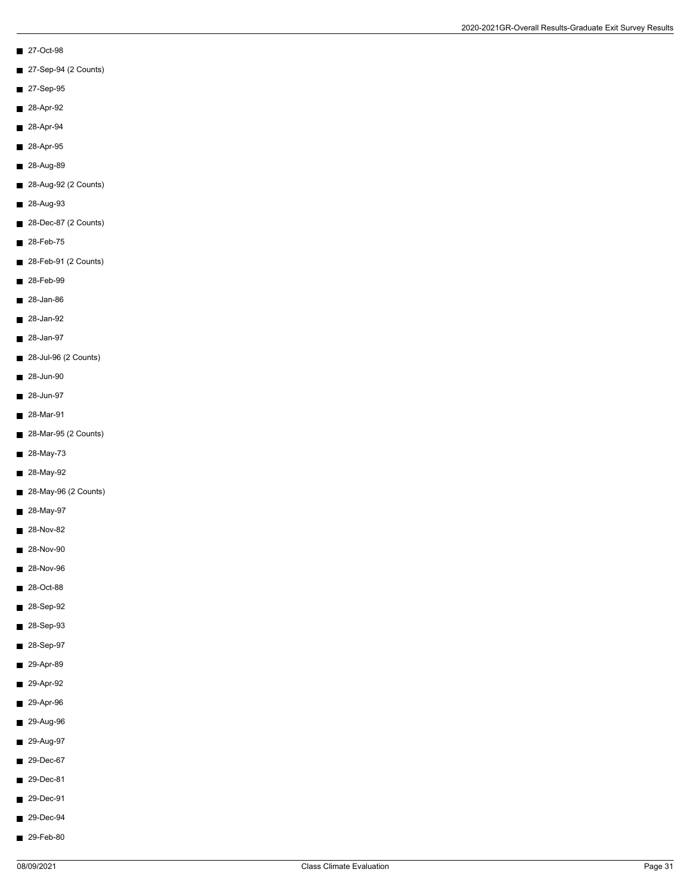- 27-Oct-98
- 27-Sep-94 (2 Counts)
- 27-Sep-95
- 28-Apr-92
- 28-Apr-94
- 28-Apr-95
- 28-Aug-89
- 28-Aug-92 (2 Counts)
- 28-Aug-93
- 28-Dec-87 (2 Counts)
- 28-Feb-75
- 28-Feb-91 (2 Counts)
- 28-Feb-99
- 28-Jan-86
- 28-Jan-92
- 28-Jan-97
- 28-Jul-96 (2 Counts)
- 28-Jun-90
- 28-Jun-97
- 28-Mar-91
- 28-Mar-95 (2 Counts)
- 28-May-73
- 28-May-92
- 28-May-96 (2 Counts)
- 28-May-97
- 28-Nov-82
- 28-Nov-90
- 28-Nov-96
- 28-Oct-88
- 28-Sep-92
- 28-Sep-93
- 28-Sep-97
- 29-Apr-89
- 29-Apr-92
- 29-Apr-96
- 29-Aug-96
- 29-Aug-97
- 29-Dec-67
- 29-Dec-81
- 29-Dec-91
- 29-Dec-94
- 29-Feb-80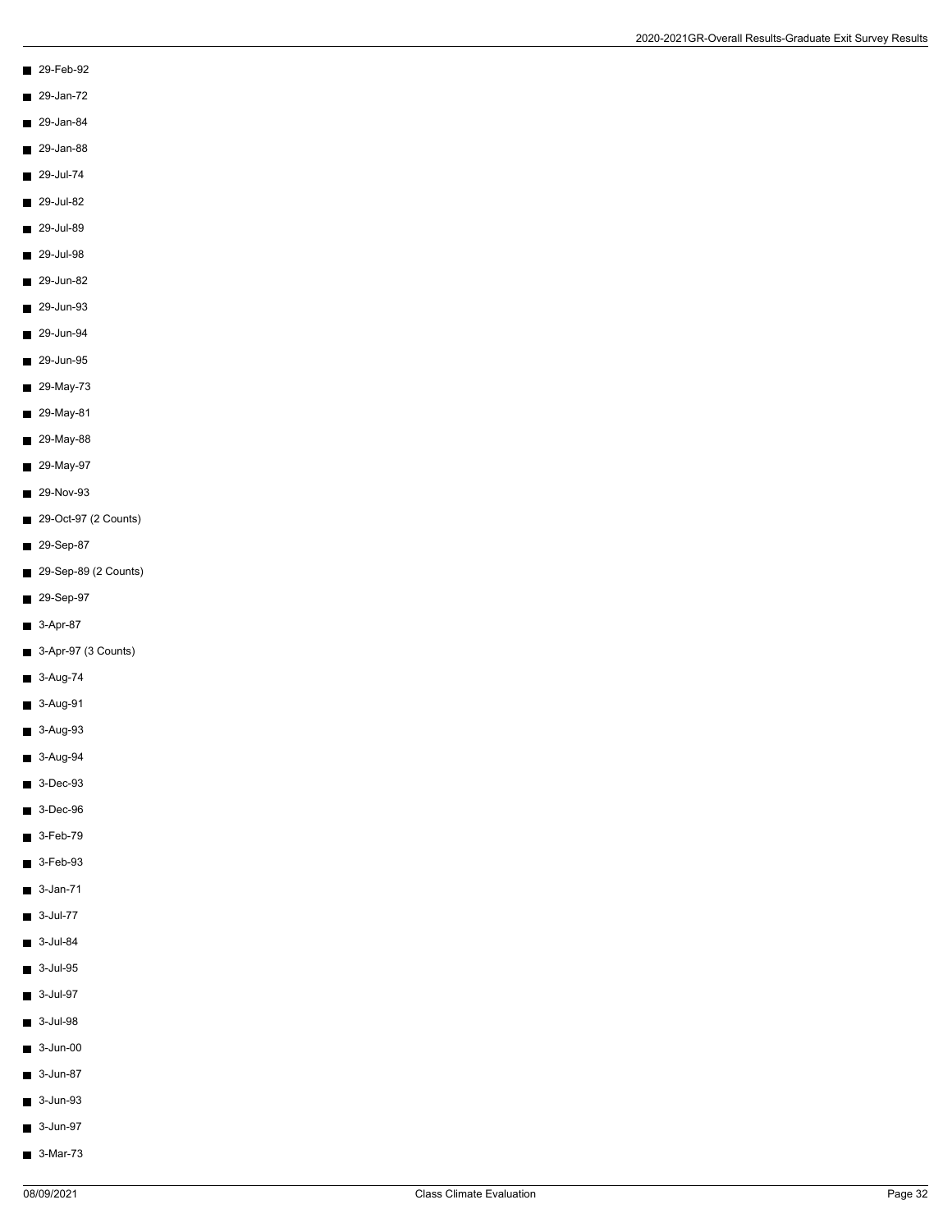- 29-Feb-92
- 29-Jan-72
- 29-Jan-84
- 29-Jan-88
- 29-Jul-74
- 29-Jul-82
- 29-Jul-89
- 29-Jul-98
- 29-Jun-82
- 29-Jun-93
- 29-Jun-94
- 29-Jun-95
- 29-May-73
- 29-May-81
- 29-May-88
- 29-May-97
- 29-Nov-93
- 29-Oct-97 (2 Counts)
- 29-Sep-87
- 29-Sep-89 (2 Counts)
- 29-Sep-97
- 3-Apr-87
- 3-Apr-97 (3 Counts)
- 3-Aug-74
- 3-Aug-91
- 3-Aug-93
- 3-Aug-94
- 3-Dec-93
- 3-Dec-96
- 3-Feb-79
- 3-Feb-93
- 3-Jan-71
- 3-Jul-77
- 3-Jul-84
- 3-Jul-95
- 3-Jul-97
- 3-Jul-98
- 3-Jun-00
- 3-Jun-87
- 3-Jun-93
- 3-Jun-97
- 3-Mar-73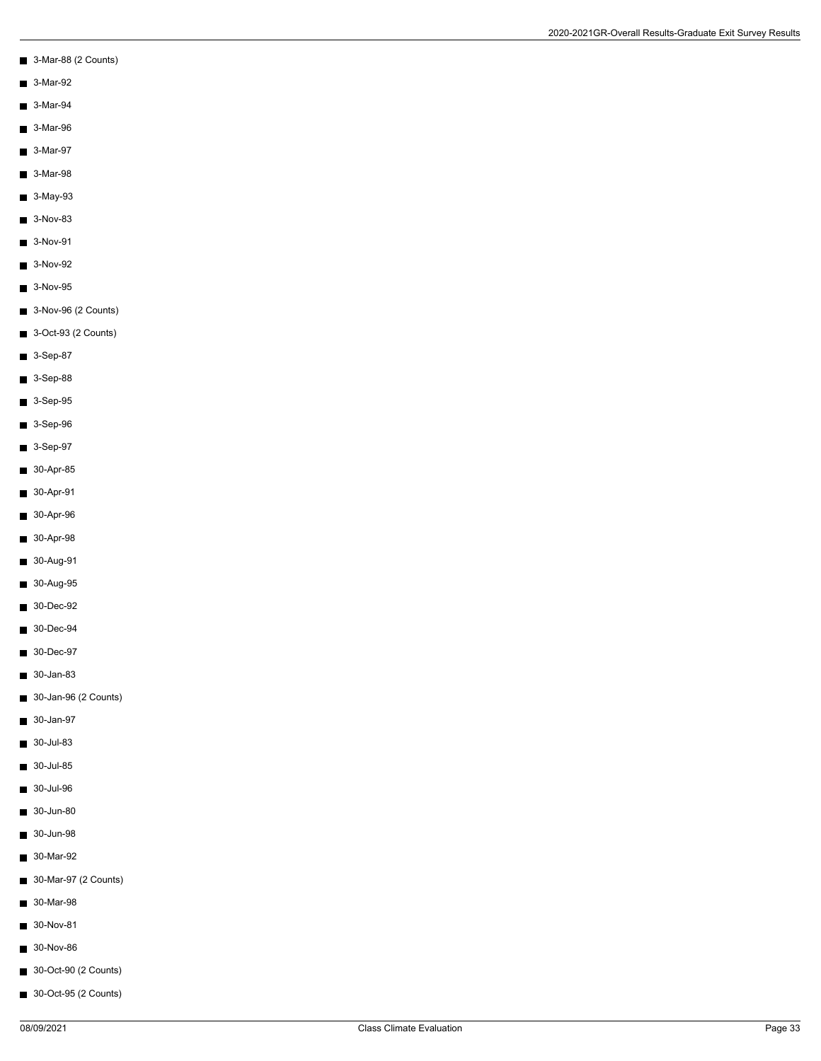- 3-Mar-88 (2 Counts)
- 3-Mar-92
- 3-Mar-94
- 3-Mar-96
- 3-Mar-97
- 3-Mar-98
- 3-May-93
- 3-Nov-83
- 3-Nov-91
- 3-Nov-92
- 3-Nov-95
- 3-Nov-96 (2 Counts)
- 3-Oct-93 (2 Counts)
- 3-Sep-87
- 3-Sep-88
- 3-Sep-95
- 3-Sep-96
- 3-Sep-97
- 30-Apr-85
- 30-Apr-91
- 30-Apr-96
- 30-Apr-98
- 30-Aug-91
- 30-Aug-95
- 30-Dec-92
- 30-Dec-94
- 30-Dec-97
- 30-Jan-83
- 30-Jan-96 (2 Counts)
- 30-Jan-97
- 30-Jul-83
- 30-Jul-85
- 30-Jul-96
- 30-Jun-80
- 30-Jun-98
- 30-Mar-92
- 30-Mar-97 (2 Counts)
- 30-Mar-98
- 30-Nov-81
- 30-Nov-86
- 30-Oct-90 (2 Counts)
- 30-Oct-95 (2 Counts)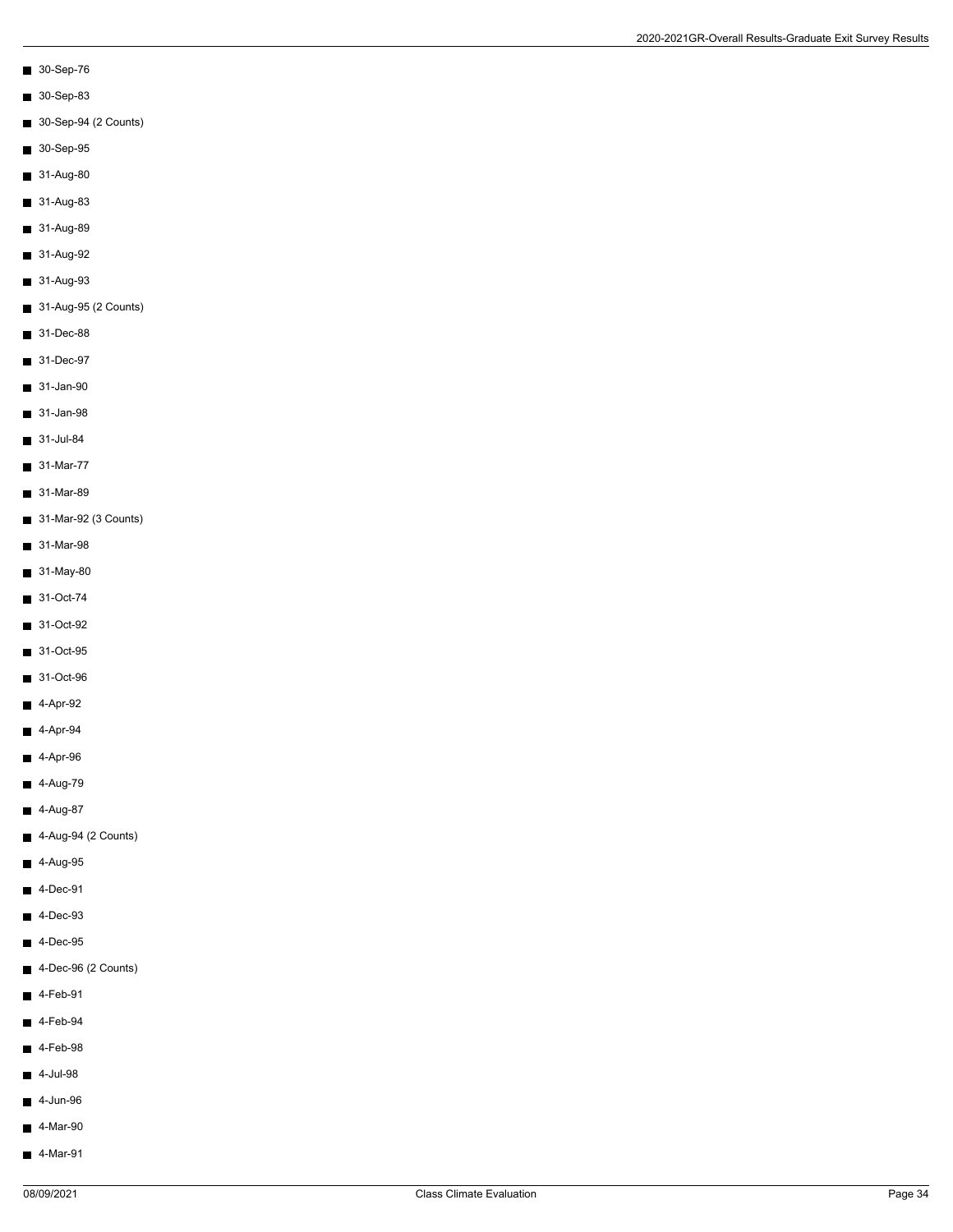- 30-Sep-76
- 30-Sep-83
- 30-Sep-94 (2 Counts)
- 30-Sep-95
- 31-Aug-80
- 31-Aug-83
- 31-Aug-89
- 31-Aug-92
- 31-Aug-93
- 31-Aug-95 (2 Counts)
- 31-Dec-88
- 31-Dec-97
- 31-Jan-90
- 31-Jan-98
- 31-Jul-84
- 31-Mar-77
- 31-Mar-89
- 31-Mar-92 (3 Counts)
- 31-Mar-98
- 31-May-80
- 31-Oct-74
- 31-Oct-92
- 31-Oct-95
- 31-Oct-96
- 4-Apr-92
- 4-Apr-94
- 4-Apr-96
- 4-Aug-79
- 4-Aug-87
- 4-Aug-94 (2 Counts)
- 4-Aug-95
- 4-Dec-91
- 4-Dec-93
- 4-Dec-95
- 4-Dec-96 (2 Counts)
- 4-Feb-91
- 4-Feb-94
- 4-Feb-98
- 4-Jul-98
- 4-Jun-96
- 4-Mar-90
- 4-Mar-91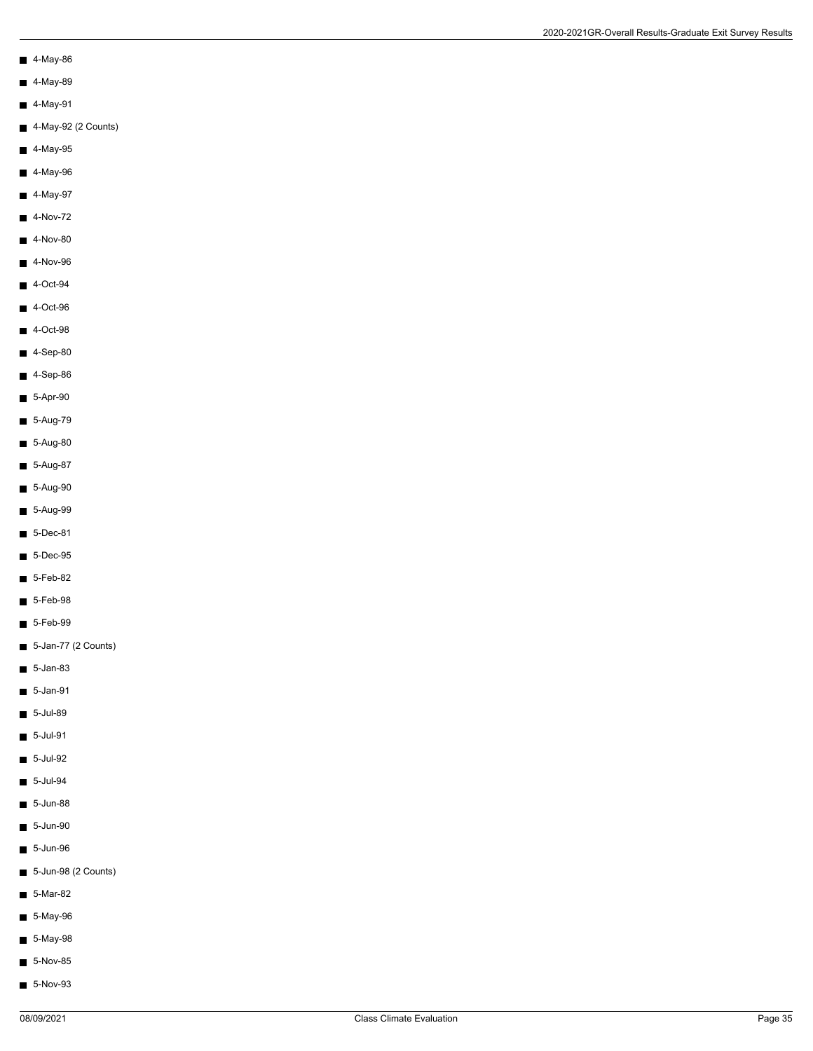- 4-May-86
- 4-May-89
- 4-May-91
- 4-May-92 (2 Counts)
- 4-May-95
- 4-May-96
- 4-May-97
- 4-Nov-72
- 4-Nov-80
- 4-Nov-96
- 4-Oct-94
- 4-Oct-96
- 4-Oct-98
- 4-Sep-80
- 4-Sep-86
- 5-Apr-90
- 5-Aug-79
- 5-Aug-80
- 5-Aug-87
- 5-Aug-90
- 5-Aug-99
- 5-Dec-81
- 5-Dec-95
- 5-Feb-82
- 5-Feb-98
- 5-Feb-99
- 5-Jan-77 (2 Counts)
- 5-Jan-83
- 5-Jan-91
- 5-Jul-89
- 5-Jul-91
- 5-Jul-92
- 5-Jul-94
- 5-Jun-88
- 5-Jun-90
- 5-Jun-96
- 5-Jun-98 (2 Counts)
- 5-Mar-82
- 5-May-96
- 5-May-98
- 5-Nov-85
- 5-Nov-93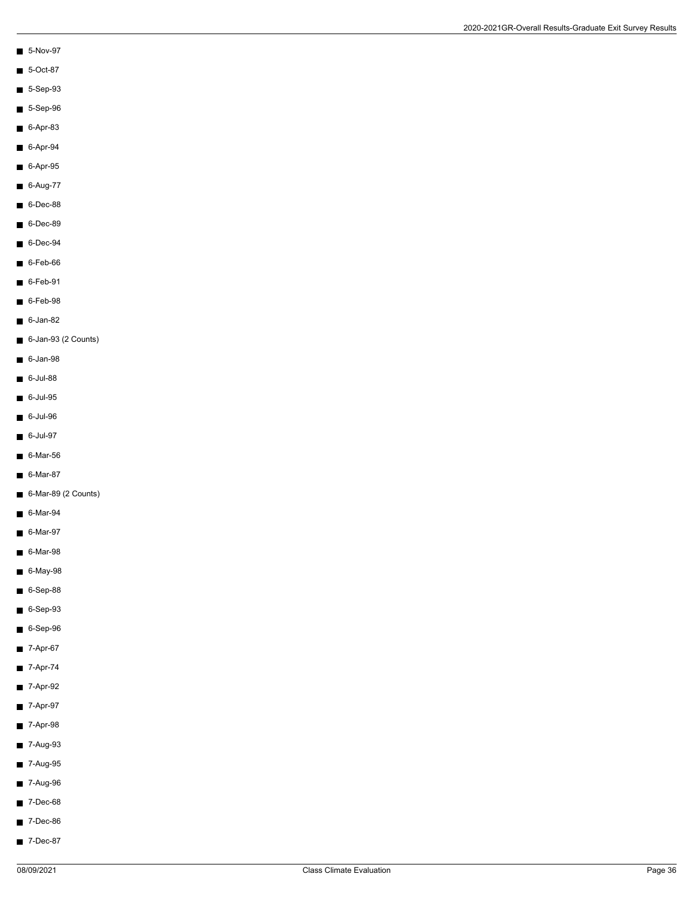- 5-Nov-97
- 5-Oct-87
- 5-Sep-93
- 5-Sep-96
- 6-Apr-83
- 6-Apr-94
- 6-Apr-95
- 6-Aug-77
- 6-Dec-88
- 6-Dec-89
- 6-Dec-94
- 6-Feb-66
- 6-Feb-91
- 6-Feb-98
- 6-Jan-82
- 6-Jan-93 (2 Counts)
- 6-Jan-98
- 6-Jul-88
- 6-Jul-95
- 6-Jul-96
- 6-Jul-97
- 6-Mar-56
- 6-Mar-87
- 6-Mar-89 (2 Counts)
- 6-Mar-94
- 6-Mar-97
- 6-Mar-98
- 6-May-98
- 6-Sep-88
- 6-Sep-93
- 6-Sep-96
- 7-Apr-67
- 7-Apr-74
- 7-Apr-92
- 7-Apr-97
- 7-Apr-98
- 7-Aug-93
- 7-Aug-95
- 7-Aug-96
- 7-Dec-68
- 7-Dec-86
- 7-Dec-87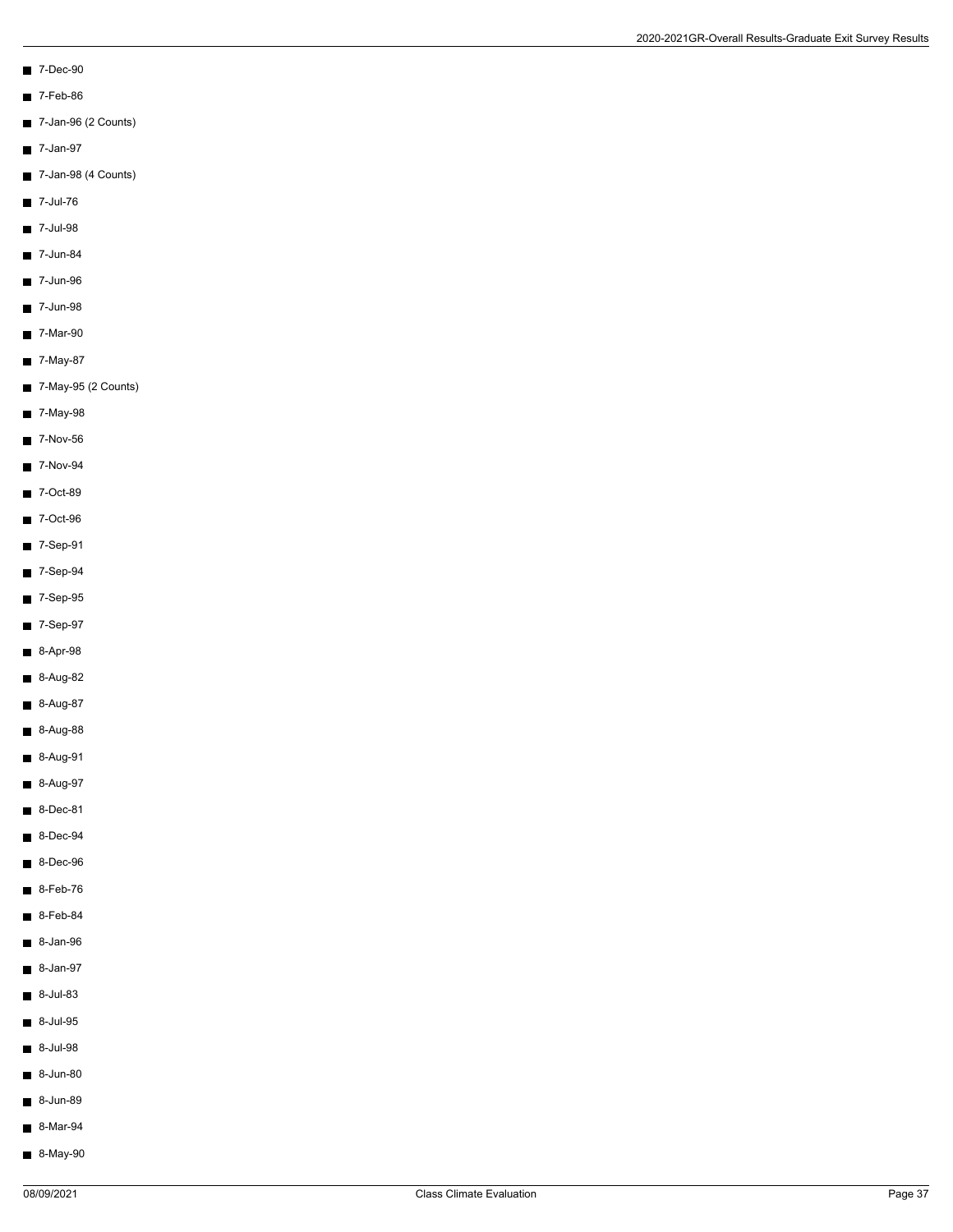- 7-Dec-90
- 7-Feb-86
- 7-Jan-96 (2 Counts)
- 7-Jan-97
- 7-Jan-98 (4 Counts)
- 7-Jul-76
- 7-Jul-98
- 7-Jun-84
- 7-Jun-96
- 7-Jun-98
- 7-Mar-90
- 7-May-87
- 7-May-95 (2 Counts)
- 7-May-98
- 7-Nov-56
- 7-Nov-94
- 7-Oct-89
- 7-Oct-96
- 7-Sep-91
- 7-Sep-94
- 7-Sep-95
- 7-Sep-97
- 8-Apr-98
- 8-Aug-82
- 8-Aug-87
- 8-Aug-88
- 8-Aug-91
- 8-Aug-97
- 8-Dec-81
- 8-Dec-94
- 8-Dec-96
- 8-Feb-76
- 8-Feb-84
- 8-Jan-96
- 8-Jan-97
- 8-Jul-83
- 8-Jul-95
- 8-Jul-98
- 8-Jun-80
- 8-Jun-89
- 8-Mar-94
- 8-May-90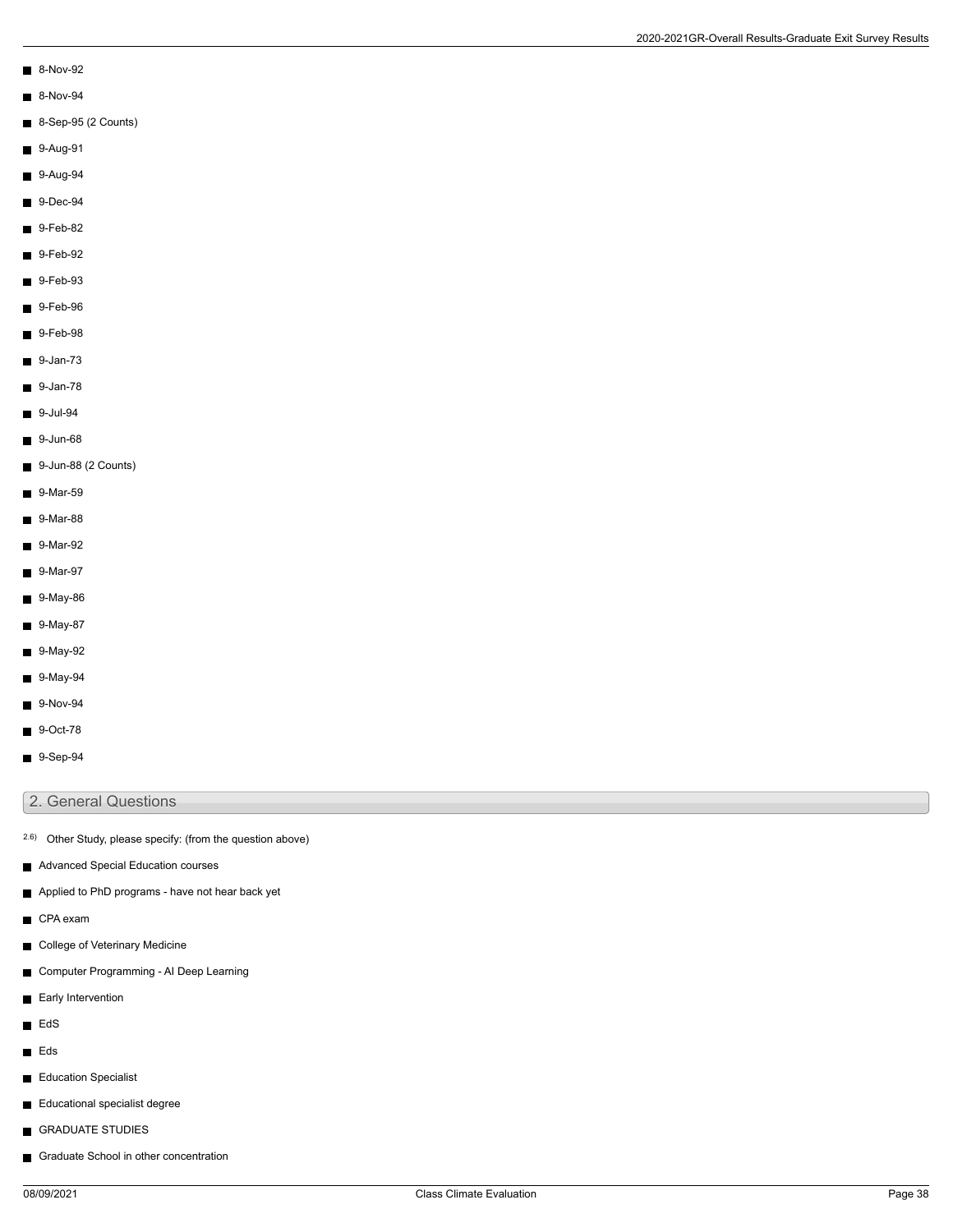- 8-Nov-92
- 8-Nov-94
- 8-Sep-95 (2 Counts)
- 9-Aug-91
- 9-Aug-94
- 9-Dec-94
- 9-Feb-82
- 9-Feb-92
- 9-Feb-93
- 9-Feb-96
- 9-Feb-98
- 9-Jan-73
- 9-Jan-78
- 9-Jul-94
- 9-Jun-68
- 9-Jun-88 (2 Counts)
- 9-Mar-59
- 9-Mar-88
- 9-Mar-92
- 9-Mar-97
- 9-May-86
- 9-May-87
- 9-May-92
- 9-May-94
- 9-Nov-94
- 9-Oct-78
- 9-Sep-94

## 2. General Questions

2.6) Other Study, please specify: (from the question above)

- Advanced Special Education courses
- Applied to PhD programs - have not hear back yet
- CPA exam
- College of Veterinary Medicine
- Computer Programming - AI Deep Learning
- Early Intervention
- EdS
- Eds
- Education Specialist
- Educational specialist degree
- GRADUATE STUDIES
- Graduate School in other concentration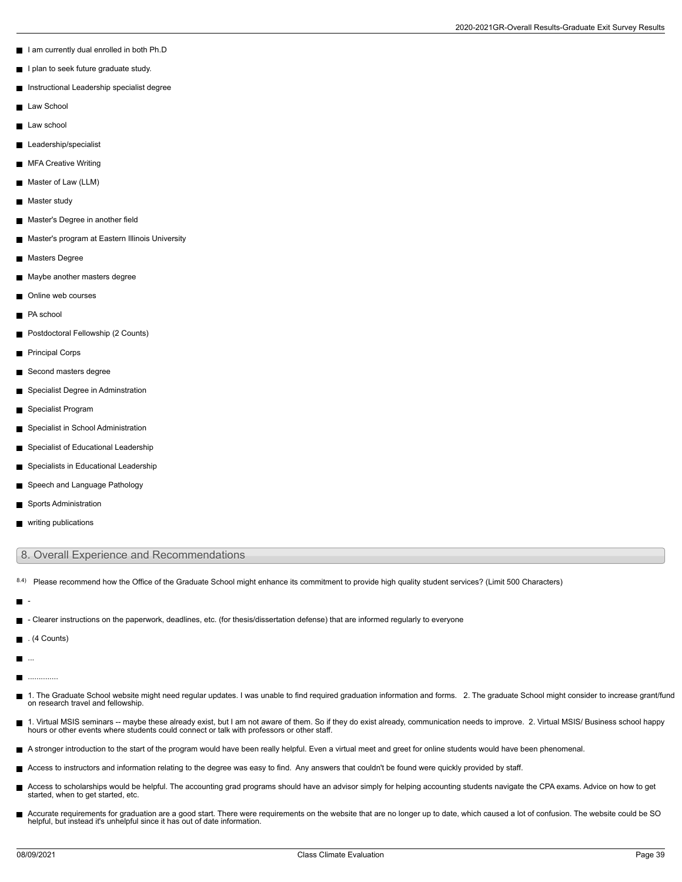- I am currently dual enrolled in both Ph.D
- I plan to seek future graduate study.
- Instructional Leadership specialist degree
- Law School
- Law school
- Leadership/specialist
- MFA Creative Writing
- Master of Law (LLM)
- Master study
- Master's Degree in another field
- Master's program at Eastern Illinois University
- Masters Degree
- Maybe another masters degree
- Online web courses
- PA school
- Postdoctoral Fellowship (2 Counts)
- Principal Corps
- Second masters degree
- Specialist Degree in Adminstration
- Specialist Program
- Specialist in School Administration
- Specialist of Educational Leadership
- Specialists in Educational Leadership
- Speech and Language Pathology
- Sports Administration
- writing publications

## 8. Overall Experience and Recommendations

8.4) Please recommend how the Office of the Graduate School might enhance its commitment to provide high quality student services? (Limit 500 Characters)

- -
- - Clearer instructions on the paperwork, deadlines, etc. (for thesis/dissertation defense) that are informed regularly to everyone
- . (4 Counts)
- ...
- .............
- 1. The Graduate School website might need regular updates. I was unable to find required graduation information and forms. 2. The graduate School might consider to increase grant/fund on research travel and fellowship.
- 1. Virtual MSIS seminars -- maybe these already exist, but I am not aware of them. So if they do exist already, communication needs to improve. 2. Virtual MSIS/ Business school happy hours or other events where students could connect or talk with professors or other staff.
- A stronger introduction to the start of the program would have been really helpful. Even a virtual meet and greet for online students would have been phenomenal.
- Access to instructors and information relating to the degree was easy to find. Any answers that couldn't be found were quickly provided by staff.
- Access to scholarships would be helpful. The accounting grad programs should have an advisor simply for helping accounting students navigate the CPA exams. Advice on how to get started, when to get started, etc.
- Accurate requirements for graduation are a good start. There were requirements on the website that are no longer up to date, which caused a lot of confusion. The website could be SO helpful, but instead it's unhelpful since it has out of date information.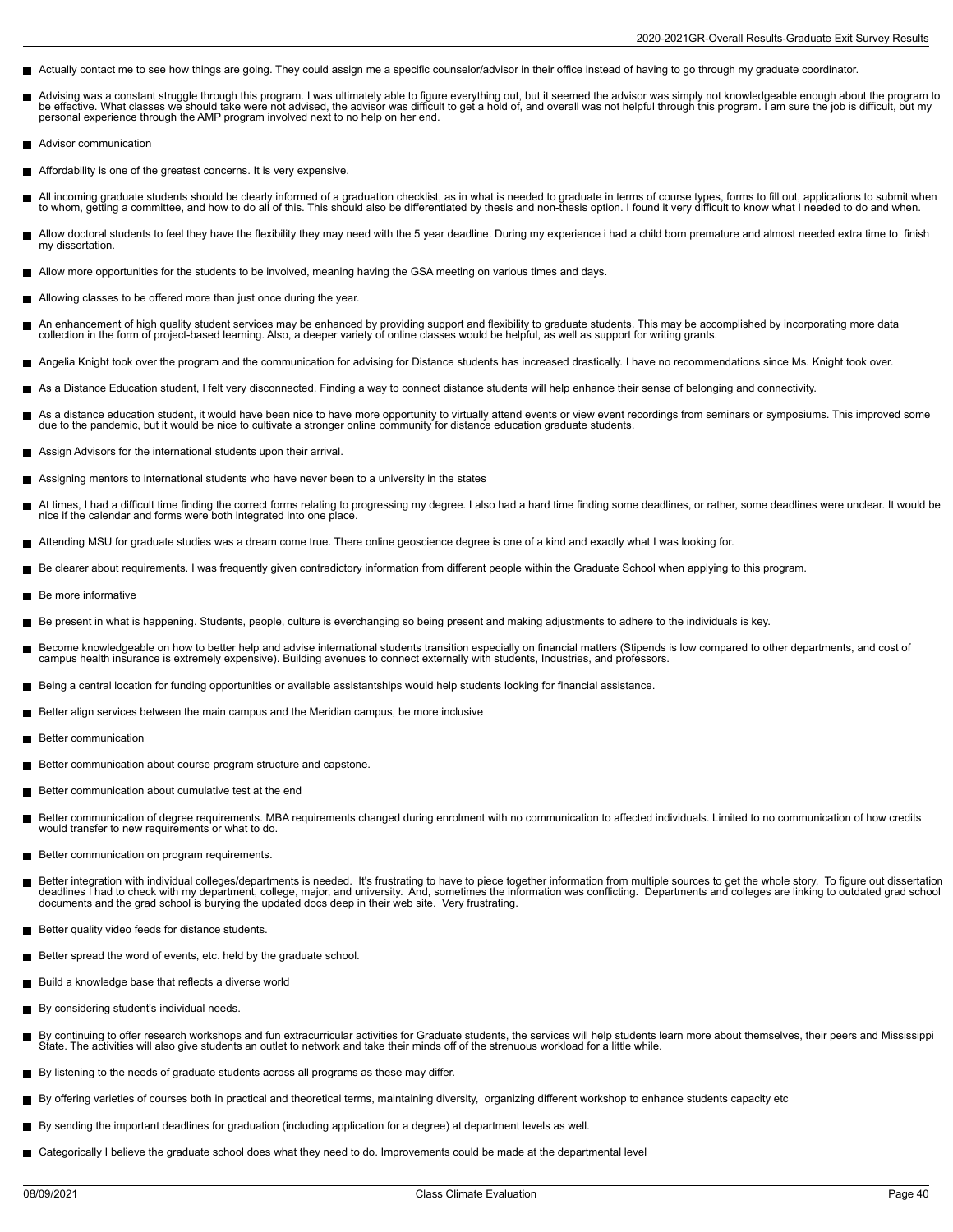- Actually contact me to see how things are going. They could assign me a specific counselor/advisor in their office instead of having to go through my graduate coordinator.
- Advising was a constant struggle through this program. I was ultimately able to figure everything out, but it seemed the advisor was simply not knowledgeable enough about the program to be effective. What classes we should take were not advised, the advisor was difficult to get a hold of, and overall was not helpful through this program. I am sure the job is difficult, but my personal experience through the AMP program involved next to no help on her end.
- Advisor communication
- Affordability is one of the greatest concerns. It is very expensive.
- All incoming graduate students should be clearly informed of a graduation checklist, as in what is needed to graduate in terms of course types, forms to fill out, applications to submit when to whom, getting a committee, and how to do all of this. This should also be differentiated by thesis and non-thesis option. I found it very difficult to know what I needed to do and when.
- Allow doctoral students to feel they have the flexibility they may need with the 5 year deadline. During my experience i had a child born premature and almost needed extra time to finish my dissertation.
- Allow more opportunities for the students to be involved, meaning having the GSA meeting on various times and days.
- Allowing classes to be offered more than just once during the year.
- An enhancement of high quality student services may be enhanced by providing support and flexibility to graduate students. This may be accomplished by incorporating more data collection in the form of project-based learning. Also, a deeper variety of online classes would be helpful, as well as support for writing grants.
- Angelia Knight took over the program and the communication for advising for Distance students has increased drastically. I have no recommendations since Ms. Knight took over.
- As a Distance Education student, I felt very disconnected. Finding a way to connect distance students will help enhance their sense of belonging and connectivity.
- As a distance education student, it would have been nice to have more opportunity to virtually attend events or view event recordings from seminars or symposiums. This improved some due to the pandemic, but it would be nice to cultivate a stronger online community for distance education graduate students.
- Assign Advisors for the international students upon their arrival.
- Assigning mentors to international students who have never been to a university in the states
- At times, I had a difficult time finding the correct forms relating to progressing my degree. I also had a hard time finding some deadlines, or rather, some deadlines were unclear. It would be nice if the calendar and forms were both integrated into one place.
- Attending MSU for graduate studies was a dream come true. There online geoscience degree is one of a kind and exactly what I was looking for.
- Be clearer about requirements. I was frequently given contradictory information from different people within the Graduate School when applying to this program.
- Be more informative
- Be present in what is happening. Students, people, culture is everchanging so being present and making adjustments to adhere to the individuals is key.
- Become knowledgeable on how to better help and advise international students transition especially on financial matters (Stipends is low compared to other departments, and cost of campus health insurance is extremely expensive). Building avenues to connect externally with students, Industries, and professors.
- Being a central location for funding opportunities or available assistantships would help students looking for financial assistance.
- Better align services between the main campus and the Meridian campus, be more inclusive
- Better communication
- Better communication about course program structure and capstone.
- Better communication about cumulative test at the end
- Better communication of degree requirements. MBA requirements changed during enrolment with no communication to affected individuals. Limited to no communication of how credits would transfer to new requirements or what to do.
- Better communication on program requirements.
- Better integration with individual colleges/departments is needed. It's frustrating to have to piece together information from multiple sources to get the whole story. To figure out dissertation deadlines I had to check with my department, college, major, and university. And, sometimes the information was conflicting. Departments and colleges are linking to outdated grad school documents and the grad school is burying the updated docs deep in their web site. Very frustrating.
- Better quality video feeds for distance students.
- Better spread the word of events, etc. held by the graduate school.
- Build a knowledge base that reflects a diverse world
- By considering student's individual needs.
- By continuing to offer research workshops and fun extracurricular activities for Graduate students, the services will help students learn more about themselves, their peers and Mississippi State. The activities will also give students an outlet to network and take their minds off of the strenuous workload for a little while.
- By listening to the needs of graduate students across all programs as these may differ.
- By offering varieties of courses both in practical and theoretical terms, maintaining diversity, organizing different workshop to enhance students capacity etc
- By sending the important deadlines for graduation (including application for a degree) at department levels as well.
- Categorically I believe the graduate school does what they need to do. Improvements could be made at the departmental level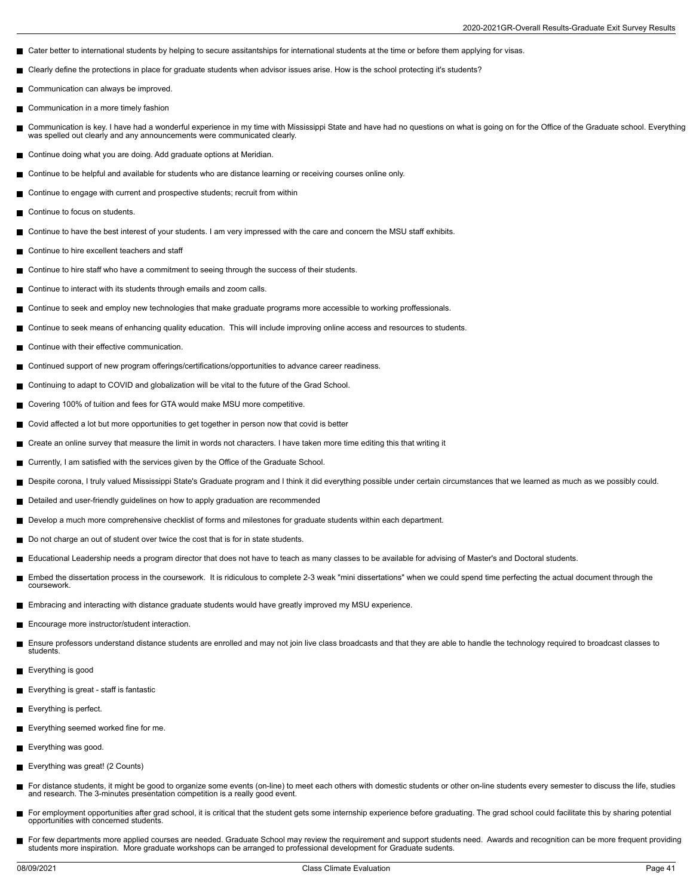- Cater better to international students by helping to secure assitantships for international students at the time or before them applying for visas.
- Clearly define the protections in place for graduate students when advisor issues arise. How is the school protecting it's students?
- Communication can always be improved.
- Communication in a more timely fashion
- Communication is key. I have had a wonderful experience in my time with Mississippi State and have had no questions on what is going on for the Office of the Graduate school. Everything was spelled out clearly and any announcements were communicated clearly.
- Continue doing what you are doing. Add graduate options at Meridian.
- Continue to be helpful and available for students who are distance learning or receiving courses online only.
- Continue to engage with current and prospective students; recruit from within
- Continue to focus on students.
- Continue to have the best interest of your students. I am very impressed with the care and concern the MSU staff exhibits.
- Continue to hire excellent teachers and staff
- Continue to hire staff who have a commitment to seeing through the success of their students.
- Continue to interact with its students through emails and zoom calls.
- Continue to seek and employ new technologies that make graduate programs more accessible to working proffessionals.
- Continue to seek means of enhancing quality education. This will include improving online access and resources to students.
- Continue with their effective communication.
- Continued support of new program offerings/certifications/opportunities to advance career readiness.
- Continuing to adapt to COVID and globalization will be vital to the future of the Grad School.
- Covering 100% of tuition and fees for GTA would make MSU more competitive.
- Covid affected a lot but more opportunities to get together in person now that covid is better
- Create an online survey that measure the limit in words not characters. I have taken more time editing this that writing it
- Currently, I am satisfied with the services given by the Office of the Graduate School.
- Despite corona, I truly valued Mississippi State's Graduate program and I think it did everything possible under certain circumstances that we learned as much as we possibly could.
- Detailed and user-friendly guidelines on how to apply graduation are recommended
- Develop a much more comprehensive checklist of forms and milestones for graduate students within each department.
- Do not charge an out of student over twice the cost that is for in state students.
- Educational Leadership needs a program director that does not have to teach as many classes to be available for advising of Master's and Doctoral students.
- Embed the dissertation process in the coursework. It is ridiculous to complete 2-3 weak "mini dissertations" when we could spend time perfecting the actual document through the coursework.
- Embracing and interacting with distance graduate students would have greatly improved my MSU experience.
- Encourage more instructor/student interaction.
- Ensure professors understand distance students are enrolled and may not join live class broadcasts and that they are able to handle the technology required to broadcast classes to students.
- Everything is good
- Everything is great - staff is fantastic
- Everything is perfect.
- Everything seemed worked fine for me.
- Everything was good.
- Everything was great! (2 Counts)
- For distance students, it might be good to organize some events (on-line) to meet each others with domestic students or other on-line students every semester to discuss the life, studies and research. The 3-minutes presentation competition is a really good event.
- For employment opportunities after grad school, it is critical that the student gets some internship experience before graduating. The grad school could facilitate this by sharing potential opportunities with concerned students.
- For few departments more applied courses are needed. Graduate School may review the requirement and support students need. Awards and recognition can be more frequent providing students more inspiration. More graduate workshops can be arranged to professional development for Graduate sudents.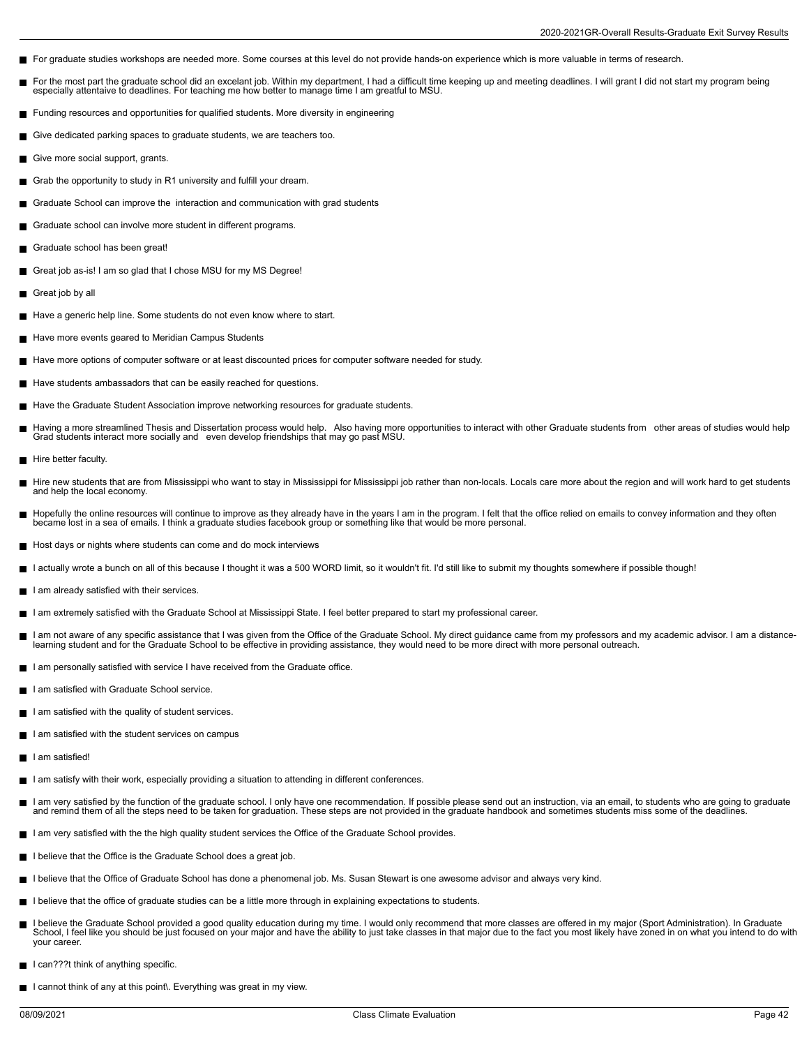- For graduate studies workshops are needed more. Some courses at this level do not provide hands-on experience which is more valuable in terms of research.
- For the most part the graduate school did an excelant job. Within my department, I had a difficult time keeping up and meeting deadlines. I will grant I did not start my program being especially attentaive to deadlines. For teaching me how better to manage time I am greatful to MSU.
- Funding resources and opportunities for qualified students. More diversity in engineering
- Give dedicated parking spaces to graduate students, we are teachers too.
- Give more social support, grants.
- Grab the opportunity to study in R1 university and fulfill your dream.
- Graduate School can improve the  interaction and communication with grad students
- Graduate school can involve more student in different programs.
- Graduate school has been great!
- Great job as-is! I am so glad that I chose MSU for my MS Degree!
- Great job by all
- Have a generic help line. Some students do not even know where to start.
- Have more events geared to Meridian Campus Students
- Have more options of computer software or at least discounted prices for computer software needed for study.
- Have students ambassadors that can be easily reached for questions.
- Have the Graduate Student Association improve networking resources for graduate students.
- Having a more streamlined Thesis and Dissertation process would help.   Also having more opportunities to interact with other Graduate students from   other areas of studies would help Grad students interact more socially and   even develop friendships that may go past MSU.
- Hire better faculty.
- Hire new students that are from Mississippi who want to stay in Mississippi for Mississippi job rather than non-locals. Locals care more about the region and will work hard to get students and help the local economy.
- Hopefully the online resources will continue to improve as they already have in the years I am in the program. I felt that the office relied on emails to convey information and they often became lost in a sea of emails. I think a graduate studies facebook group or something like that would be more personal.
- Host days or nights where students can come and do mock interviews
- I actually wrote a bunch on all of this because I thought it was a 500 WORD limit, so it wouldn't fit. I'd still like to submit my thoughts somewhere if possible though!
- I am already satisfied with their services.
- I am extremely satisfied with the Graduate School at Mississippi State. I feel better prepared to start my professional career.
- I am not aware of any specific assistance that I was given from the Office of the Graduate School. My direct guidance came from my professors and my academic advisor. I am a distance-learning student and for the Graduate School to be effective in providing assistance, they would need to be more direct with more personal outreach.
- I am personally satisfied with service I have received from the Graduate office.
- I am satisfied with Graduate School service.
- I am satisfied with the quality of student services.
- I am satisfied with the student services on campus
- I am satisfied!
- I am satisfy with their work, especially providing a situation to attending in different conferences.
- I am very satisfied by the function of the graduate school. I only have one recommendation. If possible please send out an instruction, via an email, to students who are going to graduate and remind them of all the steps need to be taken for graduation. These steps are not provided in the graduate handbook and sometimes students miss some of the deadlines.
- I am very satisfied with the the high quality student services the Office of the Graduate School provides.
- I believe that the Office is the Graduate School does a great job.
- I believe that the Office of Graduate School has done a phenomenal job. Ms. Susan Stewart is one awesome advisor and always very kind.
- I believe that the office of graduate studies can be a little more through in explaining expectations to students.
- I believe the Graduate School provided a good quality education during my time. I would only recommend that more classes are offered in my major (Sport Administration). In Graduate School, I feel like you should be just focused on your major and have the ability to just take classes in that major due to the fact you most likely have zoned in on what you intend to do with your career.
- I can???t think of anything specific.
- I cannot think of any at this point\. Everything was great in my view.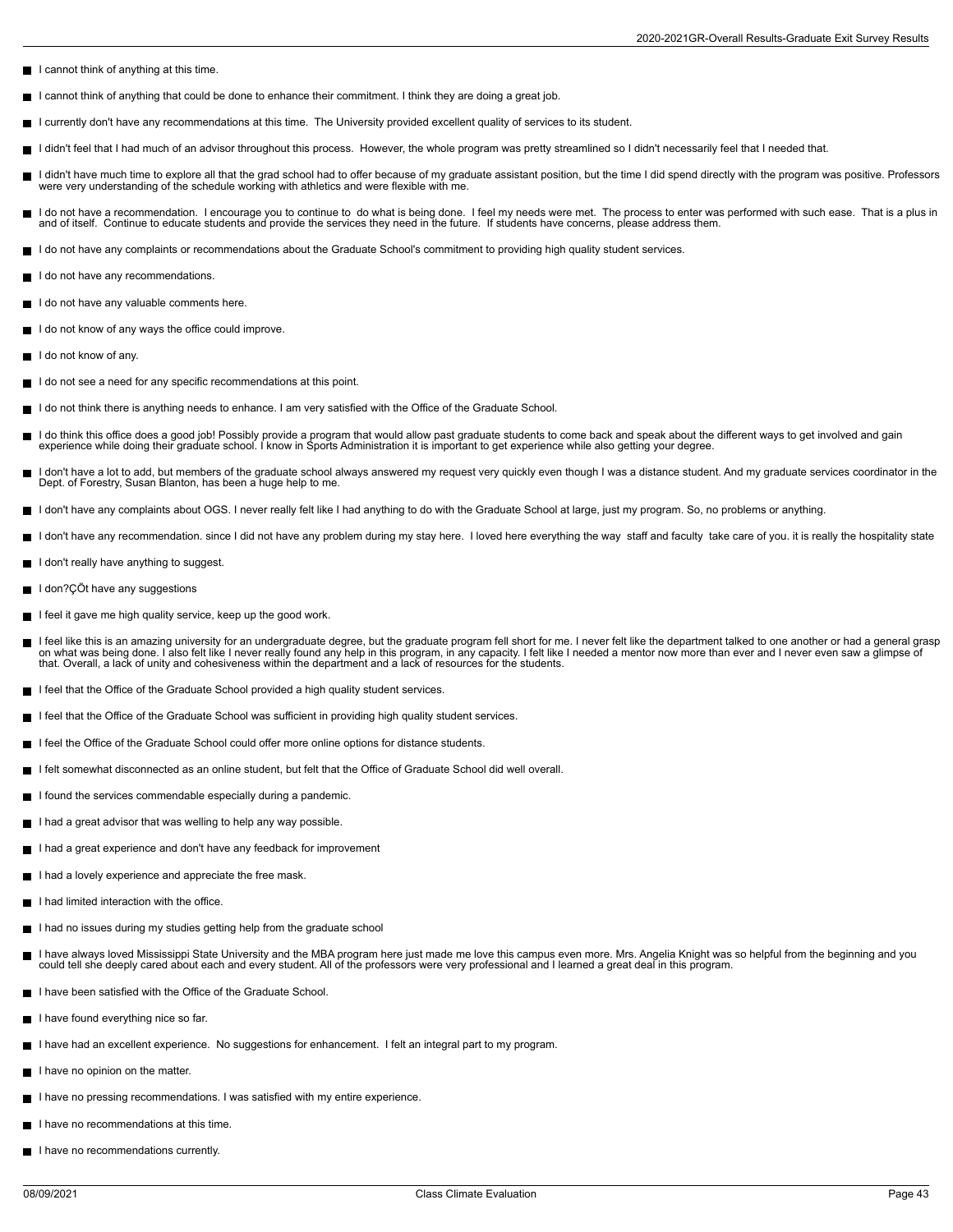- I cannot think of anything at this time.
- I cannot think of anything that could be done to enhance their commitment. I think they are doing a great job.
- I currently don't have any recommendations at this time. The University provided excellent quality of services to its student.
- I didn't feel that I had much of an advisor throughout this process. However, the whole program was pretty streamlined so I didn't necessarily feel that I needed that.
- I didn't have much time to explore all that the grad school had to offer because of my graduate assistant position, but the time I did spend directly with the program was positive. Professors were very understanding of the schedule working with athletics and were flexible with me.
- I do not have a recommendation. I encourage you to continue to do what is being done. I feel my needs were met. The process to enter was performed with such ease. That is a plus in and of itself. Continue to educate students and provide the services they need in the future. If students have concerns, please address them.
- I do not have any complaints or recommendations about the Graduate School's commitment to providing high quality student services.
- I do not have any recommendations.
- I do not have any valuable comments here.
- I do not know of any ways the office could improve.
- I do not know of any.
- I do not see a need for any specific recommendations at this point.
- I do not think there is anything needs to enhance. I am very satisfied with the Office of the Graduate School.
- I do think this office does a good job! Possibly provide a program that would allow past graduate students to come back and speak about the different ways to get involved and gain experience while doing their graduate school. I know in Sports Administration it is important to get experience while also getting your degree.
- I don't have a lot to add, but members of the graduate school always answered my request very quickly even though I was a distance student. And my graduate services coordinator in the Dept. of Forestry, Susan Blanton, has been a huge help to me.
- I don't have any complaints about OGS. I never really felt like I had anything to do with the Graduate School at large, just my program. So, no problems or anything.
- I don't have any recommendation. since I did not have any problem during my stay here. I loved here everything the way staff and faculty take care of you. it is really the hospitality state
- I don't really have anything to suggest.
- I don?ÇÖt have any suggestions
- I feel it gave me high quality service, keep up the good work.
- I feel like this is an amazing university for an undergraduate degree, but the graduate program fell short for me. I never felt like the department talked to one another or had a general grasp on what was being done. I also felt like I never really found any help in this program, in any capacity. I felt like I needed a mentor now more than ever and I never even saw a glimpse of that. Overall, a lack of unity and cohesiveness within the department and a lack of resources for the students.
- I feel that the Office of the Graduate School provided a high quality student services.
- I feel that the Office of the Graduate School was sufficient in providing high quality student services.
- I feel the Office of the Graduate School could offer more online options for distance students.
- I felt somewhat disconnected as an online student, but felt that the Office of Graduate School did well overall.
- I found the services commendable especially during a pandemic.
- I had a great advisor that was welling to help any way possible.
- I had a great experience and don't have any feedback for improvement
- I had a lovely experience and appreciate the free mask.
- I had limited interaction with the office.
- I had no issues during my studies getting help from the graduate school
- I have always loved Mississippi State University and the MBA program here just made me love this campus even more. Mrs. Angelia Knight was so helpful from the beginning and you could tell she deeply cared about each and every student. All of the professors were very professional and I learned a great deal in this program.
- I have been satisfied with the Office of the Graduate School.
- I have found everything nice so far.
- I have had an excellent experience. No suggestions for enhancement. I felt an integral part to my program.
- I have no opinion on the matter.
- I have no pressing recommendations. I was satisfied with my entire experience.
- I have no recommendations at this time.
- I have no recommendations currently.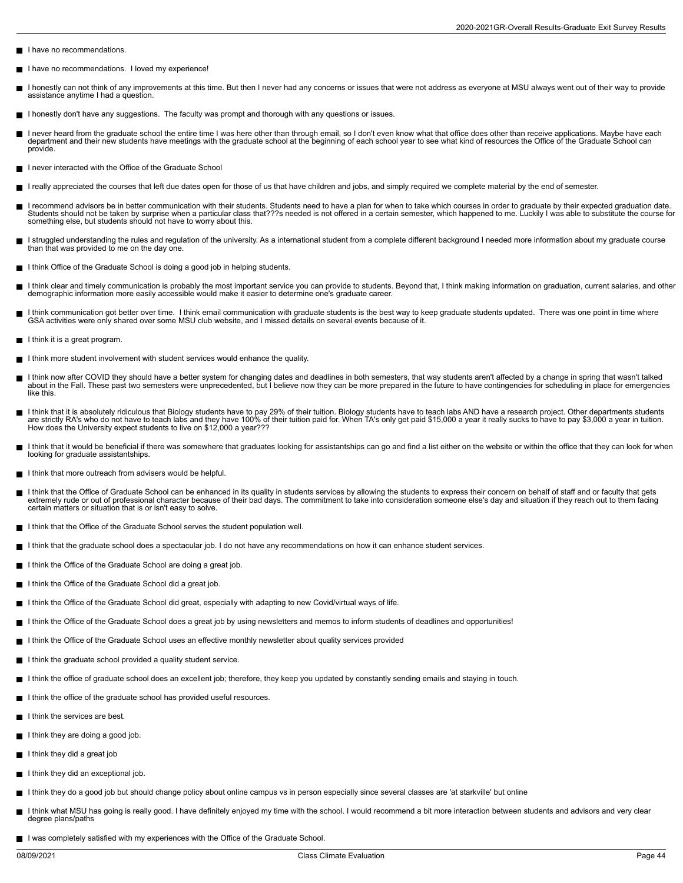- I have no recommendations.
- I have no recommendations.  I loved my experience!
- I honestly can not think of any improvements at this time. But then I never had any concerns or issues that were not address as everyone at MSU always went out of their way to provide assistance anytime I had a question.
- I honestly don't have any suggestions.  The faculty was prompt and thorough with any questions or issues.
- I never heard from the graduate school the entire time I was here other than through email, so I don't even know what that office does other than receive applications. Maybe have each department and their new students have meetings with the graduate school at the beginning of each school year to see what kind of resources the Office of the Graduate School can provide.
- I never interacted with the Office of the Graduate School
- I really appreciated the courses that left due dates open for those of us that have children and jobs, and simply required we complete material by the end of semester.
- I recommend advisors be in better communication with their students. Students need to have a plan for when to take which courses in order to graduate by their expected graduation date. Students should not be taken by surprise when a particular class that???s needed is not offered in a certain semester, which happened to me. Luckily I was able to substitute the course for something else, but students should not have to worry about this.
- I struggled understanding the rules and regulation of the university. As a international student from a complete different background I needed more information about my graduate course than that was provided to me on the day one.
- I think Office of the Graduate School is doing a good job in helping students.
- I think clear and timely communication is probably the most important service you can provide to students. Beyond that, I think making information on graduation, current salaries, and other demographic information more easily accessible would make it easier to determine one's graduate career.
- I think communication got better over time.  I think email communication with graduate students is the best way to keep graduate students updated.  There was one point in time where GSA activities were only shared over some MSU club website, and I missed details on several events because of it.
- I think it is a great program.
- I think more student involvement with student services would enhance the quality.
- I think now after COVID they should have a better system for changing dates and deadlines in both semesters, that way students aren't affected by a change in spring that wasn't talked about in the Fall. These past two semesters were unprecedented, but I believe now they can be more prepared in the future to have contingencies for scheduling in place for emergencies like this.
- I think that it is absolutely ridiculous that Biology students have to pay 29% of their tuition. Biology students have to teach labs AND have a research project. Other departments students are strictly RA's who do not have to teach labs and they have 100% of their tuition paid for. When TA's only get paid $15,000 a year it really sucks to have to pay $3,000 a year in tuition. How does the University expect students to live on $12,000 a year???
- I think that it would be beneficial if there was somewhere that graduates looking for assistantships can go and find a list either on the website or within the office that they can look for when looking for graduate assistantships.
- I think that more outreach from advisers would be helpful.
- I think that the Office of Graduate School can be enhanced in its quality in students services by allowing the students to express their concern on behalf of staff and or faculty that gets extremely rude or out of professional character because of their bad days. The commitment to take into consideration someone else's day and situation if they reach out to them facing certain matters or situation that is or isn't easy to solve.
- I think that the Office of the Graduate School serves the student population well.
- I think that the graduate school does a spectacular job. I do not have any recommendations on how it can enhance student services.
- I think the Office of the Graduate School are doing a great job.
- I think the Office of the Graduate School did a great job.
- I think the Office of the Graduate School did great, especially with adapting to new Covid/virtual ways of life.
- I think the Office of the Graduate School does a great job by using newsletters and memos to inform students of deadlines and opportunities!
- I think the Office of the Graduate School uses an effective monthly newsletter about quality services provided
- I think the graduate school provided a quality student service.
- I think the office of graduate school does an excellent job; therefore, they keep you updated by constantly sending emails and staying in touch.
- I think the office of the graduate school has provided useful resources.
- I think the services are best.
- I think they are doing a good job.
- I think they did a great job
- I think they did an exceptional job.
- I think they do a good job but should change policy about online campus vs in person especially since several classes are 'at starkville' but online
- I think what MSU has going is really good. I have definitely enjoyed my time with the school. I would recommend a bit more interaction between students and advisors and very clear degree plans/paths
- I was completely satisfied with my experiences with the Office of the Graduate School.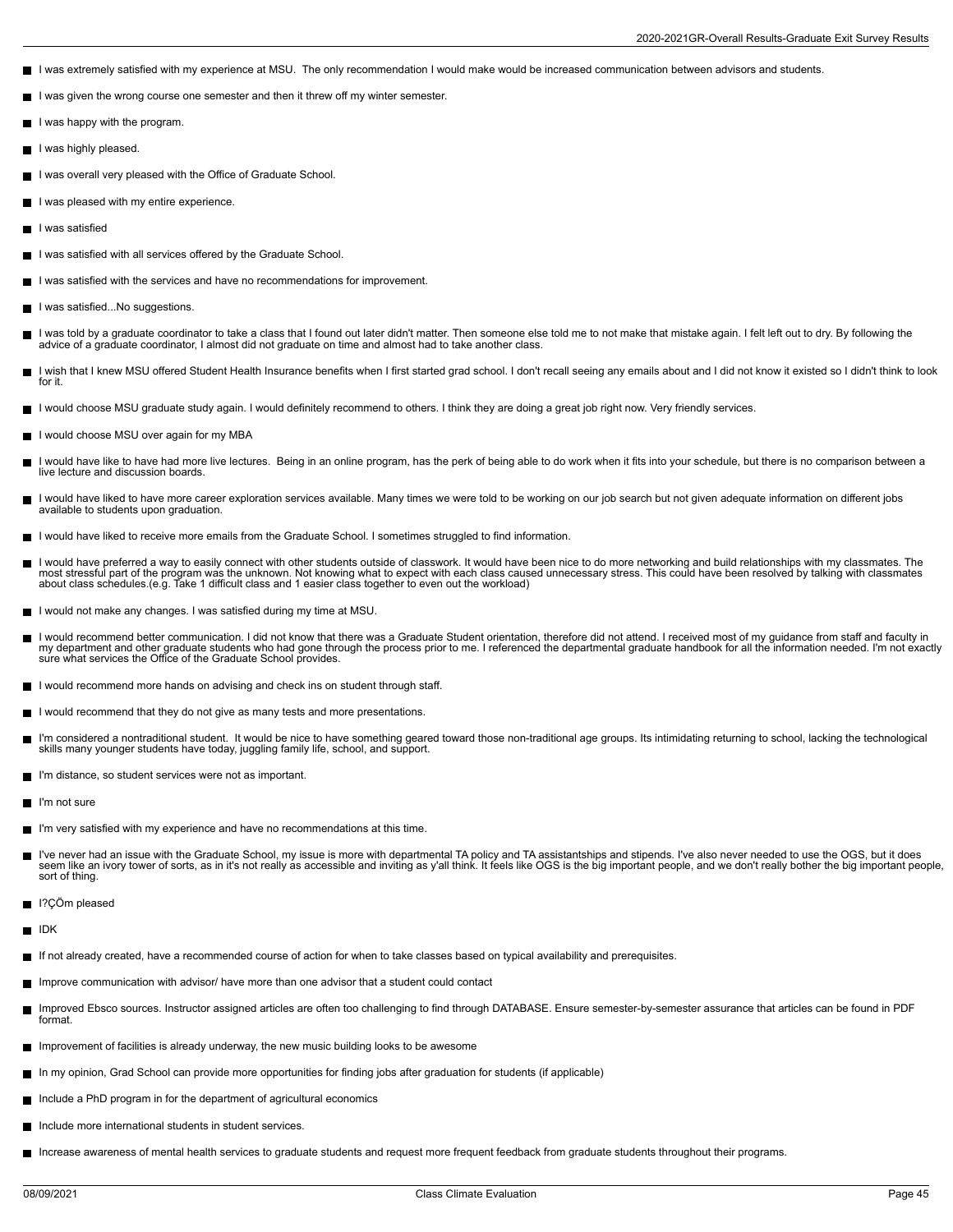- I was extremely satisfied with my experience at MSU.  The only recommendation I would make would be increased communication between advisors and students.
- I was given the wrong course one semester and then it threw off my winter semester.
- I was happy with the program.
- I was highly pleased.
- I was overall very pleased with the Office of Graduate School.
- I was pleased with my entire experience.
- I was satisfied
- I was satisfied with all services offered by the Graduate School.
- I was satisfied with the services and have no recommendations for improvement.
- I was satisfied...No suggestions.
- I was told by a graduate coordinator to take a class that I found out later didn't matter. Then someone else told me to not make that mistake again. I felt left out to dry. By following the advice of a graduate coordinator, I almost did not graduate on time and almost had to take another class.
- I wish that I knew MSU offered Student Health Insurance benefits when I first started grad school. I don't recall seeing any emails about and I did not know it existed so I didn't think to look for it.
- I would choose MSU graduate study again. I would definitely recommend to others. I think they are doing a great job right now. Very friendly services.
- I would choose MSU over again for my MBA
- I would have like to have had more live lectures.  Being in an online program, has the perk of being able to do work when it fits into your schedule, but there is no comparison between a live lecture and discussion boards.
- I would have liked to have more career exploration services available. Many times we were told to be working on our job search but not given adequate information on different jobs available to students upon graduation.
- I would have liked to receive more emails from the Graduate School. I sometimes struggled to find information.
- I would have preferred a way to easily connect with other students outside of classwork. It would have been nice to do more networking and build relationships with my classmates. The most stressful part of the program was the unknown. Not knowing what to expect with each class caused unnecessary stress. This could have been resolved by talking with classmates about class schedules.(e.g. Take 1 difficult class and 1 easier class together to even out the workload)
- I would not make any changes. I was satisfied during my time at MSU.
- I would recommend better communication. I did not know that there was a Graduate Student orientation, therefore did not attend. I received most of my guidance from staff and faculty in my department and other graduate students who had gone through the process prior to me. I referenced the departmental graduate handbook for all the information needed. I'm not exactly sure what services the Office of the Graduate School provides.
- I would recommend more hands on advising and check ins on student through staff.
- I would recommend that they do not give as many tests and more presentations.
- I'm considered a nontraditional student.  It would be nice to have something geared toward those non-traditional age groups. Its intimidating returning to school, lacking the technological skills many younger students have today, juggling family life, school, and support.
- I'm distance, so student services were not as important.
- I'm not sure
- I'm very satisfied with my experience and have no recommendations at this time.
- I've never had an issue with the Graduate School, my issue is more with departmental TA policy and TA assistantships and stipends. I've also never needed to use the OGS, but it does seem like an ivory tower of sorts, as in it's not really as accessible and inviting as y'all think. It feels like OGS is the big important people, and we don't really bother the big important people, sort of thing.
- I?ÇÖm pleased
- IDK
- If not already created, have a recommended course of action for when to take classes based on typical availability and prerequisites.
- Improve communication with advisor/ have more than one advisor that a student could contact
- Improved Ebsco sources. Instructor assigned articles are often too challenging to find through DATABASE. Ensure semester-by-semester assurance that articles can be found in PDF format.
- Improvement of facilities is already underway, the new music building looks to be awesome
- In my opinion, Grad School can provide more opportunities for finding jobs after graduation for students (if applicable)
- Include a PhD program in for the department of agricultural economics
- Include more international students in student services.
- Increase awareness of mental health services to graduate students and request more frequent feedback from graduate students throughout their programs.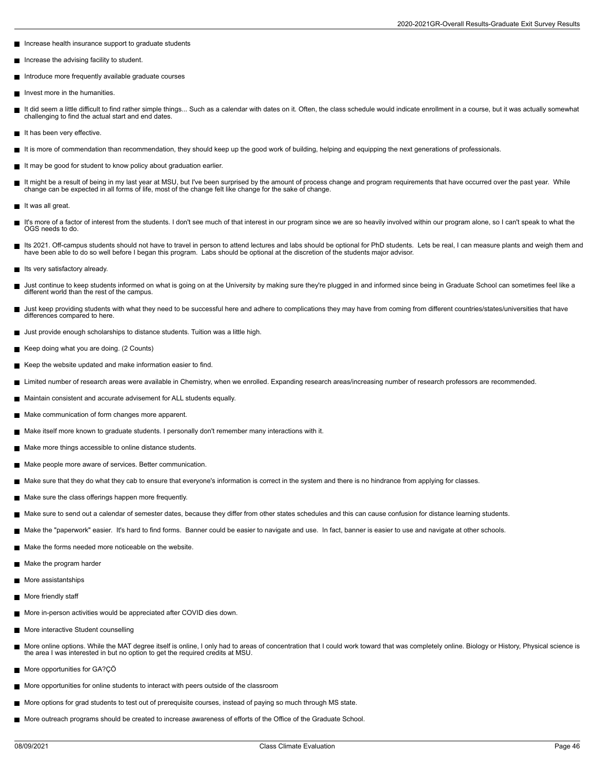- Increase health insurance support to graduate students
- Increase the advising facility to student.
- Introduce more frequently available graduate courses
- Invest more in the humanities.
- It did seem a little difficult to find rather simple things... Such as a calendar with dates on it. Often, the class schedule would indicate enrollment in a course, but it was actually somewhat challenging to find the actual start and end dates.
- It has been very effective.
- It is more of commendation than recommendation, they should keep up the good work of building, helping and equipping the next generations of professionals.
- It may be good for student to know policy about graduation earlier.
- It might be a result of being in my last year at MSU, but I've been surprised by the amount of process change and program requirements that have occurred over the past year. While change can be expected in all forms of life, most of the change felt like change for the sake of change.
- It was all great.
- It's more of a factor of interest from the students. I don't see much of that interest in our program since we are so heavily involved within our program alone, so I can't speak to what the OGS needs to do.
- Its 2021. Off-campus students should not have to travel in person to attend lectures and labs should be optional for PhD students. Lets be real, I can measure plants and weigh them and have been able to do so well before I began this program. Labs should be optional at the discretion of the students major advisor.
- Its very satisfactory already.
- Just continue to keep students informed on what is going on at the University by making sure they're plugged in and informed since being in Graduate School can sometimes feel like a different world than the rest of the campus.
- Just keep providing students with what they need to be successful here and adhere to complications they may have from coming from different countries/states/universities that have differences compared to here.
- Just provide enough scholarships to distance students. Tuition was a little high.
- Keep doing what you are doing. (2 Counts)
- Keep the website updated and make information easier to find.
- Limited number of research areas were available in Chemistry, when we enrolled. Expanding research areas/increasing number of research professors are recommended.
- Maintain consistent and accurate advisement for ALL students equally.
- Make communication of form changes more apparent.
- Make itself more known to graduate students. I personally don't remember many interactions with it.
- Make more things accessible to online distance students.
- Make people more aware of services. Better communication.
- Make sure that they do what they cab to ensure that everyone's information is correct in the system and there is no hindrance from applying for classes.
- Make sure the class offerings happen more frequently.
- Make sure to send out a calendar of semester dates, because they differ from other states schedules and this can cause confusion for distance learning students.
- Make the "paperwork" easier. It's hard to find forms. Banner could be easier to navigate and use. In fact, banner is easier to use and navigate at other schools.
- Make the forms needed more noticeable on the website.
- Make the program harder
- More assistantships
- More friendly staff
- More in-person activities would be appreciated after COVID dies down.
- More interactive Student counselling
- More online options. While the MAT degree itself is online, I only had to areas of concentration that I could work toward that was completely online. Biology or History, Physical science is the area I was interested in but no option to get the required credits at MSU.
- More opportunities for GA?ÇÖ
- More opportunities for online students to interact with peers outside of the classroom
- More options for grad students to test out of prerequisite courses, instead of paying so much through MS state.
- More outreach programs should be created to increase awareness of efforts of the Office of the Graduate School.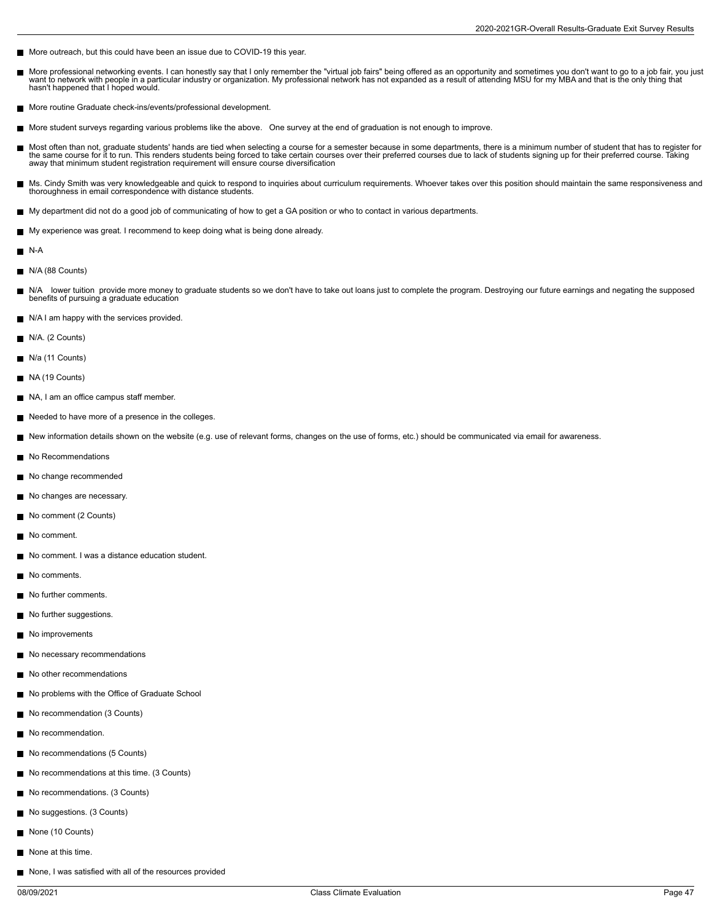- More outreach, but this could have been an issue due to COVID-19 this year.
- More professional networking events. I can honestly say that I only remember the "virtual job fairs" being offered as an opportunity and sometimes you don't want to go to a job fair, you just want to network with people in a particular industry or organization. My professional network has not expanded as a result of attending MSU for my MBA and that is the only thing that hasn't happened that I hoped would.
- More routine Graduate check-ins/events/professional development.
- More student surveys regarding various problems like the above.   One survey at the end of graduation is not enough to improve.
- Most often than not, graduate students' hands are tied when selecting a course for a semester because in some departments, there is a minimum number of student that has to register for the same course for it to run. This renders students being forced to take certain courses over their preferred courses due to lack of students signing up for their preferred course. Taking away that minimum student registration requirement will ensure course diversification
- Ms. Cindy Smith was very knowledgeable and quick to respond to inquiries about curriculum requirements. Whoever takes over this position should maintain the same responsiveness and thoroughness in email correspondence with distance students.
- My department did not do a good job of communicating of how to get a GA position or who to contact in various departments.
- My experience was great. I recommend to keep doing what is being done already.
- N-A
- N/A (88 Counts)
- N/A   lower tuition  provide more money to graduate students so we don't have to take out loans just to complete the program. Destroying our future earnings and negating the supposed benefits of pursuing a graduate education
- N/A I am happy with the services provided.
- N/A. (2 Counts)
- N/a (11 Counts)
- NA (19 Counts)
- NA, I am an office campus staff member.
- Needed to have more of a presence in the colleges.
- New information details shown on the website (e.g. use of relevant forms, changes on the use of forms, etc.) should be communicated via email for awareness.
- No Recommendations
- No change recommended
- No changes are necessary.
- No comment (2 Counts)
- No comment.
- No comment. I was a distance education student.
- No comments.
- No further comments.
- No further suggestions.
- No improvements
- No necessary recommendations
- No other recommendations
- No problems with the Office of Graduate School
- No recommendation (3 Counts)
- No recommendation.
- No recommendations (5 Counts)
- No recommendations at this time. (3 Counts)
- No recommendations. (3 Counts)
- No suggestions. (3 Counts)
- None (10 Counts)
- None at this time.
- None, I was satisfied with all of the resources provided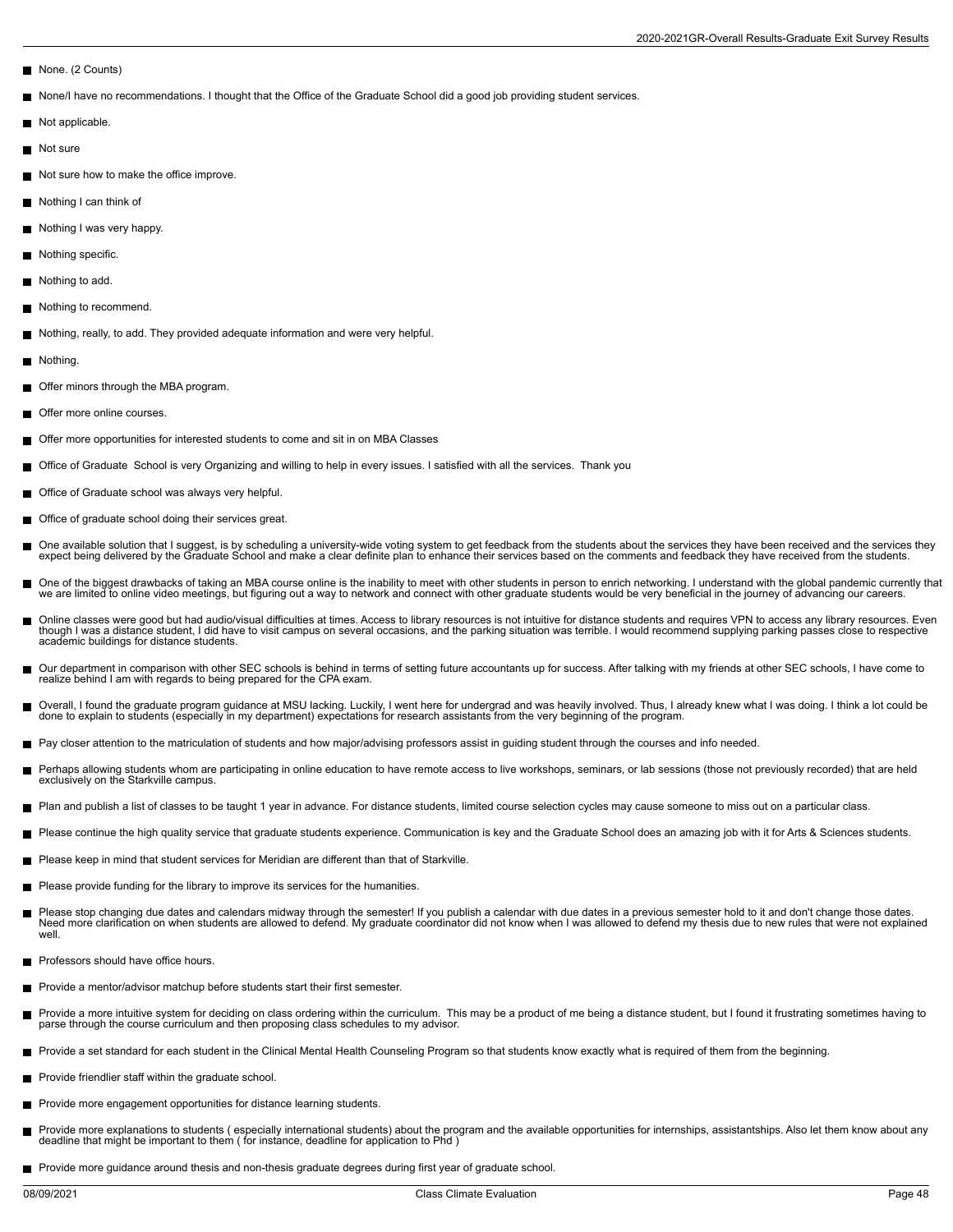- None. (2 Counts)
- None/I have no recommendations. I thought that the Office of the Graduate School did a good job providing student services.
- Not applicable.
- Not sure
- Not sure how to make the office improve.
- Nothing I can think of
- Nothing I was very happy.
- Nothing specific.
- Nothing to add.
- Nothing to recommend.
- Nothing, really, to add. They provided adequate information and were very helpful.
- Nothing.
- Offer minors through the MBA program.
- Offer more online courses.
- Offer more opportunities for interested students to come and sit in on MBA Classes
- Office of Graduate School is very Organizing and willing to help in every issues. I satisfied with all the services. Thank you
- Office of Graduate school was always very helpful.
- Office of graduate school doing their services great.
- One available solution that I suggest, is by scheduling a university-wide voting system to get feedback from the students about the services they have been received and the services they expect being delivered by the Graduate School and make a clear definite plan to enhance their services based on the comments and feedback they have received from the students.
- One of the biggest drawbacks of taking an MBA course online is the inability to meet with other students in person to enrich networking. I understand with the global pandemic currently that we are limited to online video meetings, but figuring out a way to network and connect with other graduate students would be very beneficial in the journey of advancing our careers.
- Online classes were good but had audio/visual difficulties at times. Access to library resources is not intuitive for distance students and requires VPN to access any library resources. Even though I was a distance student, I did have to visit campus on several occasions, and the parking situation was terrible. I would recommend supplying parking passes close to respective academic buildings for distance students.
- Our department in comparison with other SEC schools is behind in terms of setting future accountants up for success. After talking with my friends at other SEC schools, I have come to realize behind I am with regards to being prepared for the CPA exam.
- Overall, I found the graduate program guidance at MSU lacking. Luckily, I went here for undergrad and was heavily involved. Thus, I already knew what I was doing. I think a lot could be done to explain to students (especially in my department) expectations for research assistants from the very beginning of the program.
- Pay closer attention to the matriculation of students and how major/advising professors assist in guiding student through the courses and info needed.
- Perhaps allowing students whom are participating in online education to have remote access to live workshops, seminars, or lab sessions (those not previously recorded) that are held exclusively on the Starkville campus.
- Plan and publish a list of classes to be taught 1 year in advance. For distance students, limited course selection cycles may cause someone to miss out on a particular class.
- Please continue the high quality service that graduate students experience. Communication is key and the Graduate School does an amazing job with it for Arts & Sciences students.
- Please keep in mind that student services for Meridian are different than that of Starkville.
- Please provide funding for the library to improve its services for the humanities.
- Please stop changing due dates and calendars midway through the semester! If you publish a calendar with due dates in a previous semester hold to it and don't change those dates. Need more clarification on when students are allowed to defend. My graduate coordinator did not know when I was allowed to defend my thesis due to new rules that were not explained well.
- Professors should have office hours.
- Provide a mentor/advisor matchup before students start their first semester.
- Provide a more intuitive system for deciding on class ordering within the curriculum. This may be a product of me being a distance student, but I found it frustrating sometimes having to parse through the course curriculum and then proposing class schedules to my advisor.
- Provide a set standard for each student in the Clinical Mental Health Counseling Program so that students know exactly what is required of them from the beginning.
- Provide friendlier staff within the graduate school.
- Provide more engagement opportunities for distance learning students.
- Provide more explanations to students ( especially international students) about the program and the available opportunities for internships, assistantships. Also let them know about any deadline that might be important to them ( for instance, deadline for application to Phd )
- Provide more guidance around thesis and non-thesis graduate degrees during first year of graduate school.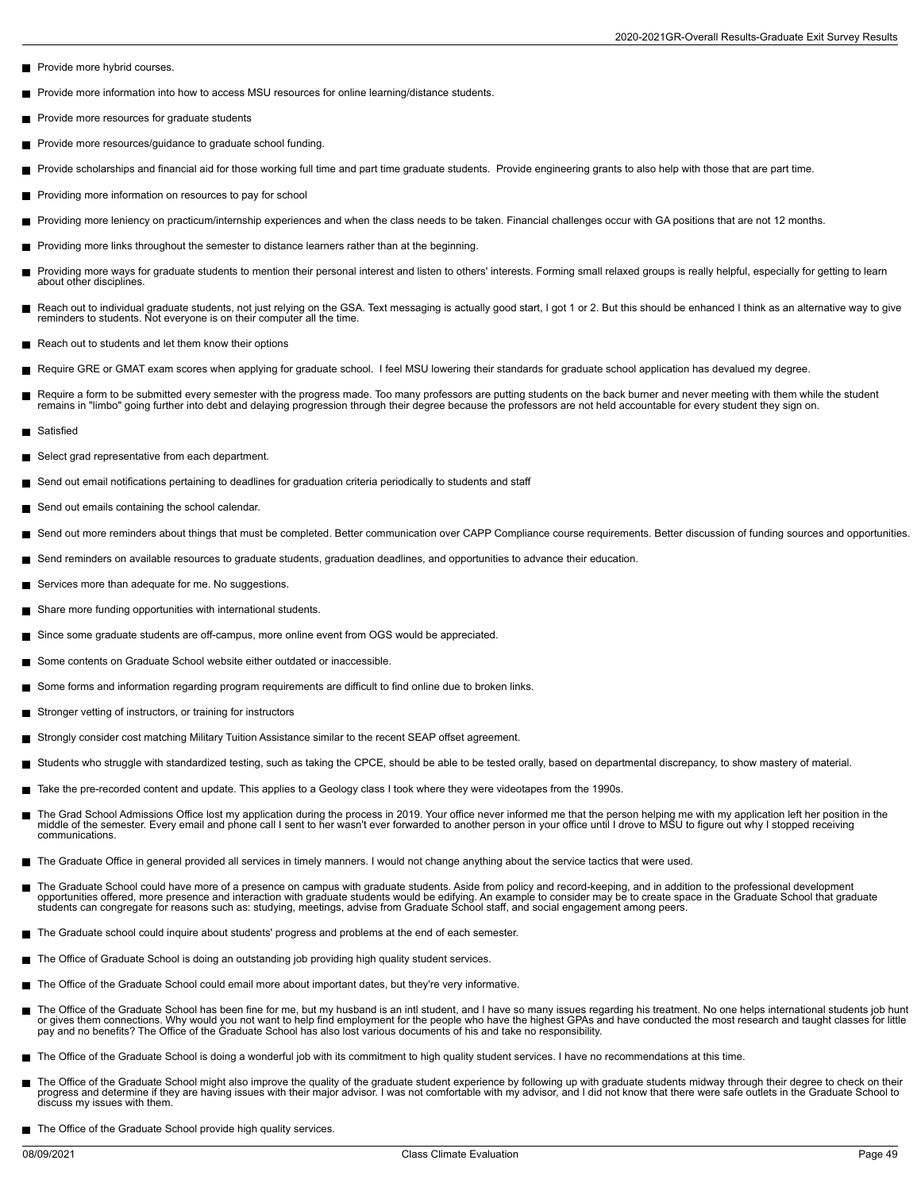- Provide more hybrid courses.
- Provide more information into how to access MSU resources for online learning/distance students.
- Provide more resources for graduate students
- Provide more resources/guidance to graduate school funding.
- Provide scholarships and financial aid for those working full time and part time graduate students. Provide engineering grants to also help with those that are part time.
- Providing more information on resources to pay for school
- Providing more leniency on practicum/internship experiences and when the class needs to be taken. Financial challenges occur with GA positions that are not 12 months.
- Providing more links throughout the semester to distance learners rather than at the beginning.
- Providing more ways for graduate students to mention their personal interest and listen to others' interests. Forming small relaxed groups is really helpful, especially for getting to learn about other disciplines.
- Reach out to individual graduate students, not just relying on the GSA. Text messaging is actually good start, I got 1 or 2. But this should be enhanced I think as an alternative way to give reminders to students. Not everyone is on their computer all the time.
- Reach out to students and let them know their options
- Require GRE or GMAT exam scores when applying for graduate school. I feel MSU lowering their standards for graduate school application has devalued my degree.
- Require a form to be submitted every semester with the progress made. Too many professors are putting students on the back burner and never meeting with them while the student remains in "limbo" going further into debt and delaying progression through their degree because the professors are not held accountable for every student they sign on.
- Satisfied
- Select grad representative from each department.
- Send out email notifications pertaining to deadlines for graduation criteria periodically to students and staff
- Send out emails containing the school calendar.
- Send out more reminders about things that must be completed. Better communication over CAPP Compliance course requirements. Better discussion of funding sources and opportunities.
- Send reminders on available resources to graduate students, graduation deadlines, and opportunities to advance their education.
- Services more than adequate for me. No suggestions.
- Share more funding opportunities with international students.
- Since some graduate students are off-campus, more online event from OGS would be appreciated.
- Some contents on Graduate School website either outdated or inaccessible.
- Some forms and information regarding program requirements are difficult to find online due to broken links.
- Stronger vetting of instructors, or training for instructors
- Strongly consider cost matching Military Tuition Assistance similar to the recent SEAP offset agreement.
- Students who struggle with standardized testing, such as taking the CPCE, should be able to be tested orally, based on departmental discrepancy, to show mastery of material.
- Take the pre-recorded content and update. This applies to a Geology class I took where they were videotapes from the 1990s.
- The Grad School Admissions Office lost my application during the process in 2019. Your office never informed me that the person helping me with my application left her position in the middle of the semester. Every email and phone call I sent to her wasn't ever forwarded to another person in your office until I drove to MSU to figure out why I stopped receiving communications.
- The Graduate Office in general provided all services in timely manners. I would not change anything about the service tactics that were used.
- The Graduate School could have more of a presence on campus with graduate students. Aside from policy and record-keeping, and in addition to the professional development opportunities offered, more presence and interaction with graduate students would be edifying. An example to consider may be to create space in the Graduate School that graduate students can congregate for reasons such as: studying, meetings, advise from Graduate School staff, and social engagement among peers.
- The Graduate school could inquire about students' progress and problems at the end of each semester.
- The Office of Graduate School is doing an outstanding job providing high quality student services.
- The Office of the Graduate School could email more about important dates, but they're very informative.
- The Office of the Graduate School has been fine for me, but my husband is an intl student, and I have so many issues regarding his treatment. No one helps international students job hunt or gives them connections. Why would you not want to help find employment for the people who have the highest GPAs and have conducted the most research and taught classes for little pay and no benefits? The Office of the Graduate School has also lost various documents of his and take no responsibility.
- The Office of the Graduate School is doing a wonderful job with its commitment to high quality student services. I have no recommendations at this time.
- The Office of the Graduate School might also improve the quality of the graduate student experience by following up with graduate students midway through their degree to check on their progress and determine if they are having issues with their major advisor. I was not comfortable with my advisor, and I did not know that there were safe outlets in the Graduate School to discuss my issues with them.
- The Office of the Graduate School provide high quality services.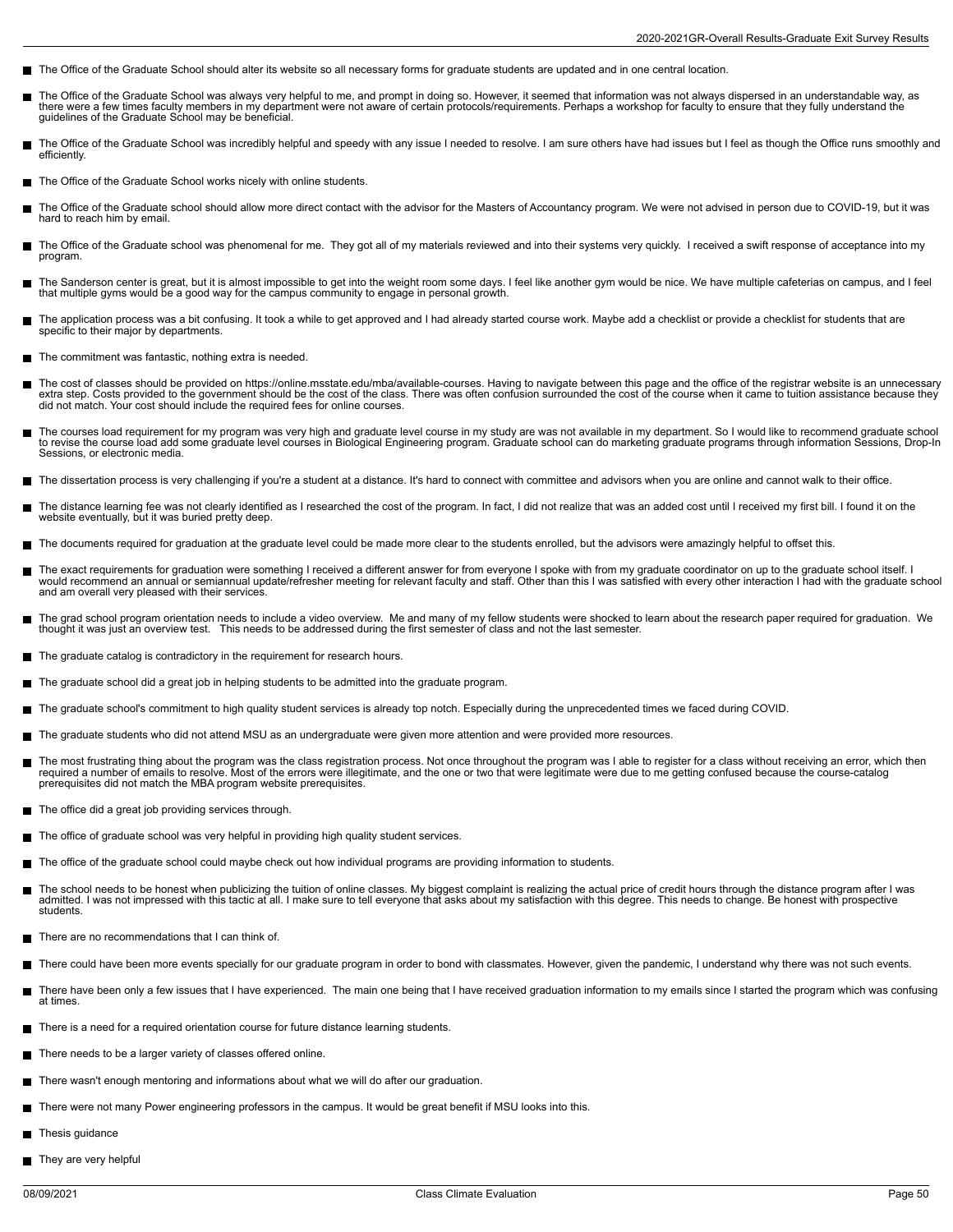- The Office of the Graduate School should alter its website so all necessary forms for graduate students are updated and in one central location.
- The Office of the Graduate School was always very helpful to me, and prompt in doing so. However, it seemed that information was not always dispersed in an understandable way, as there were a few times faculty members in my department were not aware of certain protocols/requirements. Perhaps a workshop for faculty to ensure that they fully understand the guidelines of the Graduate School may be beneficial.
- The Office of the Graduate School was incredibly helpful and speedy with any issue I needed to resolve. I am sure others have had issues but I feel as though the Office runs smoothly and efficiently.
- The Office of the Graduate School works nicely with online students.
- The Office of the Graduate school should allow more direct contact with the advisor for the Masters of Accountancy program. We were not advised in person due to COVID-19, but it was hard to reach him by email.
- The Office of the Graduate school was phenomenal for me. They got all of my materials reviewed and into their systems very quickly. I received a swift response of acceptance into my program.
- The Sanderson center is great, but it is almost impossible to get into the weight room some days. I feel like another gym would be nice. We have multiple cafeterias on campus, and I feel that multiple gyms would be a good way for the campus community to engage in personal growth.
- The application process was a bit confusing. It took a while to get approved and I had already started course work. Maybe add a checklist or provide a checklist for students that are specific to their major by departments.
- The commitment was fantastic, nothing extra is needed.
- The cost of classes should be provided on https://online.msstate.edu/mba/available-courses. Having to navigate between this page and the office of the registrar website is an unnecessary extra step. Costs provided to the government should be the cost of the class. There was often confusion surrounded the cost of the course when it came to tuition assistance because they did not match. Your cost should include the required fees for online courses.
- The courses load requirement for my program was very high and graduate level course in my study are was not available in my department. So I would like to recommend graduate school to revise the course load add some graduate level courses in Biological Engineering program. Graduate school can do marketing graduate programs through information Sessions, Drop-In Sessions, or electronic media.
- The dissertation process is very challenging if you're a student at a distance. It's hard to connect with committee and advisors when you are online and cannot walk to their office.
- The distance learning fee was not clearly identified as I researched the cost of the program. In fact, I did not realize that was an added cost until I received my first bill. I found it on the website eventually, but it was buried pretty deep.
- The documents required for graduation at the graduate level could be made more clear to the students enrolled, but the advisors were amazingly helpful to offset this.
- The exact requirements for graduation were something I received a different answer for from everyone I spoke with from my graduate coordinator on up to the graduate school itself. I would recommend an annual or semiannual update/refresher meeting for relevant faculty and staff. Other than this I was satisfied with every other interaction I had with the graduate school and am overall very pleased with their services.
- The grad school program orientation needs to include a video overview. Me and many of my fellow students were shocked to learn about the research paper required for graduation. We thought it was just an overview test. This needs to be addressed during the first semester of class and not the last semester.
- The graduate catalog is contradictory in the requirement for research hours.
- The graduate school did a great job in helping students to be admitted into the graduate program.
- The graduate school's commitment to high quality student services is already top notch. Especially during the unprecedented times we faced during COVID.
- The graduate students who did not attend MSU as an undergraduate were given more attention and were provided more resources.
- The most frustrating thing about the program was the class registration process. Not once throughout the program was I able to register for a class without receiving an error, which then required a number of emails to resolve. Most of the errors were illegitimate, and the one or two that were legitimate were due to me getting confused because the course-catalog prerequisites did not match the MBA program website prerequisites.
- The office did a great job providing services through.
- The office of graduate school was very helpful in providing high quality student services.
- The office of the graduate school could maybe check out how individual programs are providing information to students.
- The school needs to be honest when publicizing the tuition of online classes. My biggest complaint is realizing the actual price of credit hours through the distance program after I was admitted. I was not impressed with this tactic at all. I make sure to tell everyone that asks about my satisfaction with this degree. This needs to change. Be honest with prospective students.
- There are no recommendations that I can think of.
- There could have been more events specially for our graduate program in order to bond with classmates. However, given the pandemic, I understand why there was not such events.
- There have been only a few issues that I have experienced. The main one being that I have received graduation information to my emails since I started the program which was confusing at times.
- There is a need for a required orientation course for future distance learning students.
- There needs to be a larger variety of classes offered online.
- There wasn't enough mentoring and informations about what we will do after our graduation.
- There were not many Power engineering professors in the campus. It would be great benefit if MSU looks into this.
- Thesis guidance
- They are very helpful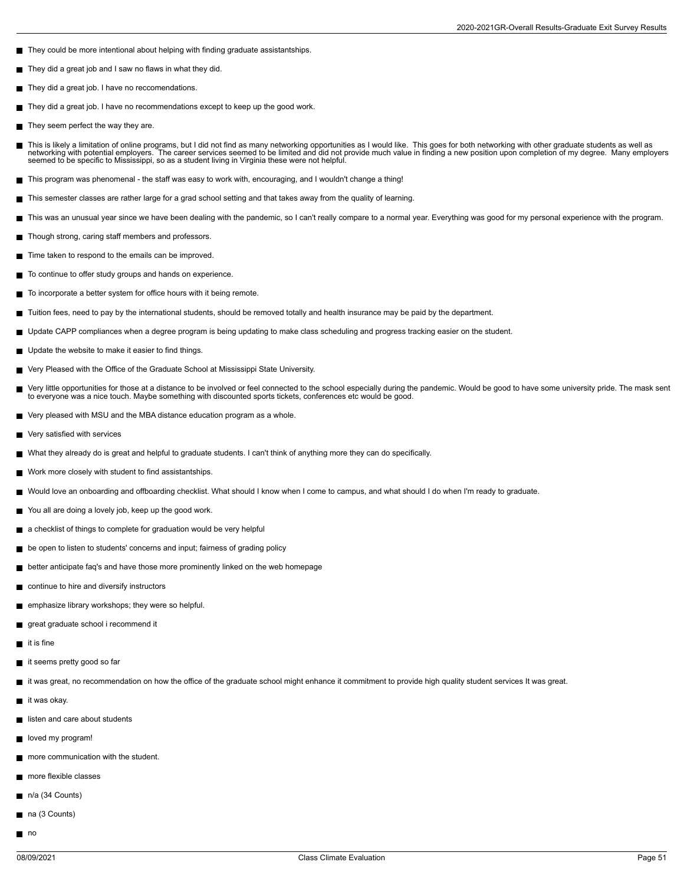- They could be more intentional about helping with finding graduate assistantships.
- They did a great job and I saw no flaws in what they did.
- They did a great job. I have no reccomendations.
- They did a great job. I have no recommendations except to keep up the good work.
- They seem perfect the way they are.
- This is likely a limitation of online programs, but I did not find as many networking opportunities as I would like. This goes for both networking with other graduate students as well as networking with potential employers. The career services seemed to be limited and did not provide much value in finding a new position upon completion of my degree. Many employers seemed to be specific to Mississippi, so as a student living in Virginia these were not helpful.
- This program was phenomenal - the staff was easy to work with, encouraging, and I wouldn't change a thing!
- This semester classes are rather large for a grad school setting and that takes away from the quality of learning.
- This was an unusual year since we have been dealing with the pandemic, so I can't really compare to a normal year. Everything was good for my personal experience with the program.
- Though strong, caring staff members and professors.
- Time taken to respond to the emails can be improved.
- To continue to offer study groups and hands on experience.
- To incorporate a better system for office hours with it being remote.
- Tuition fees, need to pay by the international students, should be removed totally and health insurance may be paid by the department.
- Update CAPP compliances when a degree program is being updating to make class scheduling and progress tracking easier on the student.
- Update the website to make it easier to find things.
- Very Pleased with the Office of the Graduate School at Mississippi State University.
- Very little opportunities for those at a distance to be involved or feel connected to the school especially during the pandemic. Would be good to have some university pride. The mask sent to everyone was a nice touch. Maybe something with discounted sports tickets, conferences etc would be good.
- Very pleased with MSU and the MBA distance education program as a whole.
- Very satisfied with services
- What they already do is great and helpful to graduate students. I can't think of anything more they can do specifically.
- Work more closely with student to find assistantships.
- Would love an onboarding and offboarding checklist. What should I know when I come to campus, and what should I do when I'm ready to graduate.
- You all are doing a lovely job, keep up the good work.
- a checklist of things to complete for graduation would be very helpful
- be open to listen to students' concerns and input; fairness of grading policy
- better anticipate faq's and have those more prominently linked on the web homepage
- continue to hire and diversify instructors
- emphasize library workshops; they were so helpful.
- great graduate school i recommend it
- it is fine
- it seems pretty good so far
- it was great, no recommendation on how the office of the graduate school might enhance it commitment to provide high quality student services It was great.
- it was okay.
- listen and care about students
- loved my program!
- more communication with the student.
- more flexible classes
- n/a (34 Counts)
- na (3 Counts)
- no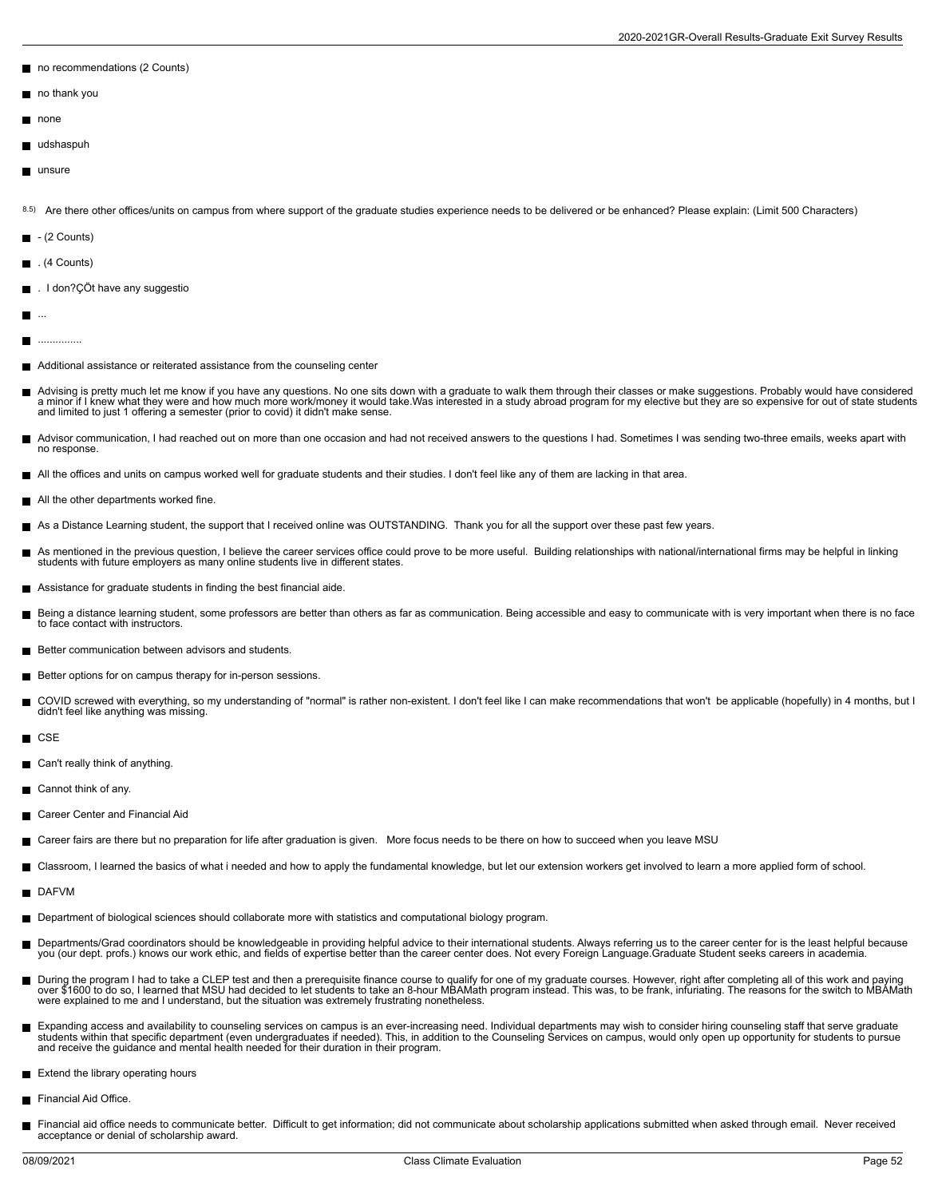- no recommendations (2 Counts)
- no thank you
- none
- udshaspuh
- unsure

8.5) Are there other offices/units on campus from where support of the graduate studies experience needs to be delivered or be enhanced? Please explain: (Limit 500 Characters)

- - (2 Counts)
- . (4 Counts)
- . I don?ÇÖt have any suggestio
- ...
- ...............
- Additional assistance or reiterated assistance from the counseling center
- Advising is pretty much let me know if you have any questions. No one sits down with a graduate to walk them through their classes or make suggestions. Probably would have considered a minor if I knew what they were and how much more work/money it would take.Was interested in a study abroad program for my elective but they are so expensive for out of state students and limited to just 1 offering a semester (prior to covid) it didn't make sense.
- Advisor communication, I had reached out on more than one occasion and had not received answers to the questions I had. Sometimes I was sending two-three emails, weeks apart with no response.
- All the offices and units on campus worked well for graduate students and their studies. I don't feel like any of them are lacking in that area.
- All the other departments worked fine.
- As a Distance Learning student, the support that I received online was OUTSTANDING. Thank you for all the support over these past few years.
- As mentioned in the previous question, I believe the career services office could prove to be more useful. Building relationships with national/international firms may be helpful in linking students with future employers as many online students live in different states.
- Assistance for graduate students in finding the best financial aide.
- Being a distance learning student, some professors are better than others as far as communication. Being accessible and easy to communicate with is very important when there is no face to face contact with instructors.
- Better communication between advisors and students.
- Better options for on campus therapy for in-person sessions.
- COVID screwed with everything, so my understanding of "normal" is rather non-existent. I don't feel like I can make recommendations that won't be applicable (hopefully) in 4 months, but I didn't feel like anything was missing.
- CSE
- Can't really think of anything.
- Cannot think of any.
- Career Center and Financial Aid
- Career fairs are there but no preparation for life after graduation is given. More focus needs to be there on how to succeed when you leave MSU
- Classroom, I learned the basics of what i needed and how to apply the fundamental knowledge, but let our extension workers get involved to learn a more applied form of school.
- DAFVM
- Department of biological sciences should collaborate more with statistics and computational biology program.
- Departments/Grad coordinators should be knowledgeable in providing helpful advice to their international students. Always referring us to the career center for is the least helpful because you (our dept. profs.) knows our work ethic, and fields of expertise better than the career center does. Not every Foreign Language.Graduate Student seeks careers in academia.
- During the program I had to take a CLEP test and then a prerequisite finance course to qualify for one of my graduate courses. However, right after completing all of this work and paying over $1600 to do so, I learned that MSU had decided to let students to take an 8-hour MBAMath program instead. This was, to be frank, infuriating. The reasons for the switch to MBAMath were explained to me and I understand, but the situation was extremely frustrating nonetheless.
- Expanding access and availability to counseling services on campus is an ever-increasing need. Individual departments may wish to consider hiring counseling staff that serve graduate students within that specific department (even undergraduates if needed). This, in addition to the Counseling Services on campus, would only open up opportunity for students to pursue and receive the guidance and mental health needed for their duration in their program.
- Extend the library operating hours
- Financial Aid Office.
- Financial aid office needs to communicate better. Difficult to get information; did not communicate about scholarship applications submitted when asked through email. Never received acceptance or denial of scholarship award.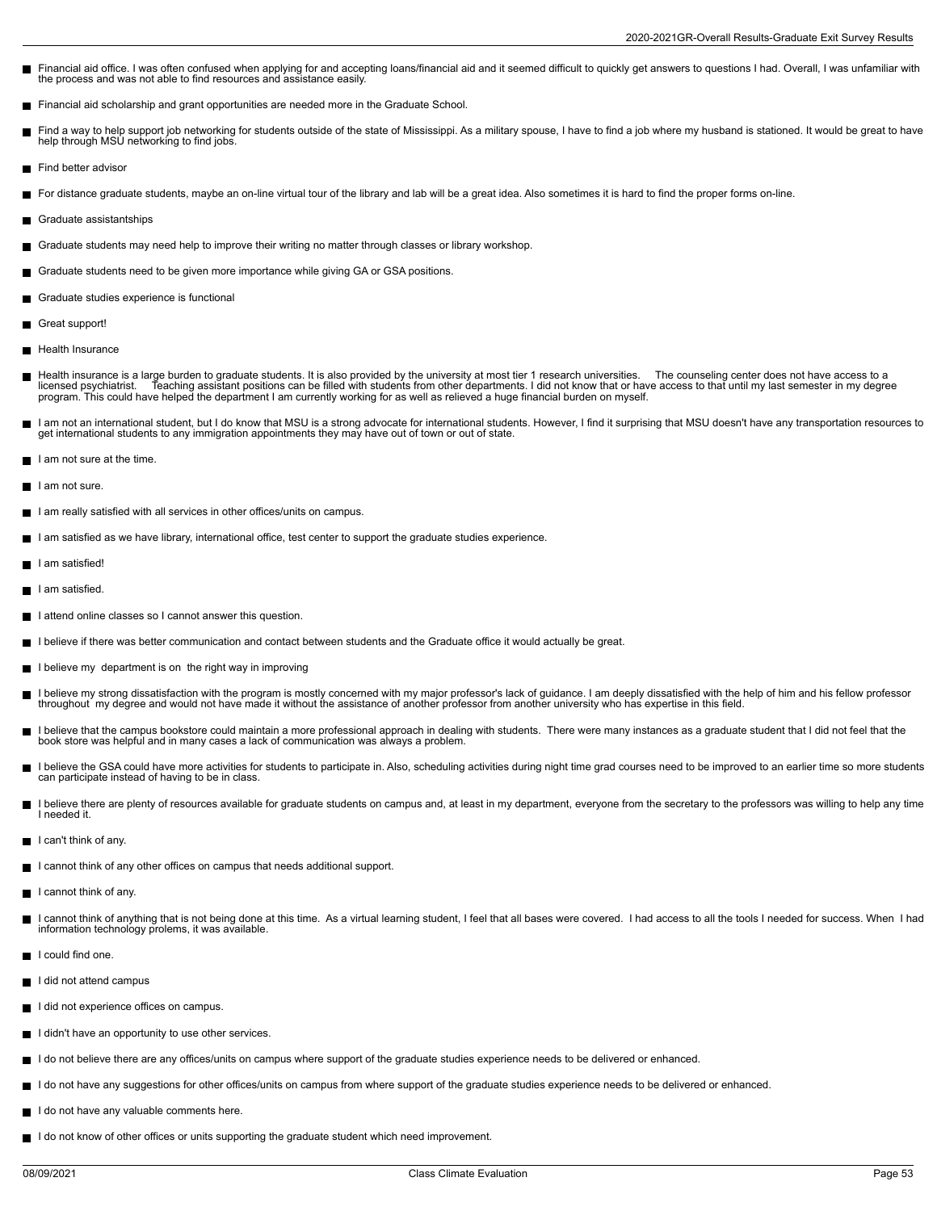- Financial aid office. I was often confused when applying for and accepting loans/financial aid and it seemed difficult to quickly get answers to questions I had. Overall, I was unfamiliar with the process and was not able to find resources and assistance easily.
- Financial aid scholarship and grant opportunities are needed more in the Graduate School.
- Find a way to help support job networking for students outside of the state of Mississippi. As a military spouse, I have to find a job where my husband is stationed. It would be great to have help through MSU networking to find jobs.
- Find better advisor
- For distance graduate students, maybe an on-line virtual tour of the library and lab will be a great idea. Also sometimes it is hard to find the proper forms on-line.
- Graduate assistantships
- Graduate students may need help to improve their writing no matter through classes or library workshop.
- Graduate students need to be given more importance while giving GA or GSA positions.
- Graduate studies experience is functional
- Great support!
- Health Insurance
- Health insurance is a large burden to graduate students. It is also provided by the university at most tier 1 research universities. The counseling center does not have access to a licensed psychiatrist. Teaching assistant positions can be filled with students from other departments. I did not know that or have access to that until my last semester in my degree program. This could have helped the department I am currently working for as well as relieved a huge financial burden on myself.
- I am not an international student, but I do know that MSU is a strong advocate for international students. However, I find it surprising that MSU doesn't have any transportation resources to get international students to any immigration appointments they may have out of town or out of state.
- I am not sure at the time.
- I am not sure.
- I am really satisfied with all services in other offices/units on campus.
- I am satisfied as we have library, international office, test center to support the graduate studies experience.
- I am satisfied!
- I am satisfied.
- I attend online classes so I cannot answer this question.
- I believe if there was better communication and contact between students and the Graduate office it would actually be great.
- I believe my department is on the right way in improving
- I believe my strong dissatisfaction with the program is mostly concerned with my major professor's lack of guidance. I am deeply dissatisfied with the help of him and his fellow professor throughout my degree and would not have made it without the assistance of another professor from another university who has expertise in this field.
- I believe that the campus bookstore could maintain a more professional approach in dealing with students. There were many instances as a graduate student that I did not feel that the book store was helpful and in many cases a lack of communication was always a problem.
- I believe the GSA could have more activities for students to participate in. Also, scheduling activities during night time grad courses need to be improved to an earlier time so more students can participate instead of having to be in class.
- I believe there are plenty of resources available for graduate students on campus and, at least in my department, everyone from the secretary to the professors was willing to help any time I needed it.
- I can't think of any.
- I cannot think of any other offices on campus that needs additional support.
- I cannot think of any.
- I cannot think of anything that is not being done at this time. As a virtual learning student, I feel that all bases were covered. I had access to all the tools I needed for success. When I had information technology prolems, it was available.
- I could find one.
- I did not attend campus
- I did not experience offices on campus.
- I didn't have an opportunity to use other services.
- I do not believe there are any offices/units on campus where support of the graduate studies experience needs to be delivered or enhanced.
- I do not have any suggestions for other offices/units on campus from where support of the graduate studies experience needs to be delivered or enhanced.
- I do not have any valuable comments here.
- I do not know of other offices or units supporting the graduate student which need improvement.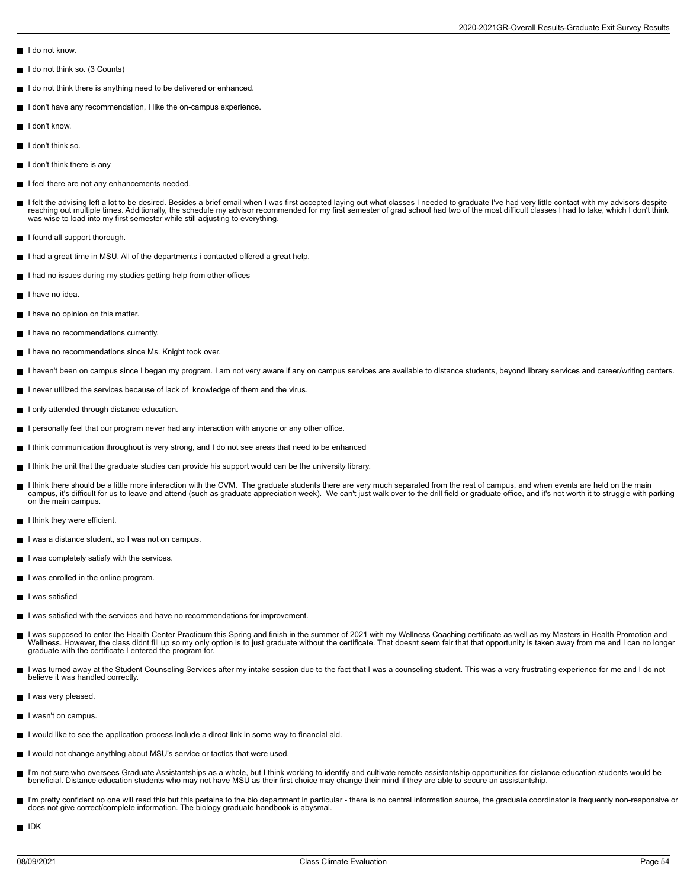- I do not know.
- I do not think so. (3 Counts)
- I do not think there is anything need to be delivered or enhanced.
- I don't have any recommendation, I like the on-campus experience.
- I don't know.
- I don't think so.
- I don't think there is any
- I feel there are not any enhancements needed.
- I felt the advising left a lot to be desired. Besides a brief email when I was first accepted laying out what classes I needed to graduate I've had very little contact with my advisors despite reaching out multiple times. Additionally, the schedule my advisor recommended for my first semester of grad school had two of the most difficult classes I had to take, which I don't think was wise to load into my first semester while still adjusting to everything.
- I found all support thorough.
- I had a great time in MSU. All of the departments i contacted offered a great help.
- I had no issues during my studies getting help from other offices
- I have no idea.
- I have no opinion on this matter.
- I have no recommendations currently.
- I have no recommendations since Ms. Knight took over.
- I haven't been on campus since I began my program. I am not very aware if any on campus services are available to distance students, beyond library services and career/writing centers.
- I never utilized the services because of lack of knowledge of them and the virus.
- I only attended through distance education.
- I personally feel that our program never had any interaction with anyone or any other office.
- I think communication throughout is very strong, and I do not see areas that need to be enhanced
- I think the unit that the graduate studies can provide his support would can be the university library.
- I think there should be a little more interaction with the CVM. The graduate students there are very much separated from the rest of campus, and when events are held on the main campus, it's difficult for us to leave and attend (such as graduate appreciation week). We can't just walk over to the drill field or graduate office, and it's not worth it to struggle with parking on the main campus.
- I think they were efficient.
- I was a distance student, so I was not on campus.
- I was completely satisfy with the services.
- I was enrolled in the online program.
- I was satisfied
- I was satisfied with the services and have no recommendations for improvement.
- I was supposed to enter the Health Center Practicum this Spring and finish in the summer of 2021 with my Wellness Coaching certificate as well as my Masters in Health Promotion and Wellness. However, the class didnt fill up so my only option is to just graduate without the certificate. That doesnt seem fair that that opportunity is taken away from me and I can no longer graduate with the certificate I entered the program for.
- I was turned away at the Student Counseling Services after my intake session due to the fact that I was a counseling student. This was a very frustrating experience for me and I do not believe it was handled correctly.
- I was very pleased.
- I wasn't on campus.
- I would like to see the application process include a direct link in some way to financial aid.
- I would not change anything about MSU's service or tactics that were used.
- I'm not sure who oversees Graduate Assistantships as a whole, but I think working to identify and cultivate remote assistantship opportunities for distance education students would be beneficial. Distance education students who may not have MSU as their first choice may change their mind if they are able to secure an assistantship.
- I'm pretty confident no one will read this but this pertains to the bio department in particular - there is no central information source, the graduate coordinator is frequently non-responsive or does not give correct/complete information. The biology graduate handbook is abysmal.
- IDK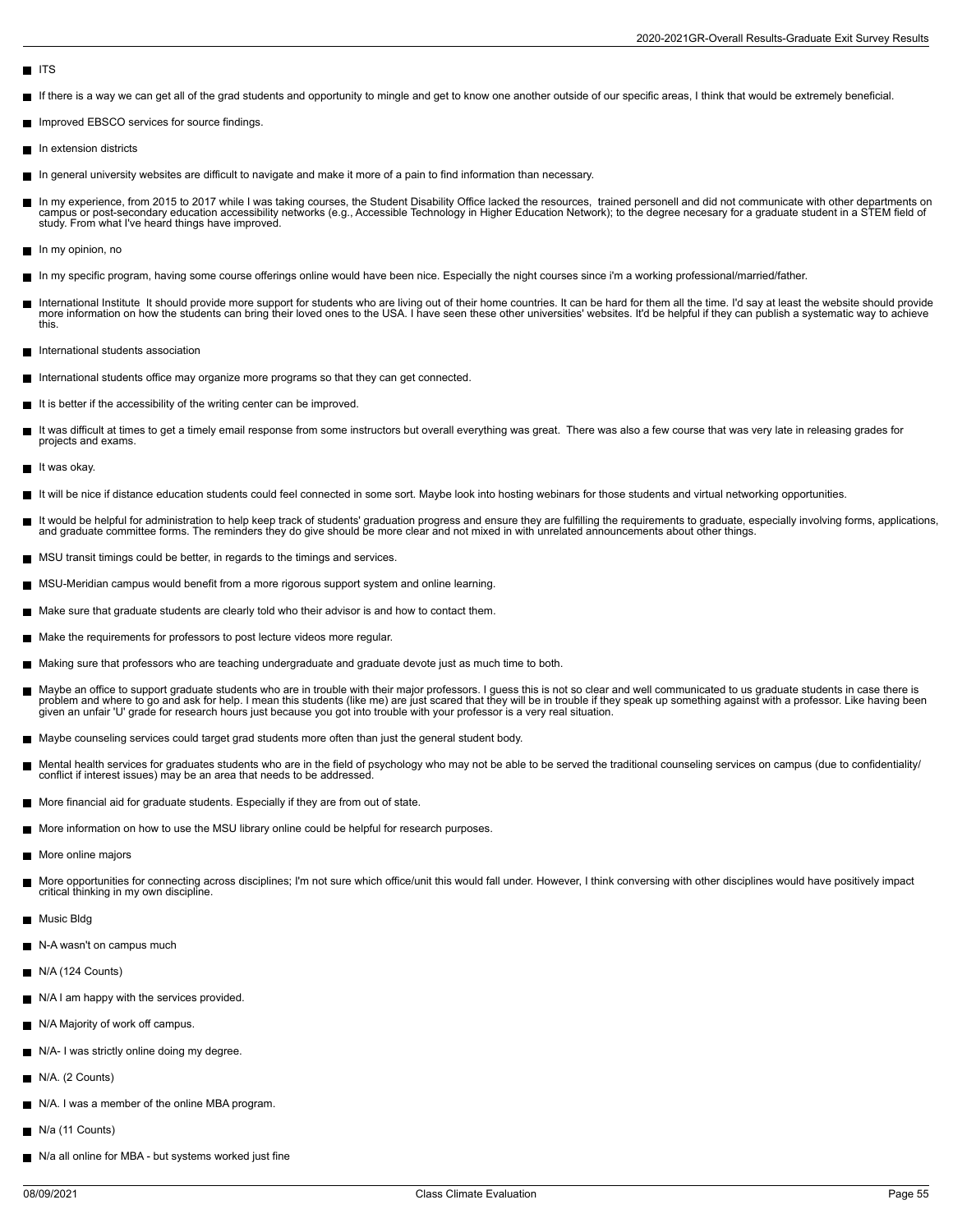- ITS
- If there is a way we can get all of the grad students and opportunity to mingle and get to know one another outside of our specific areas, I think that would be extremely beneficial.
- Improved EBSCO services for source findings.
- In extension districts
- In general university websites are difficult to navigate and make it more of a pain to find information than necessary.
- In my experience, from 2015 to 2017 while I was taking courses, the Student Disability Office lacked the resources, trained personell and did not communicate with other departments on campus or post-secondary education accessibility networks (e.g., Accessible Technology in Higher Education Network); to the degree necesary for a graduate student in a STEM field of study. From what I've heard things have improved.
- In my opinion, no
- In my specific program, having some course offerings online would have been nice. Especially the night courses since i'm a working professional/married/father.
- International Institute It should provide more support for students who are living out of their home countries. It can be hard for them all the time. I'd say at least the website should provide more information on how the students can bring their loved ones to the USA. I have seen these other universities' websites. It'd be helpful if they can publish a systematic way to achieve this.
- International students association
- International students office may organize more programs so that they can get connected.
- It is better if the accessibility of the writing center can be improved.
- It was difficult at times to get a timely email response from some instructors but overall everything was great. There was also a few course that was very late in releasing grades for projects and exams.
- It was okay.
- It will be nice if distance education students could feel connected in some sort. Maybe look into hosting webinars for those students and virtual networking opportunities.
- It would be helpful for administration to help keep track of students' graduation progress and ensure they are fulfilling the requirements to graduate, especially involving forms, applications, and graduate committee forms. The reminders they do give should be more clear and not mixed in with unrelated announcements about other things.
- MSU transit timings could be better, in regards to the timings and services.
- MSU-Meridian campus would benefit from a more rigorous support system and online learning.
- Make sure that graduate students are clearly told who their advisor is and how to contact them.
- Make the requirements for professors to post lecture videos more regular.
- Making sure that professors who are teaching undergraduate and graduate devote just as much time to both.
- Maybe an office to support graduate students who are in trouble with their major professors. I guess this is not so clear and well communicated to us graduate students in case there is problem and where to go and ask for help. I mean this students (like me) are just scared that they will be in trouble if they speak up something against with a professor. Like having been given an unfair 'U' grade for research hours just because you got into trouble with your professor is a very real situation.
- Maybe counseling services could target grad students more often than just the general student body.
- Mental health services for graduates students who are in the field of psychology who may not be able to be served the traditional counseling services on campus (due to confidentiality/ conflict if interest issues) may be an area that needs to be addressed.
- More financial aid for graduate students. Especially if they are from out of state.
- More information on how to use the MSU library online could be helpful for research purposes.
- More online majors
- More opportunities for connecting across disciplines; I'm not sure which office/unit this would fall under. However, I think conversing with other disciplines would have positively impact critical thinking in my own discipline.
- Music Bldg
- N-A wasn't on campus much
- N/A (124 Counts)
- N/A I am happy with the services provided.
- N/A Majority of work off campus.
- N/A- I was strictly online doing my degree.
- N/A. (2 Counts)
- N/A. I was a member of the online MBA program.
- N/a (11 Counts)
- N/a all online for MBA - but systems worked just fine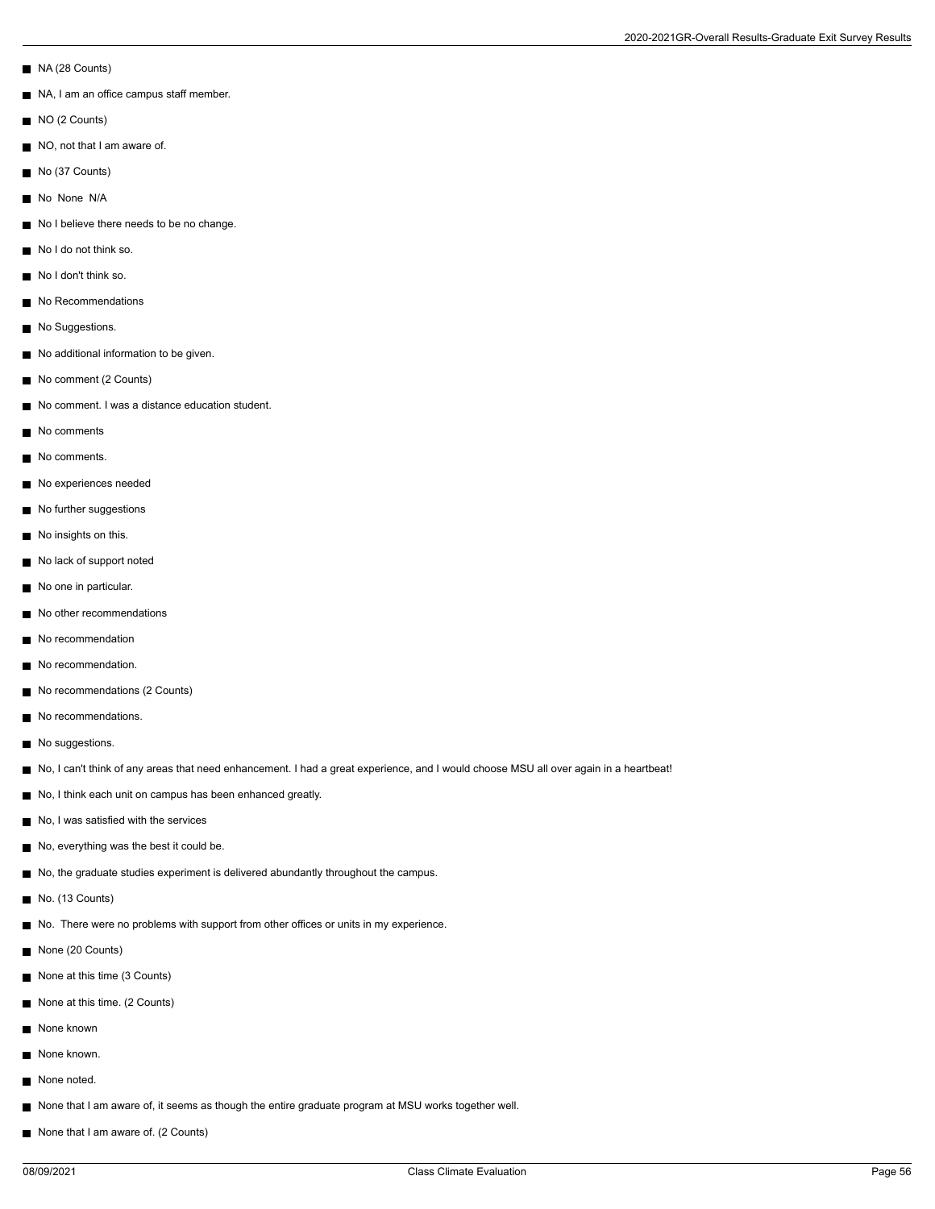- NA (28 Counts)
- NA, I am an office campus staff member.
- NO (2 Counts)
- NO, not that I am aware of.
- No (37 Counts)
- No  None  N/A
- No I believe there needs to be no change.
- No I do not think so.
- No I don't think so.
- No Recommendations
- No Suggestions.
- No additional information to be given.
- No comment (2 Counts)
- No comment. I was a distance education student.
- No comments
- No comments.
- No experiences needed
- No further suggestions
- No insights on this.
- No lack of support noted
- No one in particular.
- No other recommendations
- No recommendation
- No recommendation.
- No recommendations (2 Counts)
- No recommendations.
- No suggestions.
- No, I can't think of any areas that need enhancement. I had a great experience, and I would choose MSU all over again in a heartbeat!
- No, I think each unit on campus has been enhanced greatly.
- No, I was satisfied with the services
- No, everything was the best it could be.
- No, the graduate studies experiment is delivered abundantly throughout the campus.
- No. (13 Counts)
- No.  There were no problems with support from other offices or units in my experience.
- None (20 Counts)
- None at this time (3 Counts)
- None at this time. (2 Counts)
- None known
- None known.
- None noted.
- None that I am aware of, it seems as though the entire graduate program at MSU works together well.
- None that I am aware of. (2 Counts)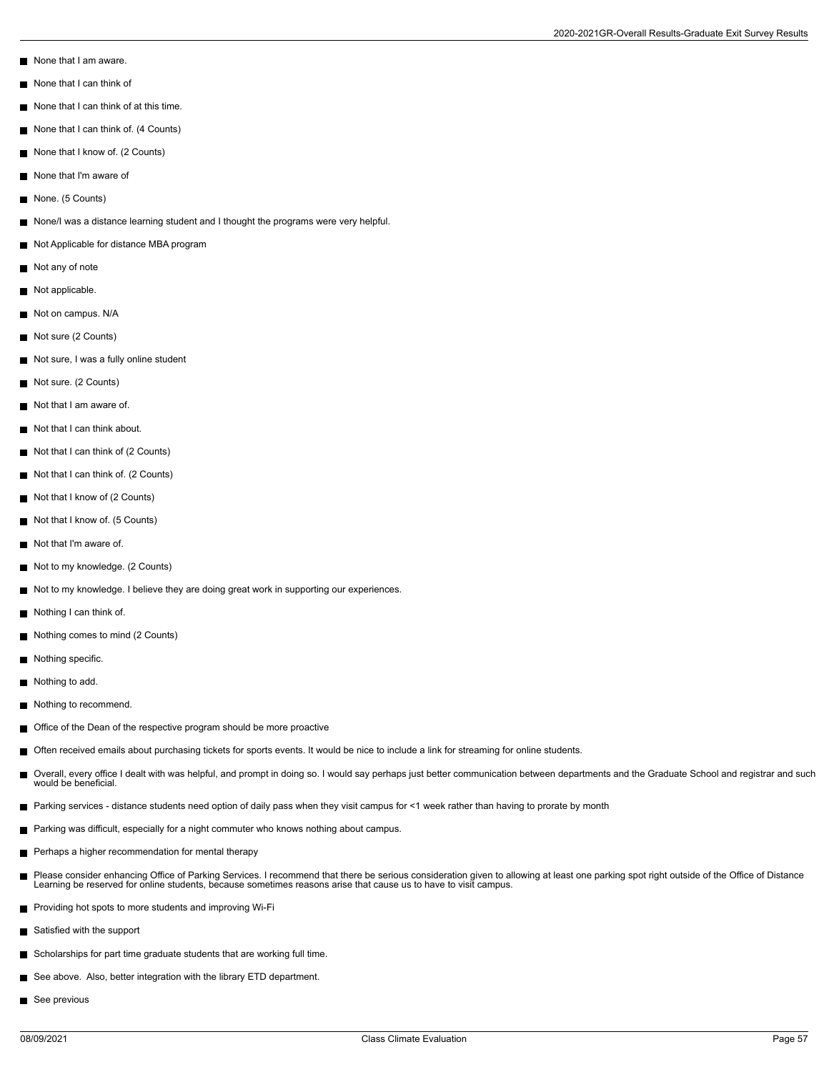- None that I am aware.
- None that I can think of
- None that I can think of at this time.
- None that I can think of. (4 Counts)
- None that I know of. (2 Counts)
- None that I'm aware of
- None. (5 Counts)
- None/I was a distance learning student and I thought the programs were very helpful.
- Not Applicable for distance MBA program
- Not any of note
- Not applicable.
- Not on campus. N/A
- Not sure (2 Counts)
- Not sure, I was a fully online student
- Not sure. (2 Counts)
- Not that I am aware of.
- Not that I can think about.
- Not that I can think of (2 Counts)
- Not that I can think of. (2 Counts)
- Not that I know of (2 Counts)
- Not that I know of. (5 Counts)
- Not that I'm aware of.
- Not to my knowledge. (2 Counts)
- Not to my knowledge. I believe they are doing great work in supporting our experiences.
- Nothing I can think of.
- Nothing comes to mind (2 Counts)
- Nothing specific.
- Nothing to add.
- Nothing to recommend.
- Office of the Dean of the respective program should be more proactive
- Often received emails about purchasing tickets for sports events. It would be nice to include a link for streaming for online students.
- Overall, every office I dealt with was helpful, and prompt in doing so. I would say perhaps just better communication between departments and the Graduate School and registrar and such would be beneficial.
- Parking services - distance students need option of daily pass when they visit campus for <1 week rather than having to prorate by month
- Parking was difficult, especially for a night commuter who knows nothing about campus.
- Perhaps a higher recommendation for mental therapy
- Please consider enhancing Office of Parking Services. I recommend that there be serious consideration given to allowing at least one parking spot right outside of the Office of Distance Learning be reserved for online students, because sometimes reasons arise that cause us to have to visit campus.
- Providing hot spots to more students and improving Wi-Fi
- Satisfied with the support
- Scholarships for part time graduate students that are working full time.
- See above. Also, better integration with the library ETD department.
- See previous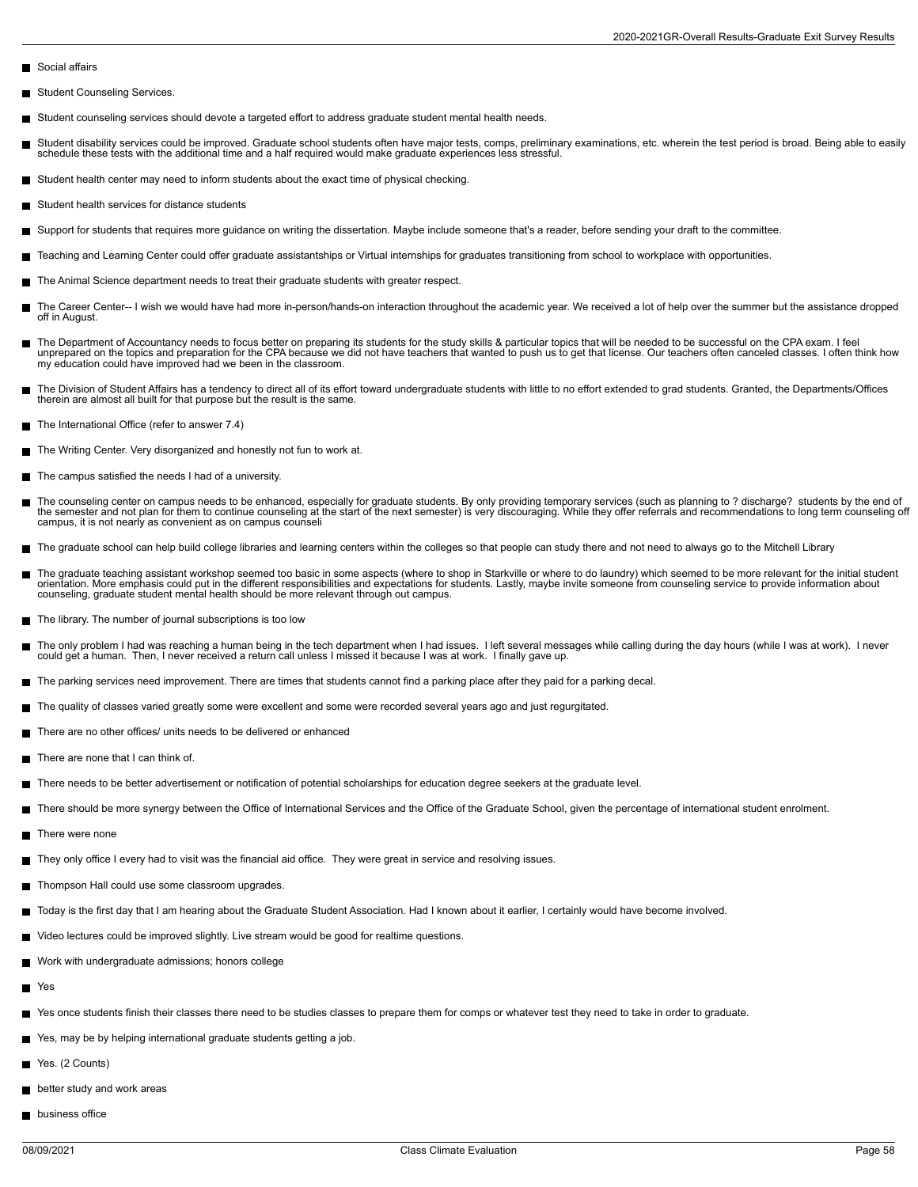- Social affairs
- Student Counseling Services.
- Student counseling services should devote a targeted effort to address graduate student mental health needs.
- Student disability services could be improved. Graduate school students often have major tests, comps, preliminary examinations, etc. wherein the test period is broad. Being able to easily schedule these tests with the additional time and a half required would make graduate experiences less stressful.
- Student health center may need to inform students about the exact time of physical checking.
- Student health services for distance students
- Support for students that requires more guidance on writing the dissertation. Maybe include someone that's a reader, before sending your draft to the committee.
- Teaching and Learning Center could offer graduate assistantships or Virtual internships for graduates transitioning from school to workplace with opportunities.
- The Animal Science department needs to treat their graduate students with greater respect.
- The Career Center-- I wish we would have had more in-person/hands-on interaction throughout the academic year. We received a lot of help over the summer but the assistance dropped off in August.
- The Department of Accountancy needs to focus better on preparing its students for the study skills & particular topics that will be needed to be successful on the CPA exam. I feel unprepared on the topics and preparation for the CPA because we did not have teachers that wanted to push us to get that license. Our teachers often canceled classes. I often think how my education could have improved had we been in the classroom.
- The Division of Student Affairs has a tendency to direct all of its effort toward undergraduate students with little to no effort extended to grad students. Granted, the Departments/Offices therein are almost all built for that purpose but the result is the same.
- The International Office (refer to answer 7.4)
- The Writing Center. Very disorganized and honestly not fun to work at.
- The campus satisfied the needs I had of a university.
- The counseling center on campus needs to be enhanced, especially for graduate students. By only providing temporary services (such as planning to ? discharge? students by the end of the semester and not plan for them to continue counseling at the start of the next semester) is very discouraging. While they offer referrals and recommendations to long term counseling off campus, it is not nearly as convenient as on campus counseli
- The graduate school can help build college libraries and learning centers within the colleges so that people can study there and not need to always go to the Mitchell Library
- The graduate teaching assistant workshop seemed too basic in some aspects (where to shop in Starkville or where to do laundry) which seemed to be more relevant for the initial student orientation. More emphasis could put in the different responsibilities and expectations for students. Lastly, maybe invite someone from counseling service to provide information about counseling, graduate student mental health should be more relevant through out campus.
- The library. The number of journal subscriptions is too low
- The only problem I had was reaching a human being in the tech department when I had issues. I left several messages while calling during the day hours (while I was at work). I never could get a human. Then, I never received a return call unless I missed it because I was at work. I finally gave up.
- The parking services need improvement. There are times that students cannot find a parking place after they paid for a parking decal.
- The quality of classes varied greatly some were excellent and some were recorded several years ago and just regurgitated.
- There are no other offices/ units needs to be delivered or enhanced
- There are none that I can think of.
- There needs to be better advertisement or notification of potential scholarships for education degree seekers at the graduate level.
- There should be more synergy between the Office of International Services and the Office of the Graduate School, given the percentage of international student enrolment.
- There were none
- They only office I every had to visit was the financial aid office. They were great in service and resolving issues.
- Thompson Hall could use some classroom upgrades.
- Today is the first day that I am hearing about the Graduate Student Association. Had I known about it earlier, I certainly would have become involved.
- Video lectures could be improved slightly. Live stream would be good for realtime questions.
- Work with undergraduate admissions; honors college
- Yes
- Yes once students finish their classes there need to be studies classes to prepare them for comps or whatever test they need to take in order to graduate.
- Yes, may be by helping international graduate students getting a job.
- Yes. (2 Counts)
- better study and work areas
- business office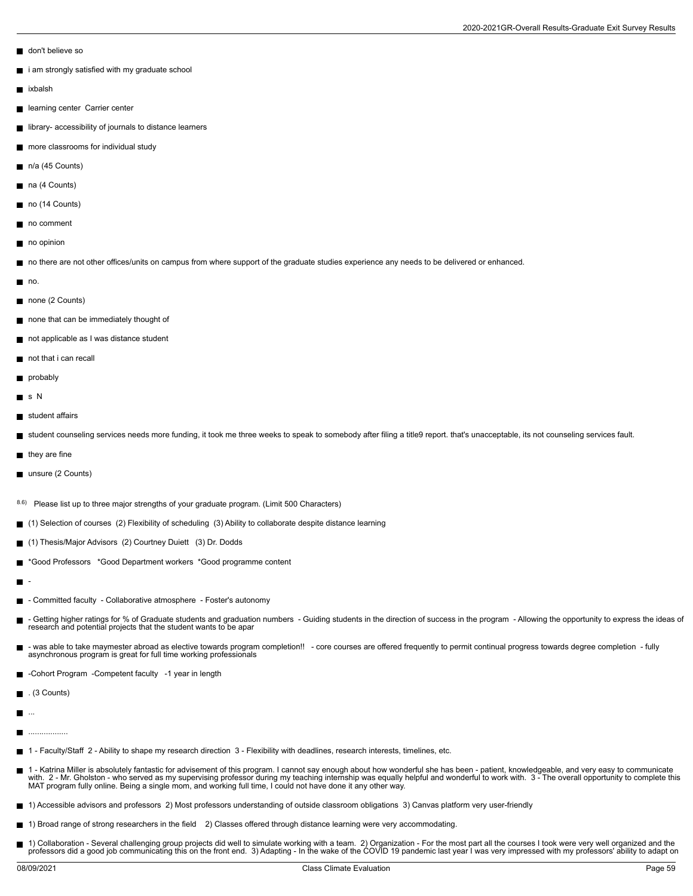- don't believe so
- i am strongly satisfied with my graduate school
- ixbalsh
- learning center Carrier center
- library- accessibility of journals to distance learners
- more classrooms for individual study
- n/a (45 Counts)
- na (4 Counts)
- no (14 Counts)
- no comment
- no opinion
- no there are not other offices/units on campus from where support of the graduate studies experience any needs to be delivered or enhanced.
- no.
- none (2 Counts)
- none that can be immediately thought of
- not applicable as I was distance student
- not that i can recall
- probably
- s N
- student affairs
- student counseling services needs more funding, it took me three weeks to speak to somebody after filing a title9 report. that's unacceptable, its not counseling services fault.
- they are fine
- unsure (2 Counts)

8.6) Please list up to three major strengths of your graduate program. (Limit 500 Characters)

- (1) Selection of courses (2) Flexibility of scheduling (3) Ability to collaborate despite distance learning
- (1) Thesis/Major Advisors (2) Courtney Duiett (3) Dr. Dodds
- *Good Professors *Good Department workers *Good programme content
- -
- - Committed faculty - Collaborative atmosphere - Foster's autonomy
- - Getting higher ratings for % of Graduate students and graduation numbers - Guiding students in the direction of success in the program - Allowing the opportunity to express the ideas of research and potential projects that the student wants to be apar
- - was able to take maymester abroad as elective towards program completion!! - core courses are offered frequently to permit continual progress towards degree completion - fully asynchronous program is great for full time working professionals
- -Cohort Program -Competent faculty -1 year in length
- . (3 Counts)
- ...
- .................
- 1 - Faculty/Staff 2 - Ability to shape my research direction 3 - Flexibility with deadlines, research interests, timelines, etc.
- 1 - Katrina Miller is absolutely fantastic for advisement of this program. I cannot say enough about how wonderful she has been - patient, knowledgeable, and very easy to communicate with. 2 - Mr. Gholston - who served as my supervising professor during my teaching internship was equally helpful and wonderful to work with. 3 - The overall opportunity to complete this MAT program fully online. Being a single mom, and working full time, I could not have done it any other way.
- 1) Accessible advisors and professors 2) Most professors understanding of outside classroom obligations 3) Canvas platform very user-friendly
- 1) Broad range of strong researchers in the field 2) Classes offered through distance learning were very accommodating.
- 1) Collaboration - Several challenging group projects did well to simulate working with a team. 2) Organization - For the most part all the courses I took were very well organized and the professors did a good job communicating this on the front end. 3) Adapting - In the wake of the COVID 19 pandemic last year I was very impressed with my professors' ability to adapt on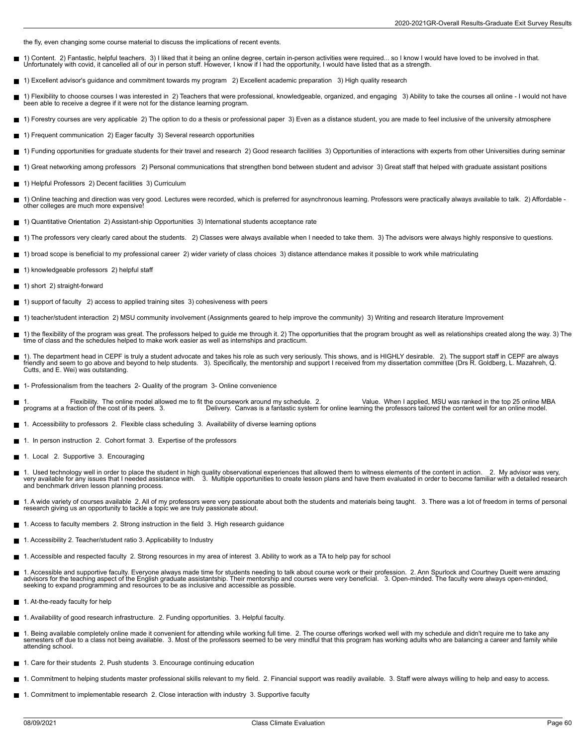the fly, even changing some course material to discuss the implications of recent events.

- 1) Content. 2) Fantastic, helpful teachers. 3) I liked that it being an online degree, certain in-person activities were required... so I know I would have loved to be involved in that. Unfortunately with covid, it cancelled all of our in person stuff. However, I know if I had the opportunity, I would have listed that as a strength.
- 1) Excellent advisor's guidance and commitment towards my program 2) Excellent academic preparation 3) High quality research
- 1) Flexibility to choose courses I was interested in 2) Teachers that were professional, knowledgeable, organized, and engaging 3) Ability to take the courses all online - I would not have been able to receive a degree if it were not for the distance learning program.
- 1) Forestry courses are very applicable 2) The option to do a thesis or professional paper 3) Even as a distance student, you are made to feel inclusive of the university atmosphere
- 1) Frequent communication 2) Eager faculty 3) Several research opportunities
- 1) Funding opportunities for graduate students for their travel and research 2) Good research facilities 3) Opportunities of interactions with experts from other Universities during seminar
- 1) Great networking among professors 2) Personal communications that strengthen bond between student and advisor 3) Great staff that helped with graduate assistant positions
- 1) Helpful Professors 2) Decent facilities 3) Curriculum
- 1) Online teaching and direction was very good. Lectures were recorded, which is preferred for asynchronous learning. Professors were practically always available to talk. 2) Affordable - other colleges are much more expensive!
- 1) Quantitative Orientation 2) Assistant-ship Opportunities 3) International students acceptance rate
- 1) The professors very clearly cared about the students. 2) Classes were always available when I needed to take them. 3) The advisors were always highly responsive to questions.
- 1) broad scope is beneficial to my professional career 2) wider variety of class choices 3) distance attendance makes it possible to work while matriculating
- 1) knowledgeable professors 2) helpful staff
- 1) short 2) straight-forward
- 1) support of faculty 2) access to applied training sites 3) cohesiveness with peers
- 1) teacher/student interaction 2) MSU community involvement (Assignments geared to help improve the community) 3) Writing and research literature Improvement
- 1) the flexibility of the program was great. The professors helped to guide me through it. 2) The opportunities that the program brought as well as relationships created along the way. 3) The time of class and the schedules helped to make work easier as well as internships and practicum.
- 1). The department head in CEPF is truly a student advocate and takes his role as such very seriously. This shows, and is HIGHLY desirable. 2). The support staff in CEPF are always friendly and seem to go above and beyond to help students. 3). Specifically, the mentorship and support I received from my dissertation committee (Drs R. Goldberg, L. Mazahreh, Q. Cutts, and E. Wei) was outstanding.
- 1- Professionalism from the teachers 2- Quality of the program 3- Online convenience
- 1. Flexibility. The online model allowed me to fit the coursework around my schedule. 2. Value. When I applied, MSU was ranked in the top 25 online MBA programs at a fraction of the cost of its peers. 3. Delivery. Canvas is a fantastic system for online learning the professors tailored the content well for an online model.
- 1. Accessibility to professors 2. Flexible class scheduling 3. Availability of diverse learning options
- 1. In person instruction 2. Cohort format 3. Expertise of the professors
- 1. Local 2. Supportive 3. Encouraging
- 1. Used technology well in order to place the student in high quality observational experiences that allowed them to witness elements of the content in action. 2. My advisor was very, very available for any issues that I needed assistance with. 3. Multiple opportunities to create lesson plans and have them evaluated in order to become familiar with a detailed research and benchmark driven lesson planning process.
- 1. A wide variety of courses available 2. All of my professors were very passionate about both the students and materials being taught. 3. There was a lot of freedom in terms of personal research giving us an opportunity to tackle a topic we are truly passionate about.
- 1. Access to faculty members 2. Strong instruction in the field 3. High research guidance
- 1. Accessibility 2. Teacher/student ratio 3. Applicability to Industry
- 1. Accessible and respected faculty 2. Strong resources in my area of interest 3. Ability to work as a TA to help pay for school
- 1. Accessible and supportive faculty. Everyone always made time for students needing to talk about course work or their profession. 2. Ann Spurlock and Courtney Dueitt were amazing advisors for the teaching aspect of the English graduate assistantship. Their mentorship and courses were very beneficial. 3. Open-minded. The faculty were always open-minded, seeking to expand programming and resources to be as inclusive and accessible as possible.
- 1. At-the-ready faculty for help
- 1. Availability of good research infrastructure. 2. Funding opportunities. 3. Helpful faculty.
- 1. Being available completely online made it convenient for attending while working full time. 2. The course offerings worked well with my schedule and didn't require me to take any semesters off due to a class not being available. 3. Most of the professors seemed to be very mindful that this program has working adults who are balancing a career and family while attending school.
- 1. Care for their students 2. Push students 3. Encourage continuing education
- 1. Commitment to helping students master professional skills relevant to my field. 2. Financial support was readily available. 3. Staff were always willing to help and easy to access.
- 1. Commitment to implementable research 2. Close interaction with industry 3. Supportive faculty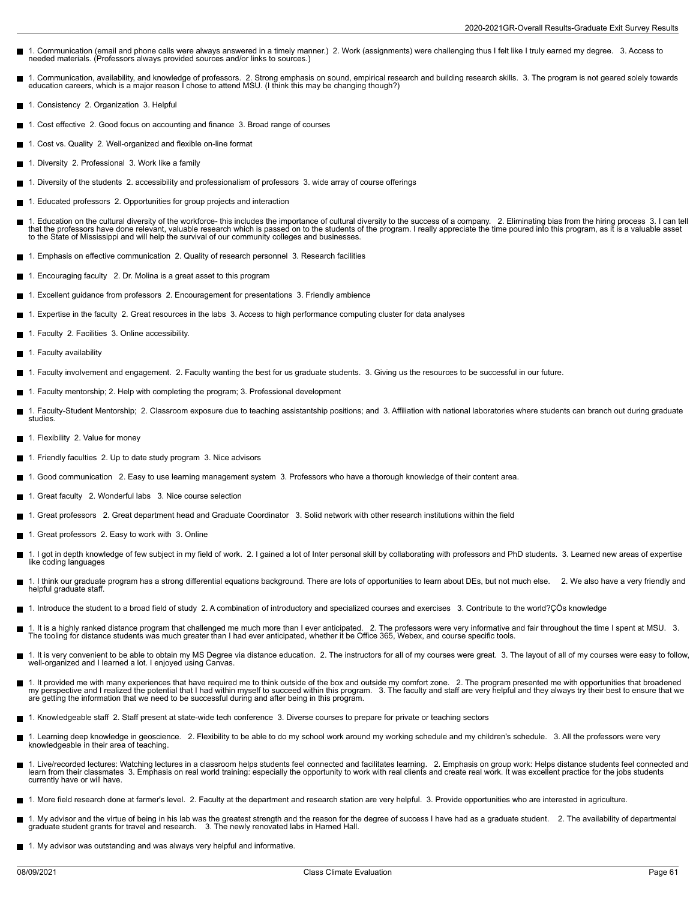- 1. Communication (email and phone calls were always answered in a timely manner.) 2. Work (assignments) were challenging thus I felt like I truly earned my degree. 3. Access to needed materials. (Professors always provided sources and/or links to sources.)
- 1. Communication, availability, and knowledge of professors. 2. Strong emphasis on sound, empirical research and building research skills. 3. The program is not geared solely towards education careers, which is a major reason I chose to attend MSU. (I think this may be changing though?)
- 1. Consistency 2. Organization 3. Helpful
- 1. Cost effective 2. Good focus on accounting and finance 3. Broad range of courses
- 1. Cost vs. Quality 2. Well-organized and flexible on-line format
- 1. Diversity 2. Professional 3. Work like a family
- 1. Diversity of the students 2. accessibility and professionalism of professors 3. wide array of course offerings
- 1. Educated professors 2. Opportunities for group projects and interaction
- 1. Education on the cultural diversity of the workforce- this includes the importance of cultural diversity to the success of a company. 2. Eliminating bias from the hiring process 3. I can tell that the professors have done relevant, valuable research which is passed on to the students of the program. I really appreciate the time poured into this program, as it is a valuable asset to the State of Mississippi and will help the survival of our community colleges and businesses.
- 1. Emphasis on effective communication 2. Quality of research personnel 3. Research facilities
- 1. Encouraging faculty 2. Dr. Molina is a great asset to this program
- 1. Excellent guidance from professors 2. Encouragement for presentations 3. Friendly ambience
- 1. Expertise in the faculty 2. Great resources in the labs 3. Access to high performance computing cluster for data analyses
- 1. Faculty 2. Facilities 3. Online accessibility.
- 1. Faculty availability
- 1. Faculty involvement and engagement. 2. Faculty wanting the best for us graduate students. 3. Giving us the resources to be successful in our future.
- 1. Faculty mentorship; 2. Help with completing the program; 3. Professional development
- 1. Faculty-Student Mentorship; 2. Classroom exposure due to teaching assistantship positions; and 3. Affiliation with national laboratories where students can branch out during graduate studies.
- 1. Flexibility 2. Value for money
- 1. Friendly faculties 2. Up to date study program 3. Nice advisors
- 1. Good communication 2. Easy to use learning management system 3. Professors who have a thorough knowledge of their content area.
- 1. Great faculty 2. Wonderful labs 3. Nice course selection
- 1. Great professors 2. Great department head and Graduate Coordinator 3. Solid network with other research institutions within the field
- 1. Great professors 2. Easy to work with 3. Online
- 1. I got in depth knowledge of few subject in my field of work. 2. I gained a lot of Inter personal skill by collaborating with professors and PhD students. 3. Learned new areas of expertise like coding languages
- 1. I think our graduate program has a strong differential equations background. There are lots of opportunities to learn about DEs, but not much else. 2. We also have a very friendly and helpful graduate staff.
- 1. Introduce the student to a broad field of study 2. A combination of introductory and specialized courses and exercises 3. Contribute to the world?ÇÖs knowledge
- 1. It is a highly ranked distance program that challenged me much more than I ever anticipated. 2. The professors were very informative and fair throughout the time I spent at MSU. 3. The tooling for distance students was much greater than I had ever anticipated, whether it be Office 365, Webex, and course specific tools.
- 1. It is very convenient to be able to obtain my MS Degree via distance education. 2. The instructors for all of my courses were great. 3. The layout of all of my courses were easy to follow, well-organized and I learned a lot. I enjoyed using Canvas.
- 1. It provided me with many experiences that have required me to think outside of the box and outside my comfort zone. 2. The program presented me with opportunities that broadened my perspective and I realized the potential that I had within myself to succeed within this program. 3. The faculty and staff are very helpful and they always try their best to ensure that we are getting the information that we need to be successful during and after being in this program.
- 1. Knowledgeable staff 2. Staff present at state-wide tech conference 3. Diverse courses to prepare for private or teaching sectors
- 1. Learning deep knowledge in geoscience. 2. Flexibility to be able to do my school work around my working schedule and my children's schedule. 3. All the professors were very knowledgeable in their area of teaching.
- 1. Live/recorded lectures: Watching lectures in a classroom helps students feel connected and facilitates learning. 2. Emphasis on group work: Helps distance students feel connected and learn from their classmates 3. Emphasis on real world training: especially the opportunity to work with real clients and create real work. It was excellent practice for the jobs students currently have or will have.
- 1. More field research done at farmer's level. 2. Faculty at the department and research station are very helpful. 3. Provide opportunities who are interested in agriculture.
- 1. My advisor and the virtue of being in his lab was the greatest strength and the reason for the degree of success I have had as a graduate student. 2. The availability of departmental graduate student grants for travel and research. 3. The newly renovated labs in Harned Hall.
- 1. My advisor was outstanding and was always very helpful and informative.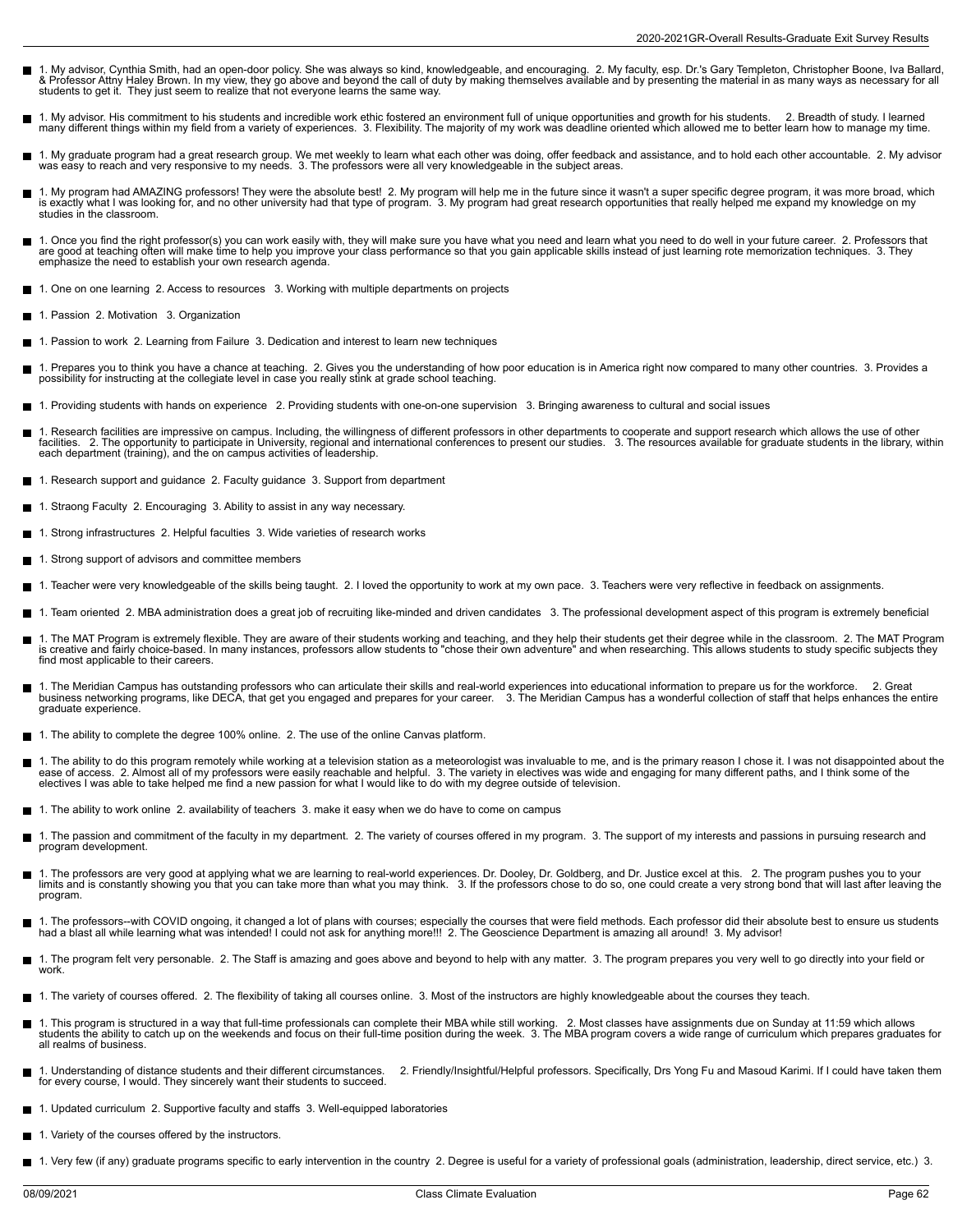- 1. My advisor, Cynthia Smith, had an open-door policy. She was always so kind, knowledgeable, and encouraging. 2. My faculty, esp. Dr.'s Gary Templeton, Christopher Boone, Iva Ballard, & Professor Attny Haley Brown. In my view, they go above and beyond the call of duty by making themselves available and by presenting the material in as many ways as necessary for all students to get it. They just seem to realize that not everyone learns the same way.
- 1. My advisor. His commitment to his students and incredible work ethic fostered an environment full of unique opportunities and growth for his students. 2. Breadth of study. I learned many different things within my field from a variety of experiences. 3. Flexibility. The majority of my work was deadline oriented which allowed me to better learn how to manage my time.
- 1. My graduate program had a great research group. We met weekly to learn what each other was doing, offer feedback and assistance, and to hold each other accountable. 2. My advisor was easy to reach and very responsive to my needs. 3. The professors were all very knowledgeable in the subject areas.
- 1. My program had AMAZING professors! They were the absolute best! 2. My program will help me in the future since it wasn't a super specific degree program, it was more broad, which is exactly what I was looking for, and no other university had that type of program. 3. My program had great research opportunities that really helped me expand my knowledge on my studies in the classroom.
- 1. Once you find the right professor(s) you can work easily with, they will make sure you have what you need and learn what you need to do well in your future career. 2. Professors that are good at teaching often will make time to help you improve your class performance so that you gain applicable skills instead of just learning rote memorization techniques. 3. They emphasize the need to establish your own research agenda.
- 1. One on one learning 2. Access to resources 3. Working with multiple departments on projects
- 1. Passion 2. Motivation 3. Organization
- 1. Passion to work 2. Learning from Failure 3. Dedication and interest to learn new techniques
- 1. Prepares you to think you have a chance at teaching. 2. Gives you the understanding of how poor education is in America right now compared to many other countries. 3. Provides a possibility for instructing at the collegiate level in case you really stink at grade school teaching.
- 1. Providing students with hands on experience 2. Providing students with one-on-one supervision 3. Bringing awareness to cultural and social issues
- 1. Research facilities are impressive on campus. Including, the willingness of different professors in other departments to cooperate and support research which allows the use of other facilities. 2. The opportunity to participate in University, regional and international conferences to present our studies. 3. The resources available for graduate students in the library, within each department (training), and the on campus activities of leadership.
- 1. Research support and guidance 2. Faculty guidance 3. Support from department
- 1. Straong Faculty 2. Encouraging 3. Ability to assist in any way necessary.
- 1. Strong infrastructures 2. Helpful faculties 3. Wide varieties of research works
- 1. Strong support of advisors and committee members
- 1. Teacher were very knowledgeable of the skills being taught. 2. I loved the opportunity to work at my own pace. 3. Teachers were very reflective in feedback on assignments.
- 1. Team oriented 2. MBA administration does a great job of recruiting like-minded and driven candidates 3. The professional development aspect of this program is extremely beneficial
- 1. The MAT Program is extremely flexible. They are aware of their students working and teaching, and they help their students get their degree while in the classroom. 2. The MAT Program is creative and fairly choice-based. In many instances, professors allow students to "chose their own adventure" and when researching. This allows students to study specific subjects they find most applicable to their careers.
- 1. The Meridian Campus has outstanding professors who can articulate their skills and real-world experiences into educational information to prepare us for the workforce. 2. Great business networking programs, like DECA, that get you engaged and prepares for your career. 3. The Meridian Campus has a wonderful collection of staff that helps enhances the entire graduate experience.
- 1. The ability to complete the degree 100% online. 2. The use of the online Canvas platform.
- 1. The ability to do this program remotely while working at a television station as a meteorologist was invaluable to me, and is the primary reason I chose it. I was not disappointed about the ease of access. 2. Almost all of my professors were easily reachable and helpful. 3. The variety in electives was wide and engaging for many different paths, and I think some of the electives I was able to take helped me find a new passion for what I would like to do with my degree outside of television.
- 1. The ability to work online 2. availability of teachers 3. make it easy when we do have to come on campus
- 1. The passion and commitment of the faculty in my department. 2. The variety of courses offered in my program. 3. The support of my interests and passions in pursuing research and program development.
- 1. The professors are very good at applying what we are learning to real-world experiences. Dr. Dooley, Dr. Goldberg, and Dr. Justice excel at this. 2. The program pushes you to your limits and is constantly showing you that you can take more than what you may think. 3. If the professors chose to do so, one could create a very strong bond that will last after leaving the program.
- 1. The professors--with COVID ongoing, it changed a lot of plans with courses; especially the courses that were field methods. Each professor did their absolute best to ensure us students had a blast all while learning what was intended! I could not ask for anything more!!! 2. The Geoscience Department is amazing all around! 3. My advisor!
- 1. The program felt very personable. 2. The Staff is amazing and goes above and beyond to help with any matter. 3. The program prepares you very well to go directly into your field or work.
- 1. The variety of courses offered. 2. The flexibility of taking all courses online. 3. Most of the instructors are highly knowledgeable about the courses they teach.
- 1. This program is structured in a way that full-time professionals can complete their MBA while still working. 2. Most classes have assignments due on Sunday at 11:59 which allows students the ability to catch up on the weekends and focus on their full-time position during the week. 3. The MBA program covers a wide range of curriculum which prepares graduates for all realms of business.
- 1. Understanding of distance students and their different circumstances. 2. Friendly/Insightful/Helpful professors. Specifically, Drs Yong Fu and Masoud Karimi. If I could have taken them for every course, I would. They sincerely want their students to succeed.
- 1. Updated curriculum 2. Supportive faculty and staffs 3. Well-equipped laboratories
- 1. Variety of the courses offered by the instructors.
- 1. Very few (if any) graduate programs specific to early intervention in the country 2. Degree is useful for a variety of professional goals (administration, leadership, direct service, etc.) 3.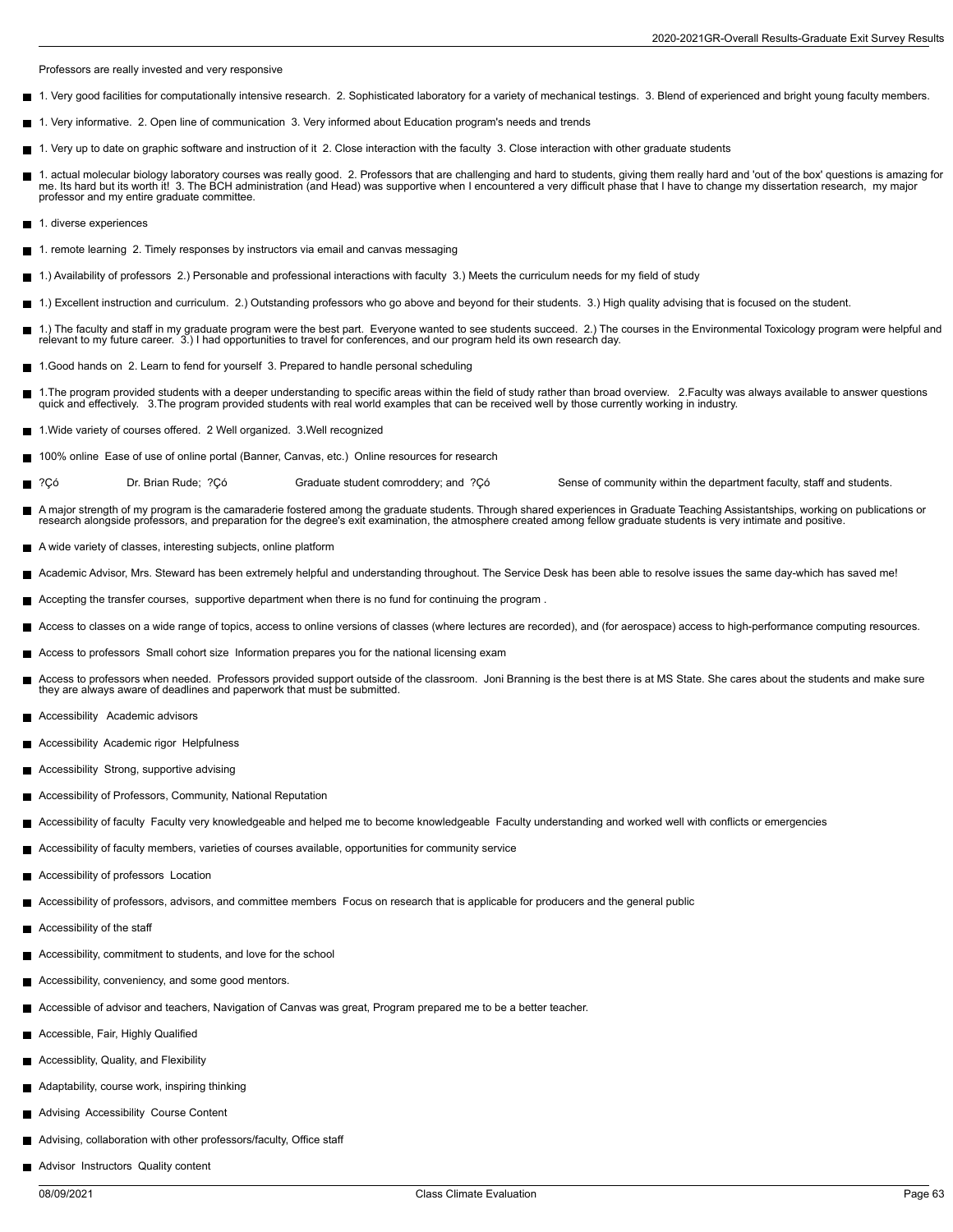Professors are really invested and very responsive

- 1. Very good facilities for computationally intensive research. 2. Sophisticated laboratory for a variety of mechanical testings. 3. Blend of experienced and bright young faculty members.
- 1. Very informative. 2. Open line of communication 3. Very informed about Education program's needs and trends
- 1. Very up to date on graphic software and instruction of it 2. Close interaction with the faculty 3. Close interaction with other graduate students
- 1. actual molecular biology laboratory courses was really good. 2. Professors that are challenging and hard to students, giving them really hard and 'out of the box' questions is amazing for me. Its hard but its worth it! 3. The BCH administration (and Head) was supportive when I encountered a very difficult phase that I have to change my dissertation research, my major professor and my entire graduate committee.
- 1. diverse experiences
- 1. remote learning 2. Timely responses by instructors via email and canvas messaging
- 1.) Availability of professors 2.) Personable and professional interactions with faculty 3.) Meets the curriculum needs for my field of study
- 1.) Excellent instruction and curriculum. 2.) Outstanding professors who go above and beyond for their students. 3.) High quality advising that is focused on the student.
- 1.) The faculty and staff in my graduate program were the best part. Everyone wanted to see students succeed. 2.) The courses in the Environmental Toxicology program were helpful and relevant to my future career. 3.) I had opportunities to travel for conferences, and our program held its own research day.
- 1.Good hands on 2. Learn to fend for yourself 3. Prepared to handle personal scheduling
- 1.The program provided students with a deeper understanding to specific areas within the field of study rather than broad overview. 2.Faculty was always available to answer questions quick and effectively. 3.The program provided students with real world examples that can be received well by those currently working in industry.
- 1.Wide variety of courses offered. 2 Well organized. 3.Well recognized
- 100% online Ease of use of online portal (Banner, Canvas, etc.) Online resources for research
- ?Çó Dr. Brian Rude; ?Çó Graduate student comroddery; and ?Çó Sense of community within the department faculty, staff and students.
- A major strength of my program is the camaraderie fostered among the graduate students. Through shared experiences in Graduate Teaching Assistantships, working on publications or research alongside professors, and preparation for the degree's exit examination, the atmosphere created among fellow graduate students is very intimate and positive.
- A wide variety of classes, interesting subjects, online platform
- Academic Advisor, Mrs. Steward has been extremely helpful and understanding throughout. The Service Desk has been able to resolve issues the same day-which has saved me!
- Accepting the transfer courses, supportive department when there is no fund for continuing the program .
- Access to classes on a wide range of topics, access to online versions of classes (where lectures are recorded), and (for aerospace) access to high-performance computing resources.
- Access to professors Small cohort size Information prepares you for the national licensing exam
- Access to professors when needed. Professors provided support outside of the classroom. Joni Branning is the best there is at MS State. She cares about the students and make sure they are always aware of deadlines and paperwork that must be submitted.
- Accessibility Academic advisors
- Accessibility Academic rigor Helpfulness
- Accessibility Strong, supportive advising
- Accessibility of Professors, Community, National Reputation
- Accessibility of faculty Faculty very knowledgeable and helped me to become knowledgeable Faculty understanding and worked well with conflicts or emergencies
- Accessibility of faculty members, varieties of courses available, opportunities for community service
- Accessibility of professors Location
- Accessibility of professors, advisors, and committee members Focus on research that is applicable for producers and the general public
- Accessibility of the staff
- Accessibility, commitment to students, and love for the school
- Accessibility, conveniency, and some good mentors.
- Accessible of advisor and teachers, Navigation of Canvas was great, Program prepared me to be a better teacher.
- Accessible, Fair, Highly Qualified
- Accessiblity, Quality, and Flexibility
- Adaptability, course work, inspiring thinking
- Advising Accessibility Course Content
- Advising, collaboration with other professors/faculty, Office staff
- Advisor Instructors Quality content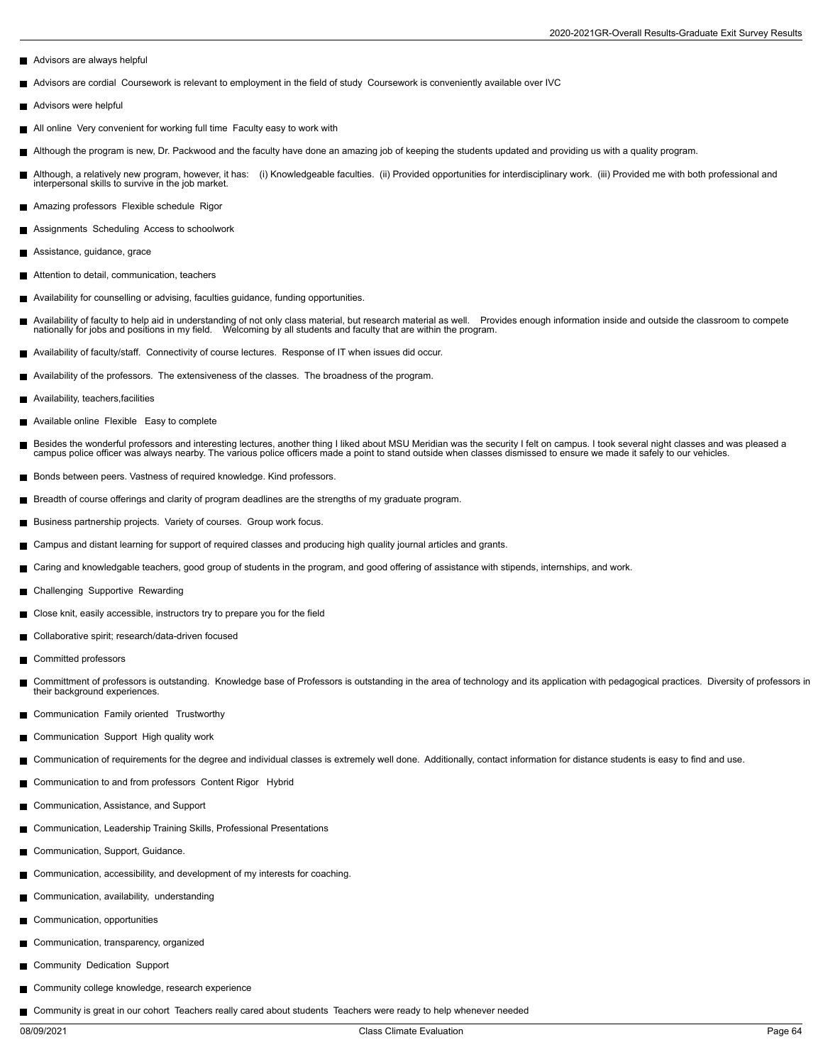- Advisors are always helpful
- Advisors are cordial  Coursework is relevant to employment in the field of study  Coursework is conveniently available over IVC
- Advisors were helpful
- All online  Very convenient for working full time  Faculty easy to work with
- Although the program is new, Dr. Packwood and the faculty have done an amazing job of keeping the students updated and providing us with a quality program.
- Although, a relatively new program, however, it has:   (i) Knowledgeable faculties.  (ii) Provided opportunities for interdisciplinary work.  (iii) Provided me with both professional and interpersonal skills to survive in the job market.
- Amazing professors  Flexible schedule  Rigor
- Assignments  Scheduling  Access to schoolwork
- Assistance, guidance, grace
- Attention to detail, communication, teachers
- Availability for counselling or advising, faculties guidance, funding opportunities.
- Availability of faculty to help aid in understanding of not only class material, but research material as well.   Provides enough information inside and outside the classroom to compete nationally for jobs and positions in my field.   Welcoming by all students and faculty that are within the program.
- Availability of faculty/staff.  Connectivity of course lectures.  Response of IT when issues did occur.
- Availability of the professors.  The extensiveness of the classes.  The broadness of the program.
- Availability, teachers,facilities
- Available online  Flexible   Easy to complete
- Besides the wonderful professors and interesting lectures, another thing I liked about MSU Meridian was the security I felt on campus. I took several night classes and was pleased a campus police officer was always nearby. The various police officers made a point to stand outside when classes dismissed to ensure we made it safely to our vehicles.
- Bonds between peers. Vastness of required knowledge. Kind professors.
- Breadth of course offerings and clarity of program deadlines are the strengths of my graduate program.
- Business partnership projects.  Variety of courses.  Group work focus.
- Campus and distant learning for support of required classes and producing high quality journal articles and grants.
- Caring and knowledgable teachers, good group of students in the program, and good offering of assistance with stipends, internships, and work.
- Challenging  Supportive  Rewarding
- Close knit, easily accessible, instructors try to prepare you for the field
- Collaborative spirit; research/data-driven focused
- Committed professors
- Committment of professors is outstanding.  Knowledge base of Professors is outstanding in the area of technology and its application with pedagogical practices.  Diversity of professors in their background experiences.
- Communication  Family oriented   Trustworthy
- Communication  Support  High quality work
- Communication of requirements for the degree and individual classes is extremely well done.  Additionally, contact information for distance students is easy to find and use.
- Communication to and from professors  Content Rigor   Hybrid
- Communication, Assistance, and Support
- Communication, Leadership Training Skills, Professional Presentations
- Communication, Support, Guidance.
- Communication, accessibility, and development of my interests for coaching.
- Communication, availability,  understanding
- Communication, opportunities
- Communication, transparency, organized
- Community  Dedication  Support
- Community college knowledge, research experience
- Community is great in our cohort  Teachers really cared about students  Teachers were ready to help whenever needed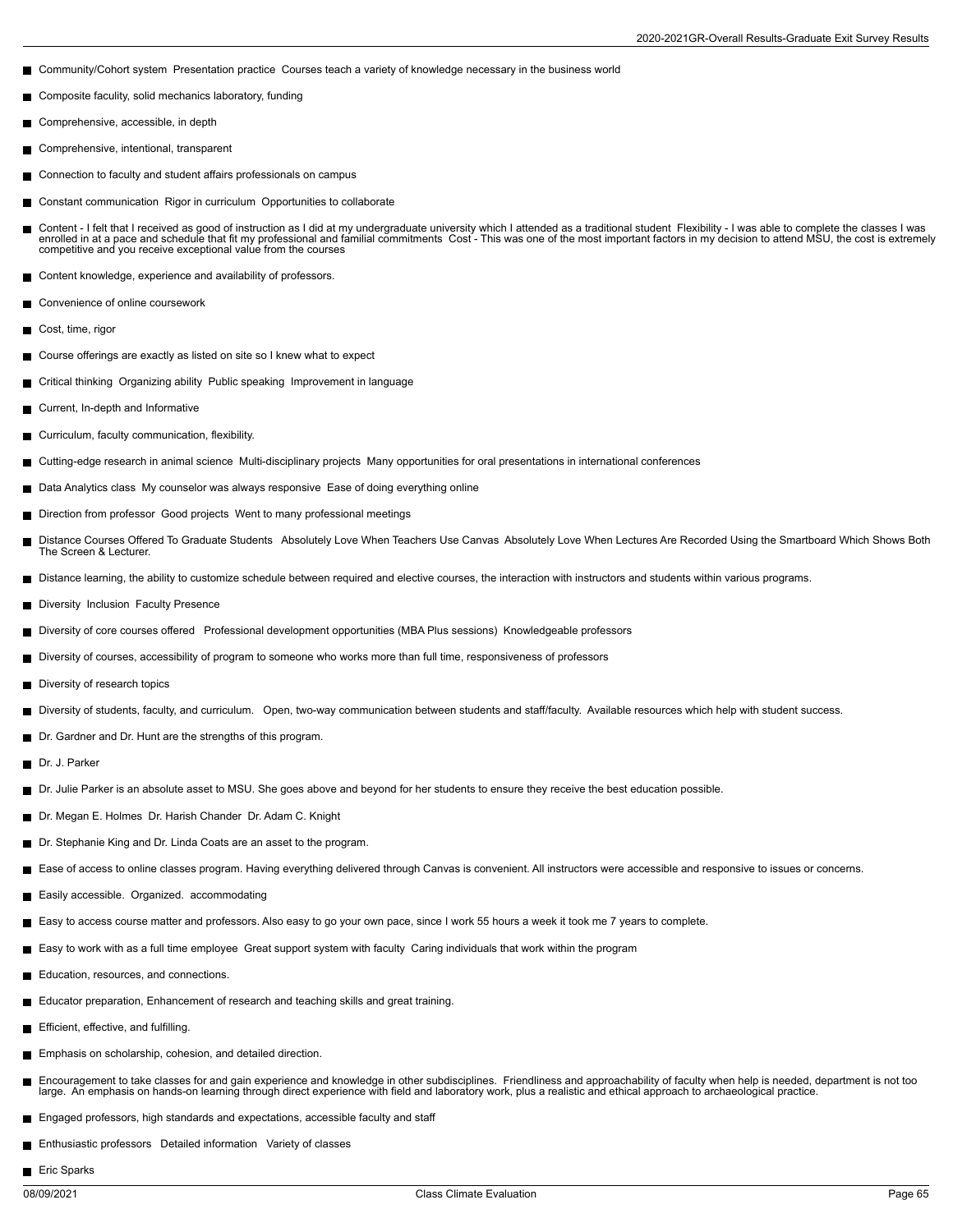- Community/Cohort system  Presentation practice  Courses teach a variety of knowledge necessary in the business world
- Composite faculty, solid mechanics laboratory, funding
- Comprehensive, accessible, in depth
- Comprehensive, intentional, transparent
- Connection to faculty and student affairs professionals on campus
- Constant communication  Rigor in curriculum  Opportunities to collaborate
- Content - I felt that I received as good of instruction as I did at my undergraduate university which I attended as a traditional student  Flexibility - I was able to complete the classes I was enrolled in at a pace and schedule that fit my professional and familial commitments  Cost - This was one of the most important factors in my decision to attend MSU, the cost is extremely competitive and you receive exceptional value from the courses
- Content knowledge, experience and availability of professors.
- Convenience of online coursework
- Cost, time, rigor
- Course offerings are exactly as listed on site so I knew what to expect
- Critical thinking  Organizing ability  Public speaking  Improvement in language
- Current, In-depth and Informative
- Curriculum, faculty communication, flexibility.
- Cutting-edge research in animal science  Multi-disciplinary projects  Many opportunities for oral presentations in international conferences
- Data Analytics class  My counselor was always responsive  Ease of doing everything online
- Direction from professor  Good projects  Went to many professional meetings
- Distance Courses Offered To Graduate Students   Absolutely Love When Teachers Use Canvas  Absolutely Love When Lectures Are Recorded Using the Smartboard Which Shows Both The Screen & Lecturer.
- Distance learning, the ability to customize schedule between required and elective courses, the interaction with instructors and students within various programs.
- Diversity  Inclusion  Faculty Presence
- Diversity of core courses offered   Professional development opportunities (MBA Plus sessions)  Knowledgeable professors
- Diversity of courses, accessibility of program to someone who works more than full time, responsiveness of professors
- Diversity of research topics
- Diversity of students, faculty, and curriculum.   Open, two-way communication between students and staff/faculty.  Available resources which help with student success.
- Dr. Gardner and Dr. Hunt are the strengths of this program.
- Dr. J. Parker
- Dr. Julie Parker is an absolute asset to MSU. She goes above and beyond for her students to ensure they receive the best education possible.
- Dr. Megan E. Holmes  Dr. Harish Chander  Dr. Adam C. Knight
- Dr. Stephanie King and Dr. Linda Coats are an asset to the program.
- Ease of access to online classes program. Having everything delivered through Canvas is convenient. All instructors were accessible and responsive to issues or concerns.
- Easily accessible.  Organized.  accommodating
- Easy to access course matter and professors. Also easy to go your own pace, since I work 55 hours a week it took me 7 years to complete.
- Easy to work with as a full time employee  Great support system with faculty  Caring individuals that work within the program
- Education, resources, and connections.
- Educator preparation, Enhancement of research and teaching skills and great training.
- Efficient, effective, and fulfilling.
- Emphasis on scholarship, cohesion, and detailed direction.
- Encouragement to take classes for and gain experience and knowledge in other subdisciplines.  Friendliness and approachability of faculty when help is needed, department is not too large.  An emphasis on hands-on learning through direct experience with field and laboratory work, plus a realistic and ethical approach to archaeological practice.
- Engaged professors, high standards and expectations, accessible faculty and staff
- Enthusiastic professors   Detailed information   Variety of classes
- Eric Sparks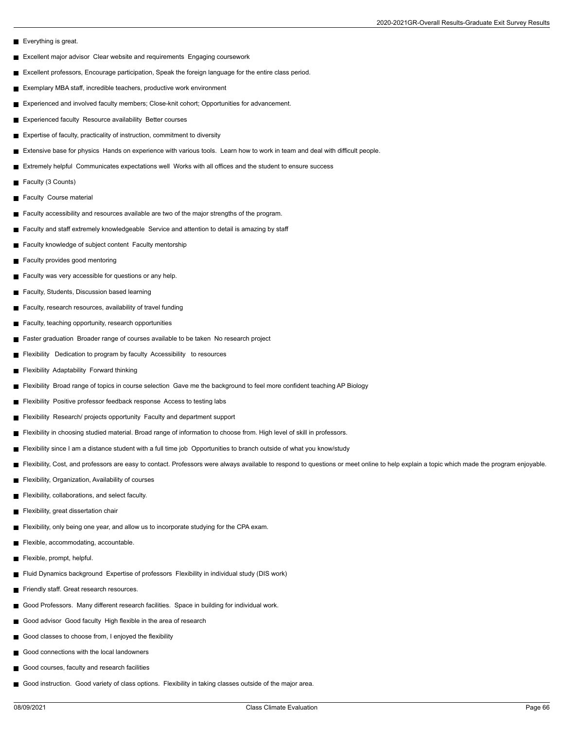- Everything is great.
- Excellent major advisor  Clear website and requirements  Engaging coursework
- Excellent professors, Encourage participation, Speak the foreign language for the entire class period.
- Exemplary MBA staff, incredible teachers, productive work environment
- Experienced and involved faculty members; Close-knit cohort; Opportunities for advancement.
- Experienced faculty  Resource availability  Better courses
- Expertise of faculty, practicality of instruction, commitment to diversity
- Extensive base for physics  Hands on experience with various tools.  Learn how to work in team and deal with difficult people.
- Extremely helpful  Communicates expectations well  Works with all offices and the student to ensure success
- Faculty (3 Counts)
- Faculty  Course material
- Faculty accessibility and resources available are two of the major strengths of the program.
- Faculty and staff extremely knowledgeable  Service and attention to detail is amazing by staff
- Faculty knowledge of subject content  Faculty mentorship
- Faculty provides good mentoring
- Faculty was very accessible for questions or any help.
- Faculty, Students, Discussion based learning
- Faculty, research resources, availability of travel funding
- Faculty, teaching opportunity, research opportunities
- Faster graduation  Broader range of courses available to be taken  No research project
- Flexibility   Dedication to program by faculty  Accessibility   to resources
- Flexibility  Adaptability  Forward thinking
- Flexibility  Broad range of topics in course selection  Gave me the background to feel more confident teaching AP Biology
- Flexibility  Positive professor feedback response  Access to testing labs
- Flexibility  Research/ projects opportunity  Faculty and department support
- Flexibility in choosing studied material. Broad range of information to choose from. High level of skill in professors.
- Flexibility since I am a distance student with a full time job  Opportunities to branch outside of what you know/study
- Flexibility, Cost, and professors are easy to contact. Professors were always available to respond to questions or meet online to help explain a topic which made the program enjoyable.
- Flexibility, Organization, Availability of courses
- Flexibility, collaborations, and select faculty.
- Flexibility, great dissertation chair
- Flexibility, only being one year, and allow us to incorporate studying for the CPA exam.
- Flexible, accommodating, accountable.
- Flexible, prompt, helpful.
- Fluid Dynamics background  Expertise of professors  Flexibility in individual study (DIS work)
- Friendly staff. Great research resources.
- Good Professors.  Many different research facilities.  Space in building for individual work.
- Good advisor  Good faculty  High flexible in the area of research
- Good classes to choose from, I enjoyed the flexibility
- Good connections with the local landowners
- Good courses, faculty and research facilities
- Good instruction.  Good variety of class options.  Flexibility in taking classes outside of the major area.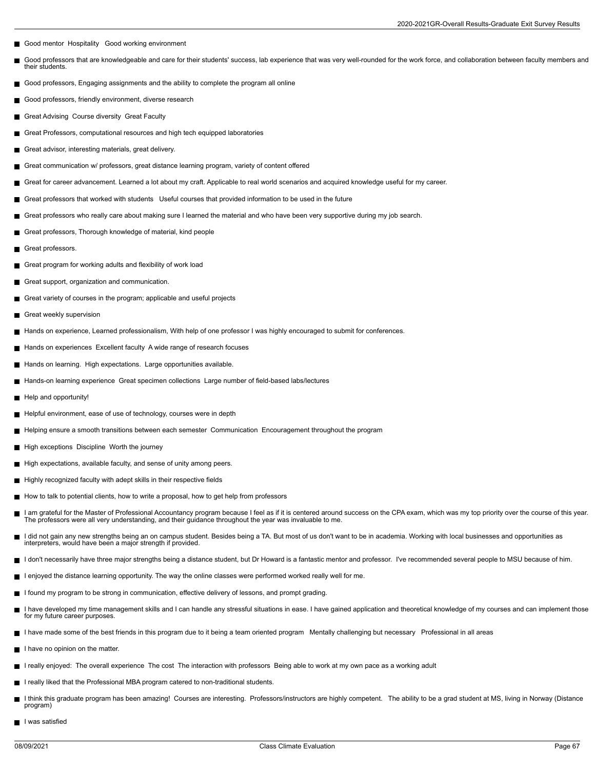- Good mentor  Hospitality   Good working environment
- Good professors that are knowledgeable and care for their students' success, lab experience that was very well-rounded for the work force, and collaboration between faculty members and their students.
- Good professors, Engaging assignments and the ability to complete the program all online
- Good professors, friendly environment, diverse research
- Great Advising  Course diversity  Great Faculty
- Great Professors, computational resources and high tech equipped laboratories
- Great advisor, interesting materials, great delivery.
- Great communication w/ professors, great distance learning program, variety of content offered
- Great for career advancement. Learned a lot about my craft. Applicable to real world scenarios and acquired knowledge useful for my career.
- Great professors that worked with students   Useful courses that provided information to be used in the future
- Great professors who really care about making sure I learned the material and who have been very supportive during my job search.
- Great professors, Thorough knowledge of material, kind people
- Great professors.
- Great program for working adults and flexibility of work load
- Great support, organization and communication.
- Great variety of courses in the program; applicable and useful projects
- Great weekly supervision
- Hands on experience, Learned professionalism, With help of one professor I was highly encouraged to submit for conferences.
- Hands on experiences  Excellent faculty  A wide range of research focuses
- Hands on learning.  High expectations.  Large opportunities available.
- Hands-on learning experience  Great specimen collections  Large number of field-based labs/lectures
- Help and opportunity!
- Helpful environment, ease of use of technology, courses were in depth
- Helping ensure a smooth transitions between each semester  Communication  Encouragement throughout the program
- High exceptions  Discipline  Worth the journey
- High expectations, available faculty, and sense of unity among peers.
- Highly recognized faculty with adept skills in their respective fields
- How to talk to potential clients, how to write a proposal, how to get help from professors
- I am grateful for the Master of Professional Accountancy program because I feel as if it is centered around success on the CPA exam, which was my top priority over the course of this year. The professors were all very understanding, and their guidance throughout the year was invaluable to me.
- I did not gain any new strengths being an on campus student. Besides being a TA. But most of us don't want to be in academia. Working with local businesses and opportunities as interpreters, would have been a major strength if provided.
- I don't necessarily have three major strengths being a distance student, but Dr Howard is a fantastic mentor and professor.  I've recommended several people to MSU because of him.
- I enjoyed the distance learning opportunity. The way the online classes were performed worked really well for me.
- I found my program to be strong in communication, effective delivery of lessons, and prompt grading.
- I have developed my time management skills and I can handle any stressful situations in ease. I have gained application and theoretical knowledge of my courses and can implement those for my future career purposes.
- I have made some of the best friends in this program due to it being a team oriented program   Mentally challenging but necessary   Professional in all areas
- I have no opinion on the matter.
- I really enjoyed:  The overall experience  The cost  The interaction with professors  Being able to work at my own pace as a working adult
- I really liked that the Professional MBA program catered to non-traditional students.
- I think this graduate program has been amazing!  Courses are interesting.  Professors/instructors are highly competent.   The ability to be a grad student at MS, living in Norway (Distance program)
- I was satisfied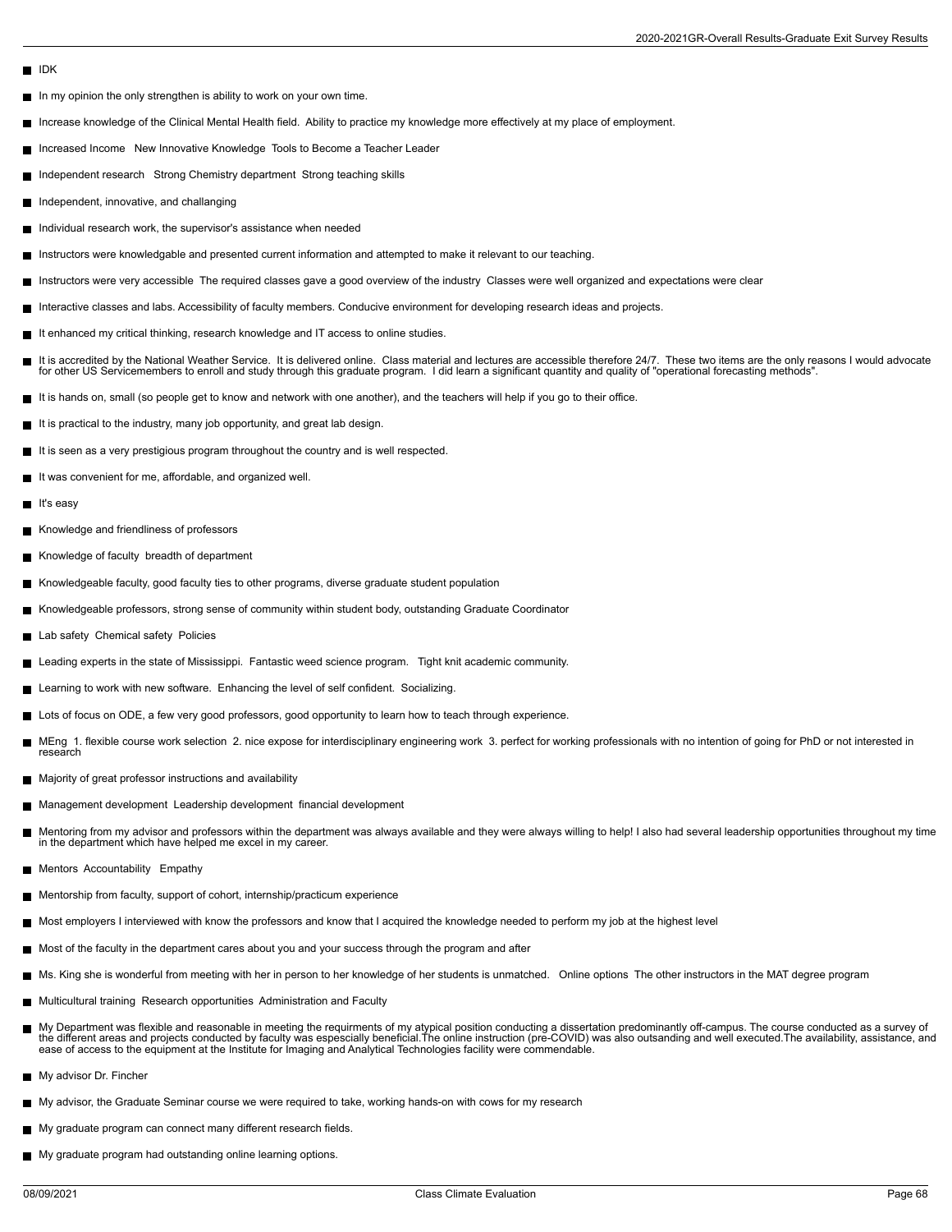- IDK
- In my opinion the only strengthen is ability to work on your own time.
- Increase knowledge of the Clinical Mental Health field. Ability to practice my knowledge more effectively at my place of employment.
- Increased Income New Innovative Knowledge Tools to Become a Teacher Leader
- Independent research Strong Chemistry department Strong teaching skills
- Independent, innovative, and challanging
- Individual research work, the supervisor's assistance when needed
- Instructors were knowledgable and presented current information and attempted to make it relevant to our teaching.
- Instructors were very accessible The required classes gave a good overview of the industry Classes were well organized and expectations were clear
- Interactive classes and labs. Accessibility of faculty members. Conducive environment for developing research ideas and projects.
- It enhanced my critical thinking, research knowledge and IT access to online studies.
- It is accredited by the National Weather Service. It is delivered online. Class material and lectures are accessible therefore 24/7. These two items are the only reasons I would advocate for other US Servicemembers to enroll and study through this graduate program. I did learn a significant quantity and quality of "operational forecasting methods".
- It is hands on, small (so people get to know and network with one another), and the teachers will help if you go to their office.
- It is practical to the industry, many job opportunity, and great lab design.
- It is seen as a very prestigious program throughout the country and is well respected.
- It was convenient for me, affordable, and organized well.
- It's easy
- Knowledge and friendliness of professors
- Knowledge of faculty breadth of department
- Knowledgeable faculty, good faculty ties to other programs, diverse graduate student population
- Knowledgeable professors, strong sense of community within student body, outstanding Graduate Coordinator
- Lab safety Chemical safety Policies
- Leading experts in the state of Mississippi. Fantastic weed science program. Tight knit academic community.
- Learning to work with new software. Enhancing the level of self confident. Socializing.
- Lots of focus on ODE, a few very good professors, good opportunity to learn how to teach through experience.
- MEng 1. flexible course work selection 2. nice expose for interdisciplinary engineering work 3. perfect for working professionals with no intention of going for PhD or not interested in research
- Majority of great professor instructions and availability
- Management development Leadership development financial development
- Mentoring from my advisor and professors within the department was always available and they were always willing to help! I also had several leadership opportunities throughout my time in the department which have helped me excel in my career.
- Mentors Accountability Empathy
- Mentorship from faculty, support of cohort, internship/practicum experience
- Most employers I interviewed with know the professors and know that I acquired the knowledge needed to perform my job at the highest level
- Most of the faculty in the department cares about you and your success through the program and after
- Ms. King she is wonderful from meeting with her in person to her knowledge of her students is unmatched. Online options The other instructors in the MAT degree program
- Multicultural training Research opportunities Administration and Faculty
- My Department was flexible and reasonable in meeting the requirments of my atypical position conducting a dissertation predominantly off-campus. The course conducted as a survey of the different areas and projects conducted by faculty was espescially beneficial.The online instruction (pre-COVID) was also outsanding and well executed.The availability, assistance, and ease of access to the equipment at the Institute for Imaging and Analytical Technologies facility were commendable.
- My advisor Dr. Fincher
- My advisor, the Graduate Seminar course we were required to take, working hands-on with cows for my research
- My graduate program can connect many different research fields.
- My graduate program had outstanding online learning options.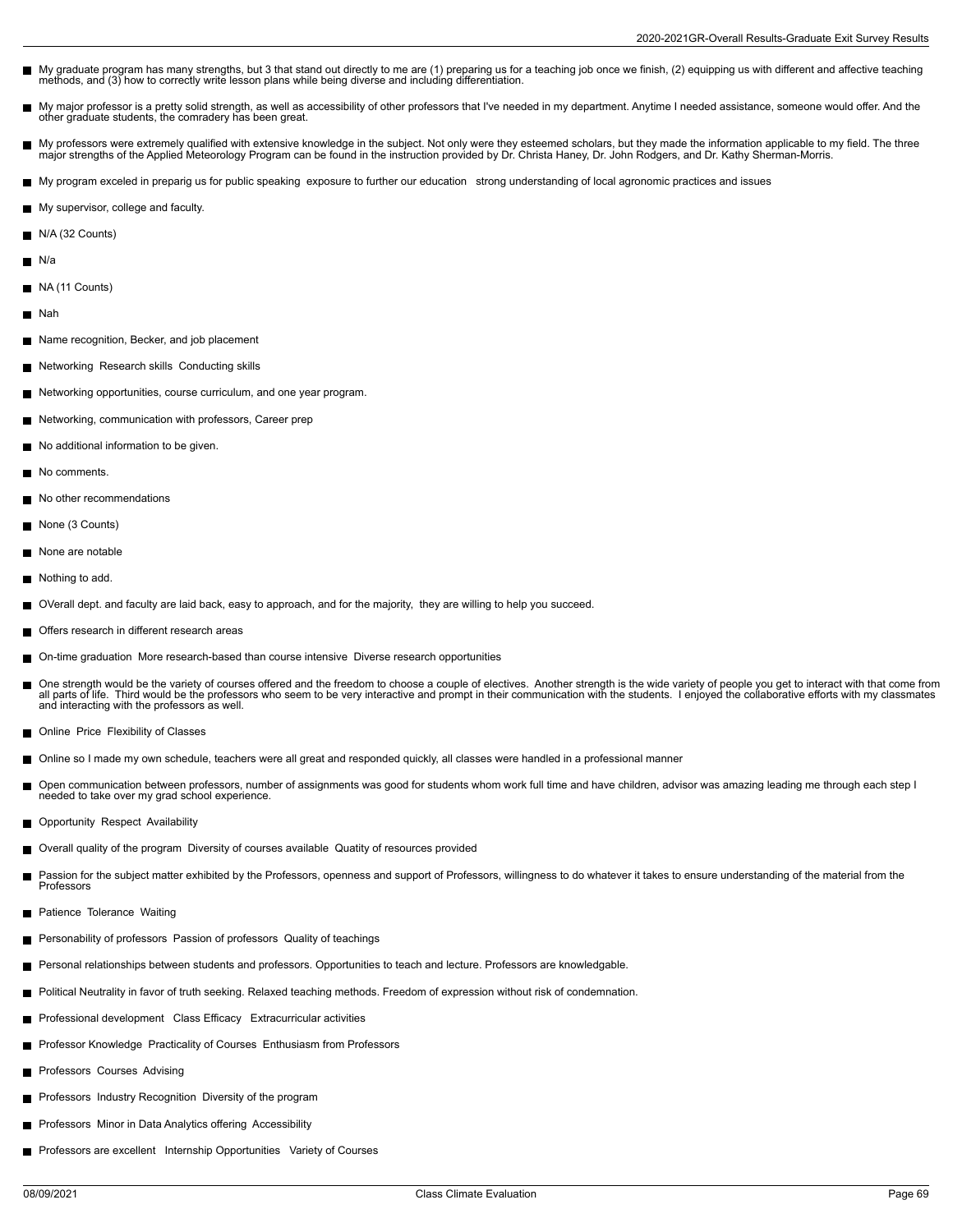- My graduate program has many strengths, but 3 that stand out directly to me are (1) preparing us for a teaching job once we finish, (2) equipping us with different and affective teaching methods, and (3) how to correctly write lesson plans while being diverse and including differentiation.
- My major professor is a pretty solid strength, as well as accessibility of other professors that I've needed in my department. Anytime I needed assistance, someone would offer. And the other graduate students, the comradery has been great.
- My professors were extremely qualified with extensive knowledge in the subject. Not only were they esteemed scholars, but they made the information applicable to my field. The three major strengths of the Applied Meteorology Program can be found in the instruction provided by Dr. Christa Haney, Dr. John Rodgers, and Dr. Kathy Sherman-Morris.
- My program exceled in preparig us for public speaking exposure to further our education strong understanding of local agronomic practices and issues
- My supervisor, college and faculty.
- N/A (32 Counts)
- N/a
- NA (11 Counts)
- Nah
- Name recognition, Becker, and job placement
- Networking Research skills Conducting skills
- Networking opportunities, course curriculum, and one year program.
- Networking, communication with professors, Career prep
- No additional information to be given.
- No comments.
- No other recommendations
- None (3 Counts)
- None are notable
- Nothing to add.
- OVerall dept. and faculty are laid back, easy to approach, and for the majority, they are willing to help you succeed.
- Offers research in different research areas
- On-time graduation More research-based than course intensive Diverse research opportunities
- One strength would be the variety of courses offered and the freedom to choose a couple of electives. Another strength is the wide variety of people you get to interact with that come from all parts of life. Third would be the professors who seem to be very interactive and prompt in their communication with the students. I enjoyed the collaborative efforts with my classmates and interacting with the professors as well.
- Online Price Flexibility of Classes
- Online so I made my own schedule, teachers were all great and responded quickly, all classes were handled in a professional manner
- Open communication between professors, number of assignments was good for students whom work full time and have children, advisor was amazing leading me through each step I needed to take over my grad school experience.
- Opportunity Respect Availability
- Overall quality of the program Diversity of courses available Quatity of resources provided
- Passion for the subject matter exhibited by the Professors, openness and support of Professors, willingness to do whatever it takes to ensure understanding of the material from the Professors
- Patience Tolerance Waiting
- Personability of professors Passion of professors Quality of teachings
- Personal relationships between students and professors. Opportunities to teach and lecture. Professors are knowledgable.
- Political Neutrality in favor of truth seeking. Relaxed teaching methods. Freedom of expression without risk of condemnation.
- Professional development Class Efficacy Extracurricular activities
- Professor Knowledge Practicality of Courses Enthusiasm from Professors
- Professors Courses Advising
- Professors Industry Recognition Diversity of the program
- Professors Minor in Data Analytics offering Accessibility
- Professors are excellent Internship Opportunities Variety of Courses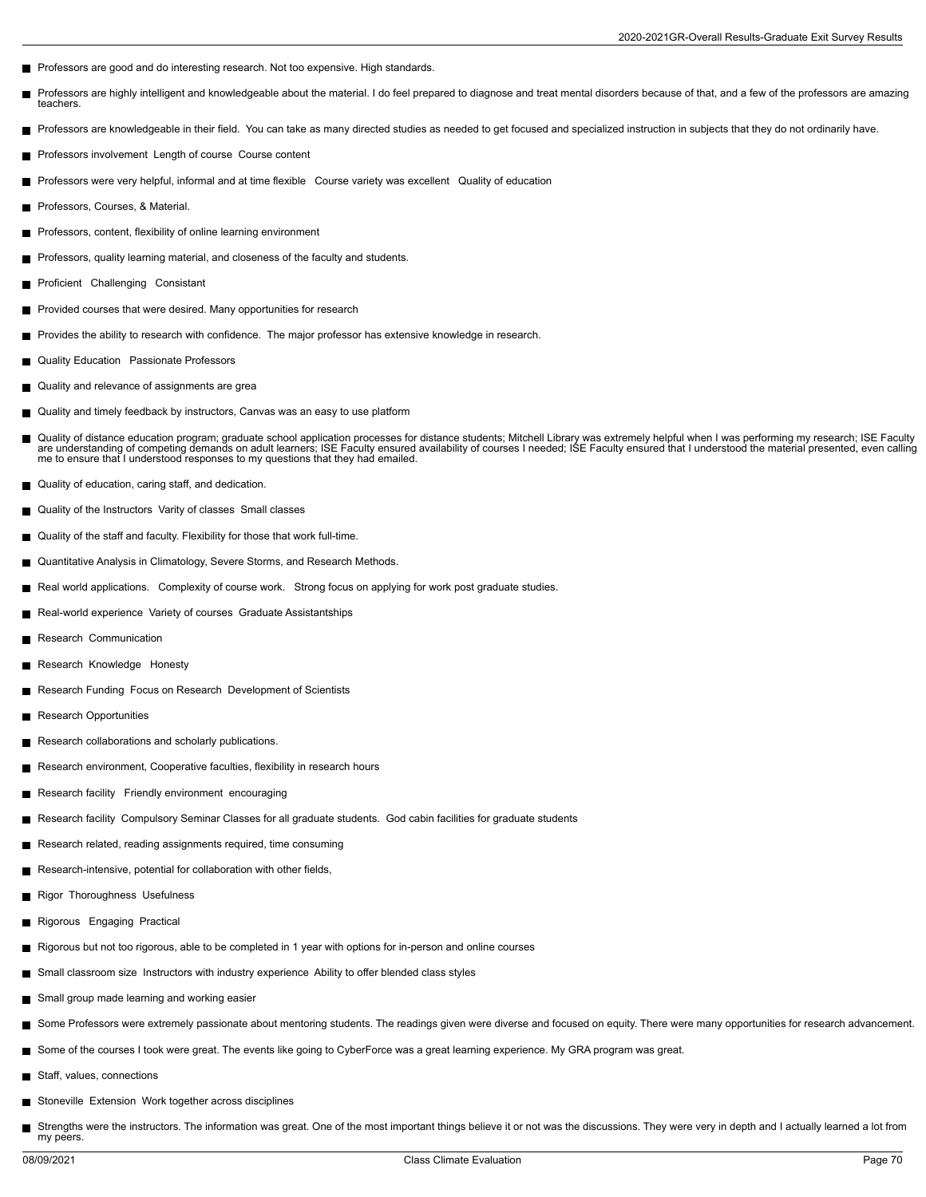- Professors are good and do interesting research. Not too expensive. High standards.
- Professors are highly intelligent and knowledgeable about the material. I do feel prepared to diagnose and treat mental disorders because of that, and a few of the professors are amazing teachers.
- Professors are knowledgeable in their field. You can take as many directed studies as needed to get focused and specialized instruction in subjects that they do not ordinarily have.
- Professors involvement Length of course Course content
- Professors were very helpful, informal and at time flexible Course variety was excellent Quality of education
- Professors, Courses, & Material.
- Professors, content, flexibility of online learning environment
- Professors, quality learning material, and closeness of the faculty and students.
- Proficient Challenging Consistant
- Provided courses that were desired. Many opportunities for research
- Provides the ability to research with confidence. The major professor has extensive knowledge in research.
- Quality Education Passionate Professors
- Quality and relevance of assignments are grea
- Quality and timely feedback by instructors, Canvas was an easy to use platform
- Quality of distance education program; graduate school application processes for distance students; Mitchell Library was extremely helpful when I was performing my research; ISE Faculty are understanding of competing demands on adult learners; ISE Faculty ensured availability of courses I needed; ISE Faculty ensured that I understood the material presented, even calling me to ensure that I understood responses to my questions that they had emailed.
- Quality of education, caring staff, and dedication.
- Quality of the Instructors Varity of classes Small classes
- Quality of the staff and faculty. Flexibility for those that work full-time.
- Quantitative Analysis in Climatology, Severe Storms, and Research Methods.
- Real world applications. Complexity of course work. Strong focus on applying for work post graduate studies.
- Real-world experience Variety of courses Graduate Assistantships
- Research Communication
- Research Knowledge Honesty
- Research Funding Focus on Research Development of Scientists
- Research Opportunities
- Research collaborations and scholarly publications.
- Research environment, Cooperative faculties, flexibility in research hours
- Research facility Friendly environment encouraging
- Research facility Compulsory Seminar Classes for all graduate students. God cabin facilities for graduate students
- Research related, reading assignments required, time consuming
- Research-intensive, potential for collaboration with other fields,
- Rigor Thoroughness Usefulness
- Rigorous Engaging Practical
- Rigorous but not too rigorous, able to be completed in 1 year with options for in-person and online courses
- Small classroom size Instructors with industry experience Ability to offer blended class styles
- Small group made learning and working easier
- Some Professors were extremely passionate about mentoring students. The readings given were diverse and focused on equity. There were many opportunities for research advancement.
- Some of the courses I took were great. The events like going to CyberForce was a great learning experience. My GRA program was great.
- Staff, values, connections
- Stoneville Extension Work together across disciplines
- Strengths were the instructors. The information was great. One of the most important things believe it or not was the discussions. They were very in depth and I actually learned a lot from my peers.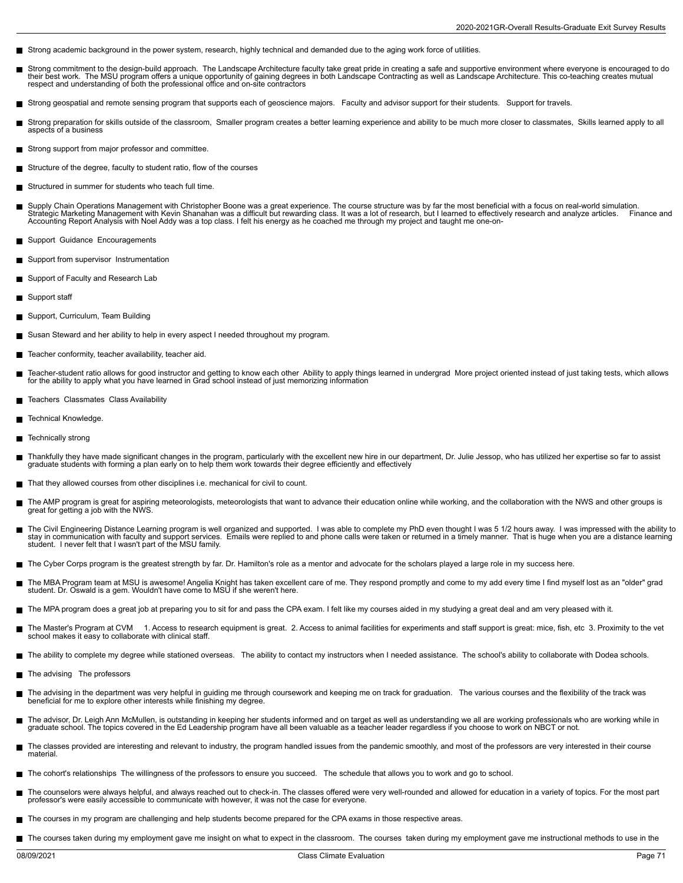- Strong academic background in the power system, research, highly technical and demanded due to the aging work force of utilities.
- Strong commitment to the design-build approach. The Landscape Architecture faculty take great pride in creating a safe and supportive environment where everyone is encouraged to do their best work. The MSU program offers a unique opportunity of gaining degrees in both Landscape Contracting as well as Landscape Architecture. This co-teaching creates mutual respect and understanding of both the professional office and on-site contractors
- Strong geospatial and remote sensing program that supports each of geoscience majors. Faculty and advisor support for their students. Support for travels.
- Strong preparation for skills outside of the classroom, Smaller program creates a better learning experience and ability to be much more closer to classmates, Skills learned apply to all aspects of a business
- Strong support from major professor and committee.
- Structure of the degree, faculty to student ratio, flow of the courses
- Structured in summer for students who teach full time.
- Supply Chain Operations Management with Christopher Boone was a great experience. The course structure was by far the most beneficial with a focus on real-world simulation. Strategic Marketing Management with Kevin Shanahan was a difficult but rewarding class. It was a lot of research, but I learned to effectively research and analyze articles. Finance and Accounting Report Analysis with Noel Addy was a top class. I felt his energy as he coached me through my project and taught me one-on-
- Support Guidance Encouragements
- Support from supervisor Instrumentation
- Support of Faculty and Research Lab
- Support staff
- Support, Curriculum, Team Building
- Susan Steward and her ability to help in every aspect I needed throughout my program.
- Teacher conformity, teacher availability, teacher aid.
- Teacher-student ratio allows for good instructor and getting to know each other Ability to apply things learned in undergrad More project oriented instead of just taking tests, which allows for the ability to apply what you have learned in Grad school instead of just memorizing information
- Teachers Classmates Class Availability
- Technical Knowledge.
- Technically strong
- Thankfully they have made significant changes in the program, particularly with the excellent new hire in our department, Dr. Julie Jessop, who has utilized her expertise so far to assist graduate students with forming a plan early on to help them work towards their degree efficiently and effectively
- That they allowed courses from other disciplines i.e. mechanical for civil to count.
- The AMP program is great for aspiring meteorologists, meteorologists that want to advance their education online while working, and the collaboration with the NWS and other groups is great for getting a job with the NWS.
- The Civil Engineering Distance Learning program is well organized and supported. I was able to complete my PhD even thought I was 5 1/2 hours away. I was impressed with the ability to stay in communication with faculty and support services. Emails were replied to and phone calls were taken or returned in a timely manner. That is huge when you are a distance learning student. I never felt that I wasn't part of the MSU family.
- The Cyber Corps program is the greatest strength by far. Dr. Hamilton's role as a mentor and advocate for the scholars played a large role in my success here.
- The MBA Program team at MSU is awesome! Angelia Knight has taken excellent care of me. They respond promptly and come to my add every time I find myself lost as an "older" grad student. Dr. Oswald is a gem. Wouldn't have come to MSU if she weren't here.
- The MPA program does a great job at preparing you to sit for and pass the CPA exam. I felt like my courses aided in my studying a great deal and am very pleased with it.
- The Master's Program at CVM 1. Access to research equipment is great. 2. Access to animal facilities for experiments and staff support is great: mice, fish, etc 3. Proximity to the vet school makes it easy to collaborate with clinical staff.
- The ability to complete my degree while stationed overseas. The ability to contact my instructors when I needed assistance. The school's ability to collaborate with Dodea schools.
- The advising The professors
- The advising in the department was very helpful in guiding me through coursework and keeping me on track for graduation. The various courses and the flexibility of the track was beneficial for me to explore other interests while finishing my degree.
- The advisor, Dr. Leigh Ann McMullen, is outstanding in keeping her students informed and on target as well as understanding we all are working professionals who are working while in graduate school. The topics covered in the Ed Leadership program have all been valuable as a teacher leader regardless if you choose to work on NBCT or not.
- The classes provided are interesting and relevant to industry, the program handled issues from the pandemic smoothly, and most of the professors are very interested in their course material.
- The cohort's relationships The willingness of the professors to ensure you succeed. The schedule that allows you to work and go to school.
- The counselors were always helpful, and always reached out to check-in. The classes offered were very well-rounded and allowed for education in a variety of topics. For the most part professor's were easily accessible to communicate with however, it was not the case for everyone.
- The courses in my program are challenging and help students become prepared for the CPA exams in those respective areas.
- The courses taken during my employment gave me insight on what to expect in the classroom. The courses taken during my employment gave me instructional methods to use in the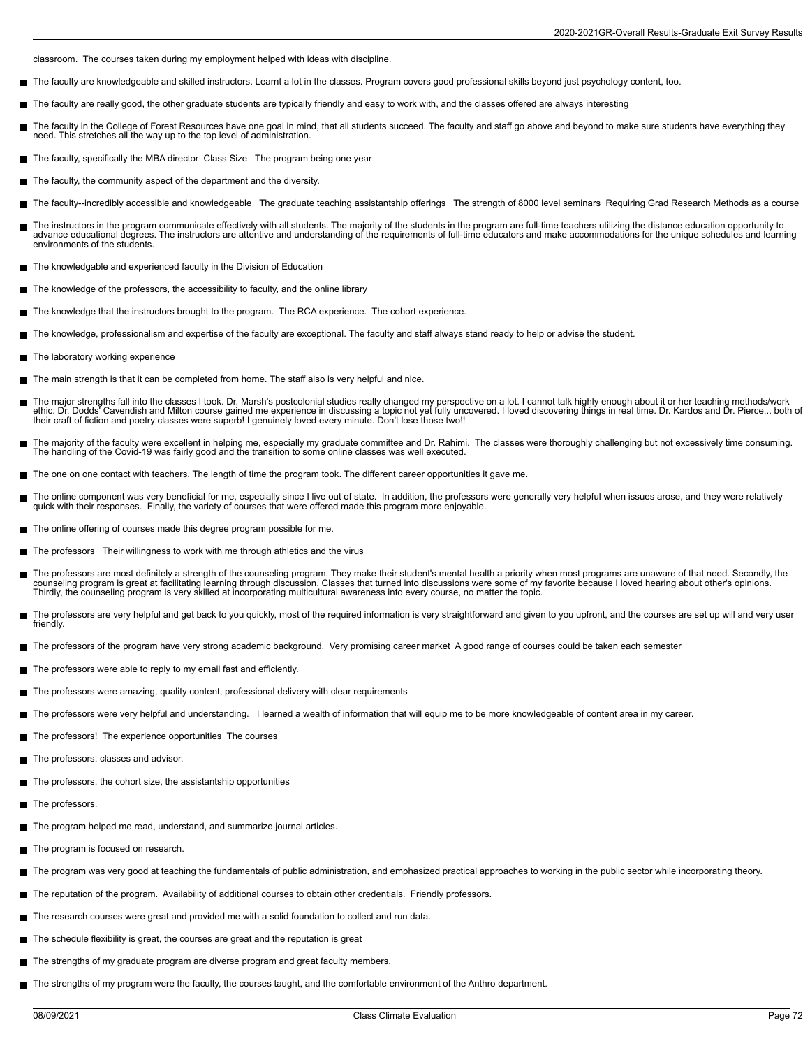classroom. The courses taken during my employment helped with ideas with discipline.

- The faculty are knowledgeable and skilled instructors. Learnt a lot in the classes. Program covers good professional skills beyond just psychology content, too.
- The faculty are really good, the other graduate students are typically friendly and easy to work with, and the classes offered are always interesting
- The faculty in the College of Forest Resources have one goal in mind, that all students succeed. The faculty and staff go above and beyond to make sure students have everything they need. This stretches all the way up to the top level of administration.
- The faculty, specifically the MBA director  Class Size   The program being one year
- The faculty, the community aspect of the department and the diversity.
- The faculty--incredibly accessible and knowledgeable   The graduate teaching assistantship offerings   The strength of 8000 level seminars  Requiring Grad Research Methods as a course
- The instructors in the program communicate effectively with all students. The majority of the students in the program are full-time teachers utilizing the distance education opportunity to advance educational degrees. The instructors are attentive and understanding of the requirements of full-time educators and make accommodations for the unique schedules and learning environments of the students.
- The knowledgable and experienced faculty in the Division of Education
- The knowledge of the professors, the accessibility to faculty, and the online library
- The knowledge that the instructors brought to the program.  The RCA experience.  The cohort experience.
- The knowledge, professionalism and expertise of the faculty are exceptional. The faculty and staff always stand ready to help or advise the student.
- The laboratory working experience
- The main strength is that it can be completed from home. The staff also is very helpful and nice.
- The major strengths fall into the classes I took. Dr. Marsh's postcolonial studies really changed my perspective on a lot. I cannot talk highly enough about it or her teaching methods/work ethic. Dr. Dodds' Cavendish and Milton course gained me experience in discussing a topic not yet fully uncovered. I loved discovering things in real time. Dr. Kardos and Dr. Pierce... both of their craft of fiction and poetry classes were superb! I genuinely loved every minute. Don't lose those two!!
- The majority of the faculty were excellent in helping me, especially my graduate committee and Dr. Rahimi.  The classes were thoroughly challenging but not excessively time consuming. The handling of the Covid-19 was fairly good and the transition to some online classes was well executed.
- The one on one contact with teachers. The length of time the program took. The different career opportunities it gave me.
- The online component was very beneficial for me, especially since I live out of state.  In addition, the professors were generally very helpful when issues arose, and they were relatively quick with their responses.  Finally, the variety of courses that were offered made this program more enjoyable.
- The online offering of courses made this degree program possible for me.
- The professors   Their willingness to work with me through athletics and the virus
- The professors are most definitely a strength of the counseling program. They make their student's mental health a priority when most programs are unaware of that need. Secondly, the counseling program is great at facilitating learning through discussion. Classes that turned into discussions were some of my favorite because I loved hearing about other's opinions. Thirdly, the counseling program is very skilled at incorporating multicultural awareness into every course, no matter the topic.
- The professors are very helpful and get back to you quickly, most of the required information is very straightforward and given to you upfront, and the courses are set up will and very user friendly.
- The professors of the program have very strong academic background.  Very promising career market  A good range of courses could be taken each semester
- The professors were able to reply to my email fast and efficiently.
- The professors were amazing, quality content, professional delivery with clear requirements
- The professors were very helpful and understanding.   I learned a wealth of information that will equip me to be more knowledgeable of content area in my career.
- The professors!  The experience opportunities  The courses
- The professors, classes and advisor.
- The professors, the cohort size, the assistantship opportunities
- The professors.
- The program helped me read, understand, and summarize journal articles.
- The program is focused on research.
- The program was very good at teaching the fundamentals of public administration, and emphasized practical approaches to working in the public sector while incorporating theory.
- The reputation of the program.  Availability of additional courses to obtain other credentials.  Friendly professors.
- The research courses were great and provided me with a solid foundation to collect and run data.
- The schedule flexibility is great, the courses are great and the reputation is great
- The strengths of my graduate program are diverse program and great faculty members.
- The strengths of my program were the faculty, the courses taught, and the comfortable environment of the Anthro department.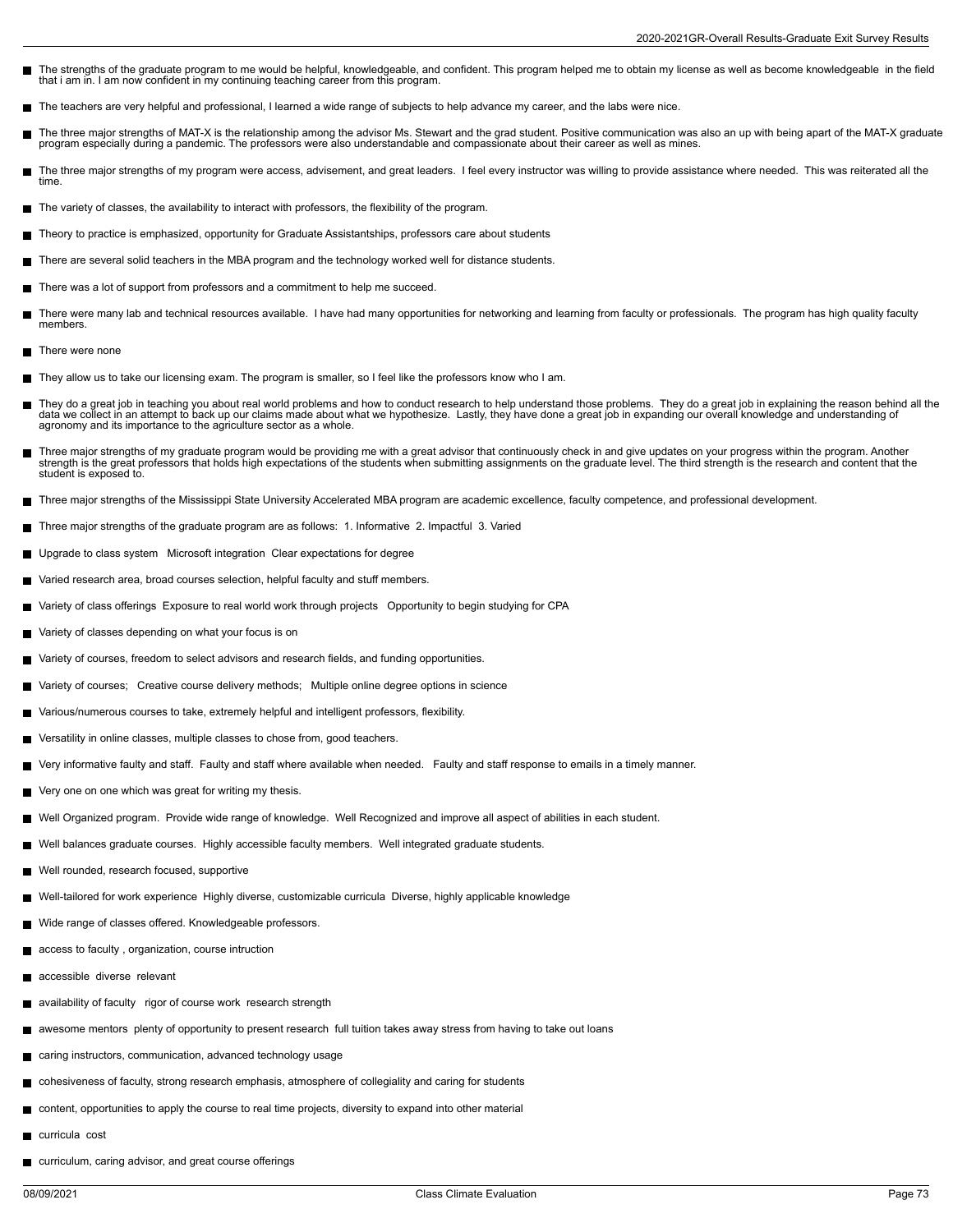- The strengths of the graduate program to me would be helpful, knowledgeable, and confident. This program helped me to obtain my license as well as become knowledgeable in the field that i am in. I am now confident in my continuing teaching career from this program.
- The teachers are very helpful and professional, I learned a wide range of subjects to help advance my career, and the labs were nice.
- The three major strengths of MAT-X is the relationship among the advisor Ms. Stewart and the grad student. Positive communication was also an up with being apart of the MAT-X graduate program especially during a pandemic. The professors were also understandable and compassionate about their career as well as mines.
- The three major strengths of my program were access, advisement, and great leaders. I feel every instructor was willing to provide assistance where needed. This was reiterated all the time.
- The variety of classes, the availability to interact with professors, the flexibility of the program.
- Theory to practice is emphasized, opportunity for Graduate Assistantships, professors care about students
- There are several solid teachers in the MBA program and the technology worked well for distance students.
- There was a lot of support from professors and a commitment to help me succeed.
- There were many lab and technical resources available. I have had many opportunities for networking and learning from faculty or professionals. The program has high quality faculty members.
- There were none
- They allow us to take our licensing exam. The program is smaller, so I feel like the professors know who I am.
- They do a great job in teaching you about real world problems and how to conduct research to help understand those problems. They do a great job in explaining the reason behind all the data we collect in an attempt to back up our claims made about what we hypothesize. Lastly, they have done a great job in expanding our overall knowledge and understanding of agronomy and its importance to the agriculture sector as a whole.
- Three major strengths of my graduate program would be providing me with a great advisor that continuously check in and give updates on your progress within the program. Another strength is the great professors that holds high expectations of the students when submitting assignments on the graduate level. The third strength is the research and content that the student is exposed to.
- Three major strengths of the Mississippi State University Accelerated MBA program are academic excellence, faculty competence, and professional development.
- Three major strengths of the graduate program are as follows: 1. Informative 2. Impactful 3. Varied
- Upgrade to class system Microsoft integration Clear expectations for degree
- Varied research area, broad courses selection, helpful faculty and stuff members.
- Variety of class offerings Exposure to real world work through projects Opportunity to begin studying for CPA
- Variety of classes depending on what your focus is on
- Variety of courses, freedom to select advisors and research fields, and funding opportunities.
- Variety of courses; Creative course delivery methods; Multiple online degree options in science
- Various/numerous courses to take, extremely helpful and intelligent professors, flexibility.
- Versatility in online classes, multiple classes to chose from, good teachers.
- Very informative faulty and staff. Faulty and staff where available when needed. Faulty and staff response to emails in a timely manner.
- Very one on one which was great for writing my thesis.
- Well Organized program. Provide wide range of knowledge. Well Recognized and improve all aspect of abilities in each student.
- Well balances graduate courses. Highly accessible faculty members. Well integrated graduate students.
- Well rounded, research focused, supportive
- Well-tailored for work experience Highly diverse, customizable curricula Diverse, highly applicable knowledge
- Wide range of classes offered. Knowledgeable professors.
- access to faculty , organization, course intruction
- accessible diverse relevant
- availability of faculty rigor of course work research strength
- awesome mentors plenty of opportunity to present research full tuition takes away stress from having to take out loans
- caring instructors, communication, advanced technology usage
- cohesiveness of faculty, strong research emphasis, atmosphere of collegiality and caring for students
- content, opportunities to apply the course to real time projects, diversity to expand into other material
- curricula cost
- curriculum, caring advisor, and great course offerings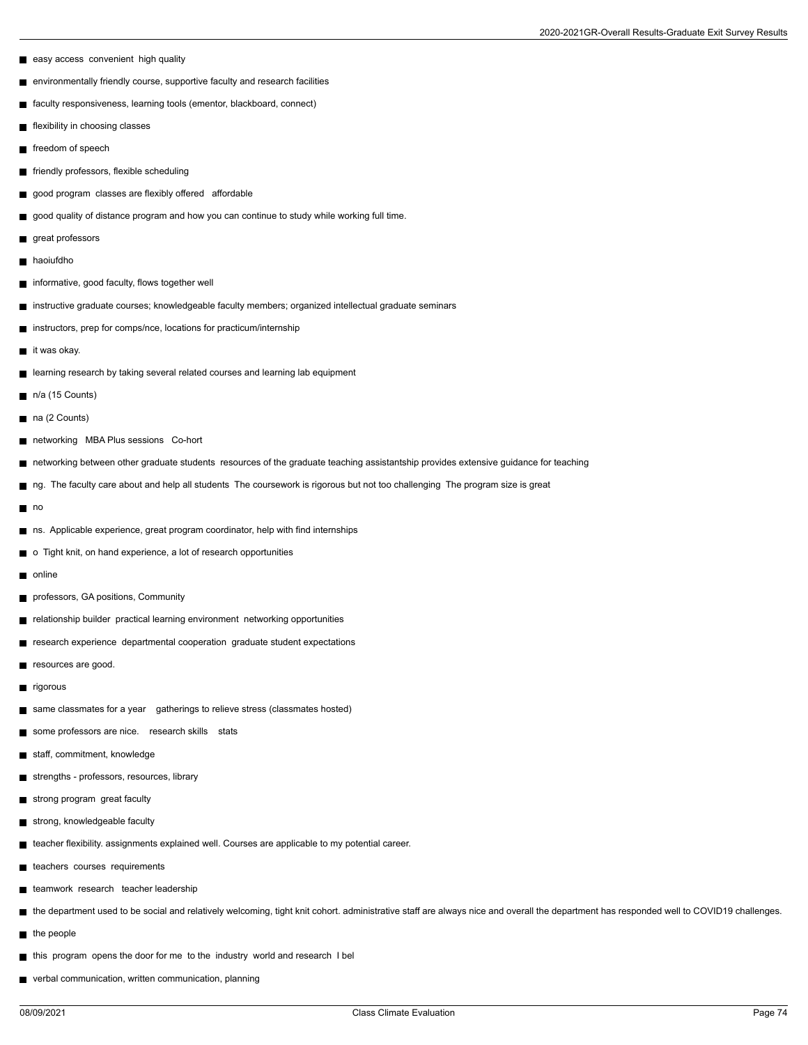- easy access  convenient  high quality
- environmentally friendly course, supportive faculty and research facilities
- faculty responsiveness, learning tools (ementor, blackboard, connect)
- flexibility in choosing classes
- freedom of speech
- friendly professors, flexible scheduling
- good program  classes are flexibly offered   affordable
- good quality of distance program and how you can continue to study while working full time.
- great professors
- haoiufdho
- informative, good faculty, flows together well
- instructive graduate courses; knowledgeable faculty members; organized intellectual graduate seminars
- instructors, prep for comps/nce, locations for practicum/internship
- it was okay.
- learning research by taking several related courses and learning lab equipment
- n/a (15 Counts)
- na (2 Counts)
- networking   MBA Plus sessions   Co-hort
- networking between other graduate students  resources of the graduate teaching assistantship provides extensive guidance for teaching
- ng.  The faculty care about and help all students  The coursework is rigorous but not too challenging  The program size is great
- no
- ns.  Applicable experience, great program coordinator, help with find internships
- o  Tight knit, on hand experience, a lot of research opportunities
- online
- professors, GA positions, Community
- relationship builder  practical learning environment  networking opportunities
- research experience  departmental cooperation  graduate student expectations
- resources are good.
- rigorous
- same classmates for a year    gatherings to relieve stress (classmates hosted)
- some professors are nice.    research skills    stats
- staff, commitment, knowledge
- strengths - professors, resources, library
- strong program  great faculty
- strong, knowledgeable faculty
- teacher flexibility. assignments explained well. Courses are applicable to my potential career.
- teachers  courses  requirements
- teamwork  research   teacher leadership
- the department used to be social and relatively welcoming, tight knit cohort. administrative staff are always nice and overall the department has responded well to COVID19 challenges.
- the people
- this  program  opens the door for me  to the  industry  world and research  I bel
- verbal communication, written communication, planning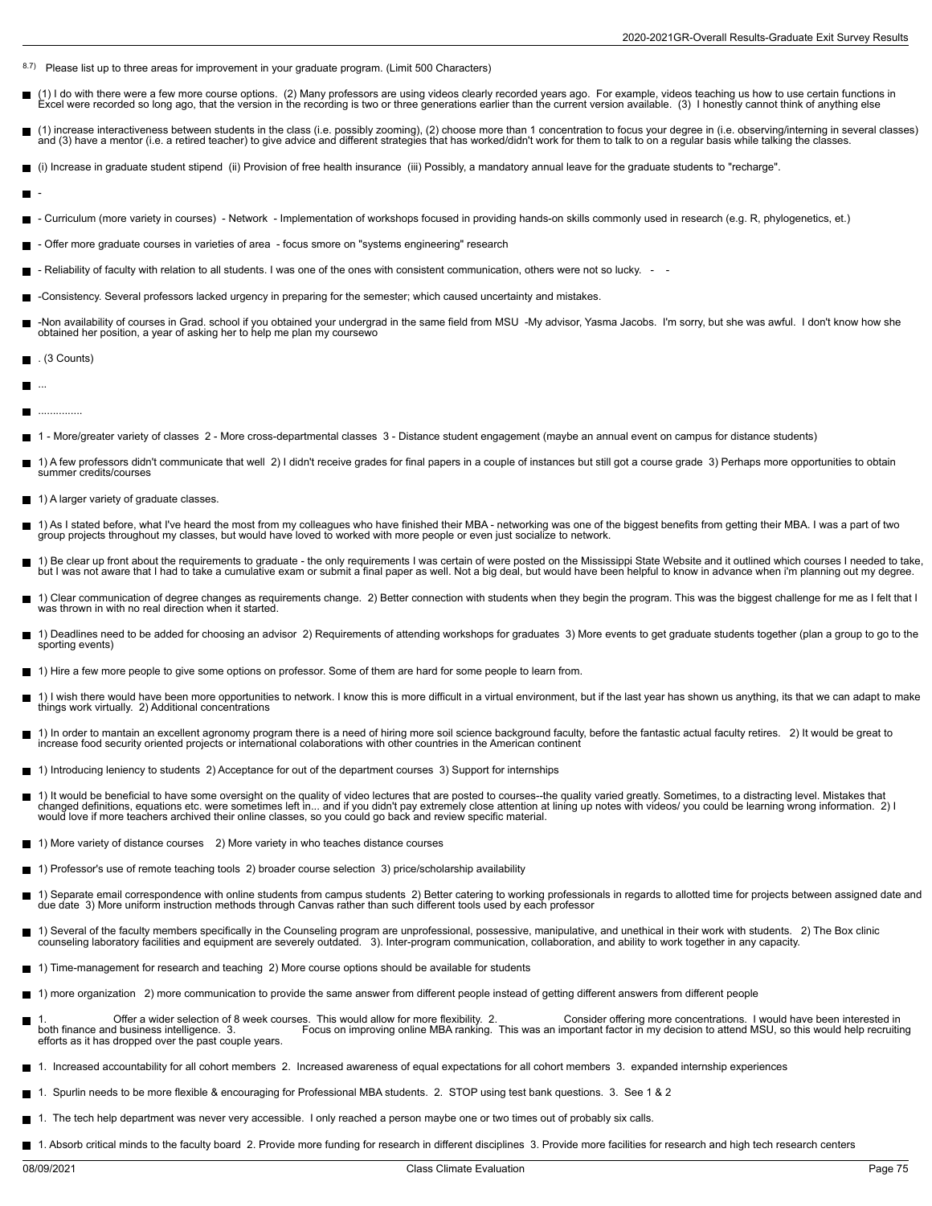8.7) Please list up to three areas for improvement in your graduate program. (Limit 500 Characters)

- (1) I do with there were a few more course options. (2) Many professors are using videos clearly recorded years ago. For example, videos teaching us how to use certain functions in Excel were recorded so long ago, that the version in the recording is two or three generations earlier than the current version available. (3) I honestly cannot think of anything else
- (1) increase interactiveness between students in the class (i.e. possibly zooming), (2) choose more than 1 concentration to focus your degree in (i.e. observing/interning in several classes) and (3) have a mentor (i.e. a retired teacher) to give advice and different strategies that has worked/didn't work for them to talk to on a regular basis while talking the classes.
- (i) Increase in graduate student stipend (ii) Provision of free health insurance (iii) Possibly, a mandatory annual leave for the graduate students to "recharge".
- -
- - Curriculum (more variety in courses) - Network - Implementation of workshops focused in providing hands-on skills commonly used in research (e.g. R, phylogenetics, et.)
- - Offer more graduate courses in varieties of area - focus smore on "systems engineering" research
- - Reliability of faculty with relation to all students. I was one of the ones with consistent communication, others were not so lucky. - -
- -Consistency. Several professors lacked urgency in preparing for the semester; which caused uncertainty and mistakes.
- -Non availability of courses in Grad. school if you obtained your undergrad in the same field from MSU -My advisor, Yasma Jacobs. I'm sorry, but she was awful. I don't know how she obtained her position, a year of asking her to help me plan my coursewo
- . (3 Counts)
- ...
- ..............
- 1 - More/greater variety of classes 2 - More cross-departmental classes 3 - Distance student engagement (maybe an annual event on campus for distance students)
- 1) A few professors didn't communicate that well 2) I didn't receive grades for final papers in a couple of instances but still got a course grade 3) Perhaps more opportunities to obtain summer credits/courses
- 1) A larger variety of graduate classes.
- 1) As I stated before, what I've heard the most from my colleagues who have finished their MBA - networking was one of the biggest benefits from getting their MBA. I was a part of two group projects throughout my classes, but would have loved to worked with more people or even just socialize to network.
- 1) Be clear up front about the requirements to graduate - the only requirements I was certain of were posted on the Mississippi State Website and it outlined which courses I needed to take, but I was not aware that I had to take a cumulative exam or submit a final paper as well. Not a big deal, but would have been helpful to know in advance when i'm planning out my degree.
- 1) Clear communication of degree changes as requirements change. 2) Better connection with students when they begin the program. This was the biggest challenge for me as I felt that I was thrown in with no real direction when it started.
- 1) Deadlines need to be added for choosing an advisor 2) Requirements of attending workshops for graduates 3) More events to get graduate students together (plan a group to go to the sporting events)
- 1) Hire a few more people to give some options on professor. Some of them are hard for some people to learn from.
- 1) I wish there would have been more opportunities to network. I know this is more difficult in a virtual environment, but if the last year has shown us anything, its that we can adapt to make things work virtually. 2) Additional concentrations
- 1) In order to mantain an excellent agronomy program there is a need of hiring more soil science background faculty, before the fantastic actual faculty retires. 2) It would be great to increase food security oriented projects or international colaborations with other countries in the American continent
- 1) Introducing leniency to students 2) Acceptance for out of the department courses 3) Support for internships
- 1) It would be beneficial to have some oversight on the quality of video lectures that are posted to courses--the quality varied greatly. Sometimes, to a distracting level. Mistakes that changed definitions, equations etc. were sometimes left in... and if you didn't pay extremely close attention at lining up notes with videos/ you could be learning wrong information. 2) I would love if more teachers archived their online classes, so you could go back and review specific material.
- 1) More variety of distance courses 2) More variety in who teaches distance courses
- 1) Professor's use of remote teaching tools 2) broader course selection 3) price/scholarship availability
- 1) Separate email correspondence with online students from campus students 2) Better catering to working professionals in regards to allotted time for projects between assigned date and due date 3) More uniform instruction methods through Canvas rather than such different tools used by each professor
- 1) Several of the faculty members specifically in the Counseling program are unprofessional, possessive, manipulative, and unethical in their work with students. 2) The Box clinic counseling laboratory facilities and equipment are severely outdated. 3). Inter-program communication, collaboration, and ability to work together in any capacity.
- 1) Time-management for research and teaching 2) More course options should be available for students
- 1) more organization 2) more communication to provide the same answer from different people instead of getting different answers from different people
- 1. Offer a wider selection of 8 week courses. This would allow for more flexibility. 2. Consider offering more concentrations. I would have been interested in both finance and business intelligence. 3. Focus on improving online MBA ranking. This was an important factor in my decision to attend MSU, so this would help recruiting efforts as it has dropped over the past couple years.
- 1. Increased accountability for all cohort members 2. Increased awareness of equal expectations for all cohort members 3. expanded internship experiences
- 1. Spurlin needs to be more flexible & encouraging for Professional MBA students. 2. STOP using test bank questions. 3. See 1 & 2
- 1. The tech help department was never very accessible. I only reached a person maybe one or two times out of probably six calls.
- 1. Absorb critical minds to the faculty board 2. Provide more funding for research in different disciplines 3. Provide more facilities for research and high tech research centers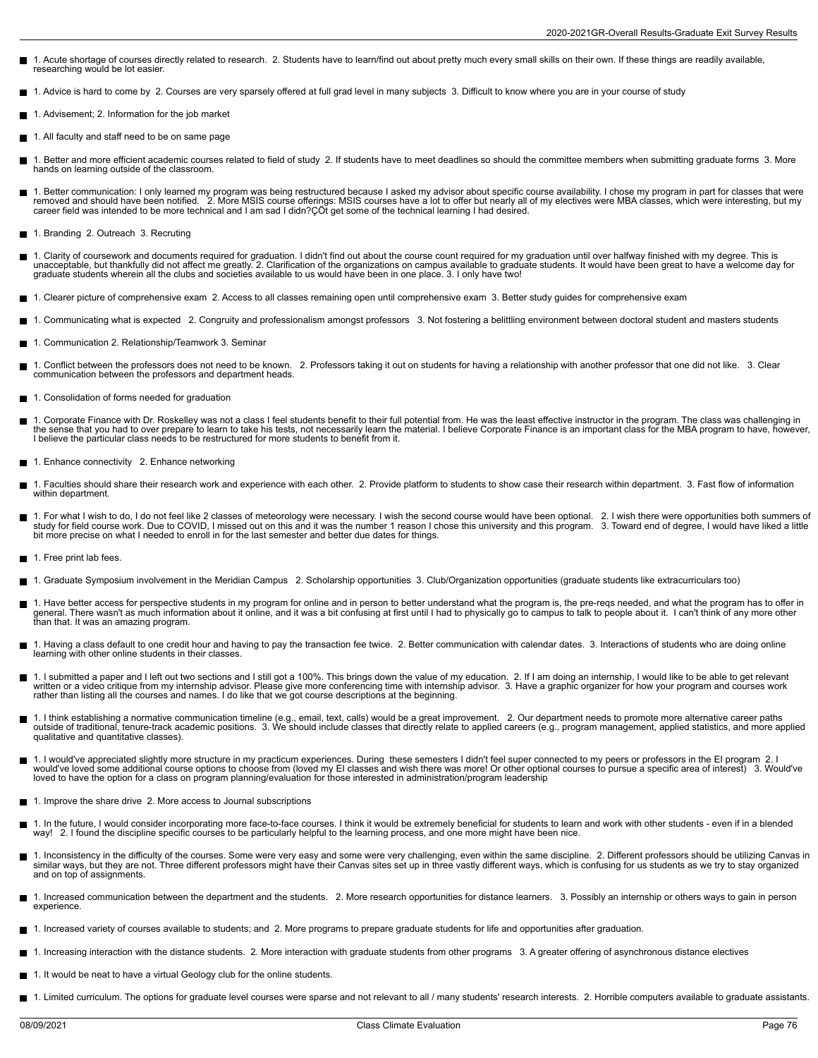- 1. Acute shortage of courses directly related to research. 2. Students have to learn/find out about pretty much every small skills on their own. If these things are readily available, researching would be lot easier.
- 1. Advice is hard to come by 2. Courses are very sparsely offered at full grad level in many subjects 3. Difficult to know where you are in your course of study
- 1. Advisement; 2. Information for the job market
- 1. All faculty and staff need to be on same page
- 1. Better and more efficient academic courses related to field of study 2. If students have to meet deadlines so should the committee members when submitting graduate forms 3. More hands on learning outside of the classroom.
- 1. Better communication: I only learned my program was being restructured because I asked my advisor about specific course availability. I chose my program in part for classes that were removed and should have been notified. 2. More MSIS course offerings: MSIS courses have a lot to offer but nearly all of my electives were MBA classes, which were interesting, but my career field was intended to be more technical and I am sad I didn?ÇÖt get some of the technical learning I had desired.
- 1. Branding 2. Outreach 3. Recruting
- 1. Clarity of coursework and documents required for graduation. I didn't find out about the course count required for my graduation until over halfway finished with my degree. This is unacceptable, but thankfully did not affect me greatly. 2. Clarification of the organizations on campus available to graduate students. It would have been great to have a welcome day for graduate students wherein all the clubs and societies available to us would have been in one place. 3. I only have two!
- 1. Clearer picture of comprehensive exam 2. Access to all classes remaining open until comprehensive exam 3. Better study guides for comprehensive exam
- 1. Communicating what is expected 2. Congruity and professionalism amongst professors 3. Not fostering a belittling environment between doctoral student and masters students
- 1. Communication 2. Relationship/Teamwork 3. Seminar
- 1. Conflict between the professors does not need to be known. 2. Professors taking it out on students for having a relationship with another professor that one did not like. 3. Clear communication between the professors and department heads.
- 1. Consolidation of forms needed for graduation
- 1. Corporate Finance with Dr. Roskelley was not a class I feel students benefit to their full potential from. He was the least effective instructor in the program. The class was challenging in the sense that you had to over prepare to learn to take his tests, not necessarily learn the material. I believe Corporate Finance is an important class for the MBA program to have, however, I believe the particular class needs to be restructured for more students to benefit from it.
- 1. Enhance connectivity 2. Enhance networking
- 1. Faculties should share their research work and experience with each other. 2. Provide platform to students to show case their research within department. 3. Fast flow of information within department.
- 1. For what I wish to do, I do not feel like 2 classes of meteorology were necessary. I wish the second course would have been optional. 2. I wish there were opportunities both summers of study for field course work. Due to COVID, I missed out on this and it was the number 1 reason I chose this university and this program. 3. Toward end of degree, I would have liked a little bit more precise on what I needed to enroll in for the last semester and better due dates for things.
- 1. Free print lab fees.
- 1. Graduate Symposium involvement in the Meridian Campus 2. Scholarship opportunities 3. Club/Organization opportunities (graduate students like extracurriculars too)
- 1. Have better access for perspective students in my program for online and in person to better understand what the program is, the pre-reqs needed, and what the program has to offer in general. There wasn't as much information about it online, and it was a bit confusing at first until I had to physically go to campus to talk to people about it. I can't think of any more other than that. It was an amazing program.
- 1. Having a class default to one credit hour and having to pay the transaction fee twice. 2. Better communication with calendar dates. 3. Interactions of students who are doing online learning with other online students in their classes.
- 1. I submitted a paper and I left out two sections and I still got a 100%. This brings down the value of my education. 2. If I am doing an internship, I would like to be able to get relevant written or a video critique from my internship advisor. Please give more conferencing time with internship advisor. 3. Have a graphic organizer for how your program and courses work rather than listing all the courses and names. I do like that we got course descriptions at the beginning.
- 1. I think establishing a normative communication timeline (e.g., email, text, calls) would be a great improvement. 2. Our department needs to promote more alternative career paths outside of traditional, tenure-track academic positions. 3. We should include classes that directly relate to applied careers (e.g., program management, applied statistics, and more applied qualitative and quantitative classes).
- 1. I would've appreciated slightly more structure in my practicum experiences. During these semesters I didn't feel super connected to my peers or professors in the EI program 2. I would've loved some additional course options to choose from (loved my EI classes and wish there was more! Or other optional courses to pursue a specific area of interest) 3. Would've loved to have the option for a class on program planning/evaluation for those interested in administration/program leadership
- 1. Improve the share drive 2. More access to Journal subscriptions
- 1. In the future, I would consider incorporating more face-to-face courses. I think it would be extremely beneficial for students to learn and work with other students - even if in a blended way! 2. I found the discipline specific courses to be particularly helpful to the learning process, and one more might have been nice.
- 1. Inconsistency in the difficulty of the courses. Some were very easy and some were very challenging, even within the same discipline. 2. Different professors should be utilizing Canvas in similar ways, but they are not. Three different professors might have their Canvas sites set up in three vastly different ways, which is confusing for us students as we try to stay organized and on top of assignments.
- 1. Increased communication between the department and the students. 2. More research opportunities for distance learners. 3. Possibly an internship or others ways to gain in person experience.
- 1. Increased variety of courses available to students; and 2. More programs to prepare graduate students for life and opportunities after graduation.
- 1. Increasing interaction with the distance students. 2. More interaction with graduate students from other programs 3. A greater offering of asynchronous distance electives
- 1. It would be neat to have a virtual Geology club for the online students.
- 1. Limited curriculum. The options for graduate level courses were sparse and not relevant to all / many students' research interests. 2. Horrible computers available to graduate assistants.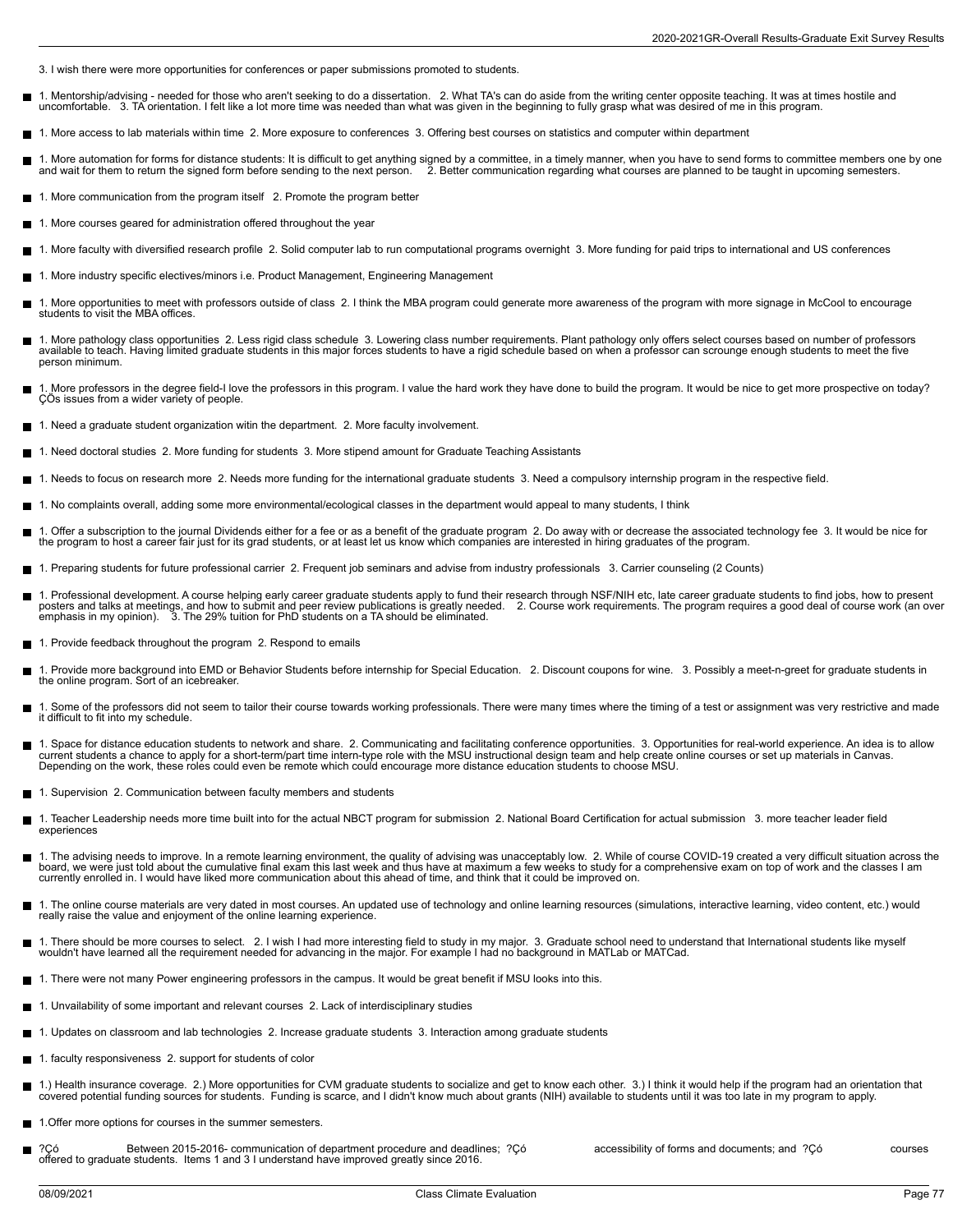3. I wish there were more opportunities for conferences or paper submissions promoted to students.

- 1. Mentorship/advising - needed for those who aren't seeking to do a dissertation. 2. What TA's can do aside from the writing center opposite teaching. It was at times hostile and uncomfortable. 3. TA orientation. I felt like a lot more time was needed than what was given in the beginning to fully grasp what was desired of me in this program.
- 1. More access to lab materials within time 2. More exposure to conferences 3. Offering best courses on statistics and computer within department
- 1. More automation for forms for distance students: It is difficult to get anything signed by a committee, in a timely manner, when you have to send forms to committee members one by one and wait for them to return the signed form before sending to the next person. 2. Better communication regarding what courses are planned to be taught in upcoming semesters.
- 1. More communication from the program itself 2. Promote the program better
- 1. More courses geared for administration offered throughout the year
- 1. More faculty with diversified research profile 2. Solid computer lab to run computational programs overnight 3. More funding for paid trips to international and US conferences
- 1. More industry specific electives/minors i.e. Product Management, Engineering Management
- 1. More opportunities to meet with professors outside of class 2. I think the MBA program could generate more awareness of the program with more signage in McCool to encourage students to visit the MBA offices.
- 1. More pathology class opportunities 2. Less rigid class schedule 3. Lowering class number requirements. Plant pathology only offers select courses based on number of professors available to teach. Having limited graduate students in this major forces students to have a rigid schedule based on when a professor can scrounge enough students to meet the five person minimum.
- 1. More professors in the degree field-I love the professors in this program. I value the hard work they have done to build the program. It would be nice to get more prospective on today? ÇÖs issues from a wider variety of people.
- 1. Need a graduate student organization witin the department. 2. More faculty involvement.
- 1. Need doctoral studies 2. More funding for students 3. More stipend amount for Graduate Teaching Assistants
- 1. Needs to focus on research more 2. Needs more funding for the international graduate students 3. Need a compulsory internship program in the respective field.
- 1. No complaints overall, adding some more environmental/ecological classes in the department would appeal to many students, I think
- 1. Offer a subscription to the journal Dividends either for a fee or as a benefit of the graduate program 2. Do away with or decrease the associated technology fee 3. It would be nice for the program to host a career fair just for its grad students, or at least let us know which companies are interested in hiring graduates of the program.
- 1. Preparing students for future professional carrier 2. Frequent job seminars and advise from industry professionals 3. Carrier counseling (2 Counts)
- 1. Professional development. A course helping early career graduate students apply to fund their research through NSF/NIH etc, late career graduate students to find jobs, how to present posters and talks at meetings, and how to submit and peer review publications is greatly needed. 2. Course work requirements. The program requires a good deal of course work (an over emphasis in my opinion). 3. The 29% tuition for PhD students on a TA should be eliminated.
- 1. Provide feedback throughout the program 2. Respond to emails
- 1. Provide more background into EMD or Behavior Students before internship for Special Education. 2. Discount coupons for wine. 3. Possibly a meet-n-greet for graduate students in the online program. Sort of an icebreaker.
- 1. Some of the professors did not seem to tailor their course towards working professionals. There were many times where the timing of a test or assignment was very restrictive and made it difficult to fit into my schedule.
- 1. Space for distance education students to network and share. 2. Communicating and facilitating conference opportunities. 3. Opportunities for real-world experience. An idea is to allow current students a chance to apply for a short-term/part time intern-type role with the MSU instructional design team and help create online courses or set up materials in Canvas. Depending on the work, these roles could even be remote which could encourage more distance education students to choose MSU.
- 1. Supervision 2. Communication between faculty members and students
- 1. Teacher Leadership needs more time built into for the actual NBCT program for submission 2. National Board Certification for actual submission 3. more teacher leader field experiences
- 1. The advising needs to improve. In a remote learning environment, the quality of advising was unacceptably low. 2. While of course COVID-19 created a very difficult situation across the board, we were just told about the cumulative final exam this last week and thus have at maximum a few weeks to study for a comprehensive exam on top of work and the classes I am currently enrolled in. I would have liked more communication about this ahead of time, and think that it could be improved on.
- 1. The online course materials are very dated in most courses. An updated use of technology and online learning resources (simulations, interactive learning, video content, etc.) would really raise the value and enjoyment of the online learning experience.
- 1. There should be more courses to select. 2. I wish I had more interesting field to study in my major. 3. Graduate school need to understand that International students like myself wouldn't have learned all the requirement needed for advancing in the major. For example I had no background in MATLab or MATCad.
- 1. There were not many Power engineering professors in the campus. It would be great benefit if MSU looks into this.
- 1. Unvailability of some important and relevant courses 2. Lack of interdisciplinary studies
- 1. Updates on classroom and lab technologies 2. Increase graduate students 3. Interaction among graduate students
- 1. faculty responsiveness 2. support for students of color
- 1.) Health insurance coverage. 2.) More opportunities for CVM graduate students to socialize and get to know each other. 3.) I think it would help if the program had an orientation that covered potential funding sources for students. Funding is scarce, and I didn't know much about grants (NIH) available to students until it was too late in my program to apply.
- 1.Offer more options for courses in the summer semesters.
- ?Çó Between 2015-2016- communication of department procedure and deadlines; ?Çó accessibility of forms and documents; and ?Çó courses offered to graduate students. Items 1 and 3 I understand have improved greatly since 2016.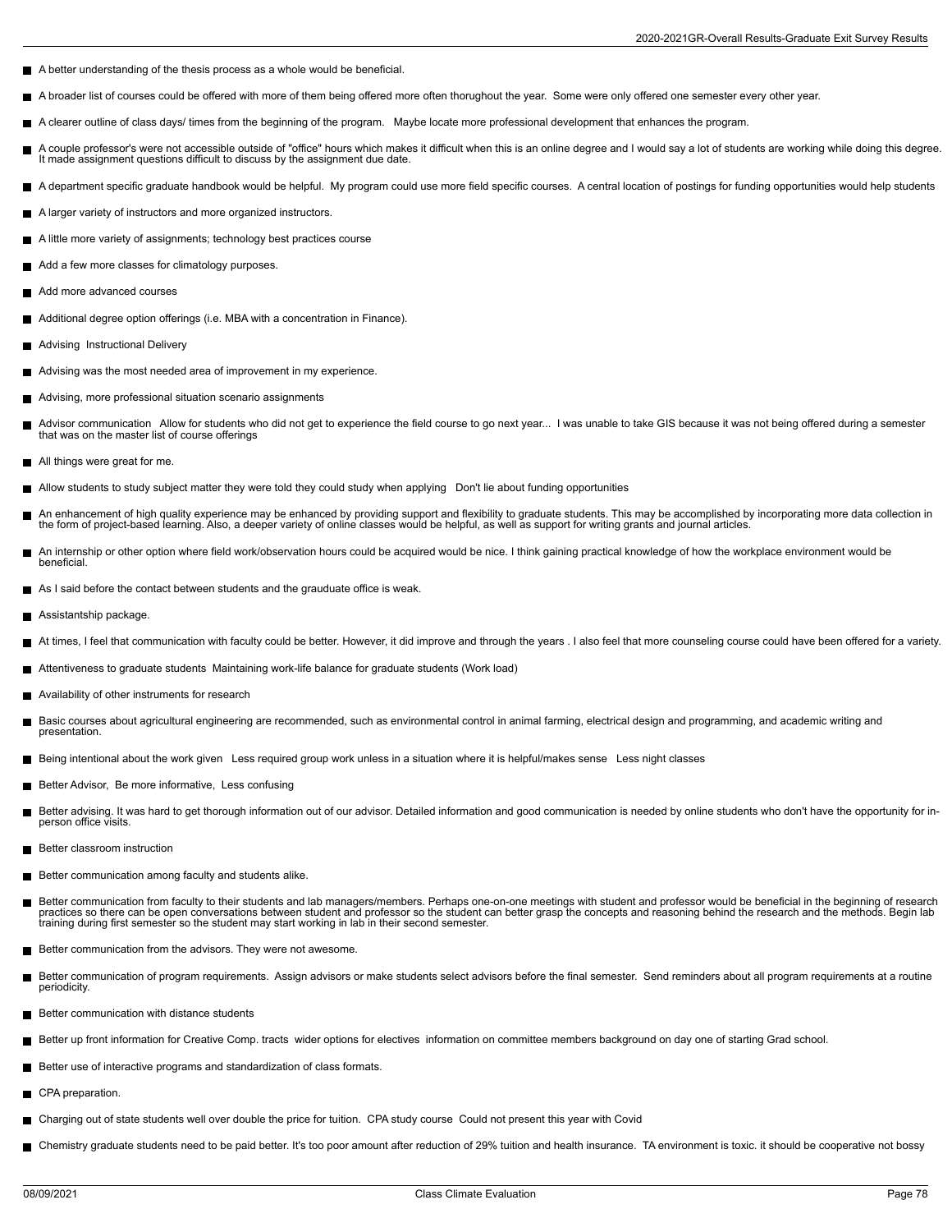- A better understanding of the thesis process as a whole would be beneficial.
- A broader list of courses could be offered with more of them being offered more often thorughout the year. Some were only offered one semester every other year.
- A clearer outline of class days/ times from the beginning of the program. Maybe locate more professional development that enhances the program.
- A couple professor's were not accessible outside of "office" hours which makes it difficult when this is an online degree and I would say a lot of students are working while doing this degree. It made assignment questions difficult to discuss by the assignment due date.
- A department specific graduate handbook would be helpful. My program could use more field specific courses. A central location of postings for funding opportunities would help students
- A larger variety of instructors and more organized instructors.
- A little more variety of assignments; technology best practices course
- Add a few more classes for climatology purposes.
- Add more advanced courses
- Additional degree option offerings (i.e. MBA with a concentration in Finance).
- Advising Instructional Delivery
- Advising was the most needed area of improvement in my experience.
- Advising, more professional situation scenario assignments
- Advisor communication Allow for students who did not get to experience the field course to go next year... I was unable to take GIS because it was not being offered during a semester that was on the master list of course offerings
- All things were great for me.
- Allow students to study subject matter they were told they could study when applying Don't lie about funding opportunities
- An enhancement of high quality experience may be enhanced by providing support and flexibility to graduate students. This may be accomplished by incorporating more data collection in the form of project-based learning. Also, a deeper variety of online classes would be helpful, as well as support for writing grants and journal articles.
- An internship or other option where field work/observation hours could be acquired would be nice. I think gaining practical knowledge of how the workplace environment would be beneficial.
- As I said before the contact between students and the grauduate office is weak.
- Assistantship package.
- At times, I feel that communication with faculty could be better. However, it did improve and through the years . I also feel that more counseling course could have been offered for a variety.
- Attentiveness to graduate students Maintaining work-life balance for graduate students (Work load)
- Availability of other instruments for research
- Basic courses about agricultural engineering are recommended, such as environmental control in animal farming, electrical design and programming, and academic writing and presentation.
- Being intentional about the work given Less required group work unless in a situation where it is helpful/makes sense Less night classes
- Better Advisor, Be more informative, Less confusing
- Better advising. It was hard to get thorough information out of our advisor. Detailed information and good communication is needed by online students who don't have the opportunity for in-person office visits.
- Better classroom instruction
- Better communication among faculty and students alike.
- Better communication from faculty to their students and lab managers/members. Perhaps one-on-one meetings with student and professor would be beneficial in the beginning of research practices so there can be open conversations between student and professor so the student can better grasp the concepts and reasoning behind the research and the methods. Begin lab training during first semester so the student may start working in lab in their second semester.
- Better communication from the advisors. They were not awesome.
- Better communication of program requirements. Assign advisors or make students select advisors before the final semester. Send reminders about all program requirements at a routine periodicity.
- Better communication with distance students
- Better up front information for Creative Comp. tracts wider options for electives information on committee members background on day one of starting Grad school.
- Better use of interactive programs and standardization of class formats.
- CPA preparation.
- Charging out of state students well over double the price for tuition. CPA study course Could not present this year with Covid
- Chemistry graduate students need to be paid better. It's too poor amount after reduction of 29% tuition and health insurance. TA environment is toxic. it should be cooperative not bossy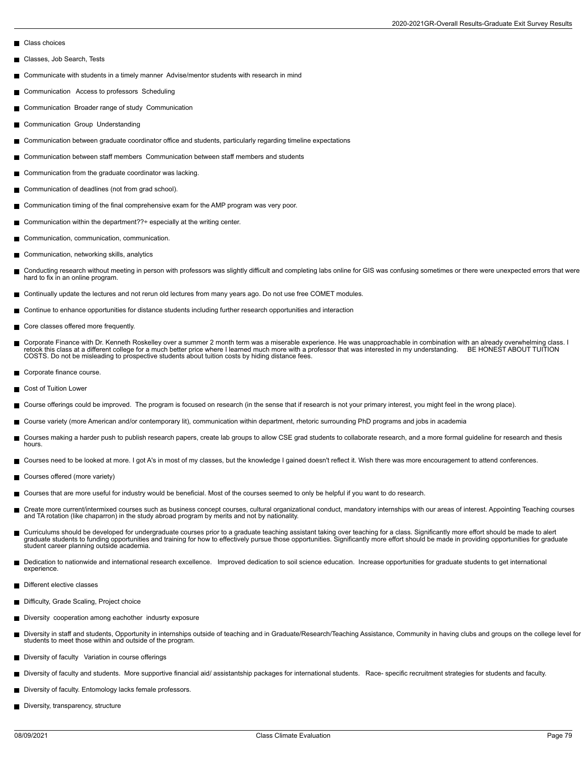- Class choices
- Classes, Job Search, Tests
- Communicate with students in a timely manner  Advise/mentor students with research in mind
- Communication   Access to professors  Scheduling
- Communication  Broader range of study  Communication
- Communication  Group  Understanding
- Communication between graduate coordinator office and students, particularly regarding timeline expectations
- Communication between staff members  Communication between staff members and students
- Communication from the graduate coordinator was lacking.
- Communication of deadlines (not from grad school).
- Communication timing of the final comprehensive exam for the AMP program was very poor.
- Communication within the department??÷ especially at the writing center.
- Communication, communication, communication.
- Communication, networking skills, analytics
- Conducting research without meeting in person with professors was slightly difficult and completing labs online for GIS was confusing sometimes or there were unexpected errors that were hard to fix in an online program.
- Continually update the lectures and not rerun old lectures from many years ago. Do not use free COMET modules.
- Continue to enhance opportunities for distance students including further research opportunities and interaction
- Core classes offered more frequently.
- Corporate Finance with Dr. Kenneth Roskelley over a summer 2 month term was a miserable experience. He was unapproachable in combination with an already overwhelming class. I retook this class at a different college for a much better price where I learned much more with a professor that was interested in my understanding.    BE HONEST ABOUT TUITION COSTS. Do not be misleading to prospective students about tuition costs by hiding distance fees.
- Corporate finance course.
- Cost of Tuition Lower
- Course offerings could be improved.  The program is focused on research (in the sense that if research is not your primary interest, you might feel in the wrong place).
- Course variety (more American and/or contemporary lit), communication within department, rhetoric surrounding PhD programs and jobs in academia
- Courses making a harder push to publish research papers, create lab groups to allow CSE grad students to collaborate research, and a more formal guideline for research and thesis hours.
- Courses need to be looked at more. I got A's in most of my classes, but the knowledge I gained doesn't reflect it. Wish there was more encouragement to attend conferences.
- Courses offered (more variety)
- Courses that are more useful for industry would be beneficial. Most of the courses seemed to only be helpful if you want to do research.
- Create more current/intermixed courses such as business concept courses, cultural organizational conduct, mandatory internships with our areas of interest. Appointing Teaching courses and TA rotation (like chaparron) in the study abroad program by merits and not by nationality.
- Curriculums should be developed for undergraduate courses prior to a graduate teaching assistant taking over teaching for a class. Significantly more effort should be made to alert graduate students to funding opportunities and training for how to effectively pursue those opportunities. Significantly more effort should be made in providing opportunities for graduate student career planning outside academia.
- Dedication to nationwide and international research excellence.   Improved dedication to soil science education.  Increase opportunities for graduate students to get international experience.
- Different elective classes
- Difficulty, Grade Scaling, Project choice
- Diversity  cooperation among eachother  indusrty exposure
- Diversity in staff and students, Opportunity in internships outside of teaching and in Graduate/Research/Teaching Assistance, Community in having clubs and groups on the college level for students to meet those within and outside of the program.
- Diversity of faculty   Variation in course offerings
- Diversity of faculty and students.  More supportive financial aid/ assistantship packages for international students.   Race- specific recruitment strategies for students and faculty.
- Diversity of faculty. Entomology lacks female professors.
- Diversity, transparency, structure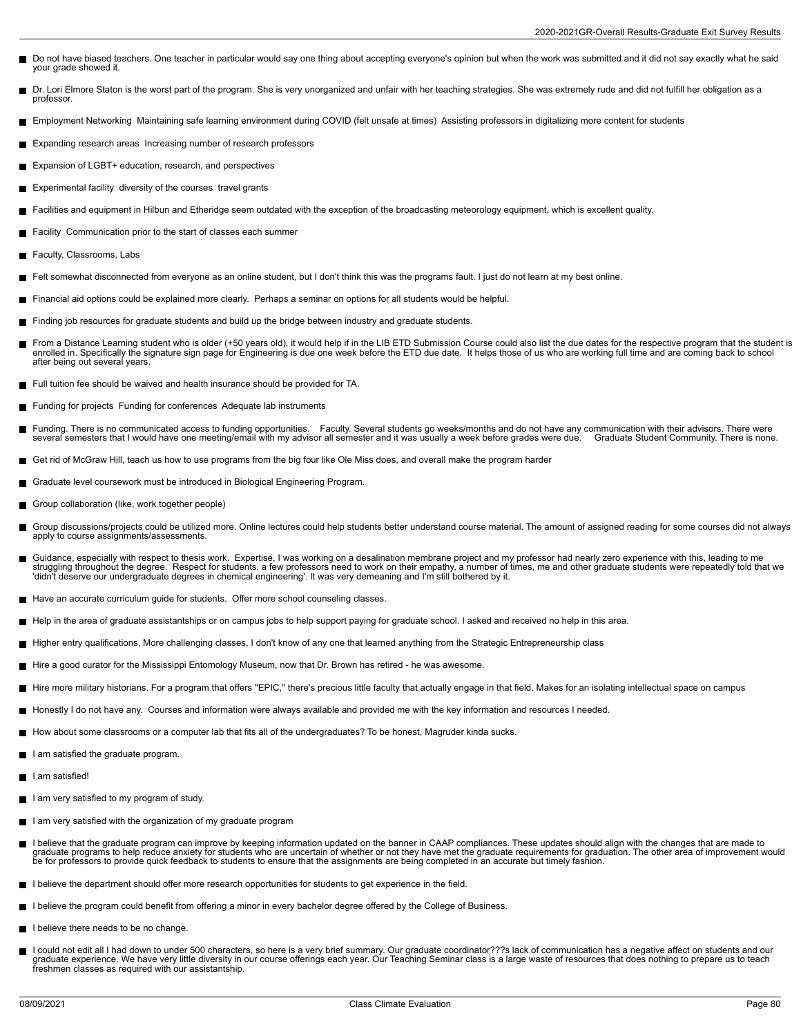- Do not have biased teachers. One teacher in particular would say one thing about accepting everyone's opinion but when the work was submitted and it did not say exactly what he said your grade showed it.
- Dr. Lori Elmore Staton is the worst part of the program. She is very unorganized and unfair with her teaching strategies. She was extremely rude and did not fulfill her obligation as a professor.
- Employment Networking Maintaining safe learning environment during COVID (felt unsafe at times) Assisting professors in digitalizing more content for students
- Expanding research areas Increasing number of research professors
- Expansion of LGBT+ education, research, and perspectives
- Experimental facility diversity of the courses travel grants
- Facilities and equipment in Hilbun and Etheridge seem outdated with the exception of the broadcasting meteorology equipment, which is excellent quality.
- Facility Communication prior to the start of classes each summer
- Faculty, Classrooms, Labs
- Felt somewhat disconnected from everyone as an online student, but I don't think this was the programs fault. I just do not learn at my best online.
- Financial aid options could be explained more clearly. Perhaps a seminar on options for all students would be helpful.
- Finding job resources for graduate students and build up the bridge between industry and graduate students.
- From a Distance Learning student who is older (+50 years old), it would help if in the LIB ETD Submission Course could also list the due dates for the respective program that the student is enrolled in. Specifically the signature sign page for Engineering is due one week before the ETD due date. It helps those of us who are working full time and are coming back to school after being out several years.
- Full tuition fee should be waived and health insurance should be provided for TA.
- Funding for projects Funding for conferences Adequate lab instruments
- Funding. There is no communicated access to funding opportunities. Faculty. Several students go weeks/months and do not have any communication with their advisors. There were several semesters that I would have one meeting/email with my advisor all semester and it was usually a week before grades were due. Graduate Student Community. There is none.
- Get rid of McGraw Hill, teach us how to use programs from the big four like Ole Miss does, and overall make the program harder
- Graduate level coursework must be introduced in Biological Engineering Program.
- Group collaboration (like, work together people)
- Group discussions/projects could be utilized more. Online lectures could help students better understand course material. The amount of assigned reading for some courses did not always apply to course assignments/assessments.
- Guidance, especially with respect to thesis work. Expertise, I was working on a desalination membrane project and my professor had nearly zero experience with this, leading to me struggling throughout the degree. Respect for students, a few professors need to work on their empathy, a number of times, me and other graduate students were repeatedly told that we 'didn't deserve our undergraduate degrees in chemical engineering'. It was very demeaning and I'm still bothered by it.
- Have an accurate curriculum guide for students. Offer more school counseling classes.
- Help in the area of graduate assistantships or on campus jobs to help support paying for graduate school. I asked and received no help in this area.
- Higher entry qualifications, More challenging classes, I don't know of any one that learned anything from the Strategic Entrepreneurship class
- Hire a good curator for the Mississippi Entomology Museum, now that Dr. Brown has retired - he was awesome.
- Hire more military historians. For a program that offers "EPIC," there's precious little faculty that actually engage in that field. Makes for an isolating intellectual space on campus
- Honestly I do not have any. Courses and information were always available and provided me with the key information and resources I needed.
- How about some classrooms or a computer lab that fits all of the undergraduates? To be honest, Magruder kinda sucks.
- I am satisfied the graduate program.
- I am satisfied!
- I am very satisfied to my program of study.
- I am very satisfied with the organization of my graduate program
- I believe that the graduate program can improve by keeping information updated on the banner in CAAP compliances. These updates should align with the changes that are made to graduate programs to help reduce anxiety for students who are uncertain of whether or not they have met the graduate requirements for graduation. The other area of improvement would be for professors to provide quick feedback to students to ensure that the assignments are being completed in an accurate but timely fashion.
- I believe the department should offer more research opportunities for students to get experience in the field.
- I believe the program could benefit from offering a minor in every bachelor degree offered by the College of Business.
- I believe there needs to be no change.
- I could not edit all I had down to under 500 characters, so here is a very brief summary. Our graduate coordinator???s lack of communication has a negative affect on students and our graduate experience. We have very little diversity in our course offerings each year. Our Teaching Seminar class is a large waste of resources that does nothing to prepare us to teach freshmen classes as required with our assistantship.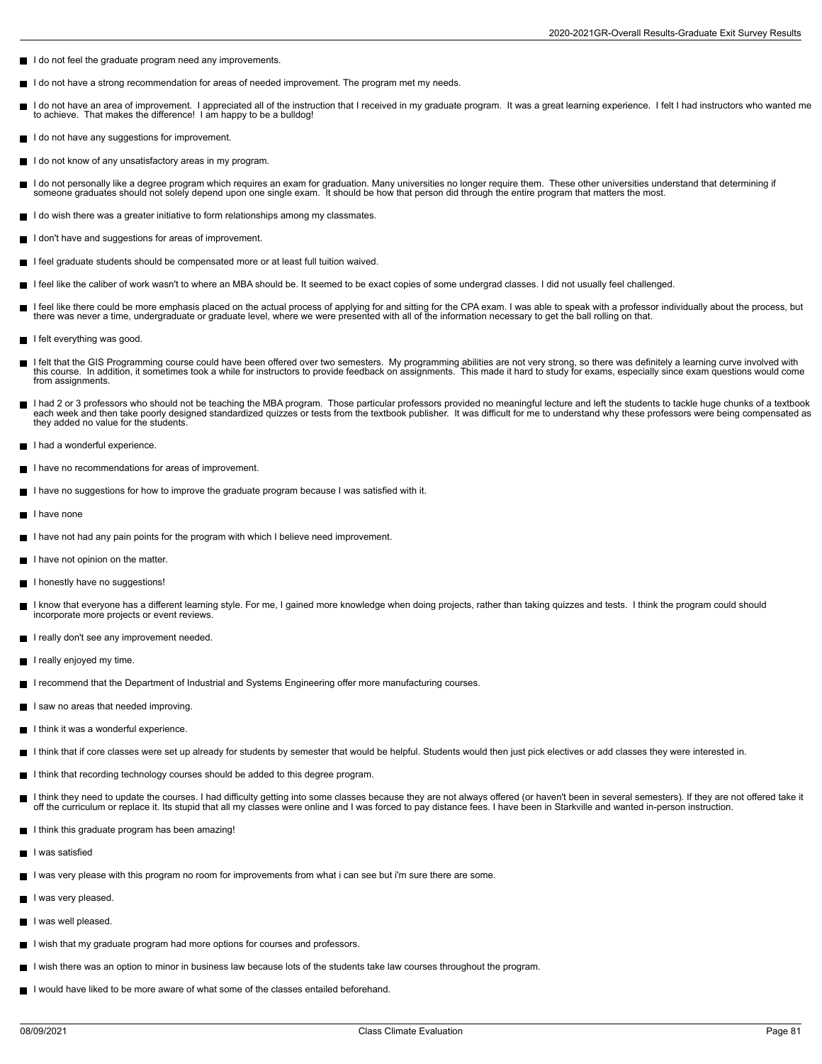- I do not feel the graduate program need any improvements.
- I do not have a strong recommendation for areas of needed improvement. The program met my needs.
- I do not have an area of improvement. I appreciated all of the instruction that I received in my graduate program. It was a great learning experience. I felt I had instructors who wanted me to achieve. That makes the difference! I am happy to be a bulldog!
- I do not have any suggestions for improvement.
- I do not know of any unsatisfactory areas in my program.
- I do not personally like a degree program which requires an exam for graduation. Many universities no longer require them. These other universities understand that determining if someone graduates should not solely depend upon one single exam. It should be how that person did through the entire program that matters the most.
- I do wish there was a greater initiative to form relationships among my classmates.
- I don't have and suggestions for areas of improvement.
- I feel graduate students should be compensated more or at least full tuition waived.
- I feel like the caliber of work wasn't to where an MBA should be. It seemed to be exact copies of some undergrad classes. I did not usually feel challenged.
- I feel like there could be more emphasis placed on the actual process of applying for and sitting for the CPA exam. I was able to speak with a professor individually about the process, but there was never a time, undergraduate or graduate level, where we were presented with all of the information necessary to get the ball rolling on that.
- I felt everything was good.
- I felt that the GIS Programming course could have been offered over two semesters. My programming abilities are not very strong, so there was definitely a learning curve involved with this course. In addition, it sometimes took a while for instructors to provide feedback on assignments. This made it hard to study for exams, especially since exam questions would come from assignments.
- I had 2 or 3 professors who should not be teaching the MBA program. Those particular professors provided no meaningful lecture and left the students to tackle huge chunks of a textbook each week and then take poorly designed standardized quizzes or tests from the textbook publisher. It was difficult for me to understand why these professors were being compensated as they added no value for the students.
- I had a wonderful experience.
- I have no recommendations for areas of improvement.
- I have no suggestions for how to improve the graduate program because I was satisfied with it.
- I have none
- I have not had any pain points for the program with which I believe need improvement.
- I have not opinion on the matter.
- I honestly have no suggestions!
- I know that everyone has a different learning style. For me, I gained more knowledge when doing projects, rather than taking quizzes and tests. I think the program could should incorporate more projects or event reviews.
- I really don't see any improvement needed.
- I really enjoyed my time.
- I recommend that the Department of Industrial and Systems Engineering offer more manufacturing courses.
- I saw no areas that needed improving.
- I think it was a wonderful experience.
- I think that if core classes were set up already for students by semester that would be helpful. Students would then just pick electives or add classes they were interested in.
- I think that recording technology courses should be added to this degree program.
- I think they need to update the courses. I had difficulty getting into some classes because they are not always offered (or haven't been in several semesters). If they are not offered take it off the curriculum or replace it. Its stupid that all my classes were online and I was forced to pay distance fees. I have been in Starkville and wanted in-person instruction.
- I think this graduate program has been amazing!
- I was satisfied
- I was very please with this program no room for improvements from what i can see but i'm sure there are some.
- I was very pleased.
- I was well pleased.
- I wish that my graduate program had more options for courses and professors.
- I wish there was an option to minor in business law because lots of the students take law courses throughout the program.
- I would have liked to be more aware of what some of the classes entailed beforehand.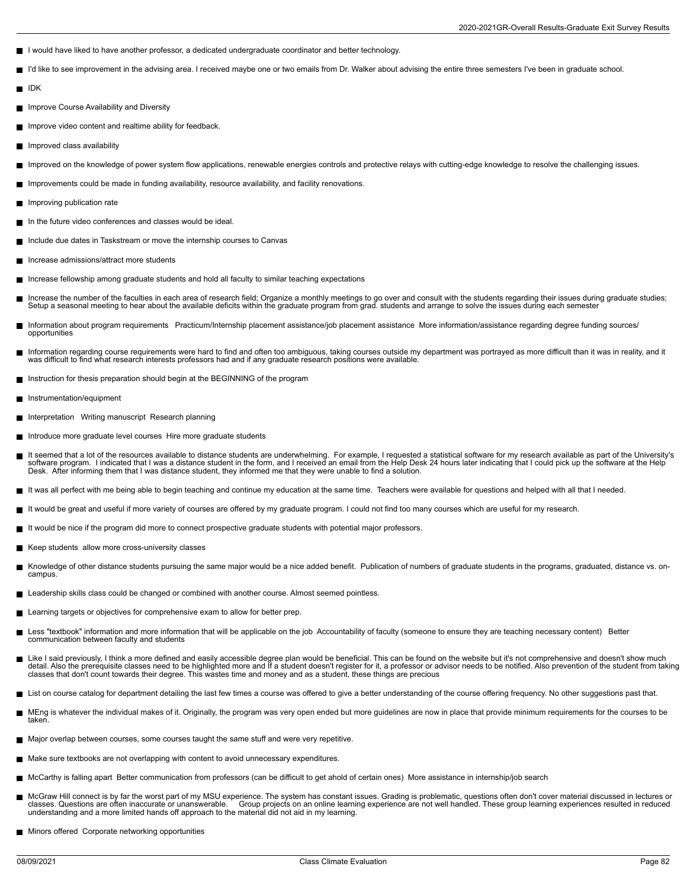- I would have liked to have another professor, a dedicated undergraduate coordinator and better technology.
- I'd like to see improvement in the advising area. I received maybe one or two emails from Dr. Walker about advising the entire three semesters I've been in graduate school.
- IDK
- Improve Course Availability and Diversity
- Improve video content and realtime ability for feedback.
- Improved class availability
- Improved on the knowledge of power system flow applications, renewable energies controls and protective relays with cutting-edge knowledge to resolve the challenging issues.
- Improvements could be made in funding availability, resource availability, and facility renovations.
- Improving publication rate
- In the future video conferences and classes would be ideal.
- Include due dates in Taskstream or move the internship courses to Canvas
- Increase admissions/attract more students
- Increase fellowship among graduate students and hold all faculty to similar teaching expectations
- Increase the number of the faculties in each area of research field; Organize a monthly meetings to go over and consult with the students regarding their issues during graduate studies; Setup a seasonal meeting to hear about the available deficits within the graduate program from grad. students and arrange to solve the issues during each semester
- Information about program requirements Practicum/Internship placement assistance/job placement assistance More information/assistance regarding degree funding sources/ opportunities
- Information regarding course requirements were hard to find and often too ambiguous, taking courses outside my department was portrayed as more difficult than it was in reality, and it was difficult to find what research interests professors had and if any graduate research positions were available.
- Instruction for thesis preparation should begin at the BEGINNING of the program
- Instrumentation/equipment
- Interpretation Writing manuscript Research planning
- Introduce more graduate level courses Hire more graduate students
- It seemed that a lot of the resources available to distance students are underwhelming. For example, I requested a statistical software for my research available as part of the University's software program. I indicated that I was a distance student in the form, and I received an email from the Help Desk 24 hours later indicating that I could pick up the software at the Help Desk. After informing them that I was distance student, they informed me that they were unable to find a solution.
- It was all perfect with me being able to begin teaching and continue my education at the same time. Teachers were available for questions and helped with all that I needed.
- It would be great and useful if more variety of courses are offered by my graduate program. I could not find too many courses which are useful for my research.
- It would be nice if the program did more to connect prospective graduate students with potential major professors.
- Keep students allow more cross-university classes
- Knowledge of other distance students pursuing the same major would be a nice added benefit. Publication of numbers of graduate students in the programs, graduated, distance vs. on-campus.
- Leadership skills class could be changed or combined with another course. Almost seemed pointless.
- Learning targets or objectives for comprehensive exam to allow for better prep.
- Less "textbook" information and more information that will be applicable on the job Accountability of faculty (someone to ensure they are teaching necessary content) Better communication between faculty and students
- Like I said previously, I think a more defined and easily accessible degree plan would be beneficial. This can be found on the website but it's not comprehensive and doesn't show much detail. Also the prerequisite classes need to be highlighted more and If a student doesn't register for it, a professor or advisor needs to be notified. Also prevention of the student from taking classes that don't count towards their degree. This wastes time and money and as a student, these things are precious
- List on course catalog for department detailing the last few times a course was offered to give a better understanding of the course offering frequency. No other suggestions past that.
- MEng is whatever the individual makes of it. Originally, the program was very open ended but more guidelines are now in place that provide minimum requirements for the courses to be taken.
- Major overlap between courses, some courses taught the same stuff and were very repetitive.
- Make sure textbooks are not overlapping with content to avoid unnecessary expenditures.
- McCarthy is falling apart Better communication from professors (can be difficult to get ahold of certain ones) More assistance in internship/job search
- McGraw Hill connect is by far the worst part of my MSU experience. The system has constant issues. Grading is problematic, questions often don't cover material discussed in lectures or classes. Questions are often inaccurate or unanswerable. Group projects on an online learning experience are not well handled. These group learning experiences resulted in reduced understanding and a more limited hands off approach to the material did not aid in my learning.
- Minors offered Corporate networking opportunities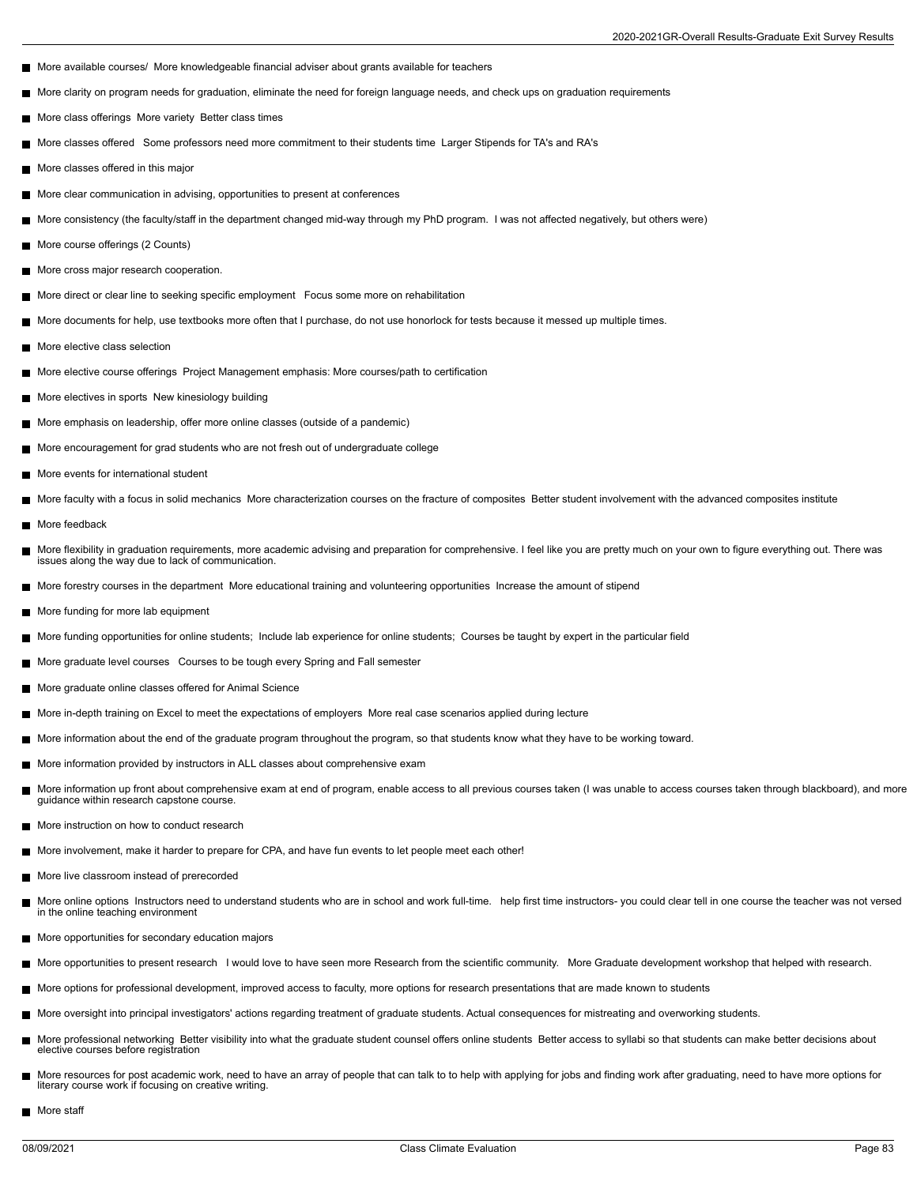- More available courses/ More knowledgeable financial adviser about grants available for teachers
- More clarity on program needs for graduation, eliminate the need for foreign language needs, and check ups on graduation requirements
- More class offerings More variety Better class times
- More classes offered Some professors need more commitment to their students time Larger Stipends for TA's and RA's
- More classes offered in this major
- More clear communication in advising, opportunities to present at conferences
- More consistency (the faculty/staff in the department changed mid-way through my PhD program. I was not affected negatively, but others were)
- More course offerings (2 Counts)
- More cross major research cooperation.
- More direct or clear line to seeking specific employment Focus some more on rehabilitation
- More documents for help, use textbooks more often that I purchase, do not use honorlock for tests because it messed up multiple times.
- More elective class selection
- More elective course offerings Project Management emphasis: More courses/path to certification
- More electives in sports New kinesiology building
- More emphasis on leadership, offer more online classes (outside of a pandemic)
- More encouragement for grad students who are not fresh out of undergraduate college
- More events for international student
- More faculty with a focus in solid mechanics More characterization courses on the fracture of composites Better student involvement with the advanced composites institute
- More feedback
- More flexibility in graduation requirements, more academic advising and preparation for comprehensive. I feel like you are pretty much on your own to figure everything out. There was issues along the way due to lack of communication.
- More forestry courses in the department More educational training and volunteering opportunities Increase the amount of stipend
- More funding for more lab equipment
- More funding opportunities for online students; Include lab experience for online students; Courses be taught by expert in the particular field
- More graduate level courses Courses to be tough every Spring and Fall semester
- More graduate online classes offered for Animal Science
- More in-depth training on Excel to meet the expectations of employers More real case scenarios applied during lecture
- More information about the end of the graduate program throughout the program, so that students know what they have to be working toward.
- More information provided by instructors in ALL classes about comprehensive exam
- More information up front about comprehensive exam at end of program, enable access to all previous courses taken (I was unable to access courses taken through blackboard), and more guidance within research capstone course.
- More instruction on how to conduct research
- More involvement, make it harder to prepare for CPA, and have fun events to let people meet each other!
- More live classroom instead of prerecorded
- More online options Instructors need to understand students who are in school and work full-time. help first time instructors- you could clear tell in one course the teacher was not versed in the online teaching environment
- More opportunities for secondary education majors
- More opportunities to present research I would love to have seen more Research from the scientific community. More Graduate development workshop that helped with research.
- More options for professional development, improved access to faculty, more options for research presentations that are made known to students
- More oversight into principal investigators' actions regarding treatment of graduate students. Actual consequences for mistreating and overworking students.
- More professional networking Better visibility into what the graduate student counsel offers online students Better access to syllabi so that students can make better decisions about elective courses before registration
- More resources for post academic work, need to have an array of people that can talk to to help with applying for jobs and finding work after graduating, need to have more options for literary course work if focusing on creative writing.
- More staff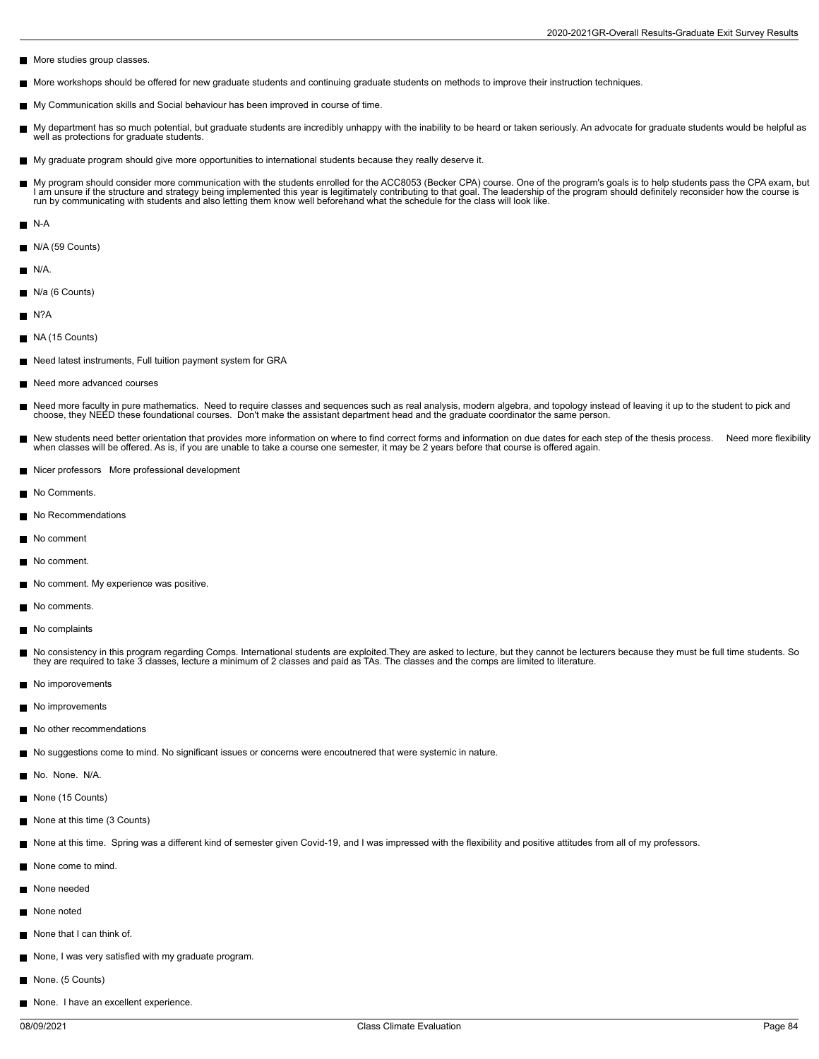- More studies group classes.
- More workshops should be offered for new graduate students and continuing graduate students on methods to improve their instruction techniques.
- My Communication skills and Social behaviour has been improved in course of time.
- My department has so much potential, but graduate students are incredibly unhappy with the inability to be heard or taken seriously. An advocate for graduate students would be helpful as well as protections for graduate students.
- My graduate program should give more opportunities to international students because they really deserve it.
- My program should consider more communication with the students enrolled for the ACC8053 (Becker CPA) course. One of the program's goals is to help students pass the CPA exam, but I am unsure if the structure and strategy being implemented this year is legitimately contributing to that goal. The leadership of the program should definitely reconsider how the course is run by communicating with students and also letting them know well beforehand what the schedule for the class will look like.
- N-A
- N/A (59 Counts)
- N/A.
- N/a (6 Counts)
- N?A
- NA (15 Counts)
- Need latest instruments, Full tuition payment system for GRA
- Need more advanced courses
- Need more faculty in pure mathematics. Need to require classes and sequences such as real analysis, modern algebra, and topology instead of leaving it up to the student to pick and choose, they NEED these foundational courses. Don't make the assistant department head and the graduate coordinator the same person.
- New students need better orientation that provides more information on where to find correct forms and information on due dates for each step of the thesis process. Need more flexibility when classes will be offered. As is, if you are unable to take a course one semester, it may be 2 years before that course is offered again.
- Nicer professors More professional development
- No Comments.
- No Recommendations
- No comment
- No comment.
- No comment. My experience was positive.
- No comments.
- No complaints
- No consistency in this program regarding Comps. International students are exploited.They are asked to lecture, but they cannot be lecturers because they must be full time students. So they are required to take 3 classes, lecture a minimum of 2 classes and paid as TAs. The classes and the comps are limited to literature.
- No imporovements
- No improvements
- No other recommendations
- No suggestions come to mind. No significant issues or concerns were encoutnered that were systemic in nature.
- No. None. N/A.
- None (15 Counts)
- None at this time (3 Counts)
- None at this time. Spring was a different kind of semester given Covid-19, and I was impressed with the flexibility and positive attitudes from all of my professors.
- None come to mind.
- None needed
- None noted
- None that I can think of.
- None, I was very satisfied with my graduate program.
- None. (5 Counts)
- None. I have an excellent experience.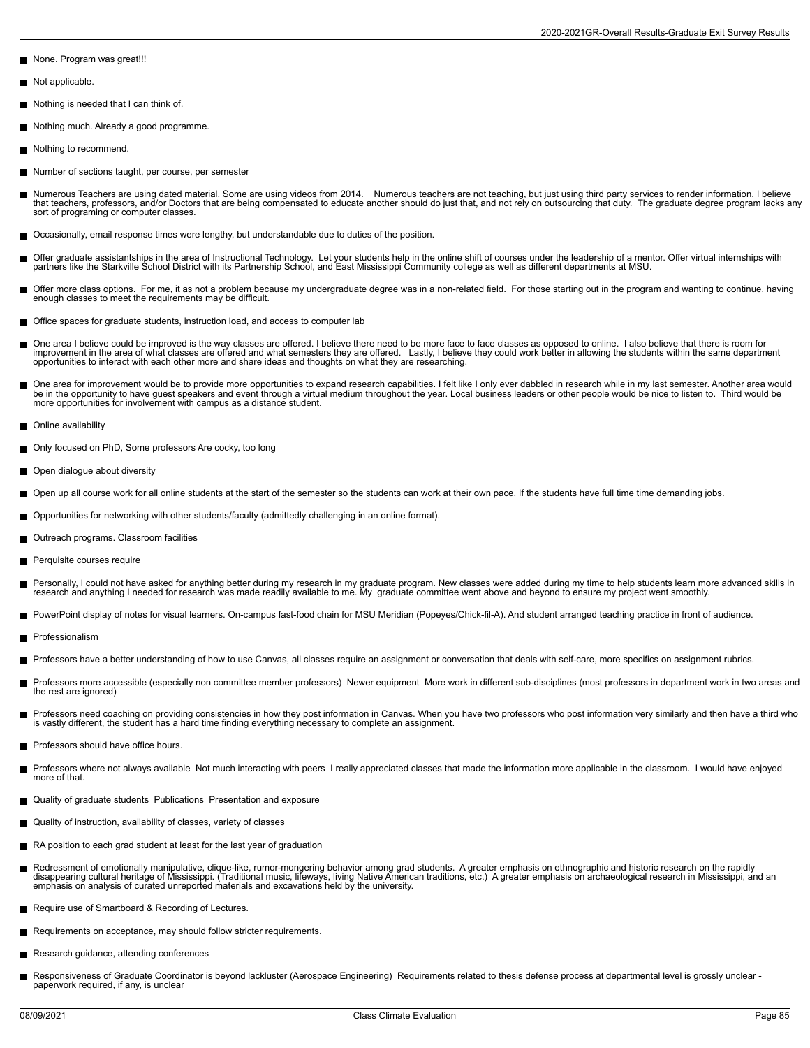- None. Program was great!!!
- Not applicable.
- Nothing is needed that I can think of.
- Nothing much. Already a good programme.
- Nothing to recommend.
- Number of sections taught, per course, per semester
- Numerous Teachers are using dated material. Some are using videos from 2014. Numerous teachers are not teaching, but just using third party services to render information. I believe that teachers, professors, and/or Doctors that are being compensated to educate another should do just that, and not rely on outsourcing that duty. The graduate degree program lacks any sort of programing or computer classes.
- Occasionally, email response times were lengthy, but understandable due to duties of the position.
- Offer graduate assistantships in the area of Instructional Technology. Let your students help in the online shift of courses under the leadership of a mentor. Offer virtual internships with partners like the Starkville School District with its Partnership School, and East Mississippi Community college as well as different departments at MSU.
- Offer more class options. For me, it as not a problem because my undergraduate degree was in a non-related field. For those starting out in the program and wanting to continue, having enough classes to meet the requirements may be difficult.
- Office spaces for graduate students, instruction load, and access to computer lab
- One area I believe could be improved is the way classes are offered. I believe there need to be more face to face classes as opposed to online. I also believe that there is room for improvement in the area of what classes are offered and what semesters they are offered. Lastly, I believe they could work better in allowing the students within the same department opportunities to interact with each other more and share ideas and thoughts on what they are researching.
- One area for improvement would be to provide more opportunities to expand research capabilities. I felt like I only ever dabbled in research while in my last semester. Another area would be in the opportunity to have guest speakers and event through a virtual medium throughout the year. Local business leaders or other people would be nice to listen to. Third would be more opportunities for involvement with campus as a distance student.
- Online availability
- Only focused on PhD, Some professors Are cocky, too long
- Open dialogue about diversity
- Open up all course work for all online students at the start of the semester so the students can work at their own pace. If the students have full time time demanding jobs.
- Opportunities for networking with other students/faculty (admittedly challenging in an online format).
- Outreach programs. Classroom facilities
- Perquisite courses require
- Personally, I could not have asked for anything better during my research in my graduate program. New classes were added during my time to help students learn more advanced skills in research and anything I needed for research was made readily available to me. My graduate committee went above and beyond to ensure my project went smoothly.
- PowerPoint display of notes for visual learners. On-campus fast-food chain for MSU Meridian (Popeyes/Chick-fil-A). And student arranged teaching practice in front of audience.
- Professionalism
- Professors have a better understanding of how to use Canvas, all classes require an assignment or conversation that deals with self-care, more specifics on assignment rubrics.
- Professors more accessible (especially non committee member professors) Newer equipment More work in different sub-disciplines (most professors in department work in two areas and the rest are ignored)
- Professors need coaching on providing consistencies in how they post information in Canvas. When you have two professors who post information very similarly and then have a third who is vastly different, the student has a hard time finding everything necessary to complete an assignment.
- Professors should have office hours.
- Professors where not always available Not much interacting with peers I really appreciated classes that made the information more applicable in the classroom. I would have enjoyed more of that.
- Quality of graduate students Publications Presentation and exposure
- Quality of instruction, availability of classes, variety of classes
- RA position to each grad student at least for the last year of graduation
- Redressment of emotionally manipulative, clique-like, rumor-mongering behavior among grad students. A greater emphasis on ethnographic and historic research on the rapidly disappearing cultural heritage of Mississippi. (Traditional music, lifeways, living Native American traditions, etc.) A greater emphasis on archaeological research in Mississippi, and an emphasis on analysis of curated unreported materials and excavations held by the university.
- Require use of Smartboard & Recording of Lectures.
- Requirements on acceptance, may should follow stricter requirements.
- Research guidance, attending conferences
- Responsiveness of Graduate Coordinator is beyond lackluster (Aerospace Engineering) Requirements related to thesis defense process at departmental level is grossly unclear - paperwork required, if any, is unclear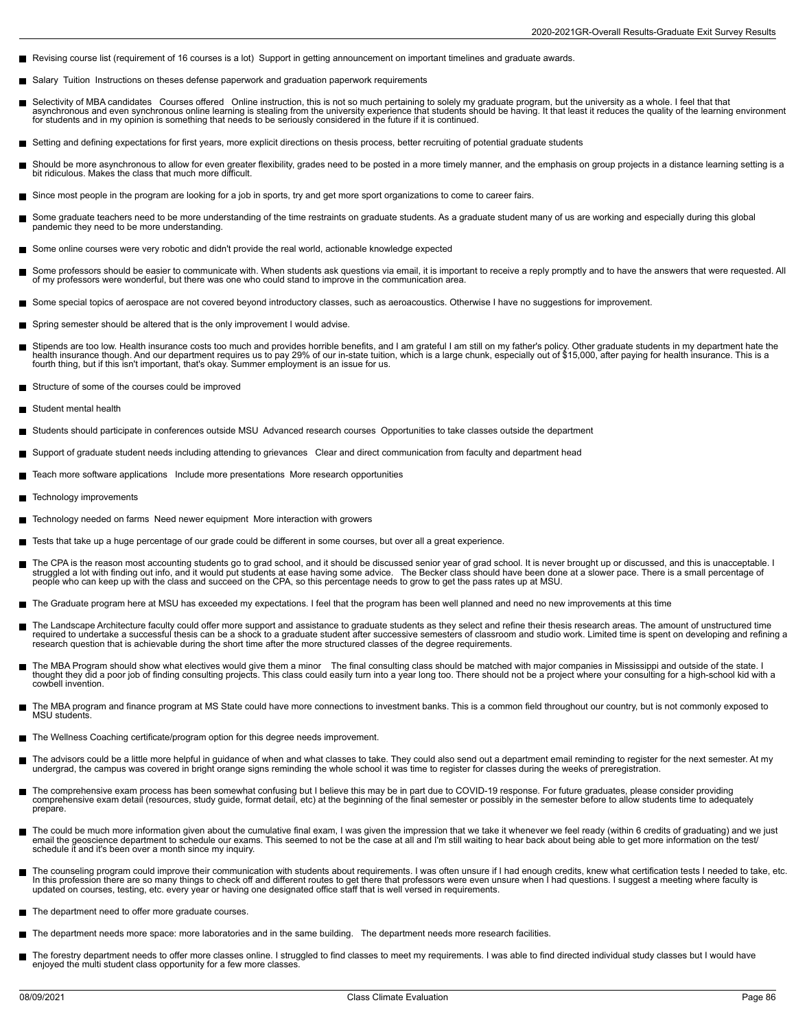- Revising course list (requirement of 16 courses is a lot) Support in getting announcement on important timelines and graduate awards.
- Salary Tuition Instructions on theses defense paperwork and graduation paperwork requirements
- Selectivity of MBA candidates Courses offered Online instruction, this is not so much pertaining to solely my graduate program, but the university as a whole. I feel that that asynchronous and even synchronous online learning is stealing from the university experience that students should be having. It that least it reduces the quality of the learning environment for students and in my opinion is something that needs to be seriously considered in the future if it is continued.
- Setting and defining expectations for first years, more explicit directions on thesis process, better recruiting of potential graduate students
- Should be more asynchronous to allow for even greater flexibility, grades need to be posted in a more timely manner, and the emphasis on group projects in a distance learning setting is a bit ridiculous. Makes the class that much more difficult.
- Since most people in the program are looking for a job in sports, try and get more sport organizations to come to career fairs.
- Some graduate teachers need to be more understanding of the time restraints on graduate students. As a graduate student many of us are working and especially during this global pandemic they need to be more understanding.
- Some online courses were very robotic and didn't provide the real world, actionable knowledge expected
- Some professors should be easier to communicate with. When students ask questions via email, it is important to receive a reply promptly and to have the answers that were requested. All of my professors were wonderful, but there was one who could stand to improve in the communication area.
- Some special topics of aerospace are not covered beyond introductory classes, such as aeroacoustics. Otherwise I have no suggestions for improvement.
- Spring semester should be altered that is the only improvement I would advise.
- Stipends are too low. Health insurance costs too much and provides horrible benefits, and I am grateful I am still on my father's policy. Other graduate students in my department hate the health insurance though. And our department requires us to pay 29% of our in-state tuition, which is a large chunk, especially out of $15,000, after paying for health insurance. This is a fourth thing, but if this isn't important, that's okay. Summer employment is an issue for us.
- Structure of some of the courses could be improved
- Student mental health
- Students should participate in conferences outside MSU Advanced research courses Opportunities to take classes outside the department
- Support of graduate student needs including attending to grievances Clear and direct communication from faculty and department head
- Teach more software applications Include more presentations More research opportunities
- Technology improvements
- Technology needed on farms Need newer equipment More interaction with growers
- Tests that take up a huge percentage of our grade could be different in some courses, but over all a great experience.
- The CPA is the reason most accounting students go to grad school, and it should be discussed senior year of grad school. It is never brought up or discussed, and this is unacceptable. I struggled a lot with finding out info, and it would put students at ease having some advice. The Becker class should have been done at a slower pace. There is a small percentage of people who can keep up with the class and succeed on the CPA, so this percentage needs to grow to get the pass rates up at MSU.
- The Graduate program here at MSU has exceeded my expectations. I feel that the program has been well planned and need no new improvements at this time
- The Landscape Architecture faculty could offer more support and assistance to graduate students as they select and refine their thesis research areas. The amount of unstructured time required to undertake a successful thesis can be a shock to a graduate student after successive semesters of classroom and studio work. Limited time is spent on developing and refining a research question that is achievable during the short time after the more structured classes of the degree requirements.
- The MBA Program should show what electives would give them a minor The final consulting class should be matched with major companies in Mississippi and outside of the state. I thought they did a poor job of finding consulting projects. This class could easily turn into a year long too. There should not be a project where your consulting for a high-school kid with a cowbell invention.
- The MBA program and finance program at MS State could have more connections to investment banks. This is a common field throughout our country, but is not commonly exposed to MSU students.
- The Wellness Coaching certificate/program option for this degree needs improvement.
- The advisors could be a little more helpful in guidance of when and what classes to take. They could also send out a department email reminding to register for the next semester. At my undergrad, the campus was covered in bright orange signs reminding the whole school it was time to register for classes during the weeks of preregistration.
- The comprehensive exam process has been somewhat confusing but I believe this may be in part due to COVID-19 response. For future graduates, please consider providing comprehensive exam detail (resources, study guide, format detail, etc) at the beginning of the final semester or possibly in the semester before to allow students time to adequately prepare.
- The could be much more information given about the cumulative final exam, I was given the impression that we take it whenever we feel ready (within 6 credits of graduating) and we just email the geoscience department to schedule our exams. This seemed to not be the case at all and I'm still waiting to hear back about being able to get more information on the test/ schedule it and it's been over a month since my inquiry.
- The counseling program could improve their communication with students about requirements. I was often unsure if I had enough credits, knew what certification tests I needed to take, etc. In this profession there are so many things to check off and different routes to get there that professors were even unsure when I had questions. I suggest a meeting where faculty is updated on courses, testing, etc. every year or having one designated office staff that is well versed in requirements.
- The department need to offer more graduate courses.
- The department needs more space: more laboratories and in the same building. The department needs more research facilities.
- The forestry department needs to offer more classes online. I struggled to find classes to meet my requirements. I was able to find directed individual study classes but I would have enjoyed the multi student class opportunity for a few more classes.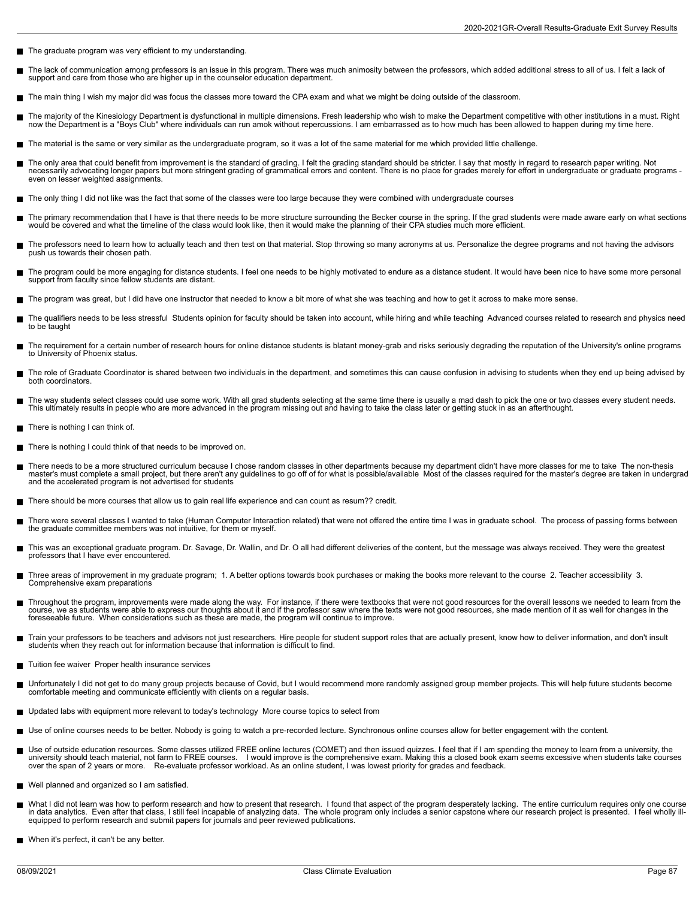- The graduate program was very efficient to my understanding.
- The lack of communication among professors is an issue in this program. There was much animosity between the professors, which added additional stress to all of us. I felt a lack of support and care from those who are higher up in the counselor education department.
- The main thing I wish my major did was focus the classes more toward the CPA exam and what we might be doing outside of the classroom.
- The majority of the Kinesiology Department is dysfunctional in multiple dimensions. Fresh leadership who wish to make the Department competitive with other institutions in a must. Right now the Department is a "Boys Club" where individuals can run amok without repercussions. I am embarrassed as to how much has been allowed to happen during my time here.
- The material is the same or very similar as the undergraduate program, so it was a lot of the same material for me which provided little challenge.
- The only area that could benefit from improvement is the standard of grading. I felt the grading standard should be stricter. I say that mostly in regard to research paper writing. Not necessarily advocating longer papers but more stringent grading of grammatical errors and content. There is no place for grades merely for effort in undergraduate or graduate programs - even on lesser weighted assignments.
- The only thing I did not like was the fact that some of the classes were too large because they were combined with undergraduate courses
- The primary recommendation that I have is that there needs to be more structure surrounding the Becker course in the spring. If the grad students were made aware early on what sections would be covered and what the timeline of the class would look like, then it would make the planning of their CPA studies much more efficient.
- The professors need to learn how to actually teach and then test on that material. Stop throwing so many acronyms at us. Personalize the degree programs and not having the advisors push us towards their chosen path.
- The program could be more engaging for distance students. I feel one needs to be highly motivated to endure as a distance student. It would have been nice to have some more personal support from faculty since fellow students are distant.
- The program was great, but I did have one instructor that needed to know a bit more of what she was teaching and how to get it across to make more sense.
- The qualifiers needs to be less stressful  Students opinion for faculty should be taken into account, while hiring and while teaching  Advanced courses related to research and physics need to be taught
- The requirement for a certain number of research hours for online distance students is blatant money-grab and risks seriously degrading the reputation of the University's online programs to University of Phoenix status.
- The role of Graduate Coordinator is shared between two individuals in the department, and sometimes this can cause confusion in advising to students when they end up being advised by both coordinators.
- The way students select classes could use some work. With all grad students selecting at the same time there is usually a mad dash to pick the one or two classes every student needs. This ultimately results in people who are more advanced in the program missing out and having to take the class later or getting stuck in as an afterthought.
- There is nothing I can think of.
- There is nothing I could think of that needs to be improved on.
- There needs to be a more structured curriculum because I chose random classes in other departments because my department didn't have more classes for me to take  The non-thesis master's must complete a small project, but there aren't any guidelines to go off of for what is possible/available  Most of the classes required for the master's degree are taken in undergrad and the accelerated program is not advertised for students
- There should be more courses that allow us to gain real life experience and can count as resum?? credit.
- There were several classes I wanted to take (Human Computer Interaction related) that were not offered the entire time I was in graduate school.  The process of passing forms between the graduate committee members was not intuitive, for them or myself.
- This was an exceptional graduate program. Dr. Savage, Dr. Wallin, and Dr. O all had different deliveries of the content, but the message was always received. They were the greatest professors that I have ever encountered.
- Three areas of improvement in my graduate program;  1. A better options towards book purchases or making the books more relevant to the course  2. Teacher accessibility  3. Comprehensive exam preparations
- Throughout the program, improvements were made along the way.  For instance, if there were textbooks that were not good resources for the overall lessons we needed to learn from the course, we as students were able to express our thoughts about it and if the professor saw where the texts were not good resources, she made mention of it as well for changes in the foreseeable future.  When considerations such as these are made, the program will continue to improve.
- Train your professors to be teachers and advisors not just researchers. Hire people for student support roles that are actually present, know how to deliver information, and don't insult students when they reach out for information because that information is difficult to find.
- Tuition fee waiver  Proper health insurance services
- Unfortunately I did not get to do many group projects because of Covid, but I would recommend more randomly assigned group member projects. This will help future students become comfortable meeting and communicate efficiently with clients on a regular basis.
- Updated labs with equipment more relevant to today's technology  More course topics to select from
- Use of online courses needs to be better. Nobody is going to watch a pre-recorded lecture. Synchronous online courses allow for better engagement with the content.
- Use of outside education resources. Some classes utilized FREE online lectures (COMET) and then issued quizzes. I feel that if I am spending the money to learn from a university, the university should teach material, not farm to FREE courses.    I would improve is the comprehensive exam. Making this a closed book exam seems excessive when students take courses over the span of 2 years or more.    Re-evaluate professor workload. As an online student, I was lowest priority for grades and feedback.
- Well planned and organized so I am satisfied.
- What I did not learn was how to perform research and how to present that research.  I found that aspect of the program desperately lacking.  The entire curriculum requires only one course in data analytics.  Even after that class, I still feel incapable of analyzing data.  The whole program only includes a senior capstone where our research project is presented.  I feel wholly ill-equipped to perform research and submit papers for journals and peer reviewed publications.
- When it's perfect, it can't be any better.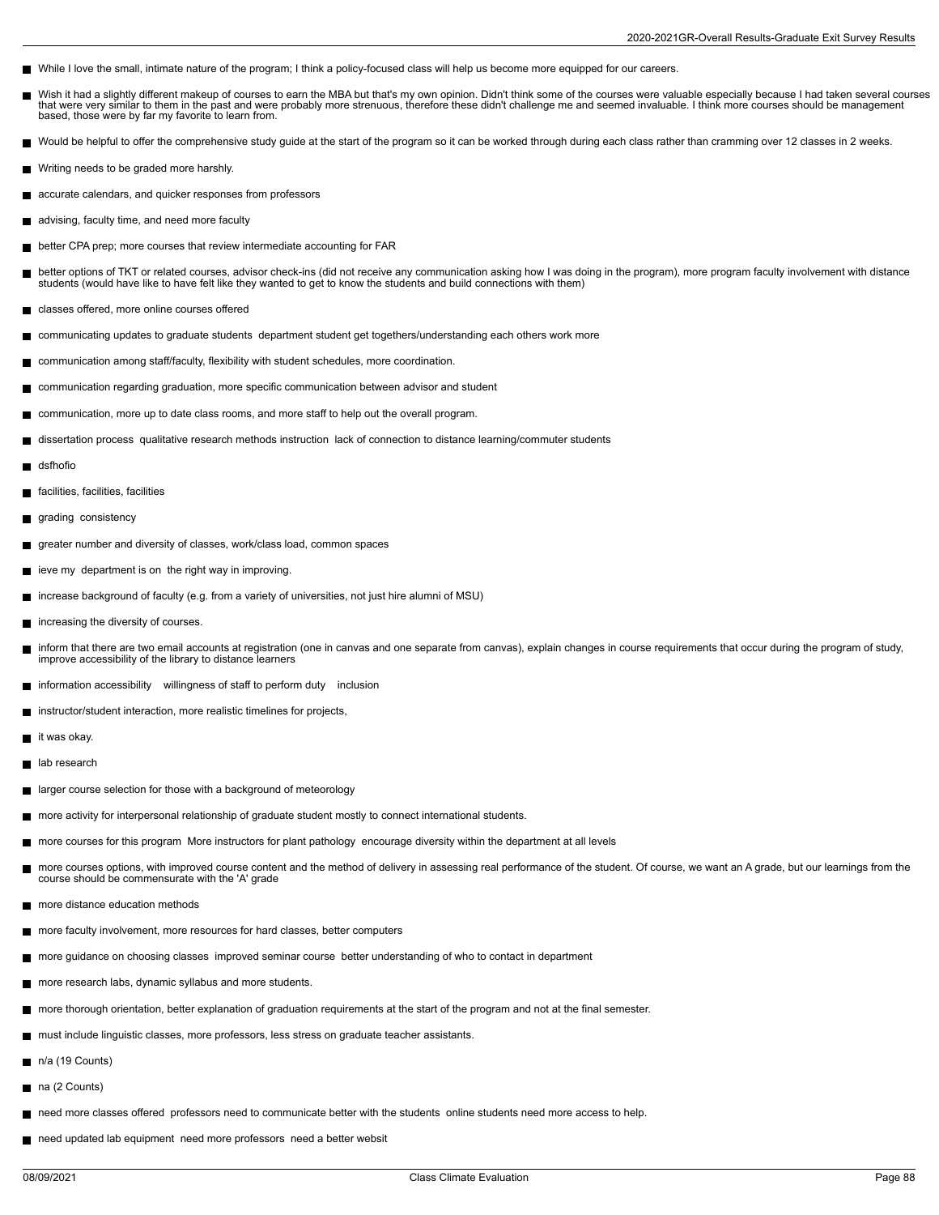- While I love the small, intimate nature of the program; I think a policy-focused class will help us become more equipped for our careers.
- Wish it had a slightly different makeup of courses to earn the MBA but that's my own opinion. Didn't think some of the courses were valuable especially because I had taken several courses that were very similar to them in the past and were probably more strenuous, therefore these didn't challenge me and seemed invaluable. I think more courses should be management based, those were by far my favorite to learn from.
- Would be helpful to offer the comprehensive study guide at the start of the program so it can be worked through during each class rather than cramming over 12 classes in 2 weeks.
- Writing needs to be graded more harshly.
- accurate calendars, and quicker responses from professors
- advising, faculty time, and need more faculty
- better CPA prep; more courses that review intermediate accounting for FAR
- better options of TKT or related courses, advisor check-ins (did not receive any communication asking how I was doing in the program), more program faculty involvement with distance students (would have like to have felt like they wanted to get to know the students and build connections with them)
- classes offered, more online courses offered
- communicating updates to graduate students department student get togethers/understanding each others work more
- communication among staff/faculty, flexibility with student schedules, more coordination.
- communication regarding graduation, more specific communication between advisor and student
- communication, more up to date class rooms, and more staff to help out the overall program.
- dissertation process qualitative research methods instruction lack of connection to distance learning/commuter students
- dsfhofio
- facilities, facilities, facilities
- grading consistency
- greater number and diversity of classes, work/class load, common spaces
- ieve my department is on the right way in improving.
- increase background of faculty (e.g. from a variety of universities, not just hire alumni of MSU)
- increasing the diversity of courses.
- inform that there are two email accounts at registration (one in canvas and one separate from canvas), explain changes in course requirements that occur during the program of study, improve accessibility of the library to distance learners
- information accessibility willingness of staff to perform duty inclusion
- instructor/student interaction, more realistic timelines for projects,
- it was okay.
- lab research
- larger course selection for those with a background of meteorology
- more activity for interpersonal relationship of graduate student mostly to connect international students.
- more courses for this program More instructors for plant pathology encourage diversity within the department at all levels
- more courses options, with improved course content and the method of delivery in assessing real performance of the student. Of course, we want an A grade, but our learnings from the course should be commensurate with the 'A' grade
- more distance education methods
- more faculty involvement, more resources for hard classes, better computers
- more guidance on choosing classes improved seminar course better understanding of who to contact in department
- more research labs, dynamic syllabus and more students.
- more thorough orientation, better explanation of graduation requirements at the start of the program and not at the final semester.
- must include linguistic classes, more professors, less stress on graduate teacher assistants.
- n/a (19 Counts)
- na (2 Counts)
- need more classes offered professors need to communicate better with the students online students need more access to help.
- need updated lab equipment need more professors need a better websit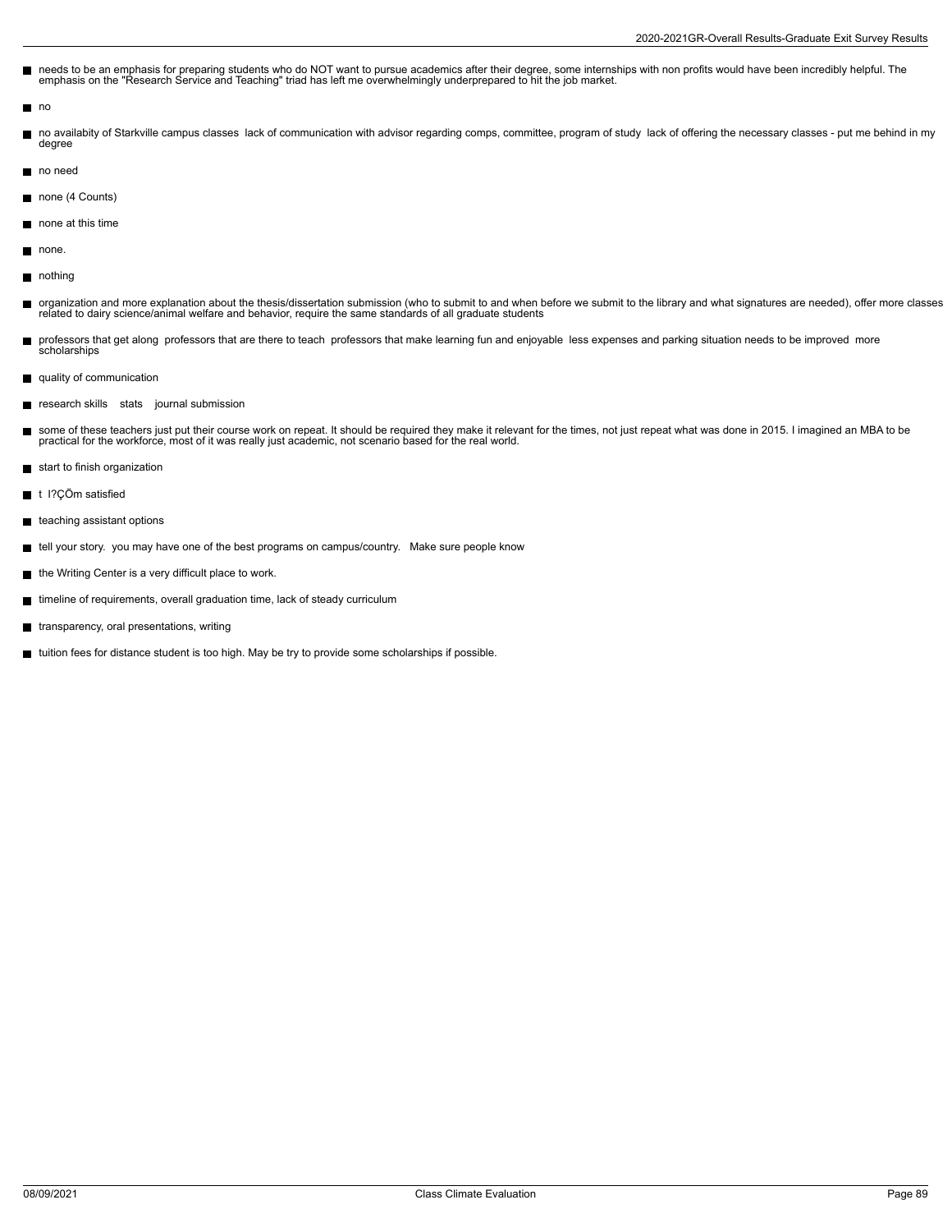- needs to be an emphasis for preparing students who do NOT want to pursue academics after their degree, some internships with non profits would have been incredibly helpful. The emphasis on the "Research Service and Teaching" triad has left me overwhelmingly underprepared to hit the job market.
- no
- no availabity of Starkville campus classes  lack of communication with advisor regarding comps, committee, program of study  lack of offering the necessary classes - put me behind in my degree
- no need
- none (4 Counts)
- none at this time
- none.
- nothing
- organization and more explanation about the thesis/dissertation submission (who to submit to and when before we submit to the library and what signatures are needed), offer more classes related to dairy science/animal welfare and behavior, require the same standards of all graduate students
- professors that get along  professors that are there to teach  professors that make learning fun and enjoyable  less expenses and parking situation needs to be improved  more scholarships
- quality of communication
- research skills    stats    journal submission
- some of these teachers just put their course work on repeat. It should be required they make it relevant for the times, not just repeat what was done in 2015. I imagined an MBA to be practical for the workforce, most of it was really just academic, not scenario based for the real world.
- start to finish organization
- t  I?ÇÖm satisfied
- teaching assistant options
- tell your story.  you may have one of the best programs on campus/country.   Make sure people know
- the Writing Center is a very difficult place to work.
- timeline of requirements, overall graduation time, lack of steady curriculum
- transparency, oral presentations, writing
- tuition fees for distance student is too high. May be try to provide some scholarships if possible.